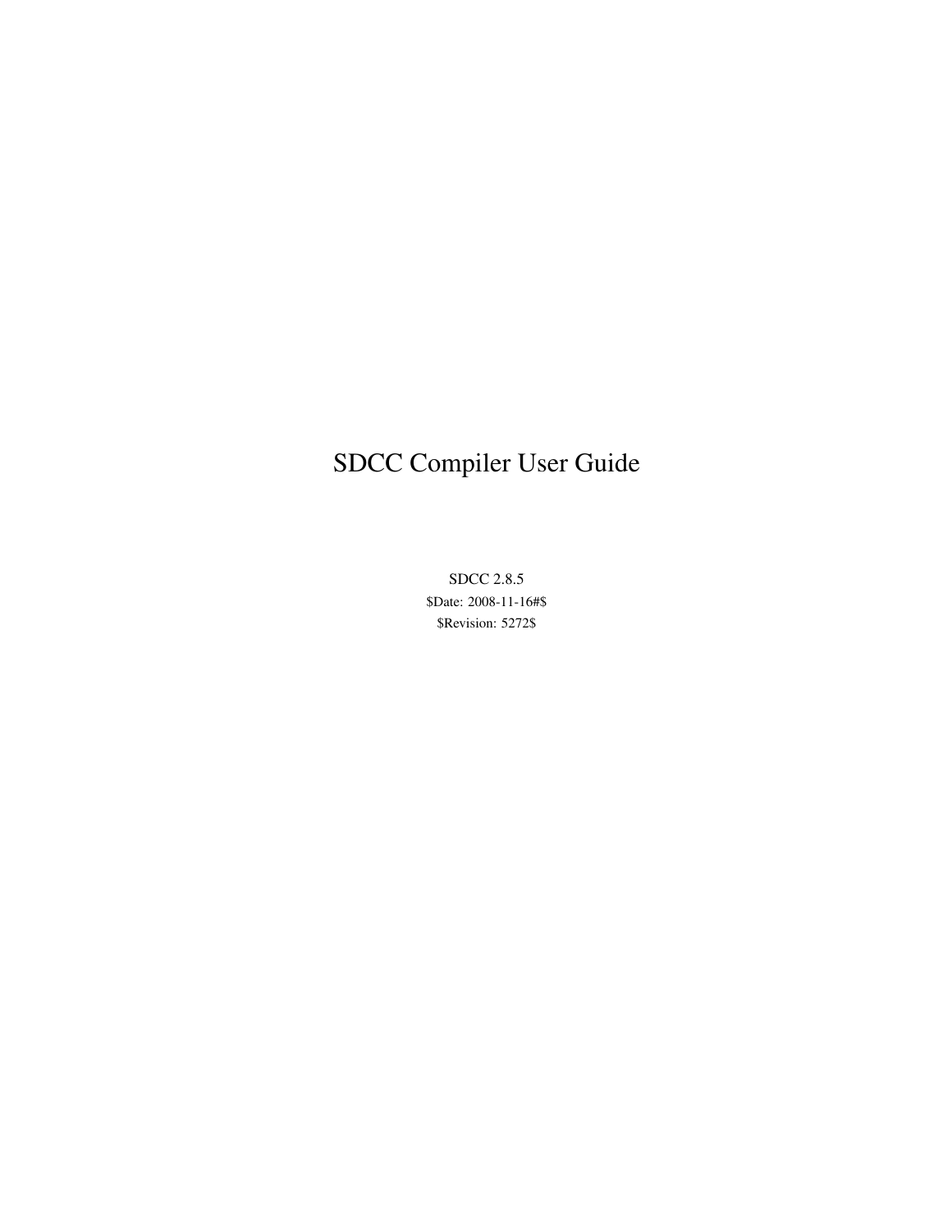# SDCC Compiler User Guide

SDCC 2.8.5

$Date: 2008-11-16#$

$Revision: 5272$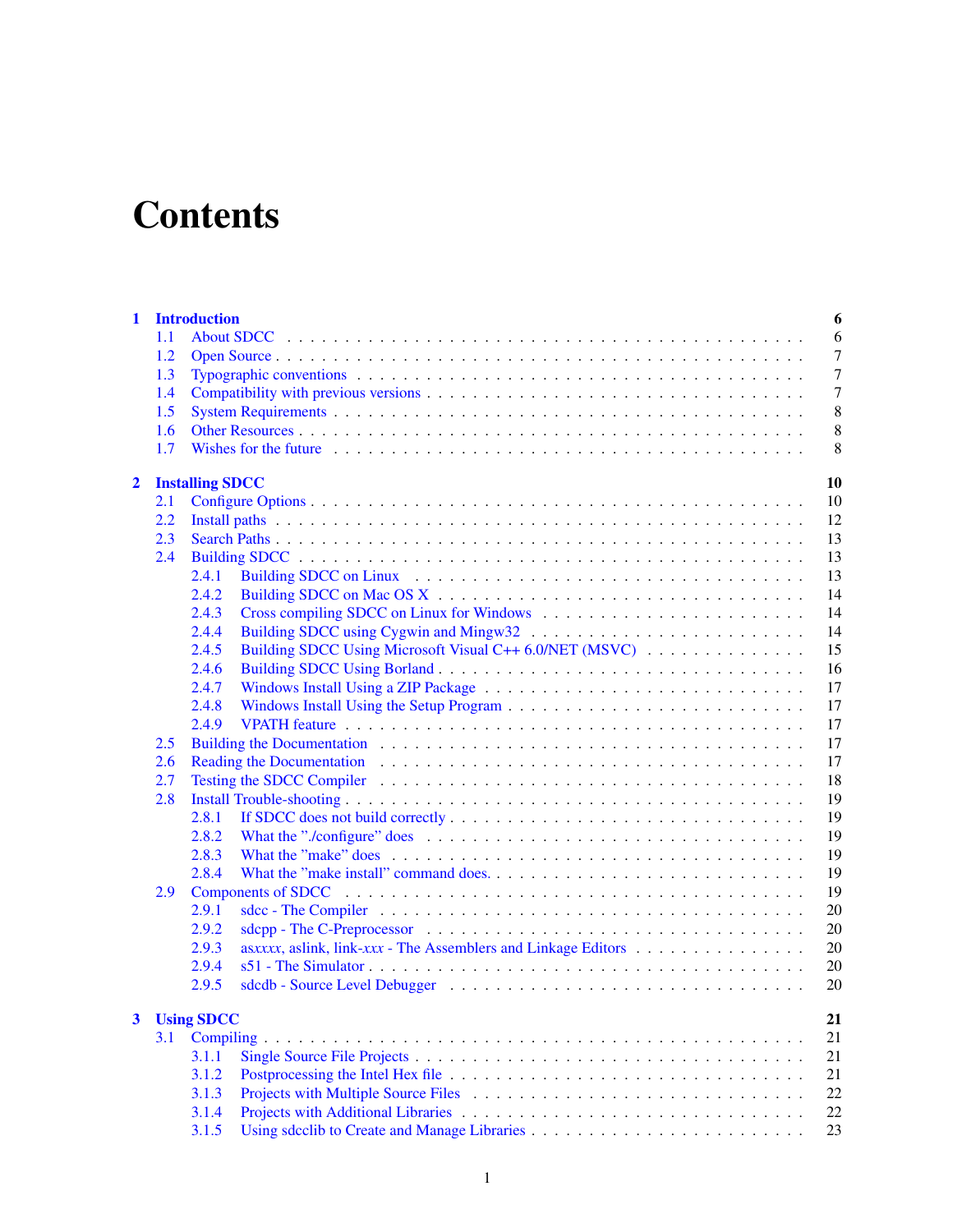# Contents

- **1 Introduction** — 6
  - 1.1 About SDCC — 6
  - 1.2 Open Source — 7
  - 1.3 Typographic conventions — 7
  - 1.4 Compatibility with previous versions — 7
  - 1.5 System Requirements — 8
  - 1.6 Other Resources — 8
  - 1.7 Wishes for the future — 8
- **2 Installing SDCC** — 10
  - 2.1 Configure Options — 10
  - 2.2 Install paths — 12
  - 2.3 Search Paths — 13
  - 2.4 Building SDCC — 13
    - 2.4.1 Building SDCC on Linux — 13
    - 2.4.2 Building SDCC on Mac OS X — 14
    - 2.4.3 Cross compiling SDCC on Linux for Windows — 14
    - 2.4.4 Building SDCC using Cygwin and Mingw32 — 14
    - 2.4.5 Building SDCC Using Microsoft Visual C++ 6.0/NET (MSVC) — 15
    - 2.4.6 Building SDCC Using Borland — 16
    - 2.4.7 Windows Install Using a ZIP Package — 17
    - 2.4.8 Windows Install Using the Setup Program — 17
    - 2.4.9 VPATH feature — 17
  - 2.5 Building the Documentation — 17
  - 2.6 Reading the Documentation — 17
  - 2.7 Testing the SDCC Compiler — 18
  - 2.8 Install Trouble-shooting — 19
    - 2.8.1 If SDCC does not build correctly — 19
    - 2.8.2 What the "./configure" does — 19
    - 2.8.3 What the "make" does — 19
    - 2.8.4 What the "make install" command does. — 19
  - 2.9 Components of SDCC — 19
    - 2.9.1 sdcc - The Compiler — 20
    - 2.9.2 sdcpp - The C-Preprocessor — 20
    - 2.9.3 as*xxxx*, aslink, link-*xxx* - The Assemblers and Linkage Editors — 20
    - 2.9.4 s51 - The Simulator — 20
    - 2.9.5 sdcdb - Source Level Debugger — 20
- **3 Using SDCC** — 21
  - 3.1 Compiling — 21
    - 3.1.1 Single Source File Projects — 21
    - 3.1.2 Postprocessing the Intel Hex file — 21
    - 3.1.3 Projects with Multiple Source Files — 22
    - 3.1.4 Projects with Additional Libraries — 22
    - 3.1.5 Using sdcclib to Create and Manage Libraries — 23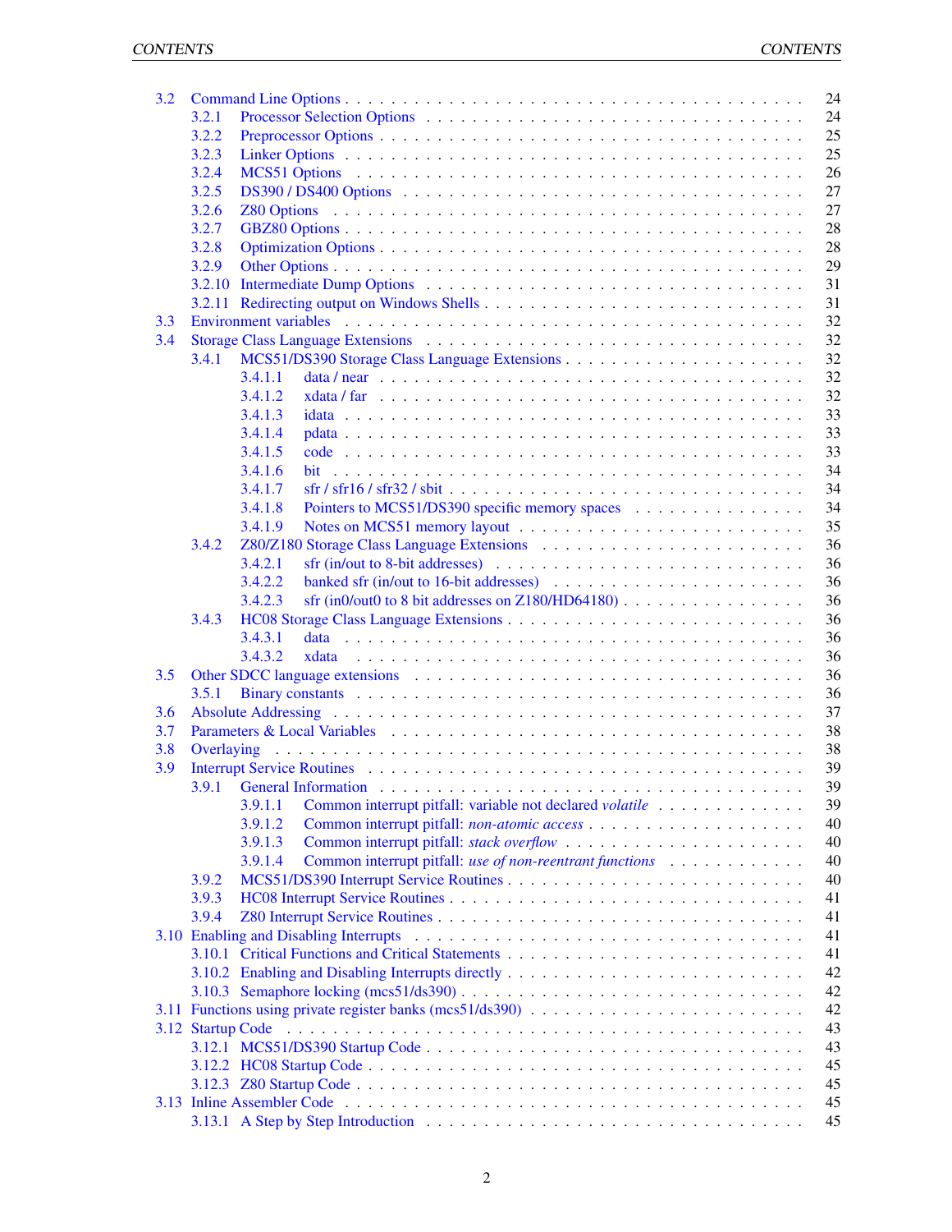- 3.2 Command Line Options . . . 24
  - 3.2.1 Processor Selection Options . . . 24
  - 3.2.2 Preprocessor Options . . . 25
  - 3.2.3 Linker Options . . . 25
  - 3.2.4 MCS51 Options . . . 26
  - 3.2.5 DS390 / DS400 Options . . . 27
  - 3.2.6 Z80 Options . . . 27
  - 3.2.7 GBZ80 Options . . . 28
  - 3.2.8 Optimization Options . . . 28
  - 3.2.9 Other Options . . . 29
  - 3.2.10 Intermediate Dump Options . . . 31
  - 3.2.11 Redirecting output on Windows Shells . . . 31
- 3.3 Environment variables . . . 32
- 3.4 Storage Class Language Extensions . . . 32
  - 3.4.1 MCS51/DS390 Storage Class Language Extensions . . . 32
    - 3.4.1.1 data / near . . . 32
    - 3.4.1.2 xdata / far . . . 32
    - 3.4.1.3 idata . . . 33
    - 3.4.1.4 pdata . . . 33
    - 3.4.1.5 code . . . 33
    - 3.4.1.6 bit . . . 34
    - 3.4.1.7 sfr / sfr16 / sfr32 / sbit . . . 34
    - 3.4.1.8 Pointers to MCS51/DS390 specific memory spaces . . . 34
    - 3.4.1.9 Notes on MCS51 memory layout . . . 35
  - 3.4.2 Z80/Z180 Storage Class Language Extensions . . . 36
    - 3.4.2.1 sfr (in/out to 8-bit addresses) . . . 36
    - 3.4.2.2 banked sfr (in/out to 16-bit addresses) . . . 36
    - 3.4.2.3 sfr (in0/out0 to 8 bit addresses on Z180/HD64180) . . . 36
  - 3.4.3 HC08 Storage Class Language Extensions . . . 36
    - 3.4.3.1 data . . . 36
    - 3.4.3.2 xdata . . . 36
- 3.5 Other SDCC language extensions . . . 36
  - 3.5.1 Binary constants . . . 36
- 3.6 Absolute Addressing . . . 37
- 3.7 Parameters & Local Variables . . . 38
- 3.8 Overlaying . . . 38
- 3.9 Interrupt Service Routines . . . 39
  - 3.9.1 General Information . . . 39
    - 3.9.1.1 Common interrupt pitfall: variable not declared *volatile* . . . 39
    - 3.9.1.2 Common interrupt pitfall: *non-atomic access* . . . 40
    - 3.9.1.3 Common interrupt pitfall: *stack overflow* . . . 40
    - 3.9.1.4 Common interrupt pitfall: *use of non-reentrant functions* . . . 40
  - 3.9.2 MCS51/DS390 Interrupt Service Routines . . . 40
  - 3.9.3 HC08 Interrupt Service Routines . . . 41
  - 3.9.4 Z80 Interrupt Service Routines . . . 41
- 3.10 Enabling and Disabling Interrupts . . . 41
  - 3.10.1 Critical Functions and Critical Statements . . . 41
  - 3.10.2 Enabling and Disabling Interrupts directly . . . 42
  - 3.10.3 Semaphore locking (mcs51/ds390) . . . 42
- 3.11 Functions using private register banks (mcs51/ds390) . . . 42
- 3.12 Startup Code . . . 43
  - 3.12.1 MCS51/DS390 Startup Code . . . 43
  - 3.12.2 HC08 Startup Code . . . 45
  - 3.12.3 Z80 Startup Code . . . 45
- 3.13 Inline Assembler Code . . . 45
  - 3.13.1 A Step by Step Introduction . . . 45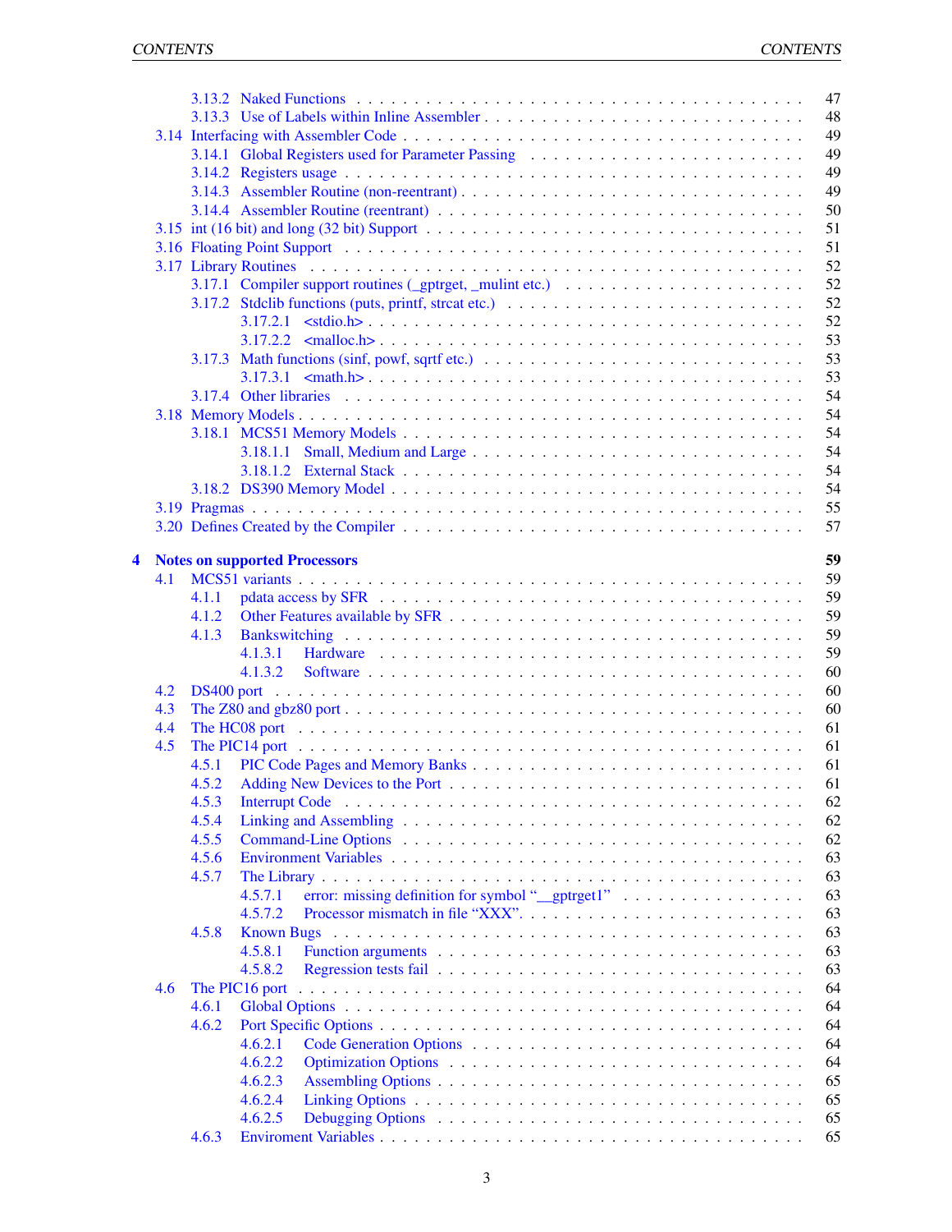- 3.13.2 Naked Functions . . . 47
- 3.13.3 Use of Labels within Inline Assembler . . . 48
- 3.14 Interfacing with Assembler Code . . . 49
  - 3.14.1 Global Registers used for Parameter Passing . . . 49
  - 3.14.2 Registers usage . . . 49
  - 3.14.3 Assembler Routine (non-reentrant) . . . 49
  - 3.14.4 Assembler Routine (reentrant) . . . 50
- 3.15 int (16 bit) and long (32 bit) Support . . . 51
- 3.16 Floating Point Support . . . 51
- 3.17 Library Routines . . . 52
  - 3.17.1 Compiler support routines (_gptrget, _mulint etc.) . . . 52
  - 3.17.2 Stdclib functions (puts, printf, strcat etc.) . . . 52
    - 3.17.2.1 <stdio.h> . . . 52
    - 3.17.2.2 <malloc.h> . . . 53
  - 3.17.3 Math functions (sinf, powf, sqrtf etc.) . . . 53
    - 3.17.3.1 <math.h> . . . 53
  - 3.17.4 Other libraries . . . 54
- 3.18 Memory Models . . . 54
  - 3.18.1 MCS51 Memory Models . . . 54
    - 3.18.1.1 Small, Medium and Large . . . 54
    - 3.18.1.2 External Stack . . . 54
  - 3.18.2 DS390 Memory Model . . . 54
- 3.19 Pragmas . . . 55
- 3.20 Defines Created by the Compiler . . . 57

**4 Notes on supported Processors . . . 59**

- 4.1 MCS51 variants . . . 59
  - 4.1.1 pdata access by SFR . . . 59
  - 4.1.2 Other Features available by SFR . . . 59
  - 4.1.3 Bankswitching . . . 59
    - 4.1.3.1 Hardware . . . 59
    - 4.1.3.2 Software . . . 60
- 4.2 DS400 port . . . 60
- 4.3 The Z80 and gbz80 port . . . 60
- 4.4 The HC08 port . . . 61
- 4.5 The PIC14 port . . . 61
  - 4.5.1 PIC Code Pages and Memory Banks . . . 61
  - 4.5.2 Adding New Devices to the Port . . . 61
  - 4.5.3 Interrupt Code . . . 62
  - 4.5.4 Linking and Assembling . . . 62
  - 4.5.5 Command-Line Options . . . 62
  - 4.5.6 Environment Variables . . . 63
  - 4.5.7 The Library . . . 63
    - 4.5.7.1 error: missing definition for symbol "__gptrget1" . . . 63
    - 4.5.7.2 Processor mismatch in file "XXX". . . . 63
  - 4.5.8 Known Bugs . . . 63
    - 4.5.8.1 Function arguments . . . 63
    - 4.5.8.2 Regression tests fail . . . 63
- 4.6 The PIC16 port . . . 64
  - 4.6.1 Global Options . . . 64
  - 4.6.2 Port Specific Options . . . 64
    - 4.6.2.1 Code Generation Options . . . 64
    - 4.6.2.2 Optimization Options . . . 64
    - 4.6.2.3 Assembling Options . . . 65
    - 4.6.2.4 Linking Options . . . 65
    - 4.6.2.5 Debugging Options . . . 65
  - 4.6.3 Enviroment Variables . . . 65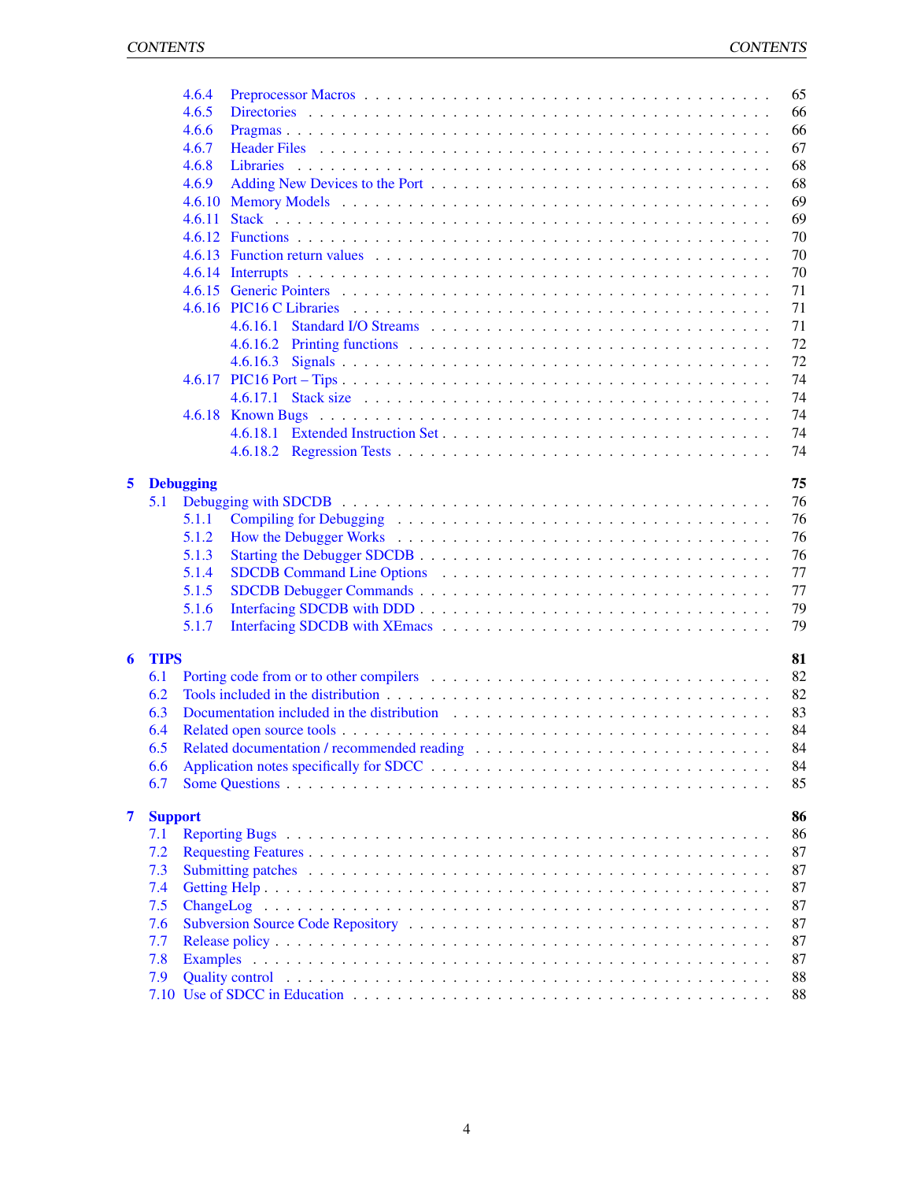4.6.4 Preprocessor Macros . . . . . . . . . . . . . . . . . . . . . . . . . . . . . . . . . . . 65
4.6.5 Directories . . . . . . . . . . . . . . . . . . . . . . . . . . . . . . . . . . . . . . . . 66
4.6.6 Pragmas . . . . . . . . . . . . . . . . . . . . . . . . . . . . . . . . . . . . . . . . . 66
4.6.7 Header Files . . . . . . . . . . . . . . . . . . . . . . . . . . . . . . . . . . . . . . . 67
4.6.8 Libraries . . . . . . . . . . . . . . . . . . . . . . . . . . . . . . . . . . . . . . . . . 68
4.6.9 Adding New Devices to the Port . . . . . . . . . . . . . . . . . . . . . . . . . . . . 68
4.6.10 Memory Models . . . . . . . . . . . . . . . . . . . . . . . . . . . . . . . . . . . . . 69
4.6.11 Stack . . . . . . . . . . . . . . . . . . . . . . . . . . . . . . . . . . . . . . . . . . . 69
4.6.12 Functions . . . . . . . . . . . . . . . . . . . . . . . . . . . . . . . . . . . . . . . . . 70
4.6.13 Function return values . . . . . . . . . . . . . . . . . . . . . . . . . . . . . . . . . . 70
4.6.14 Interrupts . . . . . . . . . . . . . . . . . . . . . . . . . . . . . . . . . . . . . . . . . 70
4.6.15 Generic Pointers . . . . . . . . . . . . . . . . . . . . . . . . . . . . . . . . . . . . . 71
4.6.16 PIC16 C Libraries . . . . . . . . . . . . . . . . . . . . . . . . . . . . . . . . . . . . 71
4.6.16.1 Standard I/O Streams . . . . . . . . . . . . . . . . . . . . . . . . . . . . . 71
4.6.16.2 Printing functions . . . . . . . . . . . . . . . . . . . . . . . . . . . . . . . 72
4.6.16.3 Signals . . . . . . . . . . . . . . . . . . . . . . . . . . . . . . . . . . . . . 72
4.6.17 PIC16 Port – Tips . . . . . . . . . . . . . . . . . . . . . . . . . . . . . . . . . . . . 74
4.6.17.1 Stack size . . . . . . . . . . . . . . . . . . . . . . . . . . . . . . . . . . . 74
4.6.18 Known Bugs . . . . . . . . . . . . . . . . . . . . . . . . . . . . . . . . . . . . . . . 74
4.6.18.1 Extended Instruction Set . . . . . . . . . . . . . . . . . . . . . . . . . . . 74
4.6.18.2 Regression Tests . . . . . . . . . . . . . . . . . . . . . . . . . . . . . . . . 74

**5 Debugging** **75**
5.1 Debugging with SDCDB . . . . . . . . . . . . . . . . . . . . . . . . . . . . . . . . . . . . 76
5.1.1 Compiling for Debugging . . . . . . . . . . . . . . . . . . . . . . . . . . . . . . . . 76
5.1.2 How the Debugger Works . . . . . . . . . . . . . . . . . . . . . . . . . . . . . . . . 76
5.1.3 Starting the Debugger SDCDB . . . . . . . . . . . . . . . . . . . . . . . . . . . . . 76
5.1.4 SDCDB Command Line Options . . . . . . . . . . . . . . . . . . . . . . . . . . . . 77
5.1.5 SDCDB Debugger Commands . . . . . . . . . . . . . . . . . . . . . . . . . . . . . . 77
5.1.6 Interfacing SDCDB with DDD . . . . . . . . . . . . . . . . . . . . . . . . . . . . . . 79
5.1.7 Interfacing SDCDB with XEmacs . . . . . . . . . . . . . . . . . . . . . . . . . . . . 79

**6 TIPS** **81**
6.1 Porting code from or to other compilers . . . . . . . . . . . . . . . . . . . . . . . . . . . 82
6.2 Tools included in the distribution . . . . . . . . . . . . . . . . . . . . . . . . . . . . . . . 82
6.3 Documentation included in the distribution . . . . . . . . . . . . . . . . . . . . . . . . . 83
6.4 Related open source tools . . . . . . . . . . . . . . . . . . . . . . . . . . . . . . . . . . . 84
6.5 Related documentation / recommended reading . . . . . . . . . . . . . . . . . . . . . . . 84
6.6 Application notes specifically for SDCC . . . . . . . . . . . . . . . . . . . . . . . . . . . 84
6.7 Some Questions . . . . . . . . . . . . . . . . . . . . . . . . . . . . . . . . . . . . . . . . 85

**7 Support** **86**
7.1 Reporting Bugs . . . . . . . . . . . . . . . . . . . . . . . . . . . . . . . . . . . . . . . . . 86
7.2 Requesting Features . . . . . . . . . . . . . . . . . . . . . . . . . . . . . . . . . . . . . . 87
7.3 Submitting patches . . . . . . . . . . . . . . . . . . . . . . . . . . . . . . . . . . . . . . . 87
7.4 Getting Help . . . . . . . . . . . . . . . . . . . . . . . . . . . . . . . . . . . . . . . . . . 87
7.5 ChangeLog . . . . . . . . . . . . . . . . . . . . . . . . . . . . . . . . . . . . . . . . . . . 87
7.6 Subversion Source Code Repository . . . . . . . . . . . . . . . . . . . . . . . . . . . . . . 87
7.7 Release policy . . . . . . . . . . . . . . . . . . . . . . . . . . . . . . . . . . . . . . . . . 87
7.8 Examples . . . . . . . . . . . . . . . . . . . . . . . . . . . . . . . . . . . . . . . . . . . . 87
7.9 Quality control . . . . . . . . . . . . . . . . . . . . . . . . . . . . . . . . . . . . . . . . . 88
7.10 Use of SDCC in Education . . . . . . . . . . . . . . . . . . . . . . . . . . . . . . . . . . 88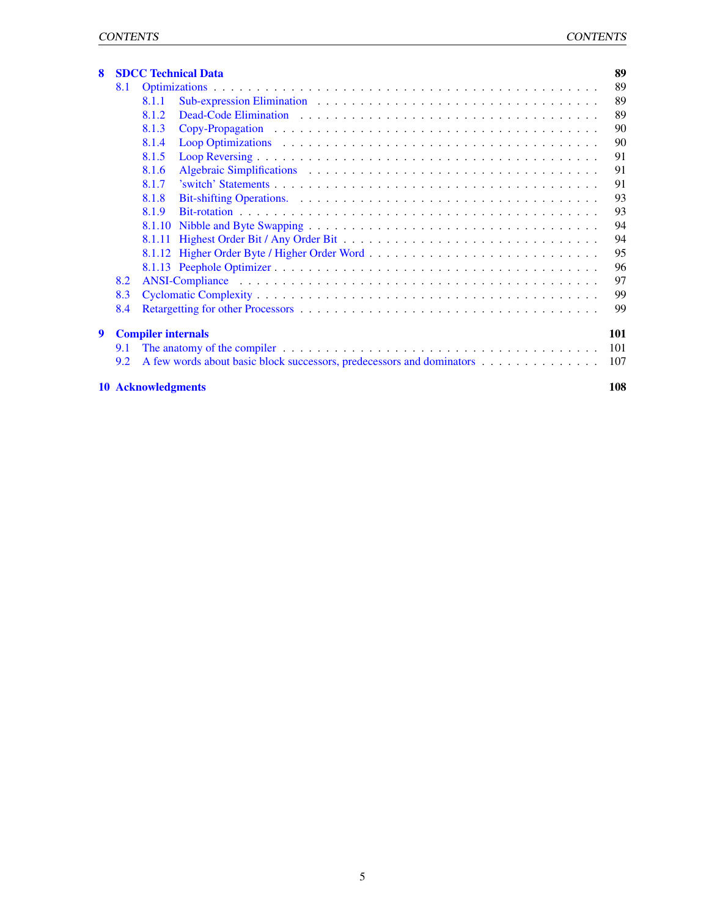**8 SDCC Technical Data** **89**

- 8.1 Optimizations . . . 89
  - 8.1.1 Sub-expression Elimination . . . 89
  - 8.1.2 Dead-Code Elimination . . . 89
  - 8.1.3 Copy-Propagation . . . 90
  - 8.1.4 Loop Optimizations . . . 90
  - 8.1.5 Loop Reversing . . . 91
  - 8.1.6 Algebraic Simplifications . . . 91
  - 8.1.7 'switch' Statements . . . 91
  - 8.1.8 Bit-shifting Operations. . . . 93
  - 8.1.9 Bit-rotation . . . 93
  - 8.1.10 Nibble and Byte Swapping . . . 94
  - 8.1.11 Highest Order Bit / Any Order Bit . . . 94
  - 8.1.12 Higher Order Byte / Higher Order Word . . . 95
  - 8.1.13 Peephole Optimizer . . . 96
- 8.2 ANSI-Compliance . . . 97
- 8.3 Cyclomatic Complexity . . . 99
- 8.4 Retargetting for other Processors . . . 99

**9 Compiler internals** **101**

- 9.1 The anatomy of the compiler . . . 101
- 9.2 A few words about basic block successors, predecessors and dominators . . . 107

**10 Acknowledgments** **108**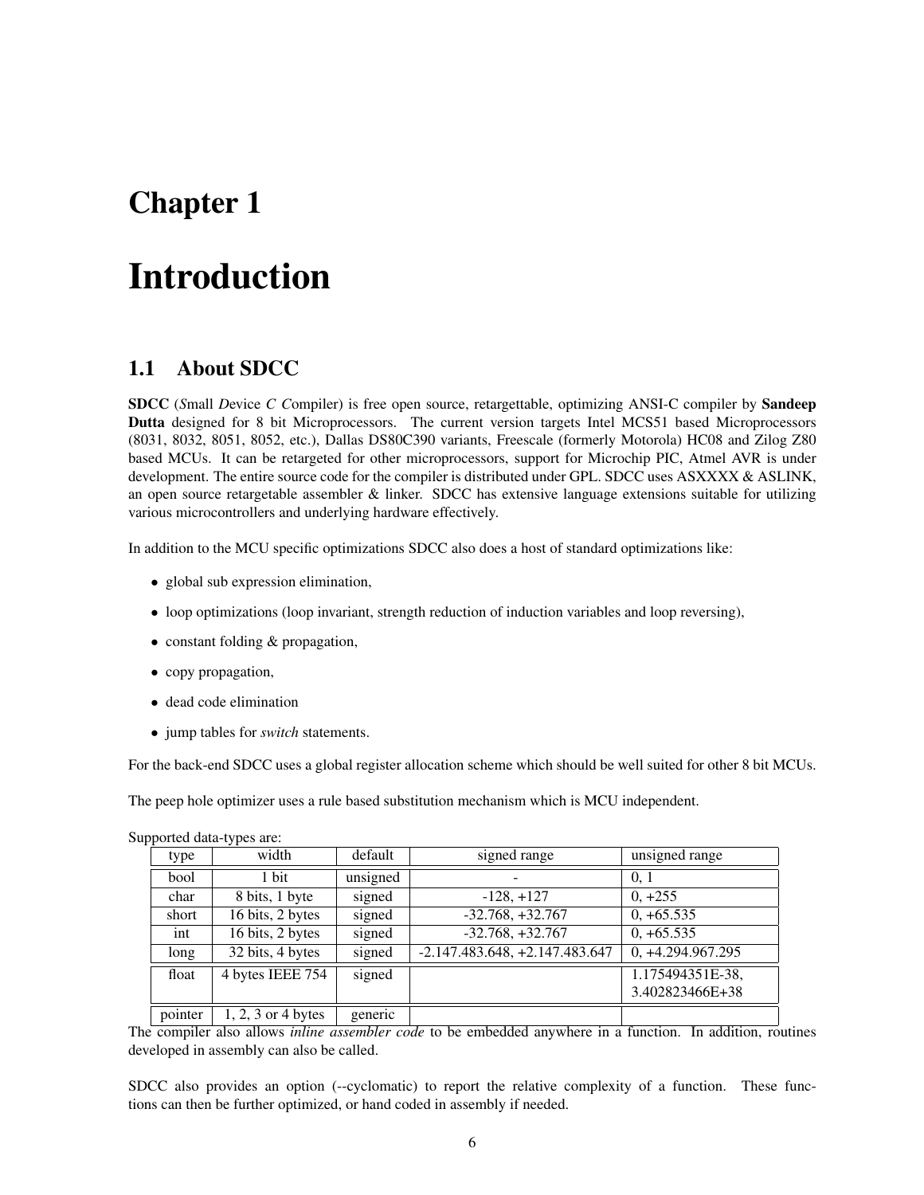# Chapter 1

# Introduction

## 1.1 About SDCC

**SDCC** (*S*mall *D*evice *C* *C*ompiler) is free open source, retargettable, optimizing ANSI-C compiler by **Sandeep Dutta** designed for 8 bit Microprocessors. The current version targets Intel MCS51 based Microprocessors (8031, 8032, 8051, 8052, etc.), Dallas DS80C390 variants, Freescale (formerly Motorola) HC08 and Zilog Z80 based MCUs. It can be retargeted for other microprocessors, support for Microchip PIC, Atmel AVR is under development. The entire source code for the compiler is distributed under GPL. SDCC uses ASXXXX & ASLINK, an open source retargetable assembler & linker. SDCC has extensive language extensions suitable for utilizing various microcontrollers and underlying hardware effectively.

In addition to the MCU specific optimizations SDCC also does a host of standard optimizations like:

- global sub expression elimination,
- loop optimizations (loop invariant, strength reduction of induction variables and loop reversing),
- constant folding & propagation,
- copy propagation,
- dead code elimination
- jump tables for *switch* statements.

For the back-end SDCC uses a global register allocation scheme which should be well suited for other 8 bit MCUs.

The peep hole optimizer uses a rule based substitution mechanism which is MCU independent.

Supported data-types are:

| type | width | default | signed range | unsigned range |
|---|---|---|---|---|
| bool | 1 bit | unsigned | - | 0, 1 |
| char | 8 bits, 1 byte | signed | -128, +127 | 0, +255 |
| short | 16 bits, 2 bytes | signed | -32.768, +32.767 | 0, +65.535 |
| int | 16 bits, 2 bytes | signed | -32.768, +32.767 | 0, +65.535 |
| long | 32 bits, 4 bytes | signed | -2.147.483.648, +2.147.483.647 | 0, +4.294.967.295 |
| float | 4 bytes IEEE 754 | signed | | 1.175494351E-38, 3.402823466E+38 |
| pointer | 1, 2, 3 or 4 bytes | generic | | |

The compiler also allows *inline assembler code* to be embedded anywhere in a function. In addition, routines developed in assembly can also be called.

SDCC also provides an option (--cyclomatic) to report the relative complexity of a function. These functions can then be further optimized, or hand coded in assembly if needed.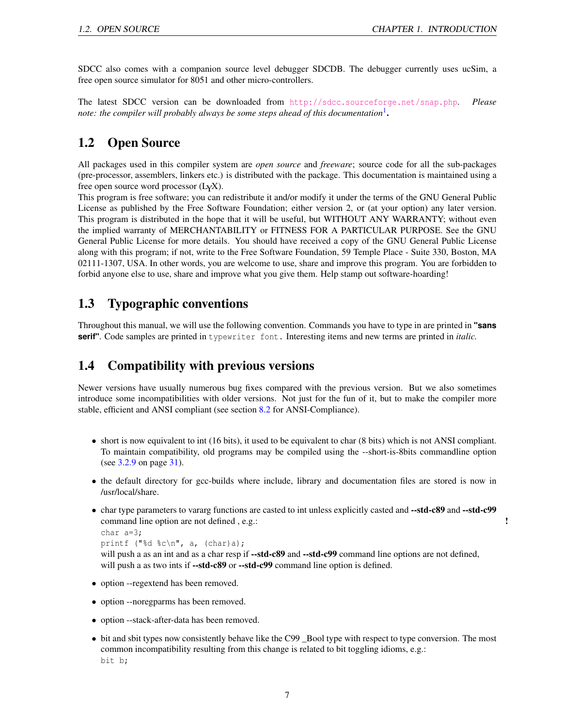SDCC also comes with a companion source level debugger SDCDB. The debugger currently uses ucSim, a free open source simulator for 8051 and other micro-controllers.

The latest SDCC version can be downloaded from http://sdcc.sourceforge.net/snap.php. *Please note: the compiler will probably always be some steps ahead of this documentation*[1]**.**

## 1.2 Open Source

All packages used in this compiler system are *open source* and *freeware*; source code for all the sub-packages (pre-processor, assemblers, linkers etc.) is distributed with the package. This documentation is maintained using a free open source word processor (LyX).
This program is free software; you can redistribute it and/or modify it under the terms of the GNU General Public License as published by the Free Software Foundation; either version 2, or (at your option) any later version. This program is distributed in the hope that it will be useful, but WITHOUT ANY WARRANTY; without even the implied warranty of MERCHANTABILITY or FITNESS FOR A PARTICULAR PURPOSE. See the GNU General Public License for more details. You should have received a copy of the GNU General Public License along with this program; if not, write to the Free Software Foundation, 59 Temple Place - Suite 330, Boston, MA 02111-1307, USA. In other words, you are welcome to use, share and improve this program. You are forbidden to forbid anyone else to use, share and improve what you give them. Help stamp out software-hoarding!

## 1.3 Typographic conventions

Throughout this manual, we will use the following convention. Commands you have to type in are printed in **"sans serif"**. Code samples are printed in `typewriter font.` Interesting items and new terms are printed in *italic.*

## 1.4 Compatibility with previous versions

Newer versions have usually numerous bug fixes compared with the previous version. But we also sometimes introduce some incompatibilities with older versions. Not just for the fun of it, but to make the compiler more stable, efficient and ANSI compliant (see section 8.2 for ANSI-Compliance).

- short is now equivalent to int (16 bits), it used to be equivalent to char (8 bits) which is not ANSI compliant. To maintain compatibility, old programs may be compiled using the --short-is-8bits commandline option (see 3.2.9 on page 31).
- the default directory for gcc-builds where include, library and documentation files are stored is now in /usr/local/share.
- char type parameters to vararg functions are casted to int unless explicitly casted and **--std-c89** and **--std-c99** command line option are not defined , e.g.: **!**
  ```
  char a=3;
  printf ("%d %c\n", a, (char)a);
  ```
  will push a as an int and as a char resp if **--std-c89** and **--std-c99** command line options are not defined,
  will push a as two ints if **--std-c89** or **--std-c99** command line option is defined.
- option --regextend has been removed.
- option --noregparms has been removed.
- option --stack-after-data has been removed.
- bit and sbit types now consistently behave like the C99 _Bool type with respect to type conversion. The most common incompatibility resulting from this change is related to bit toggling idioms, e.g.:
  ```
  bit b;
  ```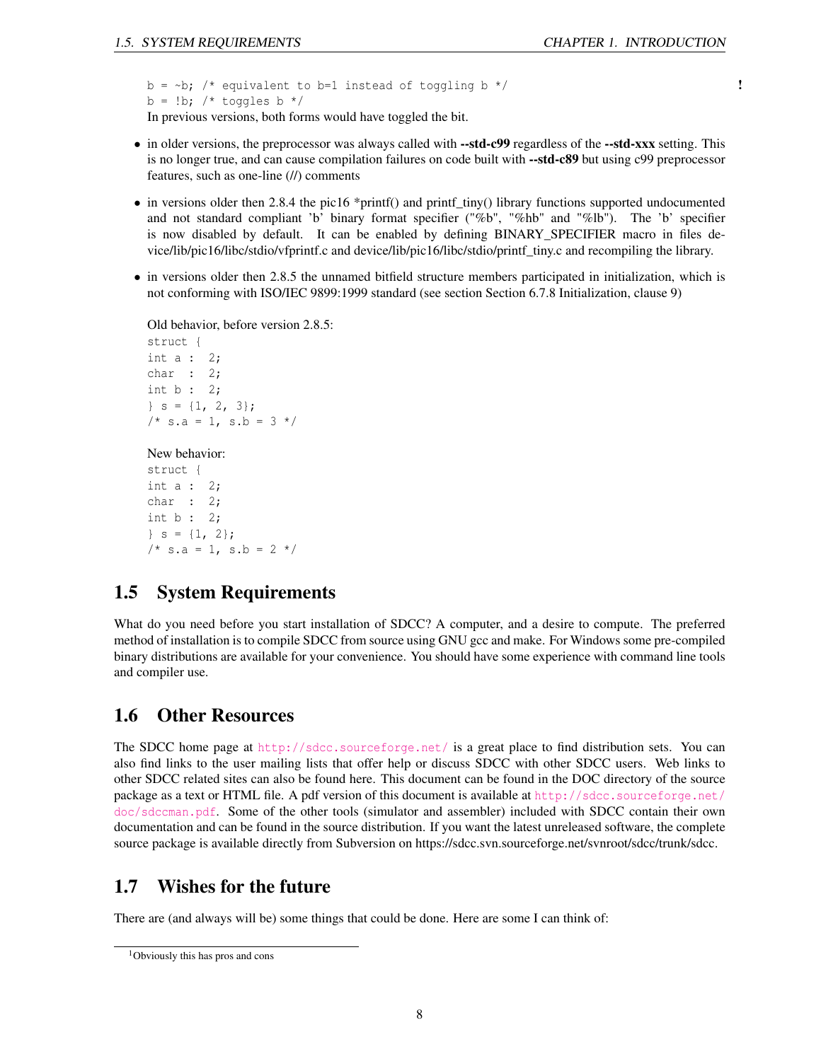```
b = ~b; /* equivalent to b=1 instead of toggling b */
b = !b; /* toggles b */
```

In previous versions, both forms would have toggled the bit.

- in older versions, the preprocessor was always called with **--std-c99** regardless of the **--std-xxx** setting. This is no longer true, and can cause compilation failures on code built with **--std-c89** but using c99 preprocessor features, such as one-line (//) comments
- in versions older then 2.8.4 the pic16 *printf() and printf_tiny() library functions supported undocumented and not standard compliant 'b' binary format specifier ("%b", "%hb" and "%lb"). The 'b' specifier is now disabled by default. It can be enabled by defining BINARY_SPECIFIER macro in files device/lib/pic16/libc/stdio/vfprintf.c and device/lib/pic16/libc/stdio/printf_tiny.c and recompiling the library.
- in versions older then 2.8.5 the unnamed bitfield structure members participated in initialization, which is not conforming with ISO/IEC 9899:1999 standard (see section Section 6.7.8 Initialization, clause 9)

  Old behavior, before version 2.8.5:

  ```
  struct {
  int a :  2;
  char  :  2;
  int b :  2;
  } s = {1, 2, 3};
  /* s.a = 1, s.b = 3 */
  ```

  New behavior:

  ```
  struct {
  int a :  2;
  char  :  2;
  int b :  2;
  } s = {1, 2};
  /* s.a = 1, s.b = 2 */
  ```

## 1.5 System Requirements

What do you need before you start installation of SDCC? A computer, and a desire to compute. The preferred method of installation is to compile SDCC from source using GNU gcc and make. For Windows some pre-compiled binary distributions are available for your convenience. You should have some experience with command line tools and compiler use.

## 1.6 Other Resources

The SDCC home page at http://sdcc.sourceforge.net/ is a great place to find distribution sets. You can also find links to the user mailing lists that offer help or discuss SDCC with other SDCC users. Web links to other SDCC related sites can also be found here. This document can be found in the DOC directory of the source package as a text or HTML file. A pdf version of this document is available at http://sdcc.sourceforge.net/doc/sdccman.pdf. Some of the other tools (simulator and assembler) included with SDCC contain their own documentation and can be found in the source distribution. If you want the latest unreleased software, the complete source package is available directly from Subversion on https://sdcc.svn.sourceforge.net/svnroot/sdcc/trunk/sdcc.

## 1.7 Wishes for the future

There are (and always will be) some things that could be done. Here are some I can think of:

[1]Obviously this has pros and cons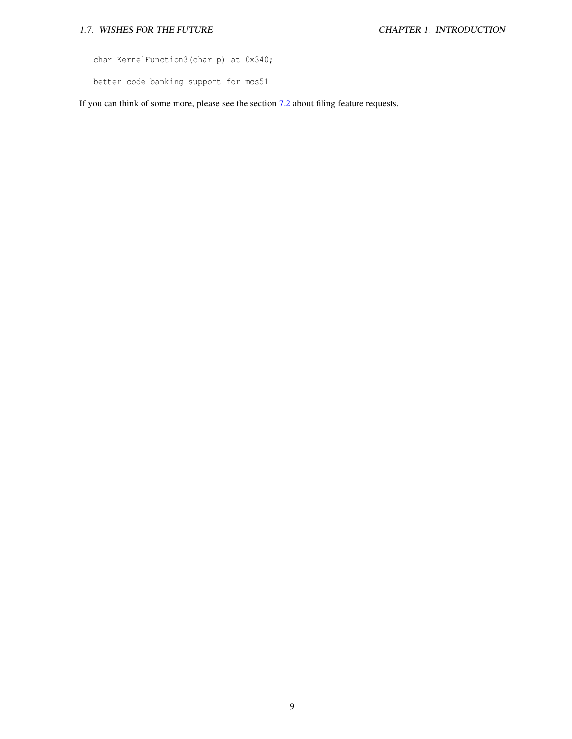```
char KernelFunction3(char p) at 0x340;
```

```
better code banking support for mcs51
```

If you can think of some more, please see the section 7.2 about filing feature requests.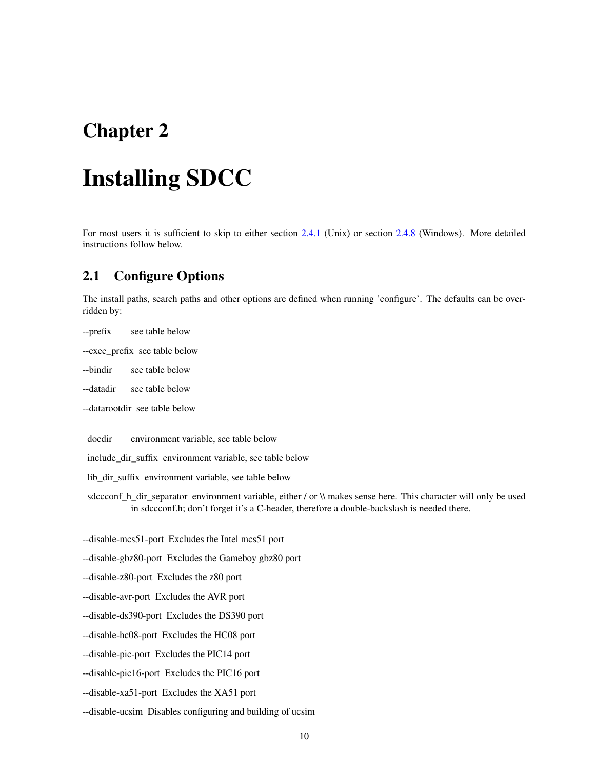# Chapter 2

# Installing SDCC

For most users it is sufficient to skip to either section 2.4.1 (Unix) or section 2.4.8 (Windows). More detailed instructions follow below.

## 2.1 Configure Options

The install paths, search paths and other options are defined when running 'configure'. The defaults can be overridden by:

--prefix see table below

--exec_prefix see table below

--bindir see table below

--datadir see table below

--datarootdir see table below

docdir environment variable, see table below

include_dir_suffix environment variable, see table below

lib_dir_suffix environment variable, see table below

sdccconf_h_dir_separator environment variable, either / or \\ makes sense here. This character will only be used in sdccconf.h; don't forget it's a C-header, therefore a double-backslash is needed there.

--disable-mcs51-port Excludes the Intel mcs51 port

--disable-gbz80-port Excludes the Gameboy gbz80 port

--disable-z80-port Excludes the z80 port

--disable-avr-port Excludes the AVR port

--disable-ds390-port Excludes the DS390 port

--disable-hc08-port Excludes the HC08 port

--disable-pic-port Excludes the PIC14 port

--disable-pic16-port Excludes the PIC16 port

--disable-xa51-port Excludes the XA51 port

--disable-ucsim Disables configuring and building of ucsim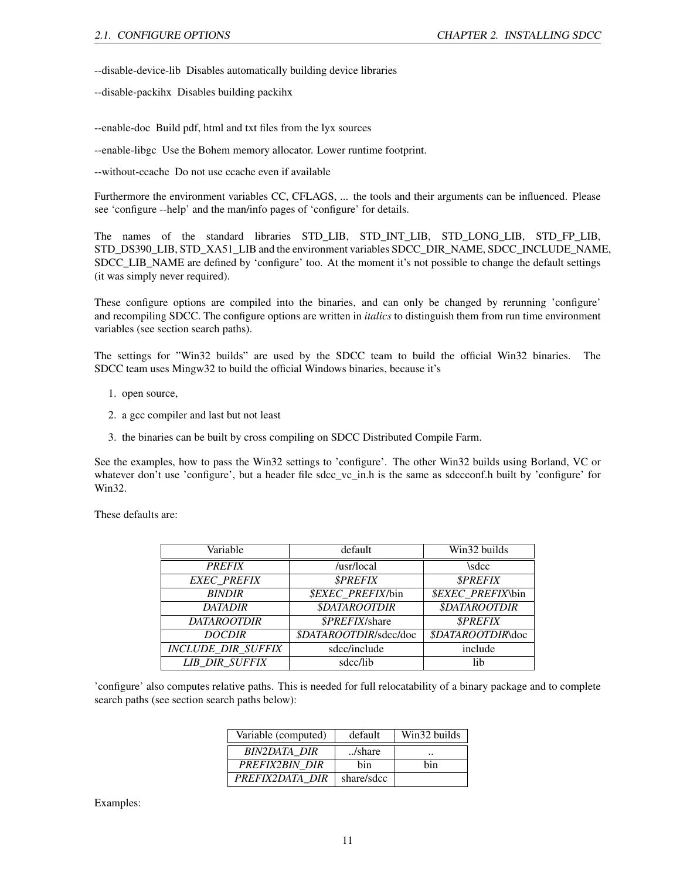--disable-device-lib Disables automatically building device libraries

--disable-packihx Disables building packihx

--enable-doc Build pdf, html and txt files from the lyx sources

--enable-libgc Use the Bohem memory allocator. Lower runtime footprint.

--without-ccache Do not use ccache even if available

Furthermore the environment variables CC, CFLAGS, ... the tools and their arguments can be influenced. Please see 'configure --help' and the man/info pages of 'configure' for details.

The names of the standard libraries STD_LIB, STD_INT_LIB, STD_LONG_LIB, STD_FP_LIB, STD_DS390_LIB, STD_XA51_LIB and the environment variables SDCC_DIR_NAME, SDCC_INCLUDE_NAME, SDCC_LIB_NAME are defined by 'configure' too. At the moment it's not possible to change the default settings (it was simply never required).

These configure options are compiled into the binaries, and can only be changed by rerunning 'configure' and recompiling SDCC. The configure options are written in *italics* to distinguish them from run time environment variables (see section search paths).

The settings for "Win32 builds" are used by the SDCC team to build the official Win32 binaries. The SDCC team uses Mingw32 to build the official Windows binaries, because it's

1. open source,
2. a gcc compiler and last but not least
3. the binaries can be built by cross compiling on SDCC Distributed Compile Farm.

See the examples, how to pass the Win32 settings to 'configure'. The other Win32 builds using Borland, VC or whatever don't use 'configure', but a header file sdcc_vc_in.h is the same as sdccconf.h built by 'configure' for Win32.

These defaults are:

| Variable | default | Win32 builds |
|---|---|---|
| *PREFIX* | /usr/local | \sdcc |
| *EXEC_PREFIX* | *$PREFIX* | *$PREFIX* |
| *BINDIR* | *$EXEC_PREFIX*/bin | *$EXEC_PREFIX*\bin |
| *DATADIR* | *$DATAROOTDIR* | *$DATAROOTDIR* |
| *DATAROOTDIR* | *$PREFIX*/share | *$PREFIX* |
| *DOCDIR* | *$DATAROOTDIR*/sdcc/doc | *$DATAROOTDIR*\doc |
| *INCLUDE_DIR_SUFFIX* | sdcc/include | include |
| *LIB_DIR_SUFFIX* | sdcc/lib | lib |

'configure' also computes relative paths. This is needed for full relocatability of a binary package and to complete search paths (see section search paths below):

| Variable (computed) | default | Win32 builds |
|---|---|---|
| *BIN2DATA_DIR* | ../share | .. |
| *PREFIX2BIN_DIR* | bin | bin |
| *PREFIX2DATA_DIR* | share/sdcc | |

Examples: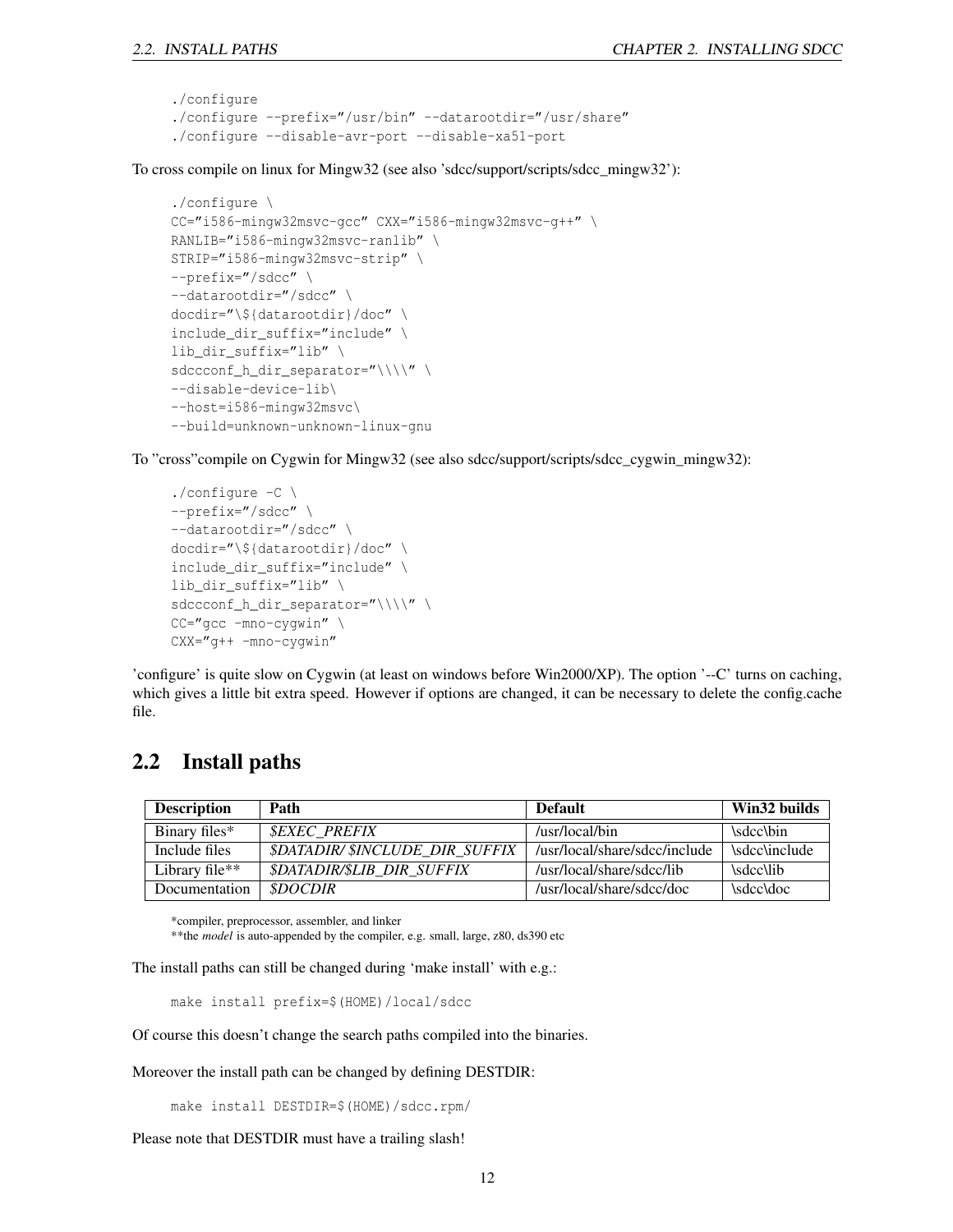```
./configure
./configure --prefix="/usr/bin" --datarootdir="/usr/share"
./configure --disable-avr-port --disable-xa51-port
```

To cross compile on linux for Mingw32 (see also 'sdcc/support/scripts/sdcc_mingw32'):

```
./configure \
CC="i586-mingw32msvc-gcc" CXX="i586-mingw32msvc-g++" \
RANLIB="i586-mingw32msvc-ranlib" \
STRIP="i586-mingw32msvc-strip" \
--prefix="/sdcc" \
--datarootdir="/sdcc" \
docdir="\${datarootdir}/doc" \
include_dir_suffix="include" \
lib_dir_suffix="lib" \
sdccconf_h_dir_separator="\\\\" \
--disable-device-lib\
--host=i586-mingw32msvc\
--build=unknown-unknown-linux-gnu
```

To "cross"compile on Cygwin for Mingw32 (see also sdcc/support/scripts/sdcc_cygwin_mingw32):

```
./configure -C \
--prefix="/sdcc" \
--datarootdir="/sdcc" \
docdir="\${datarootdir}/doc" \
include_dir_suffix="include" \
lib_dir_suffix="lib" \
sdccconf_h_dir_separator="\\\\" \
CC="gcc -mno-cygwin" \
CXX="g++ -mno-cygwin"
```

'configure' is quite slow on Cygwin (at least on windows before Win2000/XP). The option '--C' turns on caching, which gives a little bit extra speed. However if options are changed, it can be necessary to delete the config.cache file.

## 2.2 Install paths

| Description | Path | Default | Win32 builds |
|---|---|---|---|
| Binary files* | *$EXEC_PREFIX* | /usr/local/bin | \sdcc\bin |
| Include files | *$DATADIR/ $INCLUDE_DIR_SUFFIX* | /usr/local/share/sdcc/include | \sdcc\include |
| Library file** | *$DATADIR/$LIB_DIR_SUFFIX* | /usr/local/share/sdcc/lib | \sdcc\lib |
| Documentation | *$DOCDIR* | /usr/local/share/sdcc/doc | \sdcc\doc |

*compiler, preprocessor, assembler, and linker
**the *model* is auto-appended by the compiler, e.g. small, large, z80, ds390 etc

The install paths can still be changed during 'make install' with e.g.:

```
make install prefix=$(HOME)/local/sdcc
```

Of course this doesn't change the search paths compiled into the binaries.

Moreover the install path can be changed by defining DESTDIR:

```
make install DESTDIR=$(HOME)/sdcc.rpm/
```

Please note that DESTDIR must have a trailing slash!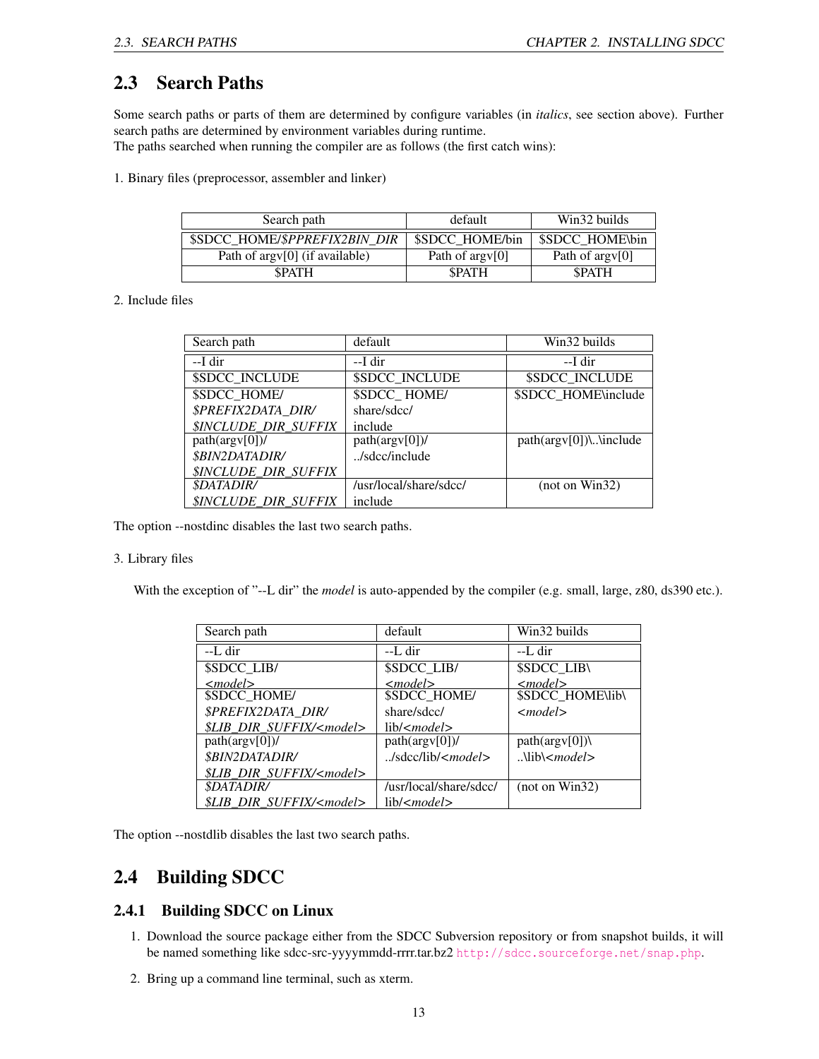## 2.3 Search Paths

Some search paths or parts of them are determined by configure variables (in *italics*, see section above). Further search paths are determined by environment variables during runtime.
The paths searched when running the compiler are as follows (the first catch wins):

1. Binary files (preprocessor, assembler and linker)

| Search path | default | Win32 builds |
|---|---|---|
| $SDCC_HOME/*$PPREFIX2BIN_DIR* | $SDCC_HOME/bin | $SDCC_HOME\bin |
| Path of argv[0] (if available) | Path of argv[0] | Path of argv[0] |
| $PATH | $PATH | $PATH |

2. Include files

| Search path | default | Win32 builds |
|---|---|---|
| --I dir | --I dir | --I dir |
| $SDCC_INCLUDE | $SDCC_INCLUDE | $SDCC_INCLUDE |
| $SDCC_HOME/ *$PREFIX2DATA_DIR/* *$INCLUDE_DIR_SUFFIX* | $SDCC_ HOME/ share/sdcc/ include | $SDCC_HOME\include |
| path(argv[0])/ *$BIN2DATADIR/* *$INCLUDE_DIR_SUFFIX* | path(argv[0])/ ../sdcc/include | path(argv[0])\..\include |
| *$DATADIR/* *$INCLUDE_DIR_SUFFIX* | /usr/local/share/sdcc/ include | (not on Win32) |

The option --nostdinc disables the last two search paths.

3. Library files

With the exception of "--L dir" the *model* is auto-appended by the compiler (e.g. small, large, z80, ds390 etc.).

| Search path | default | Win32 builds |
|---|---|---|
| --L dir | --L dir | --L dir |
| $SDCC_LIB/ *<model>* | $SDCC_LIB/ *<model>* | $SDCC_LIB\ *<model>* |
| $SDCC_HOME/ *$PREFIX2DATA_DIR/* *$LIB_DIR_SUFFIX/<model>* | $SDCC_HOME/ share/sdcc/ lib/*<model>* | $SDCC_HOME\lib\ *<model>* |
| path(argv[0])/ *$BIN2DATADIR/* *$LIB_DIR_SUFFIX/<model>* | path(argv[0])/ ../sdcc/lib/*<model>* | path(argv[0])\ ..\lib\*<model>* |
| *$DATADIR/* *$LIB_DIR_SUFFIX/<model>* | /usr/local/share/sdcc/ lib/*<model>* | (not on Win32) |

The option --nostdlib disables the last two search paths.

## 2.4 Building SDCC

### 2.4.1 Building SDCC on Linux

1. Download the source package either from the SDCC Subversion repository or from snapshot builds, it will be named something like sdcc-src-yyyymmdd-rrrr.tar.bz2 http://sdcc.sourceforge.net/snap.php.
2. Bring up a command line terminal, such as xterm.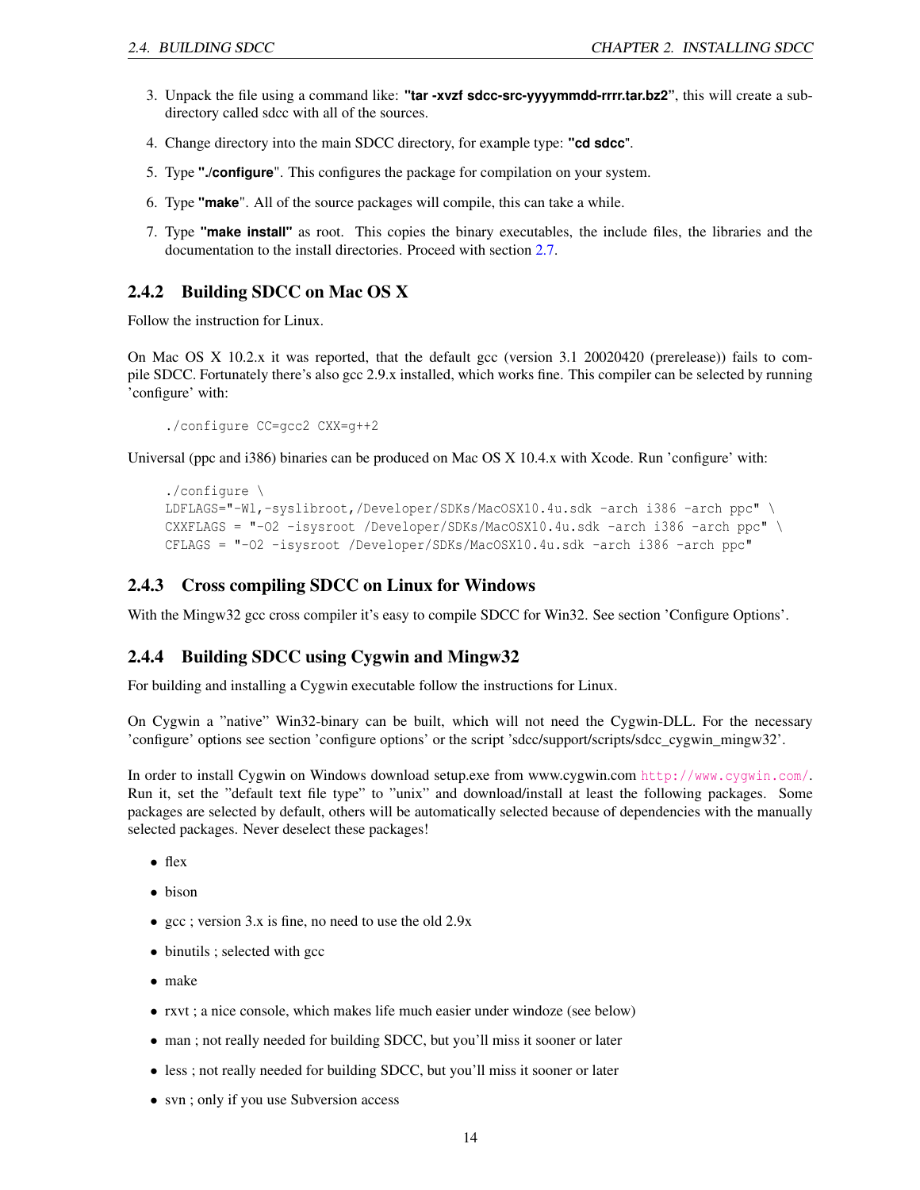3. Unpack the file using a command like: **"tar -xvzf sdcc-src-yyyymmdd-rrrr.tar.bz2"**, this will create a subdirectory called sdcc with all of the sources.
4. Change directory into the main SDCC directory, for example type: **"cd sdcc"**.
5. Type **"./configure"**. This configures the package for compilation on your system.
6. Type **"make"**. All of the source packages will compile, this can take a while.
7. Type **"make install"** as root. This copies the binary executables, the include files, the libraries and the documentation to the install directories. Proceed with section 2.7.

### 2.4.2 Building SDCC on Mac OS X

Follow the instruction for Linux.

On Mac OS X 10.2.x it was reported, that the default gcc (version 3.1 20020420 (prerelease)) fails to compile SDCC. Fortunately there's also gcc 2.9.x installed, which works fine. This compiler can be selected by running 'configure' with:

```
./configure CC=gcc2 CXX=g++2
```

Universal (ppc and i386) binaries can be produced on Mac OS X 10.4.x with Xcode. Run 'configure' with:

```
./configure \
LDFLAGS="-Wl,-syslibroot,/Developer/SDKs/MacOSX10.4u.sdk -arch i386 -arch ppc" \
CXXFLAGS = "-O2 -isysroot /Developer/SDKs/MacOSX10.4u.sdk -arch i386 -arch ppc" \
CFLAGS = "-O2 -isysroot /Developer/SDKs/MacOSX10.4u.sdk -arch i386 -arch ppc"
```

### 2.4.3 Cross compiling SDCC on Linux for Windows

With the Mingw32 gcc cross compiler it's easy to compile SDCC for Win32. See section 'Configure Options'.

### 2.4.4 Building SDCC using Cygwin and Mingw32

For building and installing a Cygwin executable follow the instructions for Linux.

On Cygwin a "native" Win32-binary can be built, which will not need the Cygwin-DLL. For the necessary 'configure' options see section 'configure options' or the script 'sdcc/support/scripts/sdcc_cygwin_mingw32'.

In order to install Cygwin on Windows download setup.exe from www.cygwin.com http://www.cygwin.com/. Run it, set the "default text file type" to "unix" and download/install at least the following packages. Some packages are selected by default, others will be automatically selected because of dependencies with the manually selected packages. Never deselect these packages!

- flex
- bison
- gcc ; version 3.x is fine, no need to use the old 2.9x
- binutils ; selected with gcc
- make
- rxvt ; a nice console, which makes life much easier under windoze (see below)
- man ; not really needed for building SDCC, but you'll miss it sooner or later
- less ; not really needed for building SDCC, but you'll miss it sooner or later
- svn ; only if you use Subversion access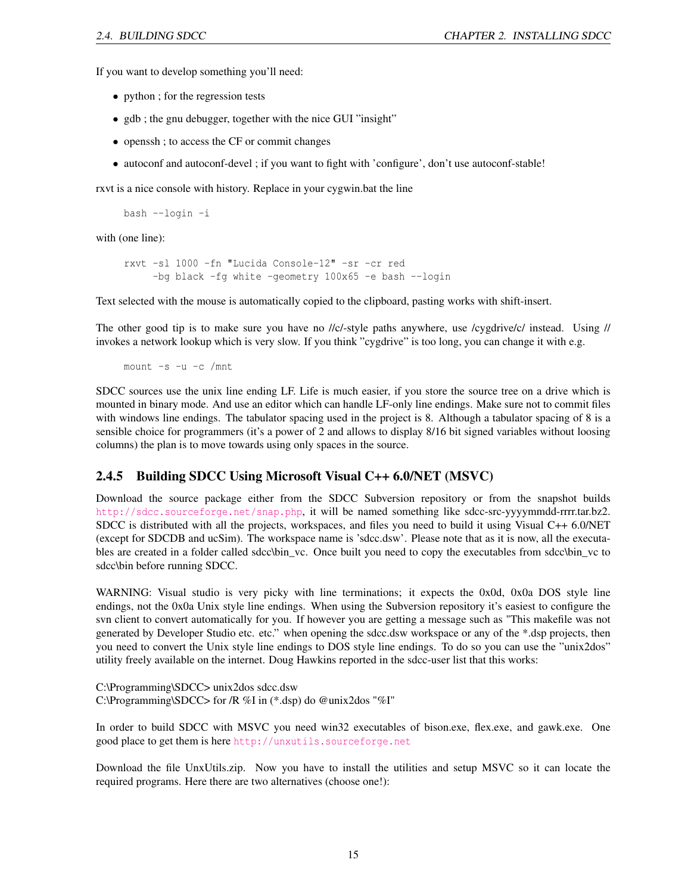If you want to develop something you'll need:

- python ; for the regression tests
- gdb ; the gnu debugger, together with the nice GUI "insight"
- openssh ; to access the CF or commit changes
- autoconf and autoconf-devel ; if you want to fight with 'configure', don't use autoconf-stable!

rxvt is a nice console with history. Replace in your cygwin.bat the line

```
bash --login -i
```

with (one line):

```
rxvt -sl 1000 -fn "Lucida Console-12" -sr -cr red
     -bg black -fg white -geometry 100x65 -e bash --login
```

Text selected with the mouse is automatically copied to the clipboard, pasting works with shift-insert.

The other good tip is to make sure you have no //c/-style paths anywhere, use /cygdrive/c/ instead. Using // invokes a network lookup which is very slow. If you think "cygdrive" is too long, you can change it with e.g.

```
mount -s -u -c /mnt
```

SDCC sources use the unix line ending LF. Life is much easier, if you store the source tree on a drive which is mounted in binary mode. And use an editor which can handle LF-only line endings. Make sure not to commit files with windows line endings. The tabulator spacing used in the project is 8. Although a tabulator spacing of 8 is a sensible choice for programmers (it's a power of 2 and allows to display 8/16 bit signed variables without loosing columns) the plan is to move towards using only spaces in the source.

### 2.4.5 Building SDCC Using Microsoft Visual C++ 6.0/NET (MSVC)

Download the source package either from the SDCC Subversion repository or from the snapshot builds http://sdcc.sourceforge.net/snap.php, it will be named something like sdcc-src-yyyymmdd-rrrr.tar.bz2. SDCC is distributed with all the projects, workspaces, and files you need to build it using Visual C++ 6.0/NET (except for SDCDB and ucSim). The workspace name is 'sdcc.dsw'. Please note that as it is now, all the executables are created in a folder called sdcc\bin_vc. Once built you need to copy the executables from sdcc\bin_vc to sdcc\bin before running SDCC.

WARNING: Visual studio is very picky with line terminations; it expects the 0x0d, 0x0a DOS style line endings, not the 0x0a Unix style line endings. When using the Subversion repository it's easiest to configure the svn client to convert automatically for you. If however you are getting a message such as "This makefile was not generated by Developer Studio etc. etc." when opening the sdcc.dsw workspace or any of the *.dsp projects, then you need to convert the Unix style line endings to DOS style line endings. To do so you can use the "unix2dos" utility freely available on the internet. Doug Hawkins reported in the sdcc-user list that this works:

C:\Programming\SDCC> unix2dos sdcc.dsw
C:\Programming\SDCC> for /R %I in (*.dsp) do @unix2dos "%I"

In order to build SDCC with MSVC you need win32 executables of bison.exe, flex.exe, and gawk.exe. One good place to get them is here http://unxutils.sourceforge.net

Download the file UnxUtils.zip. Now you have to install the utilities and setup MSVC so it can locate the required programs. Here there are two alternatives (choose one!):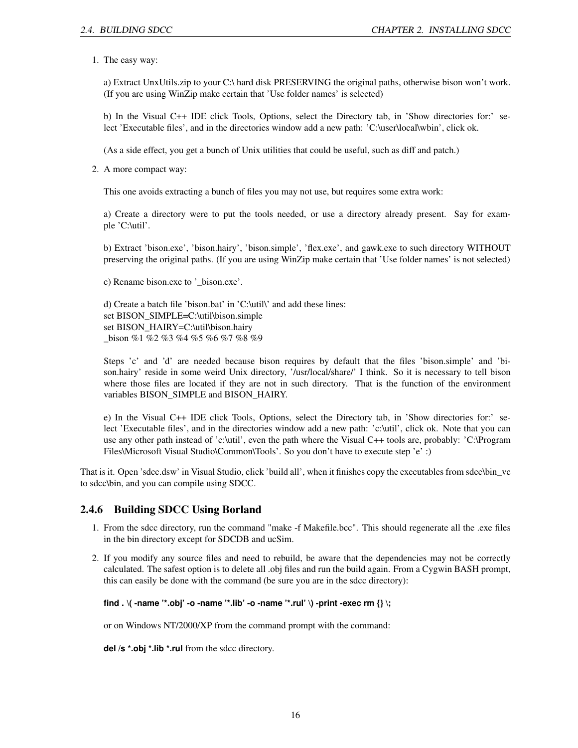1. The easy way:

   a) Extract UnxUtils.zip to your C:\ hard disk PRESERVING the original paths, otherwise bison won't work. (If you are using WinZip make certain that 'Use folder names' is selected)

   b) In the Visual C++ IDE click Tools, Options, select the Directory tab, in 'Show directories for:' select 'Executable files', and in the directories window add a new path: 'C:\user\local\wbin', click ok.

   (As a side effect, you get a bunch of Unix utilities that could be useful, such as diff and patch.)

2. A more compact way:

   This one avoids extracting a bunch of files you may not use, but requires some extra work:

   a) Create a directory were to put the tools needed, or use a directory already present. Say for example 'C:\util'.

   b) Extract 'bison.exe', 'bison.hairy', 'bison.simple', 'flex.exe', and gawk.exe to such directory WITHOUT preserving the original paths. (If you are using WinZip make certain that 'Use folder names' is not selected)

   c) Rename bison.exe to '_bison.exe'.

   d) Create a batch file 'bison.bat' in 'C:\util\' and add these lines:
   set BISON_SIMPLE=C:\util\bison.simple
   set BISON_HAIRY=C:\util\bison.hairy
   _bison %1 %2 %3 %4 %5 %6 %7 %8 %9

   Steps 'c' and 'd' are needed because bison requires by default that the files 'bison.simple' and 'bison.hairy' reside in some weird Unix directory, '/usr/local/share/' I think. So it is necessary to tell bison where those files are located if they are not in such directory. That is the function of the environment variables BISON_SIMPLE and BISON_HAIRY.

   e) In the Visual C++ IDE click Tools, Options, select the Directory tab, in 'Show directories for:' select 'Executable files', and in the directories window add a new path: 'c:\util', click ok. Note that you can use any other path instead of 'c:\util', even the path where the Visual C++ tools are, probably: 'C:\Program Files\Microsoft Visual Studio\Common\Tools'. So you don't have to execute step 'e' :)

That is it. Open 'sdcc.dsw' in Visual Studio, click 'build all', when it finishes copy the executables from sdcc\bin_vc to sdcc\bin, and you can compile using SDCC.

### 2.4.6 Building SDCC Using Borland

1. From the sdcc directory, run the command "make -f Makefile.bcc". This should regenerate all the .exe files in the bin directory except for SDCDB and ucSim.

2. If you modify any source files and need to rebuild, be aware that the dependencies may not be correctly calculated. The safest option is to delete all .obj files and run the build again. From a Cygwin BASH prompt, this can easily be done with the command (be sure you are in the sdcc directory):

   **find . \( -name '*.obj' -o -name '*.lib' -o -name '*.rul' \) -print -exec rm {} \;**

   or on Windows NT/2000/XP from the command prompt with the command:

   **del /s *.obj *.lib *.rul** from the sdcc directory.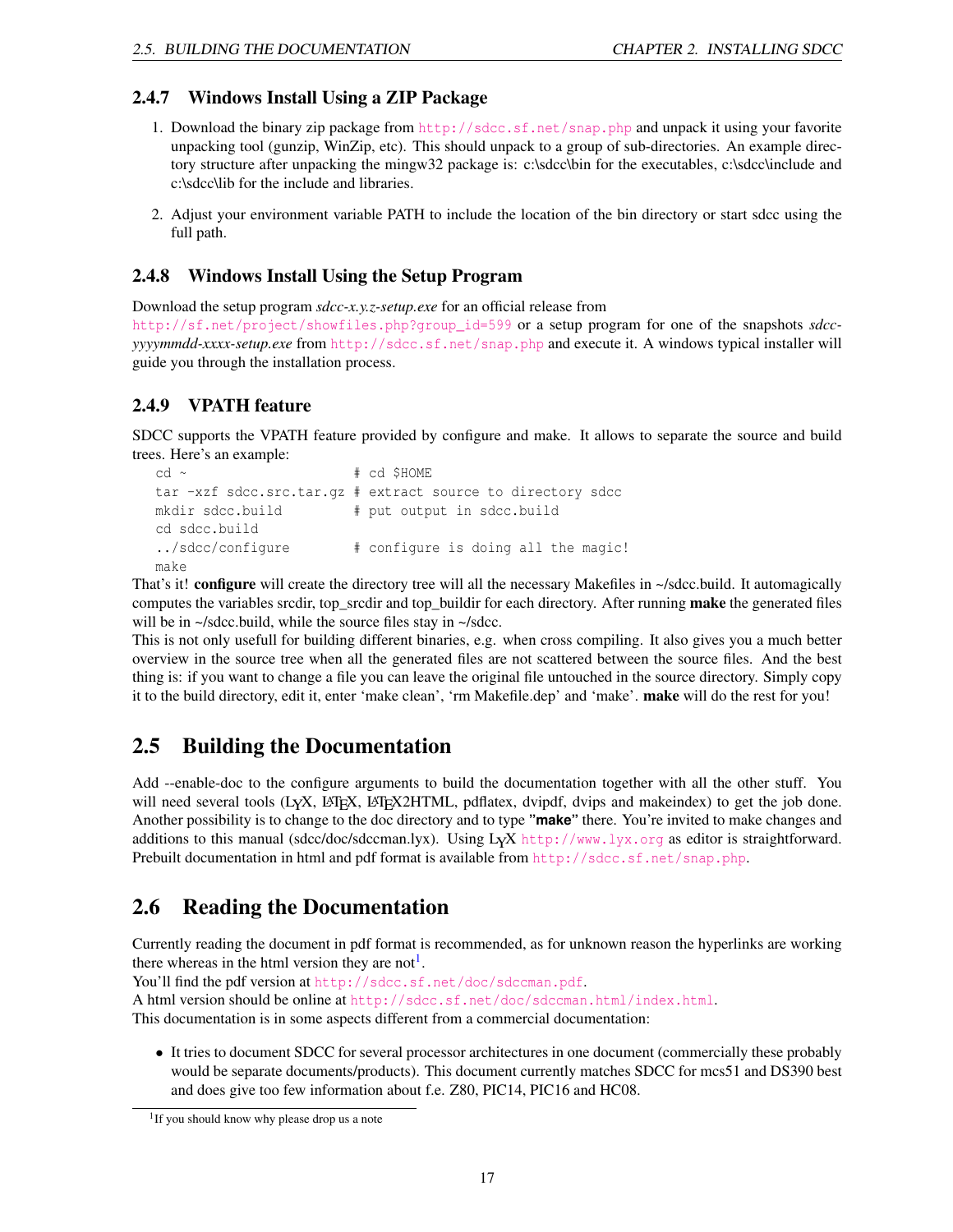### 2.4.7 Windows Install Using a ZIP Package

1. Download the binary zip package from http://sdcc.sf.net/snap.php and unpack it using your favorite unpacking tool (gunzip, WinZip, etc). This should unpack to a group of sub-directories. An example directory structure after unpacking the mingw32 package is: c:\sdcc\bin for the executables, c:\sdcc\include and c:\sdcc\lib for the include and libraries.
2. Adjust your environment variable PATH to include the location of the bin directory or start sdcc using the full path.

### 2.4.8 Windows Install Using the Setup Program

Download the setup program *sdcc-x.y.z-setup.exe* for an official release from http://sf.net/project/showfiles.php?group_id=599 or a setup program for one of the snapshots *sdcc-yyyymmdd-xxxx-setup.exe* from http://sdcc.sf.net/snap.php and execute it. A windows typical installer will guide you through the installation process.

### 2.4.9 VPATH feature

SDCC supports the VPATH feature provided by configure and make. It allows to separate the source and build trees. Here's an example:

```
cd ~                     # cd $HOME
tar -xzf sdcc.src.tar.gz # extract source to directory sdcc
mkdir sdcc.build         # put output in sdcc.build
cd sdcc.build
../sdcc/configure        # configure is doing all the magic!
make
```

That's it! **configure** will create the directory tree will all the necessary Makefiles in ~/sdcc.build. It automagically computes the variables srcdir, top_srcdir and top_buildir for each directory. After running **make** the generated files will be in ~/sdcc.build, while the source files stay in ~/sdcc.
This is not only usefull for building different binaries, e.g. when cross compiling. It also gives you a much better overview in the source tree when all the generated files are not scattered between the source files. And the best thing is: if you want to change a file you can leave the original file untouched in the source directory. Simply copy it to the build directory, edit it, enter 'make clean', 'rm Makefile.dep' and 'make'. **make** will do the rest for you!

## 2.5 Building the Documentation

Add --enable-doc to the configure arguments to build the documentation together with all the other stuff. You will need several tools (LyX, LaTeX, LaTeX2HTML, pdflatex, dvipdf, dvips and makeindex) to get the job done. Another possibility is to change to the doc directory and to type "**make**" there. You're invited to make changes and additions to this manual (sdcc/doc/sdccman.lyx). Using LyX http://www.lyx.org as editor is straightforward. Prebuilt documentation in html and pdf format is available from http://sdcc.sf.net/snap.php.

## 2.6 Reading the Documentation

Currently reading the document in pdf format is recommended, as for unknown reason the hyperlinks are working there whereas in the html version they are not[1].
You'll find the pdf version at http://sdcc.sf.net/doc/sdccman.pdf.
A html version should be online at http://sdcc.sf.net/doc/sdccman.html/index.html.
This documentation is in some aspects different from a commercial documentation:

- It tries to document SDCC for several processor architectures in one document (commercially these probably would be separate documents/products). This document currently matches SDCC for mcs51 and DS390 best and does give too few information about f.e. Z80, PIC14, PIC16 and HC08.

[1] If you should know why please drop us a note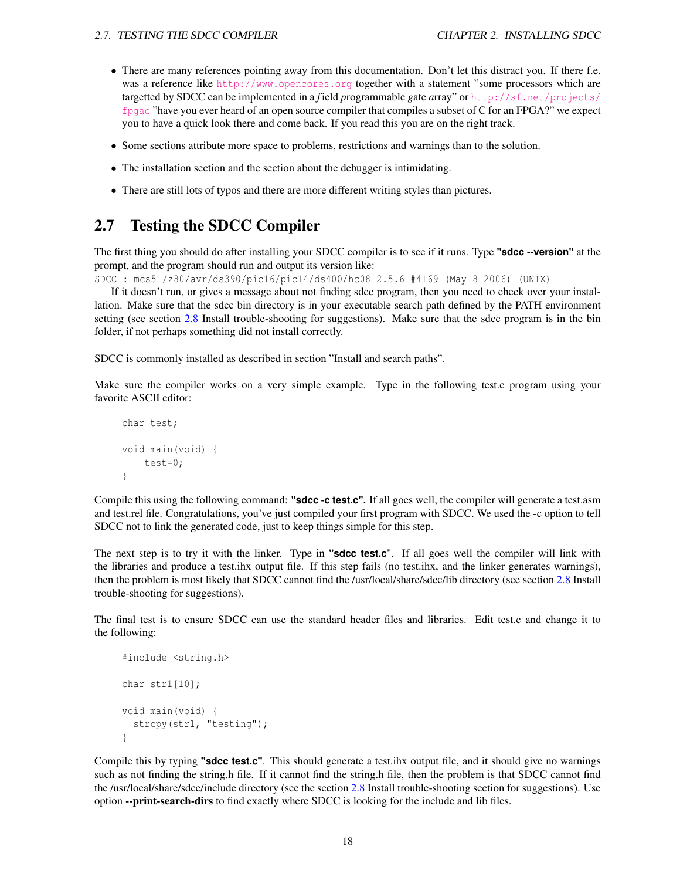- There are many references pointing away from this documentation. Don't let this distract you. If there f.e. was a reference like http://www.opencores.org together with a statement "some processors which are targetted by SDCC can be implemented in a *f*ield *p*rogrammable *g*ate *a*rray" or http://sf.net/projects/fpgac "have you ever heard of an open source compiler that compiles a subset of C for an FPGA?" we expect you to have a quick look there and come back. If you read this you are on the right track.
- Some sections attribute more space to problems, restrictions and warnings than to the solution.
- The installation section and the section about the debugger is intimidating.
- There are still lots of typos and there are more different writing styles than pictures.

## 2.7 Testing the SDCC Compiler

The first thing you should do after installing your SDCC compiler is to see if it runs. Type **"sdcc --version"** at the prompt, and the program should run and output its version like:
`SDCC : mcs51/z80/avr/ds390/pic16/pic14/ds400/hc08 2.5.6 #4169 (May 8 2006) (UNIX)`

If it doesn't run, or gives a message about not finding sdcc program, then you need to check over your installation. Make sure that the sdcc bin directory is in your executable search path defined by the PATH environment setting (see section 2.8 Install trouble-shooting for suggestions). Make sure that the sdcc program is in the bin folder, if not perhaps something did not install correctly.

SDCC is commonly installed as described in section "Install and search paths".

Make sure the compiler works on a very simple example. Type in the following test.c program using your favorite ASCII editor:

```
char test;

void main(void) {
    test=0;
}
```

Compile this using the following command: **"sdcc -c test.c".** If all goes well, the compiler will generate a test.asm and test.rel file. Congratulations, you've just compiled your first program with SDCC. We used the -c option to tell SDCC not to link the generated code, just to keep things simple for this step.

The next step is to try it with the linker. Type in **"sdcc test.c"**. If all goes well the compiler will link with the libraries and produce a test.ihx output file. If this step fails (no test.ihx, and the linker generates warnings), then the problem is most likely that SDCC cannot find the /usr/local/share/sdcc/lib directory (see section 2.8 Install trouble-shooting for suggestions).

The final test is to ensure SDCC can use the standard header files and libraries. Edit test.c and change it to the following:

```
#include <string.h>

char str1[10];

void main(void) {
  strcpy(str1, "testing");
}
```

Compile this by typing **"sdcc test.c"**. This should generate a test.ihx output file, and it should give no warnings such as not finding the string.h file. If it cannot find the string.h file, then the problem is that SDCC cannot find the /usr/local/share/sdcc/include directory (see the section 2.8 Install trouble-shooting section for suggestions). Use option **--print-search-dirs** to find exactly where SDCC is looking for the include and lib files.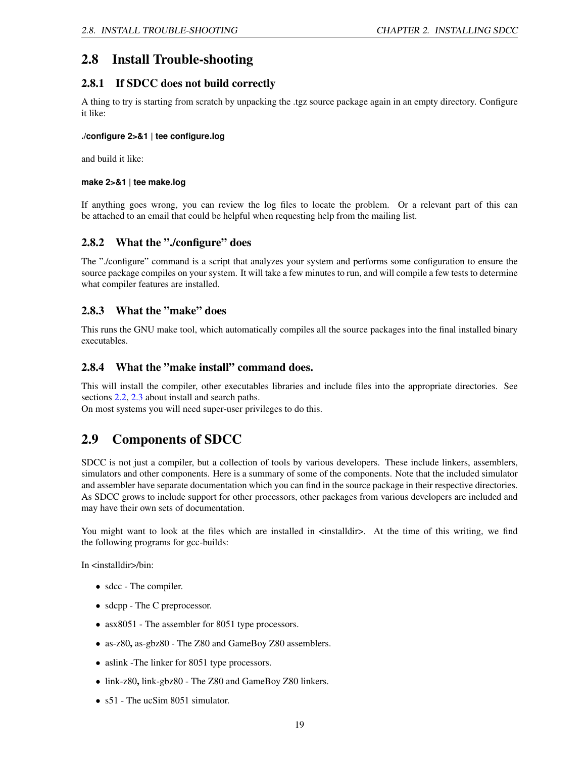## 2.8 Install Trouble-shooting

### 2.8.1 If SDCC does not build correctly

A thing to try is starting from scratch by unpacking the .tgz source package again in an empty directory. Configure it like:

**./configure 2>&1 | tee configure.log**

and build it like:

**make 2>&1 | tee make.log**

If anything goes wrong, you can review the log files to locate the problem. Or a relevant part of this can be attached to an email that could be helpful when requesting help from the mailing list.

### 2.8.2 What the "./configure" does

The "./configure" command is a script that analyzes your system and performs some configuration to ensure the source package compiles on your system. It will take a few minutes to run, and will compile a few tests to determine what compiler features are installed.

### 2.8.3 What the "make" does

This runs the GNU make tool, which automatically compiles all the source packages into the final installed binary executables.

### 2.8.4 What the "make install" command does.

This will install the compiler, other executables libraries and include files into the appropriate directories. See sections 2.2, 2.3 about install and search paths.
On most systems you will need super-user privileges to do this.

## 2.9 Components of SDCC

SDCC is not just a compiler, but a collection of tools by various developers. These include linkers, assemblers, simulators and other components. Here is a summary of some of the components. Note that the included simulator and assembler have separate documentation which you can find in the source package in their respective directories. As SDCC grows to include support for other processors, other packages from various developers are included and may have their own sets of documentation.

You might want to look at the files which are installed in <installdir>. At the time of this writing, we find the following programs for gcc-builds:

In <installdir>/bin:

- sdcc - The compiler.
- sdcpp - The C preprocessor.
- asx8051 - The assembler for 8051 type processors.
- as-z80**,** as-gbz80 - The Z80 and GameBoy Z80 assemblers.
- aslink -The linker for 8051 type processors.
- link-z80**,** link-gbz80 - The Z80 and GameBoy Z80 linkers.
- s51 - The ucSim 8051 simulator.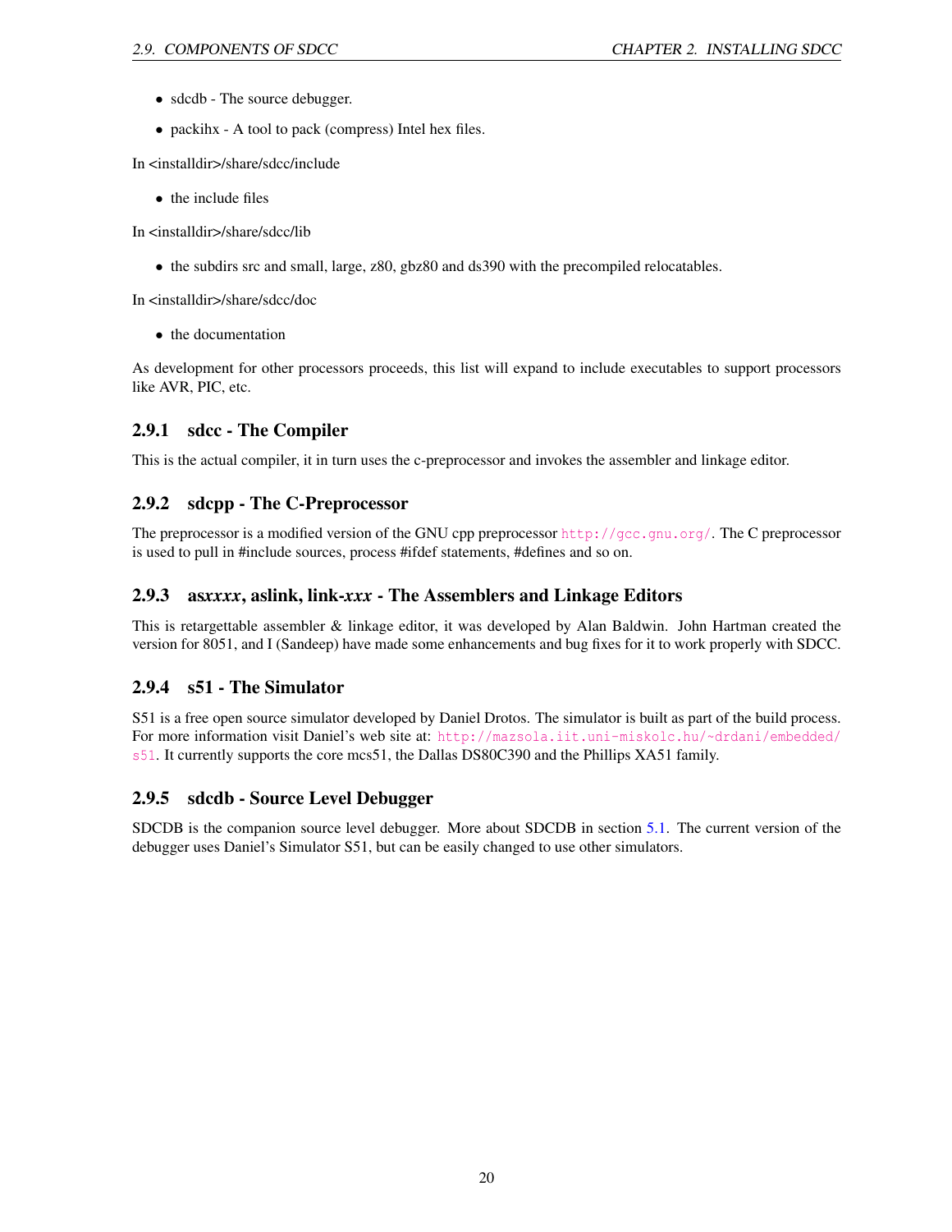- sdcdb - The source debugger.
- packihx - A tool to pack (compress) Intel hex files.

In <installdir>/share/sdcc/include

- the include files

In <installdir>/share/sdcc/lib

- the subdirs src and small, large, z80, gbz80 and ds390 with the precompiled relocatables.

In <installdir>/share/sdcc/doc

- the documentation

As development for other processors proceeds, this list will expand to include executables to support processors like AVR, PIC, etc.

### 2.9.1 sdcc - The Compiler

This is the actual compiler, it in turn uses the c-preprocessor and invokes the assembler and linkage editor.

### 2.9.2 sdcpp - The C-Preprocessor

The preprocessor is a modified version of the GNU cpp preprocessor http://gcc.gnu.org/. The C preprocessor is used to pull in #include sources, process #ifdef statements, #defines and so on.

### 2.9.3 as*xxxx*, aslink, link-*xxx* - The Assemblers and Linkage Editors

This is retargettable assembler & linkage editor, it was developed by Alan Baldwin. John Hartman created the version for 8051, and I (Sandeep) have made some enhancements and bug fixes for it to work properly with SDCC.

### 2.9.4 s51 - The Simulator

S51 is a free open source simulator developed by Daniel Drotos. The simulator is built as part of the build process. For more information visit Daniel's web site at: http://mazsola.iit.uni-miskolc.hu/~drdani/embedded/s51. It currently supports the core mcs51, the Dallas DS80C390 and the Phillips XA51 family.

### 2.9.5 sdcdb - Source Level Debugger

SDCDB is the companion source level debugger. More about SDCDB in section 5.1. The current version of the debugger uses Daniel's Simulator S51, but can be easily changed to use other simulators.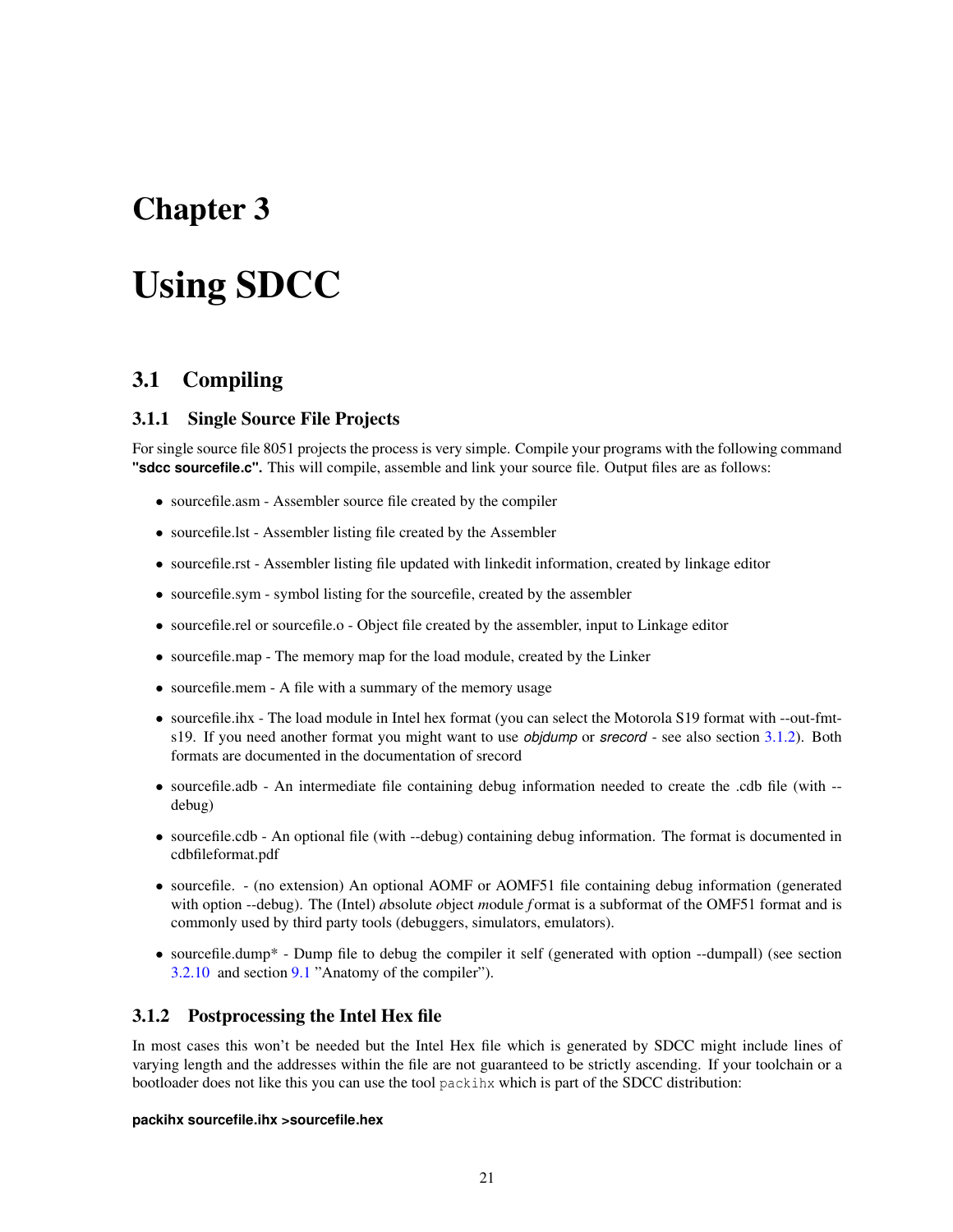# Chapter 3

# Using SDCC

## 3.1 Compiling

### 3.1.1 Single Source File Projects

For single source file 8051 projects the process is very simple. Compile your programs with the following command **"sdcc sourcefile.c".** This will compile, assemble and link your source file. Output files are as follows:

- sourcefile.asm - Assembler source file created by the compiler
- sourcefile.lst - Assembler listing file created by the Assembler
- sourcefile.rst - Assembler listing file updated with linkedit information, created by linkage editor
- sourcefile.sym - symbol listing for the sourcefile, created by the assembler
- sourcefile.rel or sourcefile.o - Object file created by the assembler, input to Linkage editor
- sourcefile.map - The memory map for the load module, created by the Linker
- sourcefile.mem - A file with a summary of the memory usage
- sourcefile.ihx - The load module in Intel hex format (you can select the Motorola S19 format with --out-fmt-s19. If you need another format you might want to use ***objdump*** or ***srecord*** - see also section 3.1.2). Both formats are documented in the documentation of srecord
- sourcefile.adb - An intermediate file containing debug information needed to create the .cdb file (with --debug)
- sourcefile.cdb - An optional file (with --debug) containing debug information. The format is documented in cdbfileformat.pdf
- sourcefile. - (no extension) An optional AOMF or AOMF51 file containing debug information (generated with option --debug). The (Intel) *a*bsolute *o*bject *m*odule *f*ormat is a subformat of the OMF51 format and is commonly used by third party tools (debuggers, simulators, emulators).
- sourcefile.dump* - Dump file to debug the compiler it self (generated with option --dumpall) (see section 3.2.10 and section 9.1 "Anatomy of the compiler").

### 3.1.2 Postprocessing the Intel Hex file

In most cases this won't be needed but the Intel Hex file which is generated by SDCC might include lines of varying length and the addresses within the file are not guaranteed to be strictly ascending. If your toolchain or a bootloader does not like this you can use the tool `packihx` which is part of the SDCC distribution:

**packihx sourcefile.ihx >sourcefile.hex**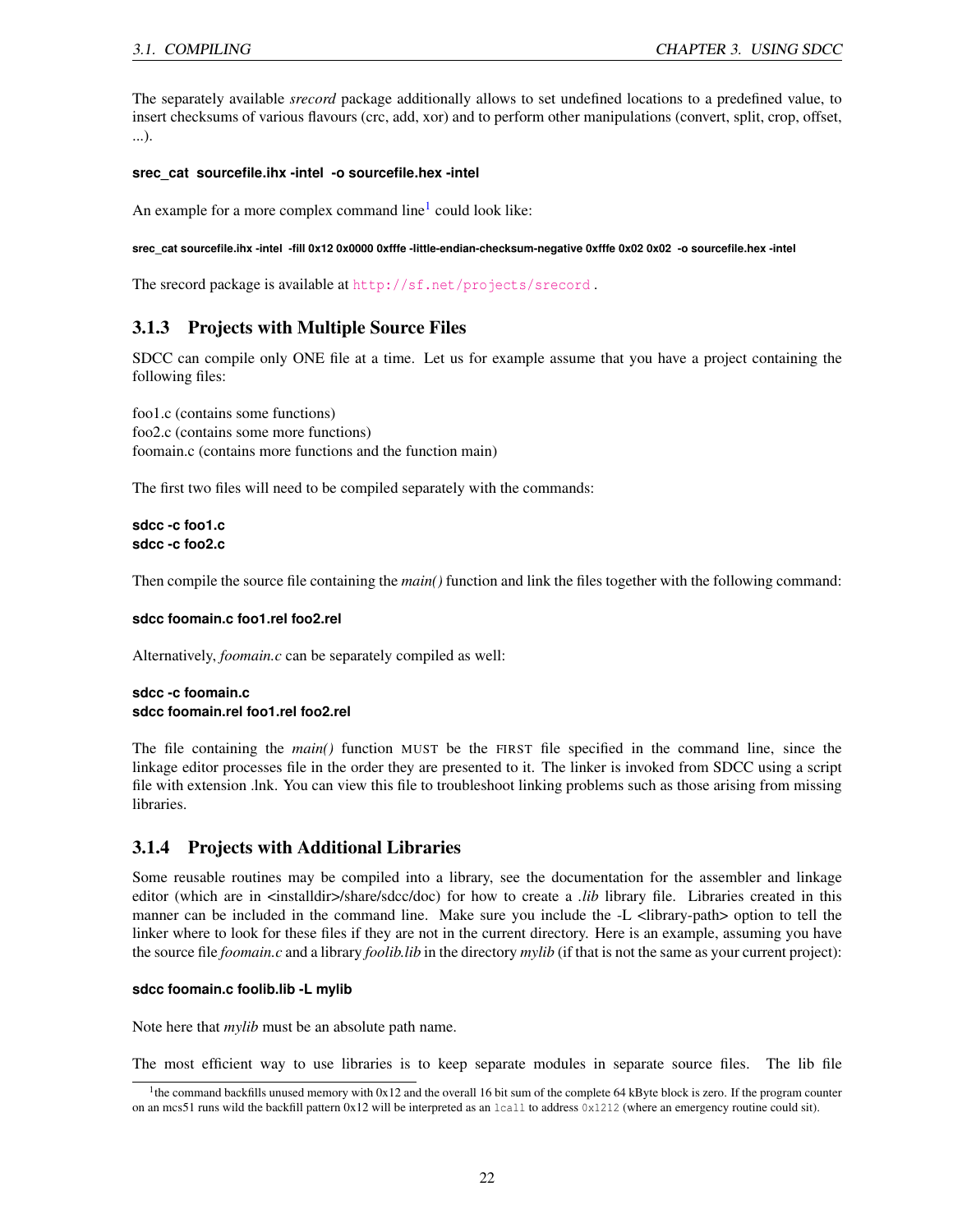The separately available *srecord* package additionally allows to set undefined locations to a predefined value, to insert checksums of various flavours (crc, add, xor) and to perform other manipulations (convert, split, crop, offset, ...).

**srec_cat sourcefile.ihx -intel -o sourcefile.hex -intel**

An example for a more complex command line[1] could look like:

**srec_cat sourcefile.ihx -intel -fill 0x12 0x0000 0xfffe -little-endian-checksum-negative 0xfffe 0x02 0x02 -o sourcefile.hex -intel**

The srecord package is available at http://sf.net/projects/srecord .

### 3.1.3 Projects with Multiple Source Files

SDCC can compile only ONE file at a time. Let us for example assume that you have a project containing the following files:

foo1.c (contains some functions)
foo2.c (contains some more functions)
foomain.c (contains more functions and the function main)

The first two files will need to be compiled separately with the commands:

**sdcc -c foo1.c**
**sdcc -c foo2.c**

Then compile the source file containing the *main()* function and link the files together with the following command:

**sdcc foomain.c foo1.rel foo2.rel**

Alternatively, *foomain.c* can be separately compiled as well:

**sdcc -c foomain.c**
**sdcc foomain.rel foo1.rel foo2.rel**

The file containing the *main()* function MUST be the FIRST file specified in the command line, since the linkage editor processes file in the order they are presented to it. The linker is invoked from SDCC using a script file with extension .lnk. You can view this file to troubleshoot linking problems such as those arising from missing libraries.

### 3.1.4 Projects with Additional Libraries

Some reusable routines may be compiled into a library, see the documentation for the assembler and linkage editor (which are in <installdir>/share/sdcc/doc) for how to create a *.lib* library file. Libraries created in this manner can be included in the command line. Make sure you include the -L <library-path> option to tell the linker where to look for these files if they are not in the current directory. Here is an example, assuming you have the source file *foomain.c* and a library *foolib.lib* in the directory *mylib* (if that is not the same as your current project):

**sdcc foomain.c foolib.lib -L mylib**

Note here that *mylib* must be an absolute path name.

The most efficient way to use libraries is to keep separate modules in separate source files. The lib file

[1] the command backfills unused memory with 0x12 and the overall 16 bit sum of the complete 64 kByte block is zero. If the program counter on an mcs51 runs wild the backfill pattern 0x12 will be interpreted as an `lcall` to address `0x1212` (where an emergency routine could sit).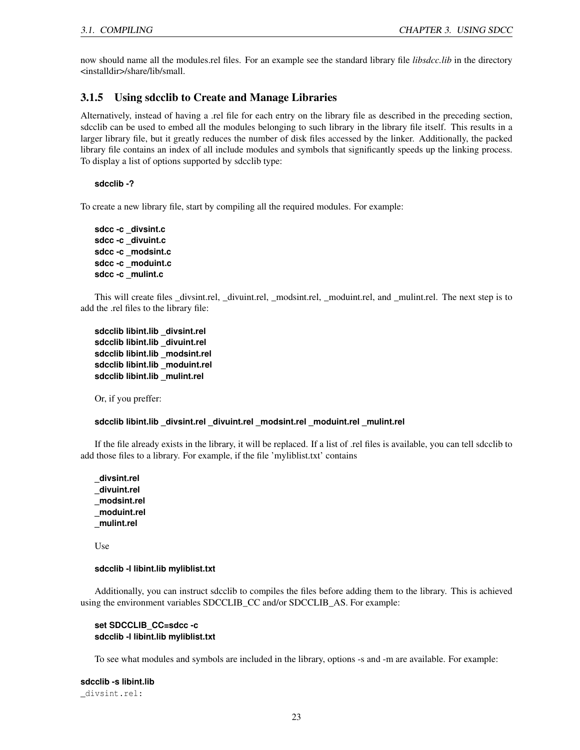now should name all the modules.rel files. For an example see the standard library file *libsdcc.lib* in the directory <installdir>/share/lib/small.

### 3.1.5 Using sdcclib to Create and Manage Libraries

Alternatively, instead of having a .rel file for each entry on the library file as described in the preceding section, sdcclib can be used to embed all the modules belonging to such library in the library file itself. This results in a larger library file, but it greatly reduces the number of disk files accessed by the linker. Additionally, the packed library file contains an index of all include modules and symbols that significantly speeds up the linking process. To display a list of options supported by sdcclib type:

**sdcclib -?**

To create a new library file, start by compiling all the required modules. For example:

**sdcc -c _divsint.c**
**sdcc -c _divuint.c**
**sdcc -c _modsint.c**
**sdcc -c _moduint.c**
**sdcc -c _mulint.c**

This will create files _divsint.rel, _divuint.rel, _modsint.rel, _moduint.rel, and _mulint.rel. The next step is to add the .rel files to the library file:

**sdcclib libint.lib _divsint.rel**
**sdcclib libint.lib _divuint.rel**
**sdcclib libint.lib _modsint.rel**
**sdcclib libint.lib _moduint.rel**
**sdcclib libint.lib _mulint.rel**

Or, if you preffer:

**sdcclib libint.lib _divsint.rel _divuint.rel _modsint.rel _moduint.rel _mulint.rel**

If the file already exists in the library, it will be replaced. If a list of .rel files is available, you can tell sdcclib to add those files to a library. For example, if the file 'myliblist.txt' contains

**_divsint.rel**
**_divuint.rel**
**_modsint.rel**
**_moduint.rel**
**_mulint.rel**

Use

**sdcclib -l libint.lib myliblist.txt**

Additionally, you can instruct sdcclib to compiles the files before adding them to the library. This is achieved using the environment variables SDCCLIB_CC and/or SDCCLIB_AS. For example:

**set SDCCLIB_CC=sdcc -c**
**sdcclib -l libint.lib myliblist.txt**

To see what modules and symbols are included in the library, options -s and -m are available. For example:

**sdcclib -s libint.lib**

```
_divsint.rel:
```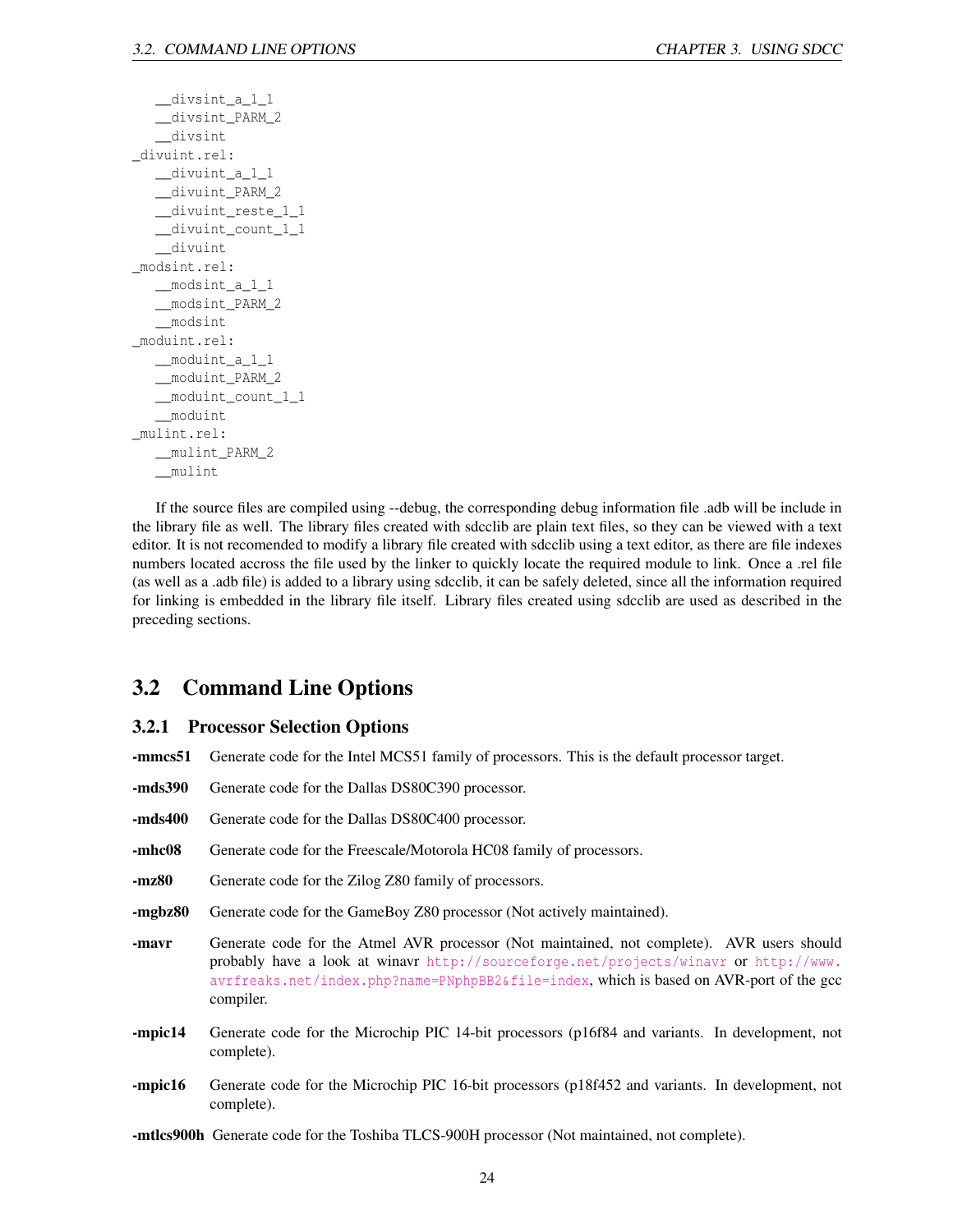```
   __divsint_a_1_1
   __divsint_PARM_2
   __divsint
_divuint.rel:
   __divuint_a_1_1
   __divuint_PARM_2
   __divuint_reste_1_1
   __divuint_count_1_1
   __divuint
_modsint.rel:
   __modsint_a_1_1
   __modsint_PARM_2
   __modsint
_moduint.rel:
   __moduint_a_1_1
   __moduint_PARM_2
   __moduint_count_1_1
   __moduint
_mulint.rel:
   __mulint_PARM_2
   __mulint
```

If the source files are compiled using --debug, the corresponding debug information file .adb will be include in the library file as well. The library files created with sdcclib are plain text files, so they can be viewed with a text editor. It is not recomended to modify a library file created with sdcclib using a text editor, as there are file indexes numbers located accross the file used by the linker to quickly locate the required module to link. Once a .rel file (as well as a .adb file) is added to a library using sdcclib, it can be safely deleted, since all the information required for linking is embedded in the library file itself. Library files created using sdcclib are used as described in the preceding sections.

## 3.2 Command Line Options

### 3.2.1 Processor Selection Options

**-mmcs51** Generate code for the Intel MCS51 family of processors. This is the default processor target.

**-mds390** Generate code for the Dallas DS80C390 processor.

**-mds400** Generate code for the Dallas DS80C400 processor.

**-mhc08** Generate code for the Freescale/Motorola HC08 family of processors.

**-mz80** Generate code for the Zilog Z80 family of processors.

**-mgbz80** Generate code for the GameBoy Z80 processor (Not actively maintained).

**-mavr** Generate code for the Atmel AVR processor (Not maintained, not complete). AVR users should probably have a look at winavr http://sourceforge.net/projects/winavr or http://www.avrfreaks.net/index.php?name=PNphpBB2&file=index, which is based on AVR-port of the gcc compiler.

**-mpic14** Generate code for the Microchip PIC 14-bit processors (p16f84 and variants. In development, not complete).

**-mpic16** Generate code for the Microchip PIC 16-bit processors (p18f452 and variants. In development, not complete).

**-mtlcs900h** Generate code for the Toshiba TLCS-900H processor (Not maintained, not complete).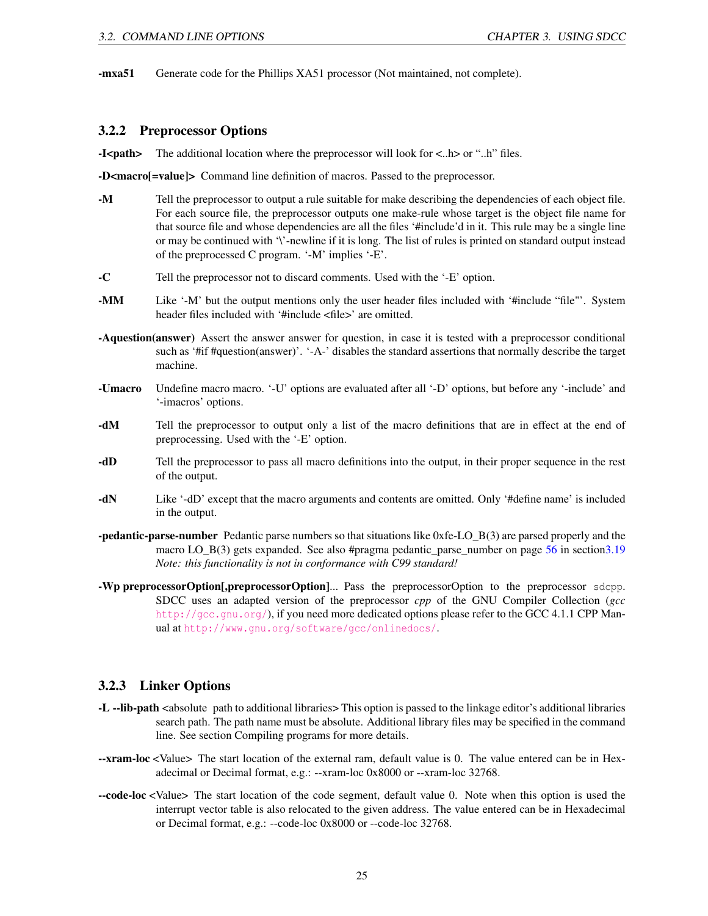**-mxa51** Generate code for the Phillips XA51 processor (Not maintained, not complete).

### 3.2.2 Preprocessor Options

**-I<path>** The additional location where the preprocessor will look for <..h> or "..h" files.

**-D<macro[=value]>** Command line definition of macros. Passed to the preprocessor.

**-M** Tell the preprocessor to output a rule suitable for make describing the dependencies of each object file. For each source file, the preprocessor outputs one make-rule whose target is the object file name for that source file and whose dependencies are all the files '#include'd in it. This rule may be a single line or may be continued with '\'-newline if it is long. The list of rules is printed on standard output instead of the preprocessed C program. '-M' implies '-E'.

**-C** Tell the preprocessor not to discard comments. Used with the '-E' option.

**-MM** Like '-M' but the output mentions only the user header files included with '#include "file"'. System header files included with '#include <file>' are omitted.

**-Aquestion(answer)** Assert the answer answer for question, in case it is tested with a preprocessor conditional such as '#if #question(answer)'. '-A-' disables the standard assertions that normally describe the target machine.

**-Umacro** Undefine macro macro. '-U' options are evaluated after all '-D' options, but before any '-include' and '-imacros' options.

**-dM** Tell the preprocessor to output only a list of the macro definitions that are in effect at the end of preprocessing. Used with the '-E' option.

**-dD** Tell the preprocessor to pass all macro definitions into the output, in their proper sequence in the rest of the output.

**-dN** Like '-dD' except that the macro arguments and contents are omitted. Only '#define name' is included in the output.

**-pedantic-parse-number** Pedantic parse numbers so that situations like 0xfe-LO_B(3) are parsed properly and the macro LO_B(3) gets expanded. See also #pragma pedantic_parse_number on page 56 in section3.19 *Note: this functionality is not in conformance with C99 standard!*

**-Wp preprocessorOption[,preprocessorOption]**... Pass the preprocessorOption to the preprocessor `sdcpp`. SDCC uses an adapted version of the preprocessor *cpp* of the GNU Compiler Collection (*gcc* `http://gcc.gnu.org/`), if you need more dedicated options please refer to the GCC 4.1.1 CPP Manual at `http://www.gnu.org/software/gcc/onlinedocs/`.

### 3.2.3 Linker Options

**-L --lib-path** <absolute path to additional libraries> This option is passed to the linkage editor's additional libraries search path. The path name must be absolute. Additional library files may be specified in the command line. See section Compiling programs for more details.

**--xram-loc** <Value> The start location of the external ram, default value is 0. The value entered can be in Hexadecimal or Decimal format, e.g.: --xram-loc 0x8000 or --xram-loc 32768.

**--code-loc** <Value> The start location of the code segment, default value 0. Note when this option is used the interrupt vector table is also relocated to the given address. The value entered can be in Hexadecimal or Decimal format, e.g.: --code-loc 0x8000 or --code-loc 32768.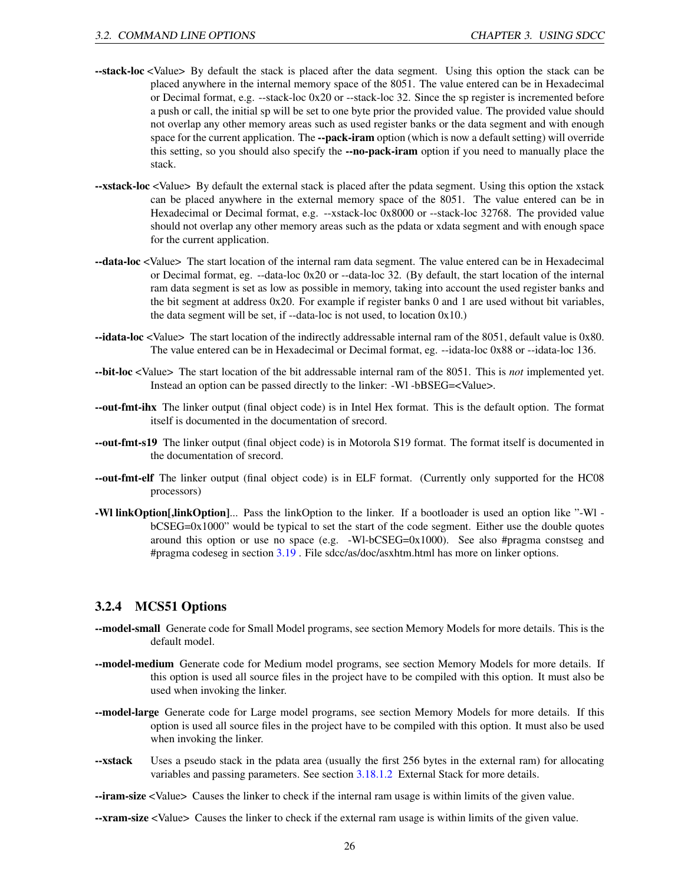**--stack-loc** <Value> By default the stack is placed after the data segment. Using this option the stack can be placed anywhere in the internal memory space of the 8051. The value entered can be in Hexadecimal or Decimal format, e.g. --stack-loc 0x20 or --stack-loc 32. Since the sp register is incremented before a push or call, the initial sp will be set to one byte prior the provided value. The provided value should not overlap any other memory areas such as used register banks or the data segment and with enough space for the current application. The **--pack-iram** option (which is now a default setting) will override this setting, so you should also specify the **--no-pack-iram** option if you need to manually place the stack.

**--xstack-loc** <Value> By default the external stack is placed after the pdata segment. Using this option the xstack can be placed anywhere in the external memory space of the 8051. The value entered can be in Hexadecimal or Decimal format, e.g. --xstack-loc 0x8000 or --stack-loc 32768. The provided value should not overlap any other memory areas such as the pdata or xdata segment and with enough space for the current application.

**--data-loc** <Value> The start location of the internal ram data segment. The value entered can be in Hexadecimal or Decimal format, eg. --data-loc 0x20 or --data-loc 32. (By default, the start location of the internal ram data segment is set as low as possible in memory, taking into account the used register banks and the bit segment at address 0x20. For example if register banks 0 and 1 are used without bit variables, the data segment will be set, if --data-loc is not used, to location 0x10.)

**--idata-loc** <Value> The start location of the indirectly addressable internal ram of the 8051, default value is 0x80. The value entered can be in Hexadecimal or Decimal format, eg. --idata-loc 0x88 or --idata-loc 136.

**--bit-loc** <Value> The start location of the bit addressable internal ram of the 8051. This is *not* implemented yet. Instead an option can be passed directly to the linker: -Wl -bBSEG=<Value>.

**--out-fmt-ihx** The linker output (final object code) is in Intel Hex format. This is the default option. The format itself is documented in the documentation of srecord.

**--out-fmt-s19** The linker output (final object code) is in Motorola S19 format. The format itself is documented in the documentation of srecord.

**--out-fmt-elf** The linker output (final object code) is in ELF format. (Currently only supported for the HC08 processors)

**-Wl linkOption[,linkOption]**... Pass the linkOption to the linker. If a bootloader is used an option like "-Wl -bCSEG=0x1000" would be typical to set the start of the code segment. Either use the double quotes around this option or use no space (e.g. -Wl-bCSEG=0x1000). See also #pragma constseg and #pragma codeseg in section 3.19 . File sdcc/as/doc/asxhtm.html has more on linker options.

### 3.2.4 MCS51 Options

**--model-small** Generate code for Small Model programs, see section Memory Models for more details. This is the default model.

**--model-medium** Generate code for Medium model programs, see section Memory Models for more details. If this option is used all source files in the project have to be compiled with this option. It must also be used when invoking the linker.

**--model-large** Generate code for Large model programs, see section Memory Models for more details. If this option is used all source files in the project have to be compiled with this option. It must also be used when invoking the linker.

**--xstack** Uses a pseudo stack in the pdata area (usually the first 256 bytes in the external ram) for allocating variables and passing parameters. See section 3.18.1.2 External Stack for more details.

**--iram-size** <Value> Causes the linker to check if the internal ram usage is within limits of the given value.

**--xram-size** <Value> Causes the linker to check if the external ram usage is within limits of the given value.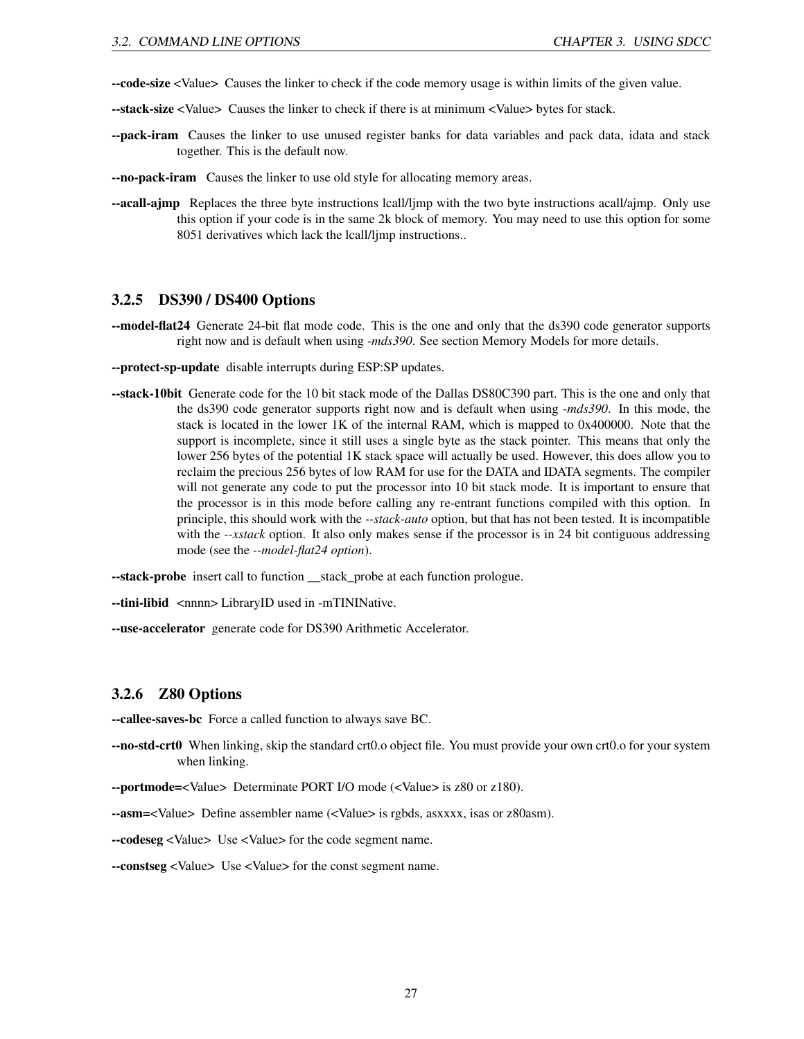**--code-size** <Value> Causes the linker to check if the code memory usage is within limits of the given value.

**--stack-size** <Value> Causes the linker to check if there is at minimum <Value> bytes for stack.

**--pack-iram** Causes the linker to use unused register banks for data variables and pack data, idata and stack together. This is the default now.

**--no-pack-iram** Causes the linker to use old style for allocating memory areas.

**--acall-ajmp** Replaces the three byte instructions lcall/ljmp with the two byte instructions acall/ajmp. Only use this option if your code is in the same 2k block of memory. You may need to use this option for some 8051 derivatives which lack the lcall/ljmp instructions..

### 3.2.5 DS390 / DS400 Options

**--model-flat24** Generate 24-bit flat mode code. This is the one and only that the ds390 code generator supports right now and is default when using *-mds390*. See section Memory Models for more details.

**--protect-sp-update** disable interrupts during ESP:SP updates.

**--stack-10bit** Generate code for the 10 bit stack mode of the Dallas DS80C390 part. This is the one and only that the ds390 code generator supports right now and is default when using *-mds390*. In this mode, the stack is located in the lower 1K of the internal RAM, which is mapped to 0x400000. Note that the support is incomplete, since it still uses a single byte as the stack pointer. This means that only the lower 256 bytes of the potential 1K stack space will actually be used. However, this does allow you to reclaim the precious 256 bytes of low RAM for use for the DATA and IDATA segments. The compiler will not generate any code to put the processor into 10 bit stack mode. It is important to ensure that the processor is in this mode before calling any re-entrant functions compiled with this option. In principle, this should work with the *--stack-auto* option, but that has not been tested. It is incompatible with the *--xstack* option. It also only makes sense if the processor is in 24 bit contiguous addressing mode (see the *--model-flat24 option*).

**--stack-probe** insert call to function __stack_probe at each function prologue.

**--tini-libid** <nnnn> LibraryID used in -mTININative.

**--use-accelerator** generate code for DS390 Arithmetic Accelerator.

### 3.2.6 Z80 Options

**--callee-saves-bc** Force a called function to always save BC.

**--no-std-crt0** When linking, skip the standard crt0.o object file. You must provide your own crt0.o for your system when linking.

**--portmode=**<Value> Determinate PORT I/O mode (<Value> is z80 or z180).

**--asm=**<Value> Define assembler name (<Value> is rgbds, asxxxx, isas or z80asm).

**--codeseg** <Value> Use <Value> for the code segment name.

**--constseg** <Value> Use <Value> for the const segment name.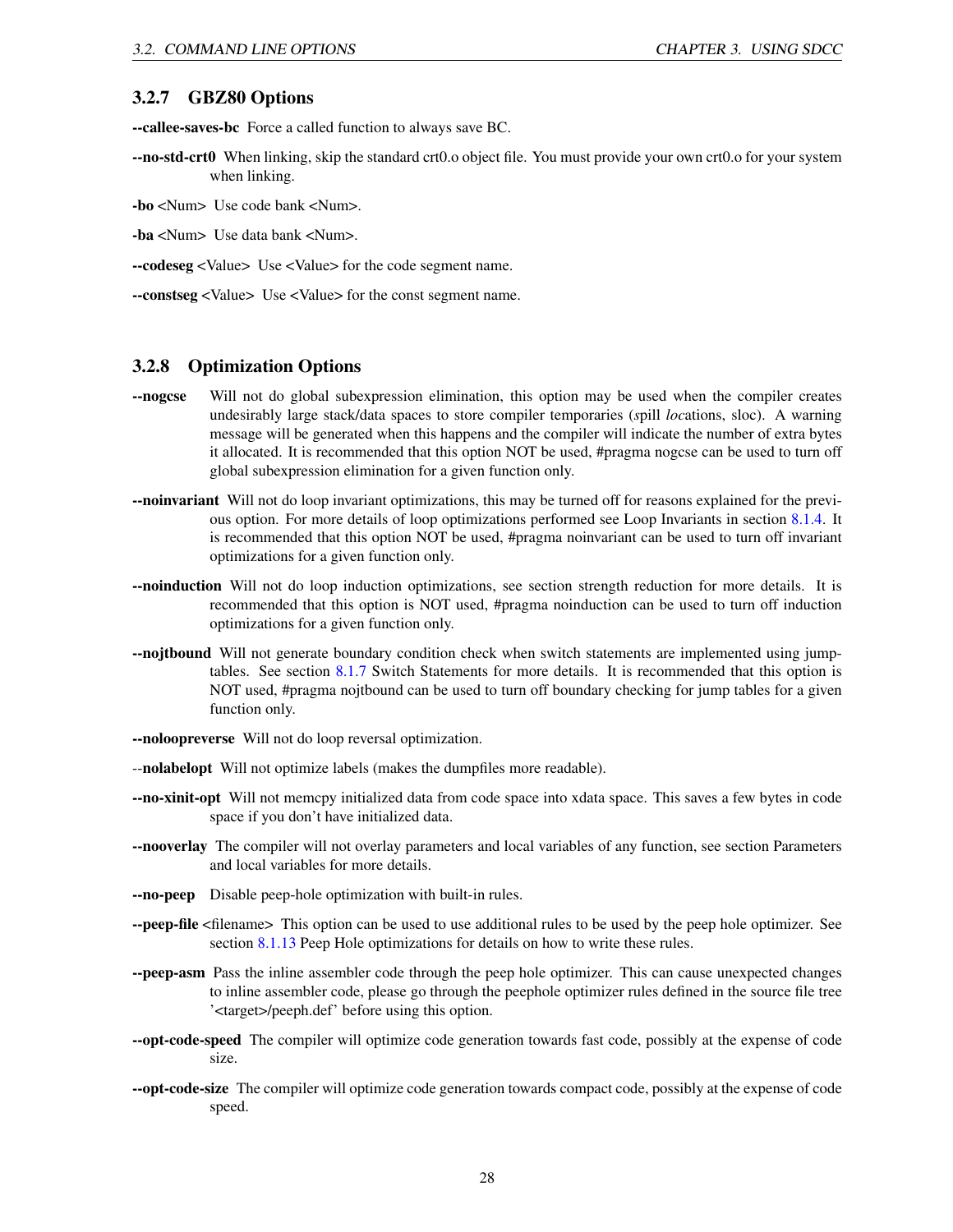### 3.2.7 GBZ80 Options

**--callee-saves-bc** Force a called function to always save BC.

**--no-std-crt0** When linking, skip the standard crt0.o object file. You must provide your own crt0.o for your system when linking.

**-bo** <Num> Use code bank <Num>.

**-ba** <Num> Use data bank <Num>.

**--codeseg** <Value> Use <Value> for the code segment name.

**--constseg** <Value> Use <Value> for the const segment name.

### 3.2.8 Optimization Options

**--nogcse** Will not do global subexpression elimination, this option may be used when the compiler creates undesirably large stack/data spaces to store compiler temporaries (*s*pill *loc*ations, sloc). A warning message will be generated when this happens and the compiler will indicate the number of extra bytes it allocated. It is recommended that this option NOT be used, #pragma nogcse can be used to turn off global subexpression elimination for a given function only.

**--noinvariant** Will not do loop invariant optimizations, this may be turned off for reasons explained for the previous option. For more details of loop optimizations performed see Loop Invariants in section 8.1.4. It is recommended that this option NOT be used, #pragma noinvariant can be used to turn off invariant optimizations for a given function only.

**--noinduction** Will not do loop induction optimizations, see section strength reduction for more details. It is recommended that this option is NOT used, #pragma noinduction can be used to turn off induction optimizations for a given function only.

**--nojtbound** Will not generate boundary condition check when switch statements are implemented using jump-tables. See section 8.1.7 Switch Statements for more details. It is recommended that this option is NOT used, #pragma nojtbound can be used to turn off boundary checking for jump tables for a given function only.

**--noloopreverse** Will not do loop reversal optimization.

--**nolabelopt** Will not optimize labels (makes the dumpfiles more readable).

**--no-xinit-opt** Will not memcpy initialized data from code space into xdata space. This saves a few bytes in code space if you don't have initialized data.

**--nooverlay** The compiler will not overlay parameters and local variables of any function, see section Parameters and local variables for more details.

**--no-peep** Disable peep-hole optimization with built-in rules.

**--peep-file** <filename> This option can be used to use additional rules to be used by the peep hole optimizer. See section 8.1.13 Peep Hole optimizations for details on how to write these rules.

**--peep-asm** Pass the inline assembler code through the peep hole optimizer. This can cause unexpected changes to inline assembler code, please go through the peephole optimizer rules defined in the source file tree '<target>/peeph.def' before using this option.

**--opt-code-speed** The compiler will optimize code generation towards fast code, possibly at the expense of code size.

**--opt-code-size** The compiler will optimize code generation towards compact code, possibly at the expense of code speed.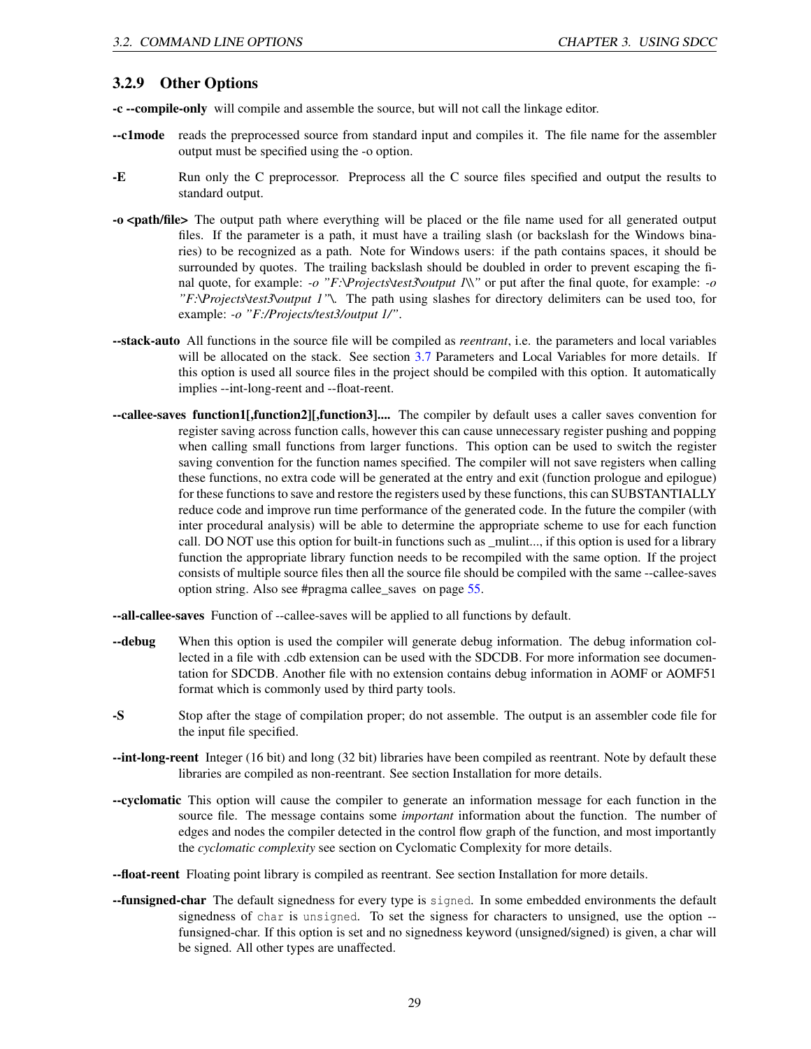### 3.2.9 Other Options

**-c --compile-only** will compile and assemble the source, but will not call the linkage editor.

**--c1mode** reads the preprocessed source from standard input and compiles it. The file name for the assembler output must be specified using the -o option.

**-E** Run only the C preprocessor. Preprocess all the C source files specified and output the results to standard output.

**-o <path/file>** The output path where everything will be placed or the file name used for all generated output files. If the parameter is a path, it must have a trailing slash (or backslash for the Windows binaries) to be recognized as a path. Note for Windows users: if the path contains spaces, it should be surrounded by quotes. The trailing backslash should be doubled in order to prevent escaping the final quote, for example: *-o "F:\Projects\test3\output 1\\"* or put after the final quote, for example: *-o "F:\Projects\test3\output 1"\*. The path using slashes for directory delimiters can be used too, for example: *-o "F:/Projects/test3/output 1/"*.

**--stack-auto** All functions in the source file will be compiled as *reentrant*, i.e. the parameters and local variables will be allocated on the stack. See section 3.7 Parameters and Local Variables for more details. If this option is used all source files in the project should be compiled with this option. It automatically implies --int-long-reent and --float-reent.

**--callee-saves function1[,function2][,function3]....** The compiler by default uses a caller saves convention for register saving across function calls, however this can cause unnecessary register pushing and popping when calling small functions from larger functions. This option can be used to switch the register saving convention for the function names specified. The compiler will not save registers when calling these functions, no extra code will be generated at the entry and exit (function prologue and epilogue) for these functions to save and restore the registers used by these functions, this can SUBSTANTIALLY reduce code and improve run time performance of the generated code. In the future the compiler (with inter procedural analysis) will be able to determine the appropriate scheme to use for each function call. DO NOT use this option for built-in functions such as _mulint..., if this option is used for a library function the appropriate library function needs to be recompiled with the same option. If the project consists of multiple source files then all the source file should be compiled with the same --callee-saves option string. Also see #pragma callee_saves on page 55.

**--all-callee-saves** Function of --callee-saves will be applied to all functions by default.

**--debug** When this option is used the compiler will generate debug information. The debug information collected in a file with .cdb extension can be used with the SDCDB. For more information see documentation for SDCDB. Another file with no extension contains debug information in AOMF or AOMF51 format which is commonly used by third party tools.

**-S** Stop after the stage of compilation proper; do not assemble. The output is an assembler code file for the input file specified.

**--int-long-reent** Integer (16 bit) and long (32 bit) libraries have been compiled as reentrant. Note by default these libraries are compiled as non-reentrant. See section Installation for more details.

**--cyclomatic** This option will cause the compiler to generate an information message for each function in the source file. The message contains some *important* information about the function. The number of edges and nodes the compiler detected in the control flow graph of the function, and most importantly the *cyclomatic complexity* see section on Cyclomatic Complexity for more details.

**--float-reent** Floating point library is compiled as reentrant. See section Installation for more details.

**--funsigned-char** The default signedness for every type is `signed`. In some embedded environments the default signedness of `char` is `unsigned`. To set the signess for characters to unsigned, use the option --funsigned-char. If this option is set and no signedness keyword (unsigned/signed) is given, a char will be signed. All other types are unaffected.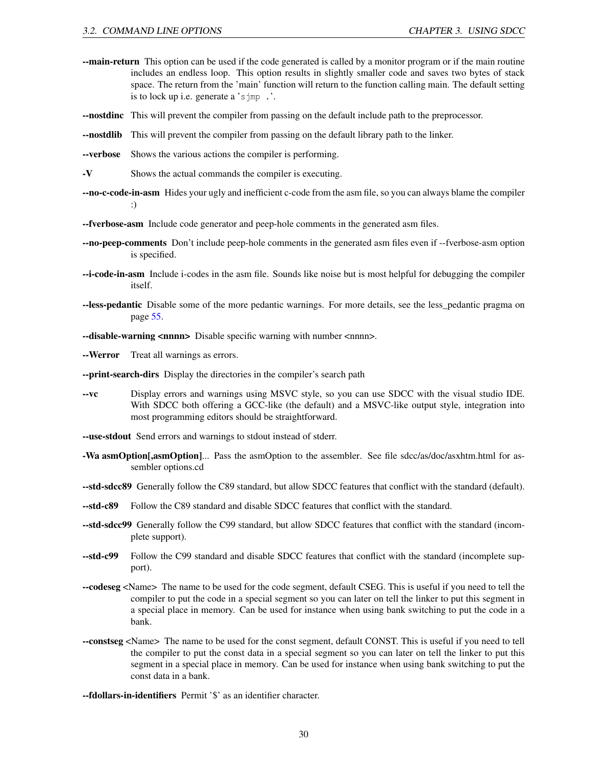**--main-return** This option can be used if the code generated is called by a monitor program or if the main routine includes an endless loop. This option results in slightly smaller code and saves two bytes of stack space. The return from the 'main' function will return to the function calling main. The default setting is to lock up i.e. generate a '`sjmp .`'.

**--nostdinc** This will prevent the compiler from passing on the default include path to the preprocessor.

**--nostdlib** This will prevent the compiler from passing on the default library path to the linker.

**--verbose** Shows the various actions the compiler is performing.

**-V** Shows the actual commands the compiler is executing.

**--no-c-code-in-asm** Hides your ugly and inefficient c-code from the asm file, so you can always blame the compiler :)

**--fverbose-asm** Include code generator and peep-hole comments in the generated asm files.

**--no-peep-comments** Don't include peep-hole comments in the generated asm files even if --fverbose-asm option is specified.

**--i-code-in-asm** Include i-codes in the asm file. Sounds like noise but is most helpful for debugging the compiler itself.

**--less-pedantic** Disable some of the more pedantic warnings. For more details, see the less_pedantic pragma on page 55.

**--disable-warning <nnnn>** Disable specific warning with number <nnnn>.

**--Werror** Treat all warnings as errors.

**--print-search-dirs** Display the directories in the compiler's search path

**--vc** Display errors and warnings using MSVC style, so you can use SDCC with the visual studio IDE. With SDCC both offering a GCC-like (the default) and a MSVC-like output style, integration into most programming editors should be straightforward.

**--use-stdout** Send errors and warnings to stdout instead of stderr.

**-Wa asmOption[,asmOption]**... Pass the asmOption to the assembler. See file sdcc/as/doc/asxhtm.html for assembler options.cd

**--std-sdcc89** Generally follow the C89 standard, but allow SDCC features that conflict with the standard (default).

**--std-c89** Follow the C89 standard and disable SDCC features that conflict with the standard.

**--std-sdcc99** Generally follow the C99 standard, but allow SDCC features that conflict with the standard (incomplete support).

**--std-c99** Follow the C99 standard and disable SDCC features that conflict with the standard (incomplete support).

**--codeseg** <Name> The name to be used for the code segment, default CSEG. This is useful if you need to tell the compiler to put the code in a special segment so you can later on tell the linker to put this segment in a special place in memory. Can be used for instance when using bank switching to put the code in a bank.

**--constseg** <Name> The name to be used for the const segment, default CONST. This is useful if you need to tell the compiler to put the const data in a special segment so you can later on tell the linker to put this segment in a special place in memory. Can be used for instance when using bank switching to put the const data in a bank.

**--fdollars-in-identifiers** Permit '$' as an identifier character.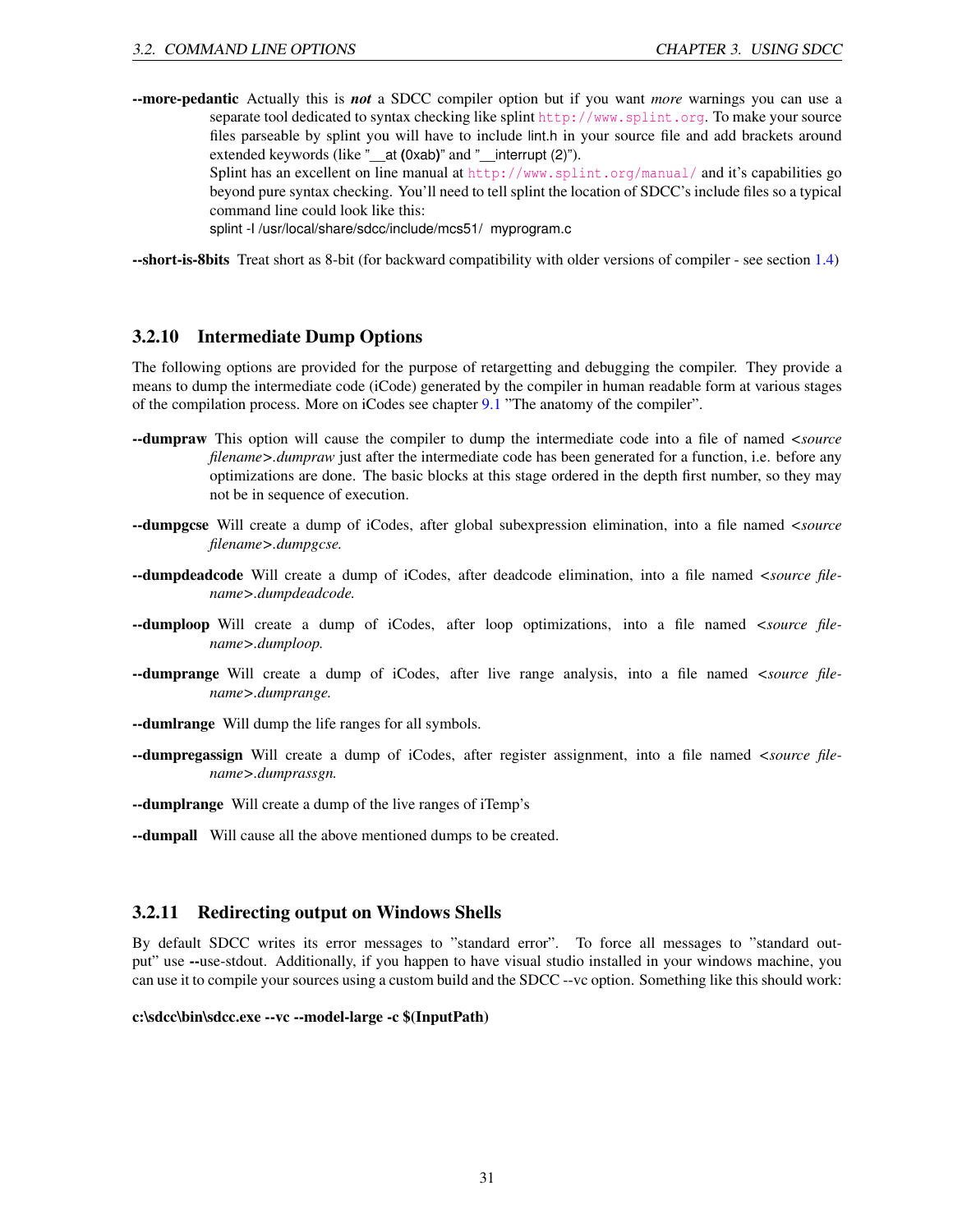**--more-pedantic** Actually this is ***not*** a SDCC compiler option but if you want *more* warnings you can use a separate tool dedicated to syntax checking like splint http://www.splint.org. To make your source files parseable by splint you will have to include lint.h in your source file and add brackets around extended keywords (like "__at (0xab)" and "__interrupt (2)").

Splint has an excellent on line manual at http://www.splint.org/manual/ and it's capabilities go beyond pure syntax checking. You'll need to tell splint the location of SDCC's include files so a typical command line could look like this:

splint -I /usr/local/share/sdcc/include/mcs51/ myprogram.c

**--short-is-8bits** Treat short as 8-bit (for backward compatibility with older versions of compiler - see section 1.4)

### 3.2.10 Intermediate Dump Options

The following options are provided for the purpose of retargetting and debugging the compiler. They provide a means to dump the intermediate code (iCode) generated by the compiler in human readable form at various stages of the compilation process. More on iCodes see chapter 9.1 "The anatomy of the compiler".

**--dumpraw** This option will cause the compiler to dump the intermediate code into a file of named *<source filename>.dumpraw* just after the intermediate code has been generated for a function, i.e. before any optimizations are done. The basic blocks at this stage ordered in the depth first number, so they may not be in sequence of execution.

**--dumpgcse** Will create a dump of iCodes, after global subexpression elimination, into a file named *<source filename>.dumpgcse.*

**--dumpdeadcode** Will create a dump of iCodes, after deadcode elimination, into a file named *<source filename>.dumpdeadcode.*

**--dumploop** Will create a dump of iCodes, after loop optimizations, into a file named *<source filename>.dumploop.*

**--dumprange** Will create a dump of iCodes, after live range analysis, into a file named *<source filename>.dumprange.*

**--dumlrange** Will dump the life ranges for all symbols.

**--dumpregassign** Will create a dump of iCodes, after register assignment, into a file named *<source filename>.dumprassgn.*

**--dumplrange** Will create a dump of the live ranges of iTemp's

**--dumpall** Will cause all the above mentioned dumps to be created.

### 3.2.11 Redirecting output on Windows Shells

By default SDCC writes its error messages to "standard error". To force all messages to "standard output" use **--**use-stdout. Additionally, if you happen to have visual studio installed in your windows machine, you can use it to compile your sources using a custom build and the SDCC --vc option. Something like this should work:

**c:\sdcc\bin\sdcc.exe --vc --model-large -c $(InputPath)**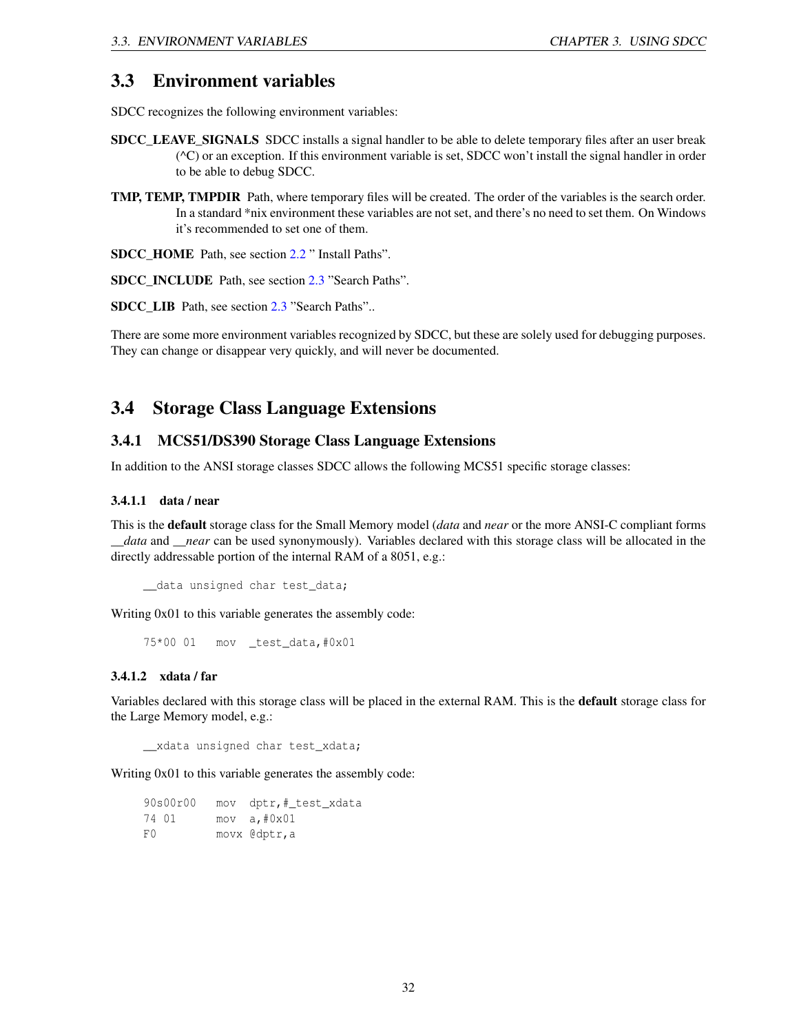## 3.3 Environment variables

SDCC recognizes the following environment variables:

**SDCC_LEAVE_SIGNALS** SDCC installs a signal handler to be able to delete temporary files after an user break (^C) or an exception. If this environment variable is set, SDCC won't install the signal handler in order to be able to debug SDCC.

**TMP, TEMP, TMPDIR** Path, where temporary files will be created. The order of the variables is the search order. In a standard *nix environment these variables are not set, and there's no need to set them. On Windows it's recommended to set one of them.

**SDCC_HOME** Path, see section 2.2 " Install Paths".

**SDCC_INCLUDE** Path, see section 2.3 "Search Paths".

**SDCC_LIB** Path, see section 2.3 "Search Paths"..

There are some more environment variables recognized by SDCC, but these are solely used for debugging purposes. They can change or disappear very quickly, and will never be documented.

## 3.4 Storage Class Language Extensions

### 3.4.1 MCS51/DS390 Storage Class Language Extensions

In addition to the ANSI storage classes SDCC allows the following MCS51 specific storage classes:

#### 3.4.1.1 data / near

This is the **default** storage class for the Small Memory model (*data* and *near* or the more ANSI-C compliant forms *__data* and *__near* can be used synonymously). Variables declared with this storage class will be allocated in the directly addressable portion of the internal RAM of a 8051, e.g.:

```
__data unsigned char test_data;
```

Writing 0x01 to this variable generates the assembly code:

```
75*00 01   mov  _test_data,#0x01
```

#### 3.4.1.2 xdata / far

Variables declared with this storage class will be placed in the external RAM. This is the **default** storage class for the Large Memory model, e.g.:

```
__xdata unsigned char test_xdata;
```

Writing 0x01 to this variable generates the assembly code:

```
90s00r00   mov  dptr,#_test_xdata
74 01      mov  a,#0x01
F0         movx @dptr,a
```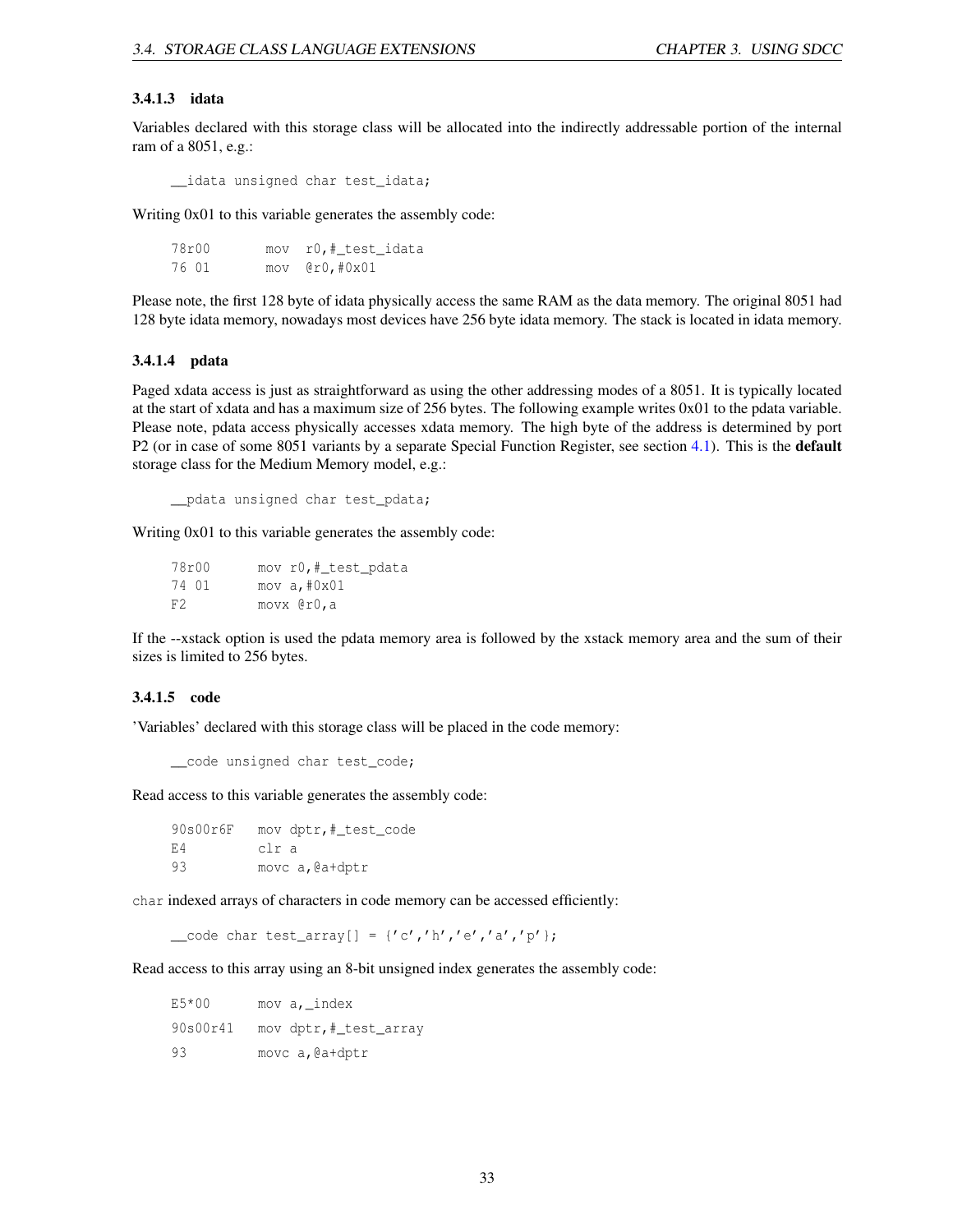#### 3.4.1.3 idata

Variables declared with this storage class will be allocated into the indirectly addressable portion of the internal ram of a 8051, e.g.:

```
__idata unsigned char test_idata;
```

Writing 0x01 to this variable generates the assembly code:

```
78r00       mov  r0,#_test_idata
76 01       mov  @r0,#0x01
```

Please note, the first 128 byte of idata physically access the same RAM as the data memory. The original 8051 had 128 byte idata memory, nowadays most devices have 256 byte idata memory. The stack is located in idata memory.

#### 3.4.1.4 pdata

Paged xdata access is just as straightforward as using the other addressing modes of a 8051. It is typically located at the start of xdata and has a maximum size of 256 bytes. The following example writes 0x01 to the pdata variable. Please note, pdata access physically accesses xdata memory. The high byte of the address is determined by port P2 (or in case of some 8051 variants by a separate Special Function Register, see section 4.1). This is the **default** storage class for the Medium Memory model, e.g.:

```
__pdata unsigned char test_pdata;
```

Writing 0x01 to this variable generates the assembly code:

```
78r00       mov r0,#_test_pdata
74 01       mov a,#0x01
F2          movx @r0,a
```

If the --xstack option is used the pdata memory area is followed by the xstack memory area and the sum of their sizes is limited to 256 bytes.

#### 3.4.1.5 code

'Variables' declared with this storage class will be placed in the code memory:

```
__code unsigned char test_code;
```

Read access to this variable generates the assembly code:

```
90s00r6F   mov dptr,#_test_code
E4         clr a
93         movc a,@a+dptr
```

char indexed arrays of characters in code memory can be accessed efficiently:

```
__code char test_array[] = {'c','h','e','a','p'};
```

Read access to this array using an 8-bit unsigned index generates the assembly code:

```
E5*00      mov a,_index
90s00r41   mov dptr,#_test_array
93         movc a,@a+dptr
```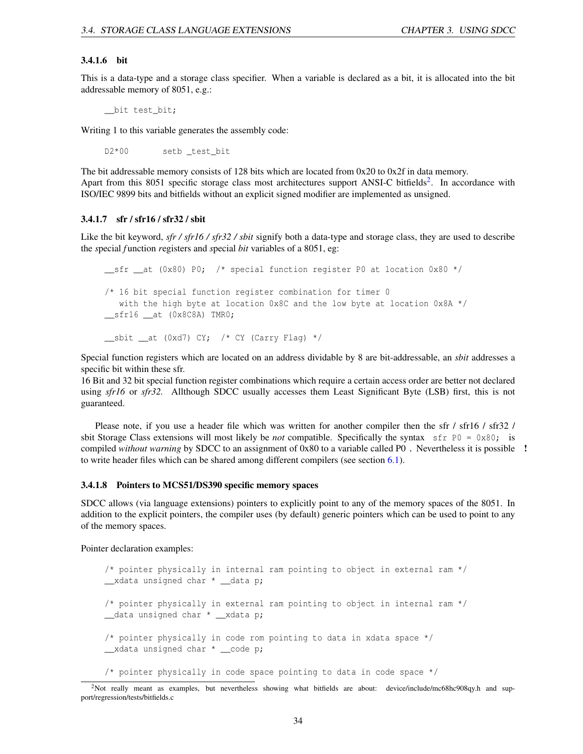#### 3.4.1.6 bit

This is a data-type and a storage class specifier. When a variable is declared as a bit, it is allocated into the bit addressable memory of 8051, e.g.:

```
__bit test_bit;
```

Writing 1 to this variable generates the assembly code:

```
D2*00       setb _test_bit
```

The bit addressable memory consists of 128 bits which are located from 0x20 to 0x2f in data memory.
Apart from this 8051 specific storage class most architectures support ANSI-C bitfields[2]. In accordance with ISO/IEC 9899 bits and bitfields without an explicit signed modifier are implemented as unsigned.

#### 3.4.1.7 sfr / sfr16 / sfr32 / sbit

Like the bit keyword, *sfr / sfr16 / sfr32 / sbit* signify both a data-type and storage class, they are used to describe the *s*pecial *f*unction *r*egisters and *s*pecial *bit* variables of a 8051, eg:

```
__sfr __at (0x80) P0;  /* special function register P0 at location 0x80 */

/* 16 bit special function register combination for timer 0
   with the high byte at location 0x8C and the low byte at location 0x8A */
__sfr16 __at (0x8C8A) TMR0;

__sbit __at (0xd7) CY;  /* CY (Carry Flag) */
```

Special function registers which are located on an address dividable by 8 are bit-addressable, an *sbit* addresses a specific bit within these sfr.
16 Bit and 32 bit special function register combinations which require a certain access order are better not declared using *sfr16* or *sfr32*. Allthough SDCC usually accesses them Least Significant Byte (LSB) first, this is not guaranteed.

Please note, if you use a header file which was written for another compiler then the sfr / sfr16 / sfr32 / sbit Storage Class extensions will most likely be *not* compatible. Specifically the syntax `sfr P0 = 0x80;` is compiled *without warning* by SDCC to an assignment of 0x80 to a variable called P0 . Nevertheless it is possible to write header files which can be shared among different compilers (see section 6.1). **!**

#### 3.4.1.8 Pointers to MCS51/DS390 specific memory spaces

SDCC allows (via language extensions) pointers to explicitly point to any of the memory spaces of the 8051. In addition to the explicit pointers, the compiler uses (by default) generic pointers which can be used to point to any of the memory spaces.

Pointer declaration examples:

```
/* pointer physically in internal ram pointing to object in external ram */
__xdata unsigned char * __data p;

/* pointer physically in external ram pointing to object in internal ram */
__data unsigned char * __xdata p;

/* pointer physically in code rom pointing to data in xdata space */
__xdata unsigned char * __code p;

/* pointer physically in code space pointing to data in code space */
```

[2] Not really meant as examples, but nevertheless showing what bitfields are about: device/include/mc68hc908qy.h and support/regression/tests/bitfields.c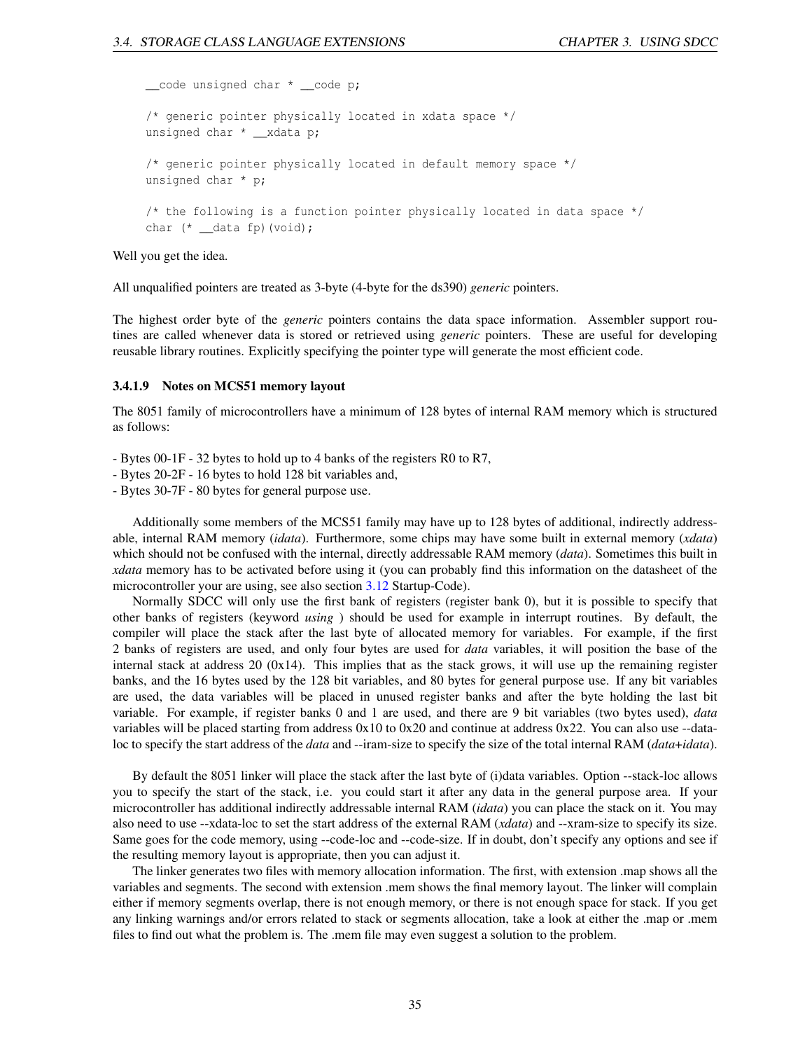```
__code unsigned char * __code p;

/* generic pointer physically located in xdata space */
unsigned char * __xdata p;

/* generic pointer physically located in default memory space */
unsigned char * p;

/* the following is a function pointer physically located in data space */
char (* __data fp)(void);
```

Well you get the idea.

All unqualified pointers are treated as 3-byte (4-byte for the ds390) *generic* pointers.

The highest order byte of the *generic* pointers contains the data space information. Assembler support routines are called whenever data is stored or retrieved using *generic* pointers. These are useful for developing reusable library routines. Explicitly specifying the pointer type will generate the most efficient code.

#### 3.4.1.9 Notes on MCS51 memory layout

The 8051 family of microcontrollers have a minimum of 128 bytes of internal RAM memory which is structured as follows:

- Bytes 00-1F - 32 bytes to hold up to 4 banks of the registers R0 to R7,
- Bytes 20-2F - 16 bytes to hold 128 bit variables and,
- Bytes 30-7F - 80 bytes for general purpose use.

Additionally some members of the MCS51 family may have up to 128 bytes of additional, indirectly addressable, internal RAM memory (*idata*). Furthermore, some chips may have some built in external memory (*xdata*) which should not be confused with the internal, directly addressable RAM memory (*data*). Sometimes this built in *xdata* memory has to be activated before using it (you can probably find this information on the datasheet of the microcontroller your are using, see also section 3.12 Startup-Code).

Normally SDCC will only use the first bank of registers (register bank 0), but it is possible to specify that other banks of registers (keyword *using* ) should be used for example in interrupt routines. By default, the compiler will place the stack after the last byte of allocated memory for variables. For example, if the first 2 banks of registers are used, and only four bytes are used for *data* variables, it will position the base of the internal stack at address 20 (0x14). This implies that as the stack grows, it will use up the remaining register banks, and the 16 bytes used by the 128 bit variables, and 80 bytes for general purpose use. If any bit variables are used, the data variables will be placed in unused register banks and after the byte holding the last bit variable. For example, if register banks 0 and 1 are used, and there are 9 bit variables (two bytes used), *data* variables will be placed starting from address 0x10 to 0x20 and continue at address 0x22. You can also use --data-loc to specify the start address of the *data* and --iram-size to specify the size of the total internal RAM (*data*+*idata*).

By default the 8051 linker will place the stack after the last byte of (i)data variables. Option --stack-loc allows you to specify the start of the stack, i.e. you could start it after any data in the general purpose area. If your microcontroller has additional indirectly addressable internal RAM (*idata*) you can place the stack on it. You may also need to use --xdata-loc to set the start address of the external RAM (*xdata*) and --xram-size to specify its size. Same goes for the code memory, using --code-loc and --code-size. If in doubt, don't specify any options and see if the resulting memory layout is appropriate, then you can adjust it.

The linker generates two files with memory allocation information. The first, with extension .map shows all the variables and segments. The second with extension .mem shows the final memory layout. The linker will complain either if memory segments overlap, there is not enough memory, or there is not enough space for stack. If you get any linking warnings and/or errors related to stack or segments allocation, take a look at either the .map or .mem files to find out what the problem is. The .mem file may even suggest a solution to the problem.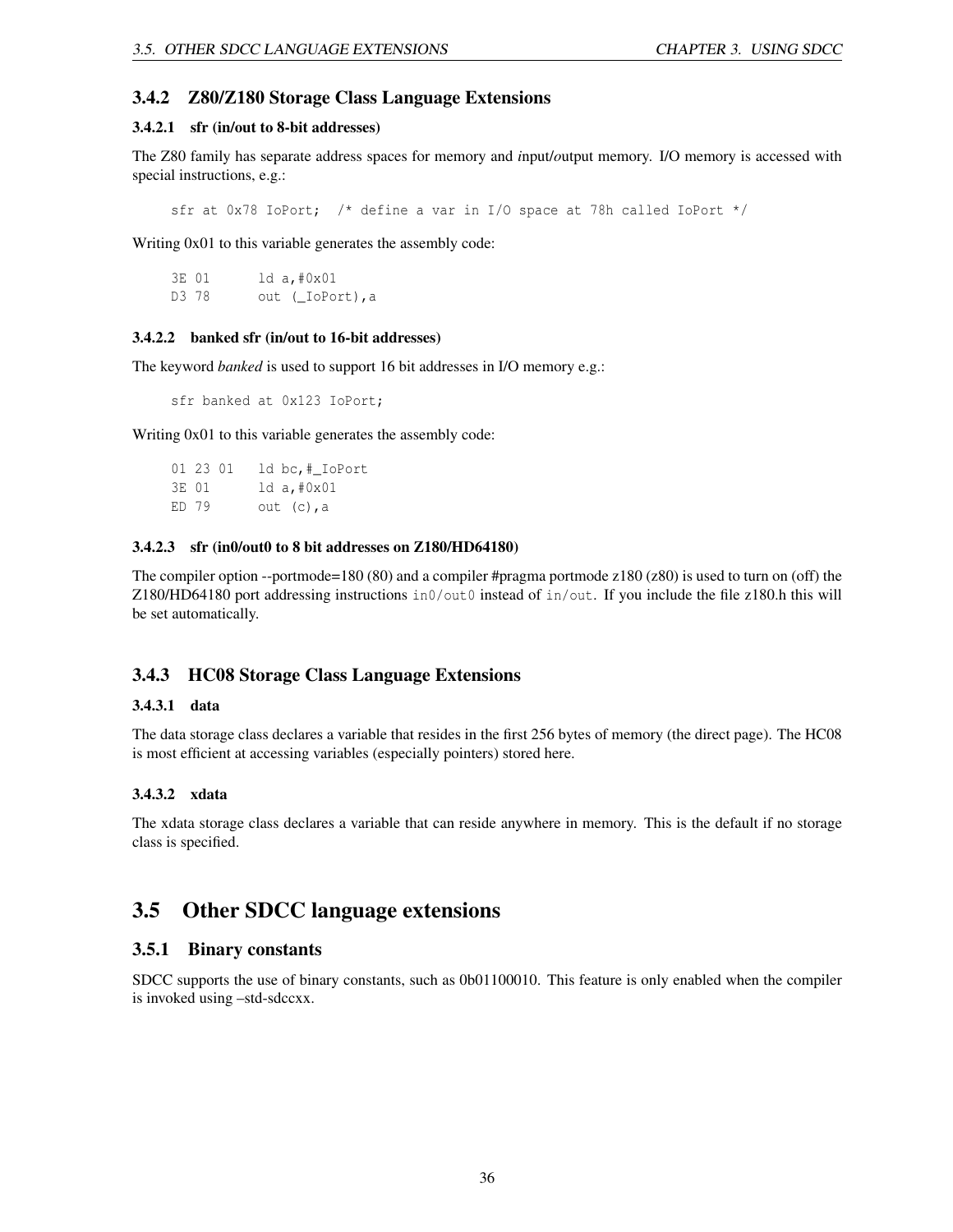### 3.4.2 Z80/Z180 Storage Class Language Extensions

#### 3.4.2.1 sfr (in/out to 8-bit addresses)

The Z80 family has separate address spaces for memory and *i*nput/*o*utput memory. I/O memory is accessed with special instructions, e.g.:

```
sfr at 0x78 IoPort;  /* define a var in I/O space at 78h called IoPort */
```

Writing 0x01 to this variable generates the assembly code:

```
3E 01      ld a,#0x01
D3 78      out (_IoPort),a
```

#### 3.4.2.2 banked sfr (in/out to 16-bit addresses)

The keyword *banked* is used to support 16 bit addresses in I/O memory e.g.:

```
sfr banked at 0x123 IoPort;
```

Writing 0x01 to this variable generates the assembly code:

```
01 23 01   ld bc,#_IoPort
3E 01      ld a,#0x01
ED 79      out (c),a
```

#### 3.4.2.3 sfr (in0/out0 to 8 bit addresses on Z180/HD64180)

The compiler option --portmode=180 (80) and a compiler #pragma portmode z180 (z80) is used to turn on (off) the Z180/HD64180 port addressing instructions `in0/out0` instead of `in/out`. If you include the file z180.h this will be set automatically.

### 3.4.3 HC08 Storage Class Language Extensions

#### 3.4.3.1 data

The data storage class declares a variable that resides in the first 256 bytes of memory (the direct page). The HC08 is most efficient at accessing variables (especially pointers) stored here.

#### 3.4.3.2 xdata

The xdata storage class declares a variable that can reside anywhere in memory. This is the default if no storage class is specified.

## 3.5 Other SDCC language extensions

### 3.5.1 Binary constants

SDCC supports the use of binary constants, such as 0b01100010. This feature is only enabled when the compiler is invoked using –std-sdccxx.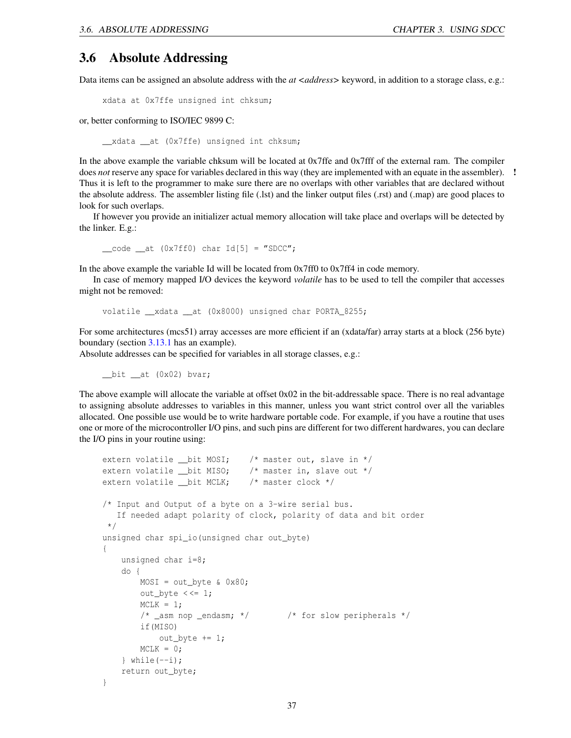## 3.6 Absolute Addressing

Data items can be assigned an absolute address with the *at <address>* keyword, in addition to a storage class, e.g.:

```
xdata at 0x7ffe unsigned int chksum;
```

or, better conforming to ISO/IEC 9899 C:

```
__xdata __at (0x7ffe) unsigned int chksum;
```

In the above example the variable chksum will be located at 0x7ffe and 0x7fff of the external ram. The compiler does *not* reserve any space for variables declared in this way (they are implemented with an equate in the assembler). **!** Thus it is left to the programmer to make sure there are no overlaps with other variables that are declared without the absolute address. The assembler listing file (.lst) and the linker output files (.rst) and (.map) are good places to look for such overlaps.

If however you provide an initializer actual memory allocation will take place and overlaps will be detected by the linker. E.g.:

```
__code __at (0x7ff0) char Id[5] = "SDCC";
```

In the above example the variable Id will be located from 0x7ff0 to 0x7ff4 in code memory.

In case of memory mapped I/O devices the keyword *volatile* has to be used to tell the compiler that accesses might not be removed:

```
volatile __xdata __at (0x8000) unsigned char PORTA_8255;
```

For some architectures (mcs51) array accesses are more efficient if an (xdata/far) array starts at a block (256 byte) boundary (section 3.13.1 has an example).
Absolute addresses can be specified for variables in all storage classes, e.g.:

```
__bit __at (0x02) bvar;
```

The above example will allocate the variable at offset 0x02 in the bit-addressable space. There is no real advantage to assigning absolute addresses to variables in this manner, unless you want strict control over all the variables allocated. One possible use would be to write hardware portable code. For example, if you have a routine that uses one or more of the microcontroller I/O pins, and such pins are different for two different hardwares, you can declare the I/O pins in your routine using:

```
extern volatile __bit MOSI;    /* master out, slave in */
extern volatile __bit MISO;    /* master in, slave out */
extern volatile __bit MCLK;    /* master clock */

/* Input and Output of a byte on a 3-wire serial bus.
   If needed adapt polarity of clock, polarity of data and bit order
 */
unsigned char spi_io(unsigned char out_byte)
{
    unsigned char i=8;
    do {
        MOSI = out_byte & 0x80;
        out_byte <<= 1;
        MCLK = 1;
        /* _asm nop _endasm; */        /* for slow peripherals */
        if(MISO)
            out_byte += 1;
        MCLK = 0;
    } while(--i);
    return out_byte;
}
```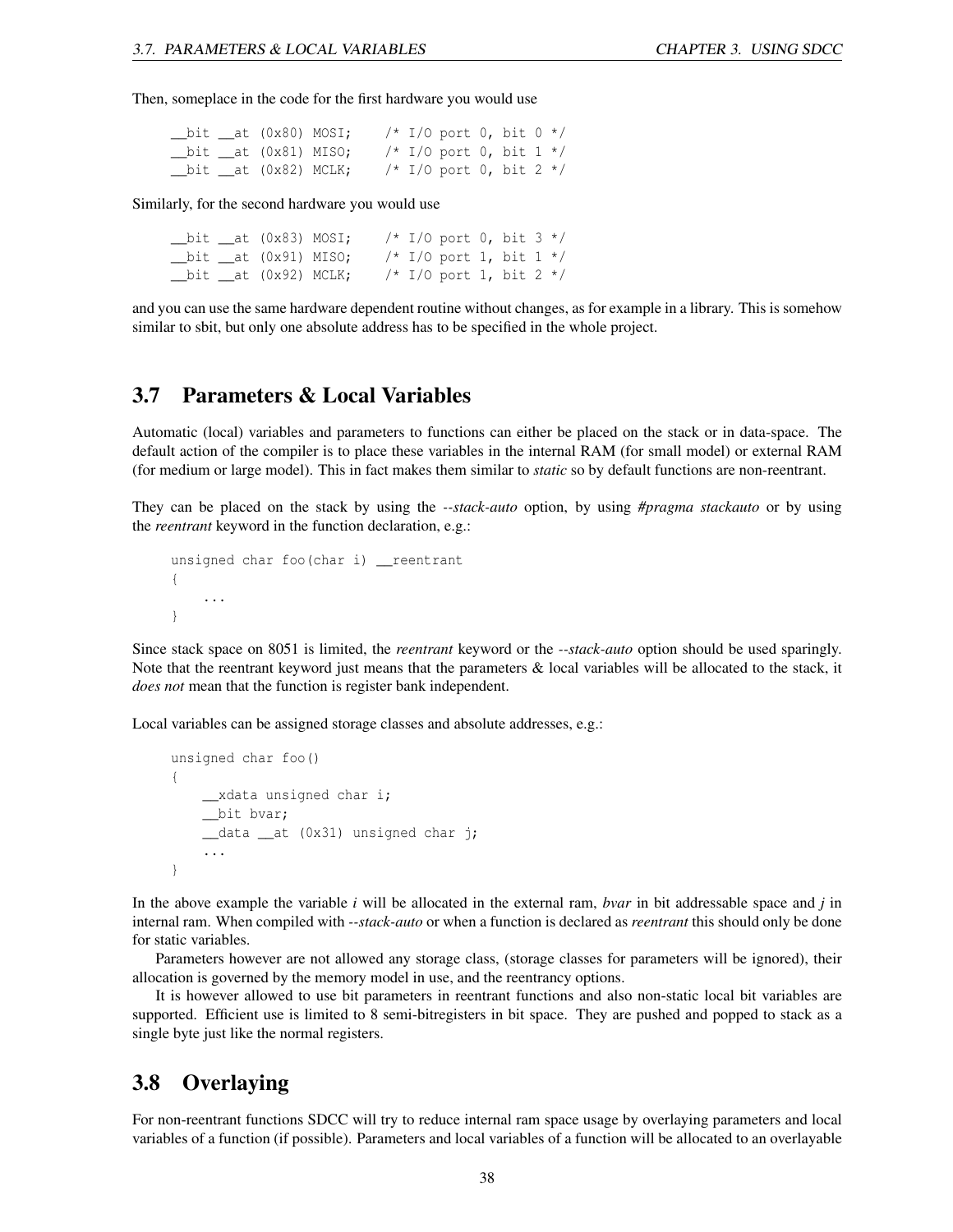Then, someplace in the code for the first hardware you would use

```
__bit __at (0x80) MOSI;    /* I/O port 0, bit 0 */
__bit __at (0x81) MISO;    /* I/O port 0, bit 1 */
__bit __at (0x82) MCLK;    /* I/O port 0, bit 2 */
```

Similarly, for the second hardware you would use

```
__bit __at (0x83) MOSI;    /* I/O port 0, bit 3 */
__bit __at (0x91) MISO;    /* I/O port 1, bit 1 */
__bit __at (0x92) MCLK;    /* I/O port 1, bit 2 */
```

and you can use the same hardware dependent routine without changes, as for example in a library. This is somehow similar to sbit, but only one absolute address has to be specified in the whole project.

## 3.7 Parameters & Local Variables

Automatic (local) variables and parameters to functions can either be placed on the stack or in data-space. The default action of the compiler is to place these variables in the internal RAM (for small model) or external RAM (for medium or large model). This in fact makes them similar to *static* so by default functions are non-reentrant.

They can be placed on the stack by using the *--stack-auto* option, by using *#pragma stackauto* or by using the *reentrant* keyword in the function declaration, e.g.:

```
unsigned char foo(char i) __reentrant
{
    ...
}
```

Since stack space on 8051 is limited, the *reentrant* keyword or the *--stack-auto* option should be used sparingly. Note that the reentrant keyword just means that the parameters & local variables will be allocated to the stack, it *does not* mean that the function is register bank independent.

Local variables can be assigned storage classes and absolute addresses, e.g.:

```
unsigned char foo()
{
    __xdata unsigned char i;
    __bit bvar;
    __data __at (0x31) unsigned char j;
    ...
}
```

In the above example the variable *i* will be allocated in the external ram, *bvar* in bit addressable space and *j* in internal ram. When compiled with *--stack-auto* or when a function is declared as *reentrant* this should only be done for static variables.

Parameters however are not allowed any storage class, (storage classes for parameters will be ignored), their allocation is governed by the memory model in use, and the reentrancy options.

It is however allowed to use bit parameters in reentrant functions and also non-static local bit variables are supported. Efficient use is limited to 8 semi-bitregisters in bit space. They are pushed and popped to stack as a single byte just like the normal registers.

## 3.8 Overlaying

For non-reentrant functions SDCC will try to reduce internal ram space usage by overlaying parameters and local variables of a function (if possible). Parameters and local variables of a function will be allocated to an overlayable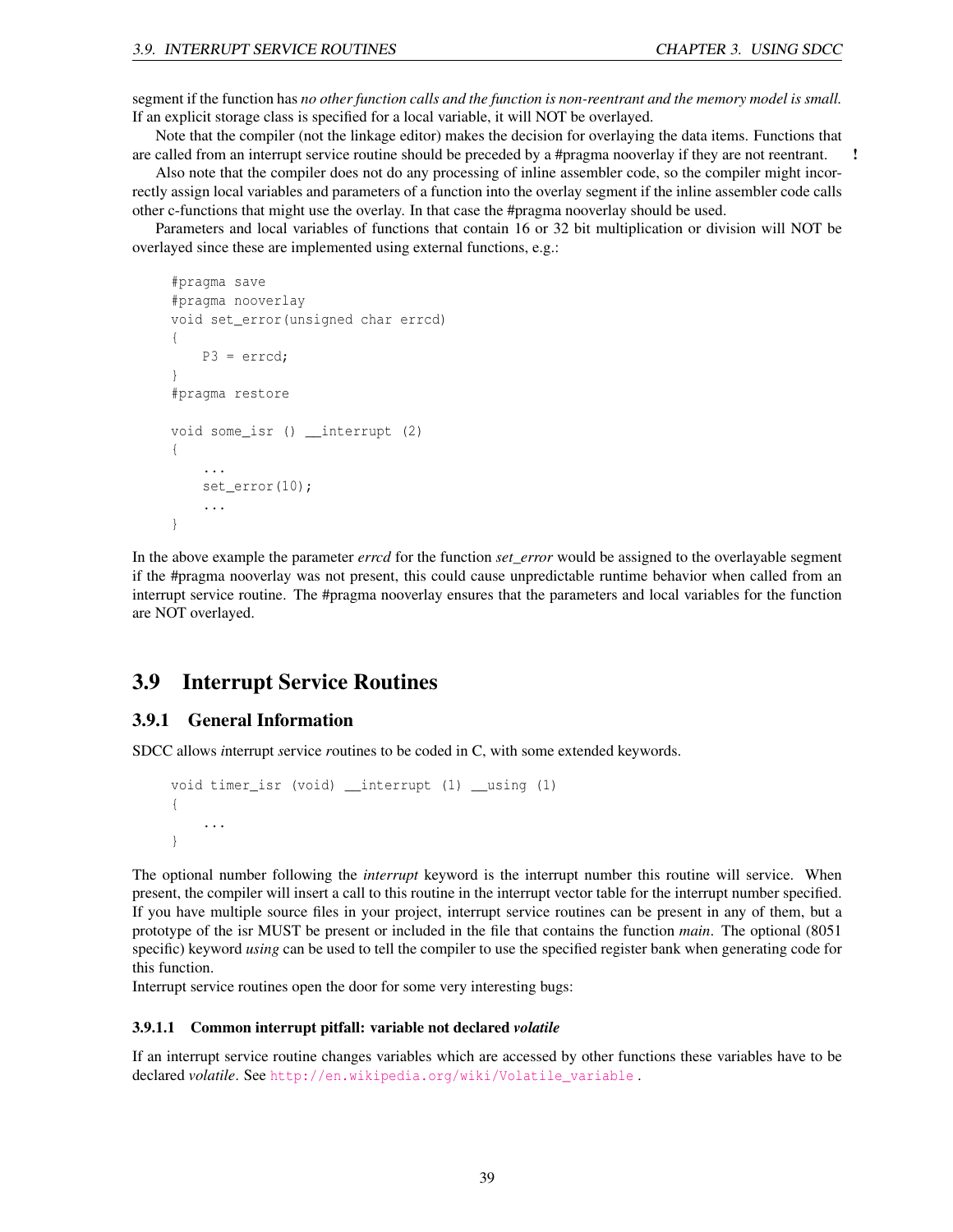segment if the function has *no other function calls and the function is non-reentrant and the memory model is small.* If an explicit storage class is specified for a local variable, it will NOT be overlayed.

Note that the compiler (not the linkage editor) makes the decision for overlaying the data items. Functions that are called from an interrupt service routine should be preceded by a #pragma nooverlay if they are not reentrant. **!**

Also note that the compiler does not do any processing of inline assembler code, so the compiler might incorrectly assign local variables and parameters of a function into the overlay segment if the inline assembler code calls other c-functions that might use the overlay. In that case the #pragma nooverlay should be used.

Parameters and local variables of functions that contain 16 or 32 bit multiplication or division will NOT be overlayed since these are implemented using external functions, e.g.:

```
#pragma save
#pragma nooverlay
void set_error(unsigned char errcd)
{
    P3 = errcd;
}
#pragma restore

void some_isr () __interrupt (2)
{
    ...
    set_error(10);
    ...
}
```

In the above example the parameter *errcd* for the function *set_error* would be assigned to the overlayable segment if the #pragma nooverlay was not present, this could cause unpredictable runtime behavior when called from an interrupt service routine. The #pragma nooverlay ensures that the parameters and local variables for the function are NOT overlayed.

## 3.9 Interrupt Service Routines

### 3.9.1 General Information

SDCC allows *i*nterrupt *s*ervice *r*outines to be coded in C, with some extended keywords.

```
void timer_isr (void) __interrupt (1) __using (1)
{
    ...
}
```

The optional number following the *interrupt* keyword is the interrupt number this routine will service. When present, the compiler will insert a call to this routine in the interrupt vector table for the interrupt number specified. If you have multiple source files in your project, interrupt service routines can be present in any of them, but a prototype of the isr MUST be present or included in the file that contains the function *main*. The optional (8051 specific) keyword *using* can be used to tell the compiler to use the specified register bank when generating code for this function.

Interrupt service routines open the door for some very interesting bugs:

#### 3.9.1.1 Common interrupt pitfall: variable not declared *volatile*

If an interrupt service routine changes variables which are accessed by other functions these variables have to be declared *volatile*. See http://en.wikipedia.org/wiki/Volatile_variable .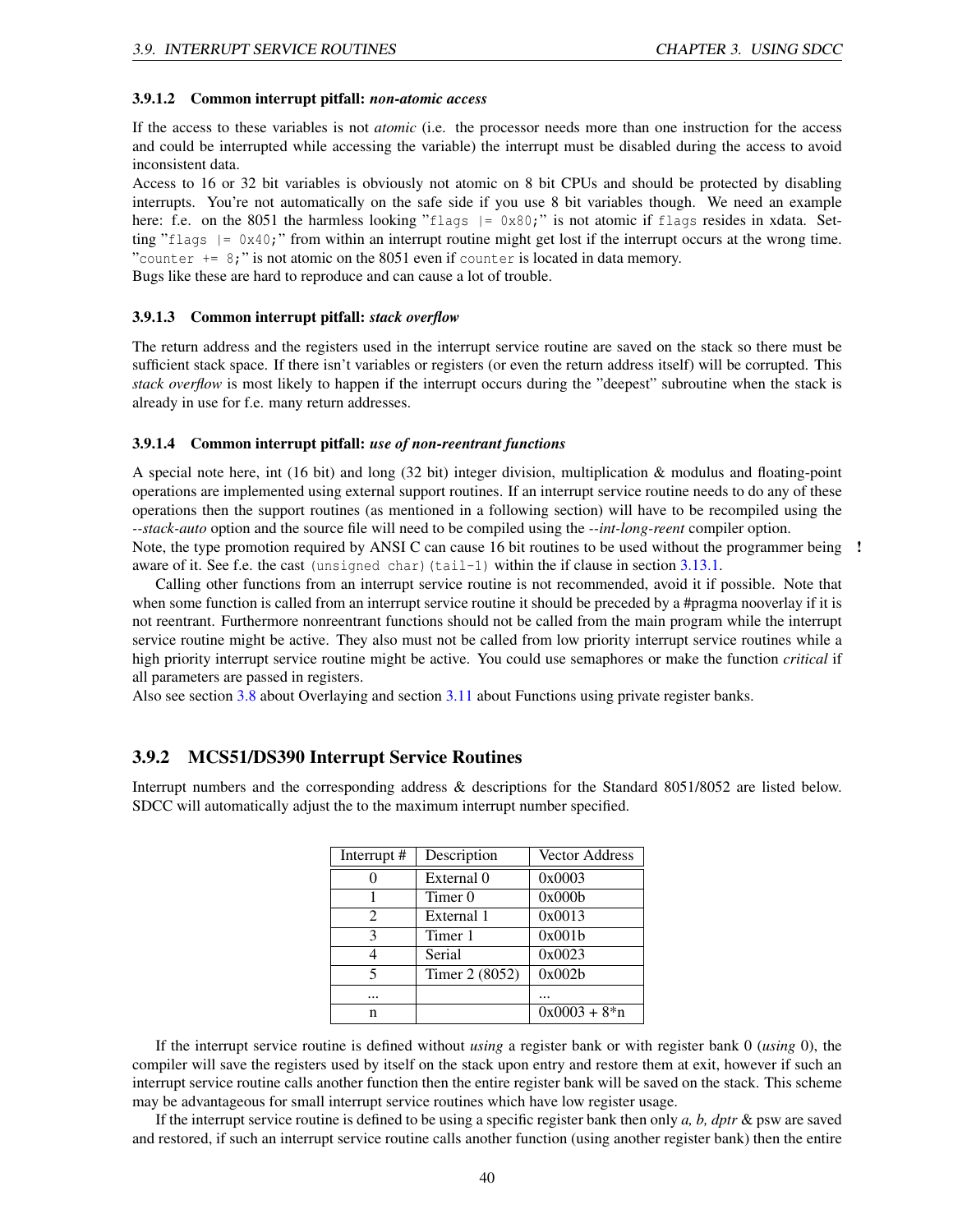#### 3.9.1.2 Common interrupt pitfall: *non-atomic access*

If the access to these variables is not *atomic* (i.e. the processor needs more than one instruction for the access and could be interrupted while accessing the variable) the interrupt must be disabled during the access to avoid inconsistent data.
Access to 16 or 32 bit variables is obviously not atomic on 8 bit CPUs and should be protected by disabling interrupts. You're not automatically on the safe side if you use 8 bit variables though. We need an example here: f.e. on the 8051 the harmless looking "`flags |= 0x80;`" is not atomic if `flags` resides in xdata. Setting "`flags |= 0x40;`" from within an interrupt routine might get lost if the interrupt occurs at the wrong time. "`counter += 8;`" is not atomic on the 8051 even if `counter` is located in data memory.
Bugs like these are hard to reproduce and can cause a lot of trouble.

#### 3.9.1.3 Common interrupt pitfall: *stack overflow*

The return address and the registers used in the interrupt service routine are saved on the stack so there must be sufficient stack space. If there isn't variables or registers (or even the return address itself) will be corrupted. This *stack overflow* is most likely to happen if the interrupt occurs during the "deepest" subroutine when the stack is already in use for f.e. many return addresses.

#### 3.9.1.4 Common interrupt pitfall: *use of non-reentrant functions*

A special note here, int (16 bit) and long (32 bit) integer division, multiplication & modulus and floating-point operations are implemented using external support routines. If an interrupt service routine needs to do any of these operations then the support routines (as mentioned in a following section) will have to be recompiled using the *--stack-auto* option and the source file will need to be compiled using the *--int-long-reent* compiler option.
Note, the type promotion required by ANSI C can cause 16 bit routines to be used without the programmer being aware of it. See f.e. the cast `(unsigned char)(tail-1)` within the if clause in section 3.13.1. **!**

Calling other functions from an interrupt service routine is not recommended, avoid it if possible. Note that when some function is called from an interrupt service routine it should be preceded by a #pragma nooverlay if it is not reentrant. Furthermore nonreentrant functions should not be called from the main program while the interrupt service routine might be active. They also must not be called from low priority interrupt service routines while a high priority interrupt service routine might be active. You could use semaphores or make the function *critical* if all parameters are passed in registers.
Also see section 3.8 about Overlaying and section 3.11 about Functions using private register banks.

### 3.9.2 MCS51/DS390 Interrupt Service Routines

Interrupt numbers and the corresponding address & descriptions for the Standard 8051/8052 are listed below. SDCC will automatically adjust the to the maximum interrupt number specified.

| Interrupt # | Description | Vector Address |
|---|---|---|
| 0 | External 0 | 0x0003 |
| 1 | Timer 0 | 0x000b |
| 2 | External 1 | 0x0013 |
| 3 | Timer 1 | 0x001b |
| 4 | Serial | 0x0023 |
| 5 | Timer 2 (8052) | 0x002b |
| ... | | ... |
| n | | 0x0003 + 8*n |

If the interrupt service routine is defined without *using* a register bank or with register bank 0 (*using* 0), the compiler will save the registers used by itself on the stack upon entry and restore them at exit, however if such an interrupt service routine calls another function then the entire register bank will be saved on the stack. This scheme may be advantageous for small interrupt service routines which have low register usage.

If the interrupt service routine is defined to be using a specific register bank then only *a, b, dptr* & psw are saved and restored, if such an interrupt service routine calls another function (using another register bank) then the entire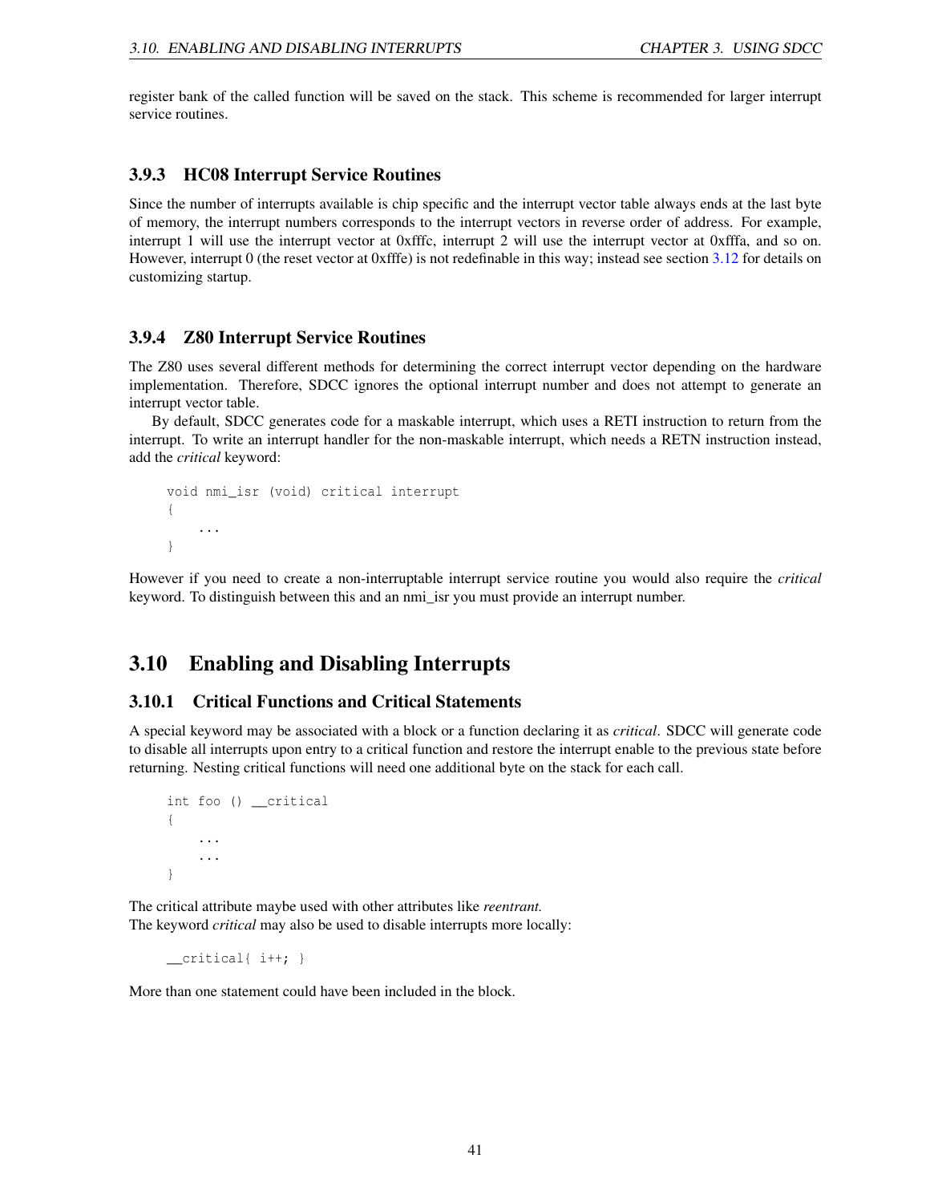register bank of the called function will be saved on the stack. This scheme is recommended for larger interrupt service routines.

### 3.9.3 HC08 Interrupt Service Routines

Since the number of interrupts available is chip specific and the interrupt vector table always ends at the last byte of memory, the interrupt numbers corresponds to the interrupt vectors in reverse order of address. For example, interrupt 1 will use the interrupt vector at 0xfffc, interrupt 2 will use the interrupt vector at 0xfffa, and so on. However, interrupt 0 (the reset vector at 0xfffe) is not redefinable in this way; instead see section 3.12 for details on customizing startup.

### 3.9.4 Z80 Interrupt Service Routines

The Z80 uses several different methods for determining the correct interrupt vector depending on the hardware implementation. Therefore, SDCC ignores the optional interrupt number and does not attempt to generate an interrupt vector table.

By default, SDCC generates code for a maskable interrupt, which uses a RETI instruction to return from the interrupt. To write an interrupt handler for the non-maskable interrupt, which needs a RETN instruction instead, add the *critical* keyword:

```
void nmi_isr (void) critical interrupt
{
    ...
}
```

However if you need to create a non-interruptable interrupt service routine you would also require the *critical* keyword. To distinguish between this and an nmi_isr you must provide an interrupt number.

## 3.10 Enabling and Disabling Interrupts

### 3.10.1 Critical Functions and Critical Statements

A special keyword may be associated with a block or a function declaring it as *critical*. SDCC will generate code to disable all interrupts upon entry to a critical function and restore the interrupt enable to the previous state before returning. Nesting critical functions will need one additional byte on the stack for each call.

```
int foo () __critical
{
    ...
    ...
}
```

The critical attribute maybe used with other attributes like *reentrant.*
The keyword *critical* may also be used to disable interrupts more locally:

```
__critical{ i++; }
```

More than one statement could have been included in the block.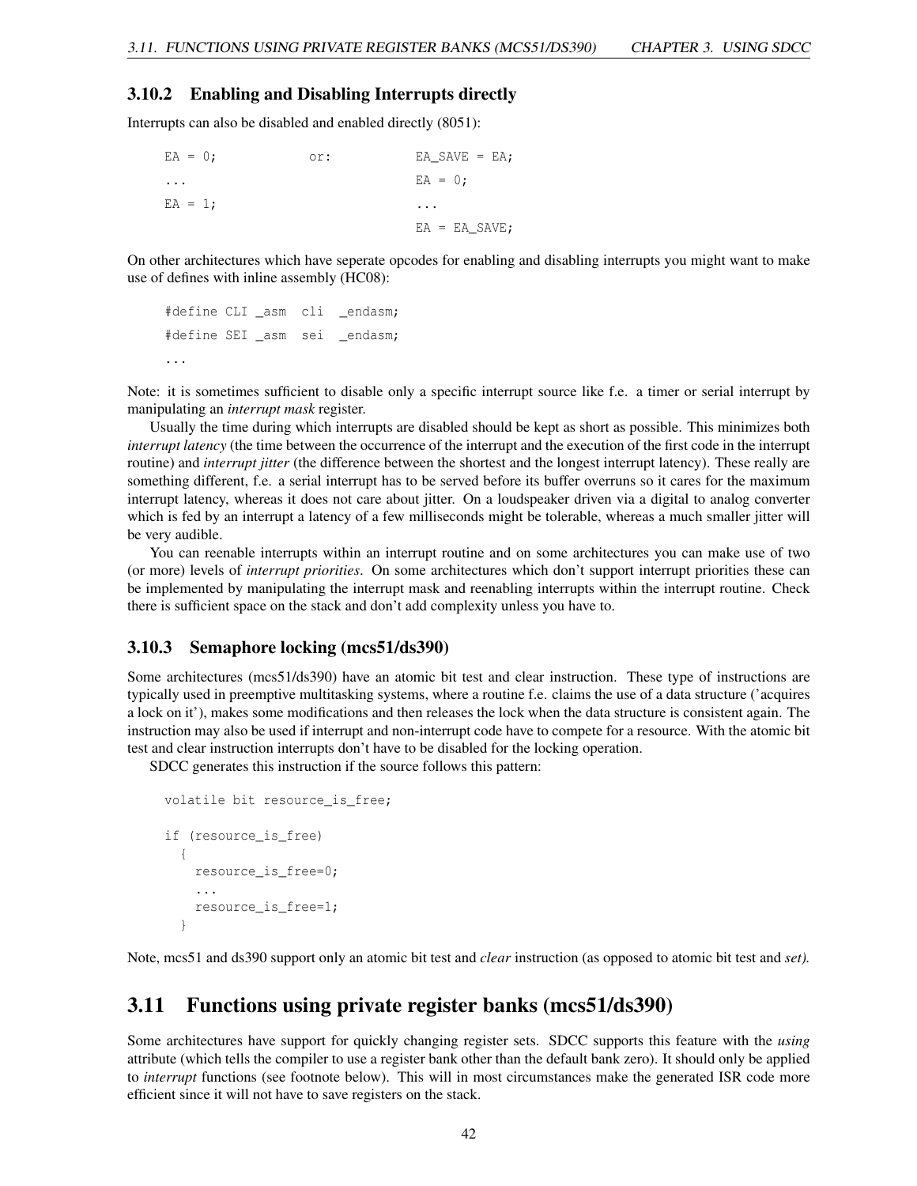### 3.10.2 Enabling and Disabling Interrupts directly

Interrupts can also be disabled and enabled directly (8051):

```
EA = 0;            or:          EA_SAVE = EA;
...                             EA = 0;
EA = 1;                         ...
                                EA = EA_SAVE;
```

On other architectures which have seperate opcodes for enabling and disabling interrupts you might want to make use of defines with inline assembly (HC08):

```
#define CLI _asm  cli  _endasm;
#define SEI _asm  sei  _endasm;
...
```

Note: it is sometimes sufficient to disable only a specific interrupt source like f.e. a timer or serial interrupt by manipulating an *interrupt mask* register.

Usually the time during which interrupts are disabled should be kept as short as possible. This minimizes both *interrupt latency* (the time between the occurrence of the interrupt and the execution of the first code in the interrupt routine) and *interrupt jitter* (the difference between the shortest and the longest interrupt latency). These really are something different, f.e. a serial interrupt has to be served before its buffer overruns so it cares for the maximum interrupt latency, whereas it does not care about jitter. On a loudspeaker driven via a digital to analog converter which is fed by an interrupt a latency of a few milliseconds might be tolerable, whereas a much smaller jitter will be very audible.

You can reenable interrupts within an interrupt routine and on some architectures you can make use of two (or more) levels of *interrupt priorities*. On some architectures which don't support interrupt priorities these can be implemented by manipulating the interrupt mask and reenabling interrupts within the interrupt routine. Check there is sufficient space on the stack and don't add complexity unless you have to.

### 3.10.3 Semaphore locking (mcs51/ds390)

Some architectures (mcs51/ds390) have an atomic bit test and clear instruction. These type of instructions are typically used in preemptive multitasking systems, where a routine f.e. claims the use of a data structure ('acquires a lock on it'), makes some modifications and then releases the lock when the data structure is consistent again. The instruction may also be used if interrupt and non-interrupt code have to compete for a resource. With the atomic bit test and clear instruction interrupts don't have to be disabled for the locking operation.

SDCC generates this instruction if the source follows this pattern:

```
volatile bit resource_is_free;

if (resource_is_free)
  {
    resource_is_free=0;
    ...
    resource_is_free=1;
  }
```

Note, mcs51 and ds390 support only an atomic bit test and *clear* instruction (as opposed to atomic bit test and *set).*

## 3.11 Functions using private register banks (mcs51/ds390)

Some architectures have support for quickly changing register sets. SDCC supports this feature with the *using* attribute (which tells the compiler to use a register bank other than the default bank zero). It should only be applied to *interrupt* functions (see footnote below). This will in most circumstances make the generated ISR code more efficient since it will not have to save registers on the stack.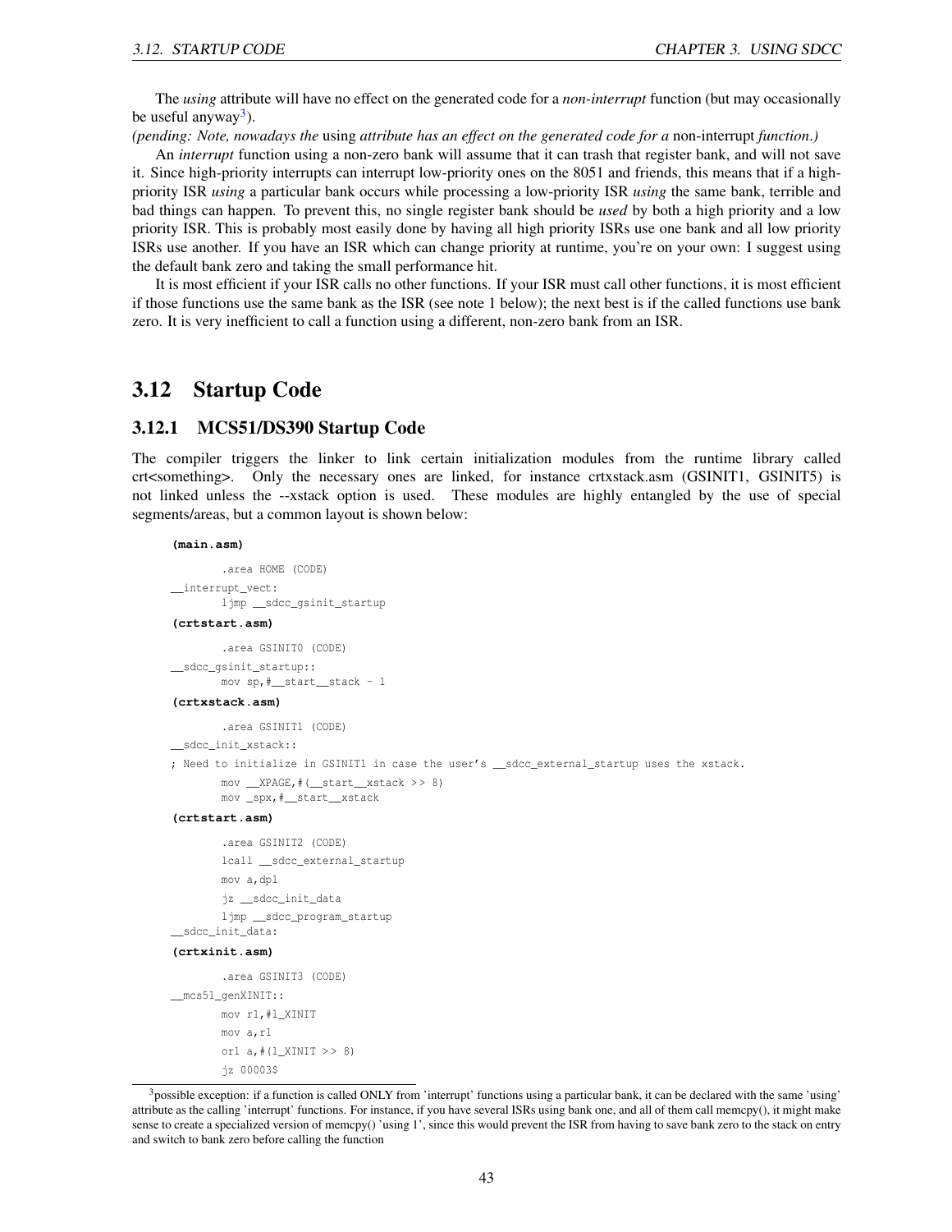The *using* attribute will have no effect on the generated code for a *non-interrupt* function (but may occasionally be useful anyway[3]).

*(pending: Note, nowadays the* using *attribute has an effect on the generated code for a* non-interrupt *function.)*

An *interrupt* function using a non-zero bank will assume that it can trash that register bank, and will not save it. Since high-priority interrupts can interrupt low-priority ones on the 8051 and friends, this means that if a high-priority ISR *using* a particular bank occurs while processing a low-priority ISR *using* the same bank, terrible and bad things can happen. To prevent this, no single register bank should be *used* by both a high priority and a low priority ISR. This is probably most easily done by having all high priority ISRs use one bank and all low priority ISRs use another. If you have an ISR which can change priority at runtime, you're on your own: I suggest using the default bank zero and taking the small performance hit.

It is most efficient if your ISR calls no other functions. If your ISR must call other functions, it is most efficient if those functions use the same bank as the ISR (see note 1 below); the next best is if the called functions use bank zero. It is very inefficient to call a function using a different, non-zero bank from an ISR.

## 3.12 Startup Code

### 3.12.1 MCS51/DS390 Startup Code

The compiler triggers the linker to link certain initialization modules from the runtime library called crt<something>. Only the necessary ones are linked, for instance crtxstack.asm (GSINIT1, GSINIT5) is not linked unless the --xstack option is used. These modules are highly entangled by the use of special segments/areas, but a common layout is shown below:

**(main.asm)**

```
        .area HOME (CODE)
__interrupt_vect:
        ljmp __sdcc_gsinit_startup
```

**(crtstart.asm)**

```
        .area GSINIT0 (CODE)
__sdcc_gsinit_startup::
        mov sp,#__start__stack - 1
```

**(crtxstack.asm)**

```
        .area GSINIT1 (CODE)
__sdcc_init_xstack::
; Need to initialize in GSINIT1 in case the user's __sdcc_external_startup uses the xstack.
        mov __XPAGE,#(__start__xstack >> 8)
        mov _spx,#__start__xstack
```

**(crtstart.asm)**

```
        .area GSINIT2 (CODE)
        lcall __sdcc_external_startup
        mov a,dpl
        jz __sdcc_init_data
        ljmp __sdcc_program_startup
__sdcc_init_data:
```

**(crtxinit.asm)**

```
        .area GSINIT3 (CODE)
__mcs51_genXINIT::
        mov r1,#l_XINIT
        mov a,r1
        orl a,#(l_XINIT >> 8)
        jz 00003$
```

[3]possible exception: if a function is called ONLY from 'interrupt' functions using a particular bank, it can be declared with the same 'using' attribute as the calling 'interrupt' functions. For instance, if you have several ISRs using bank one, and all of them call memcpy(), it might make sense to create a specialized version of memcpy() 'using 1', since this would prevent the ISR from having to save bank zero to the stack on entry and switch to bank zero before calling the function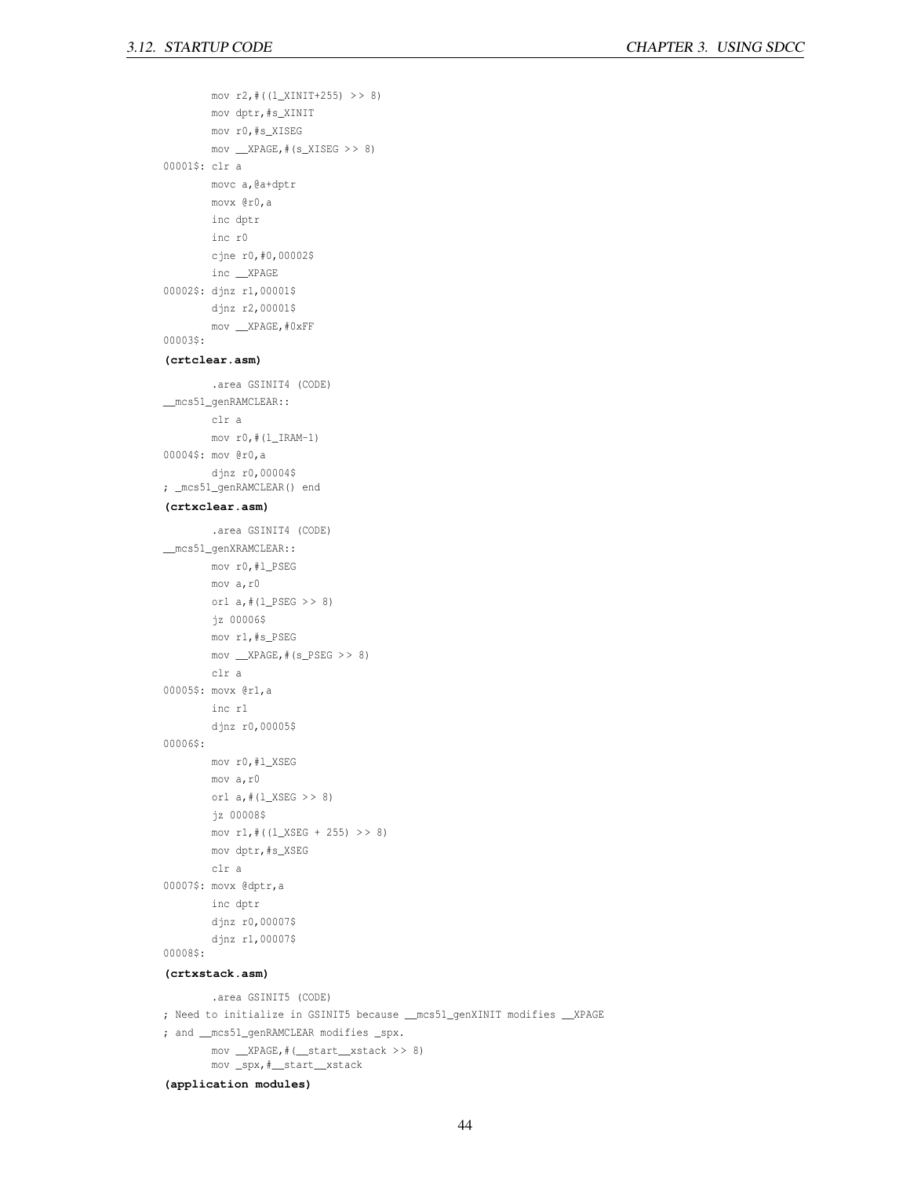```
        mov r2,#((l_XINIT+255) >> 8)
        mov dptr,#s_XINIT
        mov r0,#s_XISEG
        mov __XPAGE,#(s_XISEG >> 8)
00001$: clr a
        movc a,@a+dptr
        movx @r0,a
        inc dptr
        inc r0
        cjne r0,#0,00002$
        inc __XPAGE
00002$: djnz r1,00001$
        djnz r2,00001$
        mov __XPAGE,#0xFF
00003$:
```

**(crtclear.asm)**

```
        .area GSINIT4 (CODE)
__mcs51_genRAMCLEAR::
        clr a
        mov r0,#(l_IRAM-1)
00004$: mov @r0,a
        djnz r0,00004$
; _mcs51_genRAMCLEAR() end
```

**(crtxclear.asm)**

```
        .area GSINIT4 (CODE)
__mcs51_genXRAMCLEAR::
        mov r0,#l_PSEG
        mov a,r0
        orl a,#(l_PSEG >> 8)
        jz 00006$
        mov r1,#s_PSEG
        mov __XPAGE,#(s_PSEG >> 8)
        clr a
00005$: movx @r1,a
        inc r1
        djnz r0,00005$
00006$:
        mov r0,#l_XSEG
        mov a,r0
        orl a,#(l_XSEG >> 8)
        jz 00008$
        mov r1,#((l_XSEG + 255) >> 8)
        mov dptr,#s_XSEG
        clr a
00007$: movx @dptr,a
        inc dptr
        djnz r0,00007$
        djnz r1,00007$
00008$:
```

**(crtxstack.asm)**

```
        .area GSINIT5 (CODE)
; Need to initialize in GSINIT5 because __mcs51_genXINIT modifies __XPAGE
; and __mcs51_genRAMCLEAR modifies _spx.
        mov __XPAGE,#(__start__xstack >> 8)
        mov _spx,#__start__xstack
```

**(application modules)**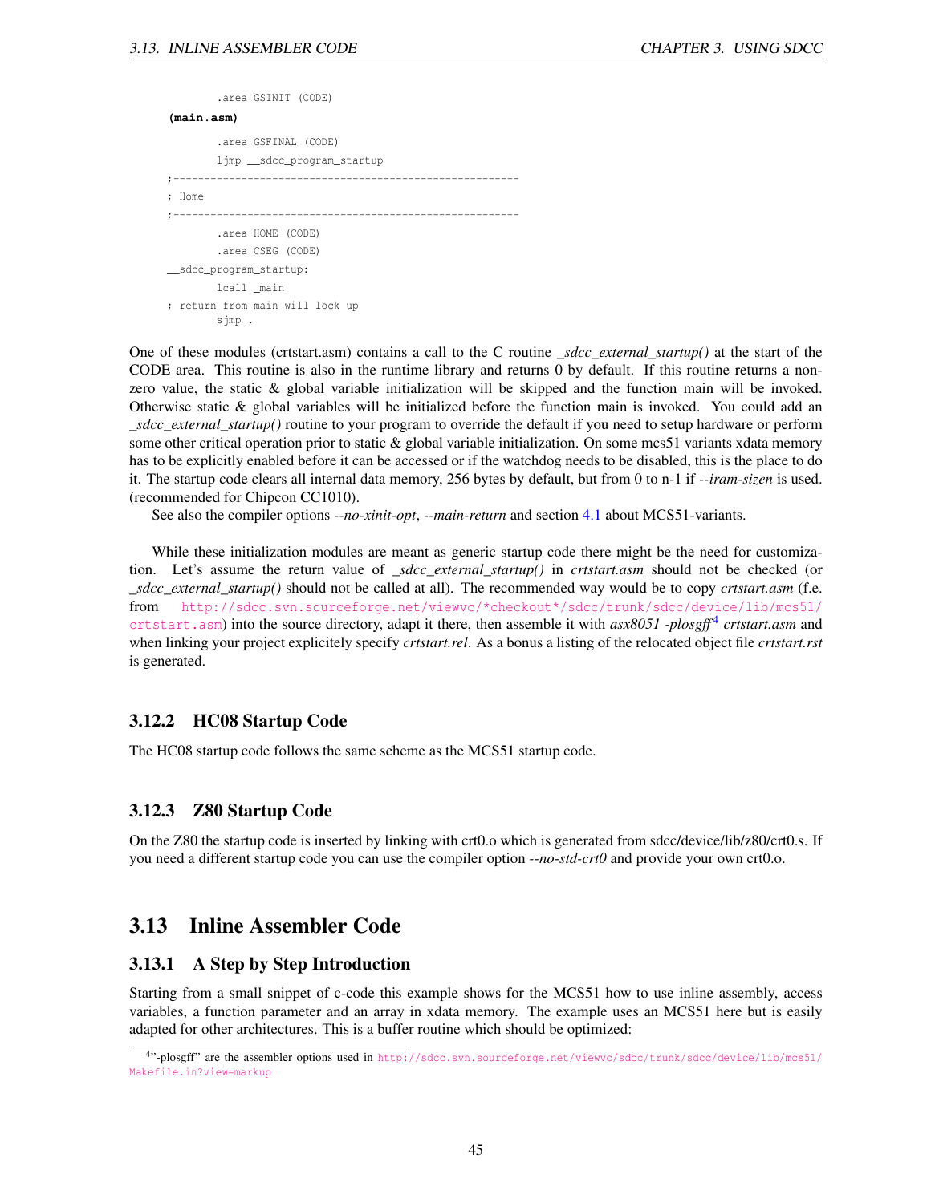```
        .area GSINIT (CODE)
(main.asm)
        .area GSFINAL (CODE)
        ljmp __sdcc_program_startup
;--------------------------------------------------------
; Home
;--------------------------------------------------------
        .area HOME (CODE)
        .area CSEG (CODE)
__sdcc_program_startup:
        lcall _main
; return from main will lock up
        sjmp .
```

One of these modules (crtstart.asm) contains a call to the C routine *_sdcc_external_startup()* at the start of the CODE area. This routine is also in the runtime library and returns 0 by default. If this routine returns a non-zero value, the static & global variable initialization will be skipped and the function main will be invoked. Otherwise static & global variables will be initialized before the function main is invoked. You could add an *_sdcc_external_startup()* routine to your program to override the default if you need to setup hardware or perform some other critical operation prior to static & global variable initialization. On some mcs51 variants xdata memory has to be explicitly enabled before it can be accessed or if the watchdog needs to be disabled, this is the place to do it. The startup code clears all internal data memory, 256 bytes by default, but from 0 to n-1 if *--iram-sizen* is used. (recommended for Chipcon CC1010).

See also the compiler options *--no-xinit-opt*, *--main-return* and section 4.1 about MCS51-variants.

While these initialization modules are meant as generic startup code there might be the need for customization. Let's assume the return value of *_sdcc_external_startup()* in *crtstart.asm* should not be checked (or *_sdcc_external_startup()* should not be called at all). The recommended way would be to copy *crtstart.asm* (f.e. from http://sdcc.svn.sourceforge.net/viewvc/*checkout*/sdcc/trunk/sdcc/device/lib/mcs51/crtstart.asm) into the source directory, adapt it there, then assemble it with *asx8051 -plosgff*[4] *crtstart.asm* and when linking your project explicitely specify *crtstart.rel*. As a bonus a listing of the relocated object file *crtstart.rst* is generated.

### 3.12.2 HC08 Startup Code

The HC08 startup code follows the same scheme as the MCS51 startup code.

### 3.12.3 Z80 Startup Code

On the Z80 the startup code is inserted by linking with crt0.o which is generated from sdcc/device/lib/z80/crt0.s. If you need a different startup code you can use the compiler option *--no-std-crt0* and provide your own crt0.o.

## 3.13 Inline Assembler Code

### 3.13.1 A Step by Step Introduction

Starting from a small snippet of c-code this example shows for the MCS51 how to use inline assembly, access variables, a function parameter and an array in xdata memory. The example uses an MCS51 here but is easily adapted for other architectures. This is a buffer routine which should be optimized:

[4] "-plosgff" are the assembler options used in http://sdcc.svn.sourceforge.net/viewvc/sdcc/trunk/sdcc/device/lib/mcs51/Makefile.in?view=markup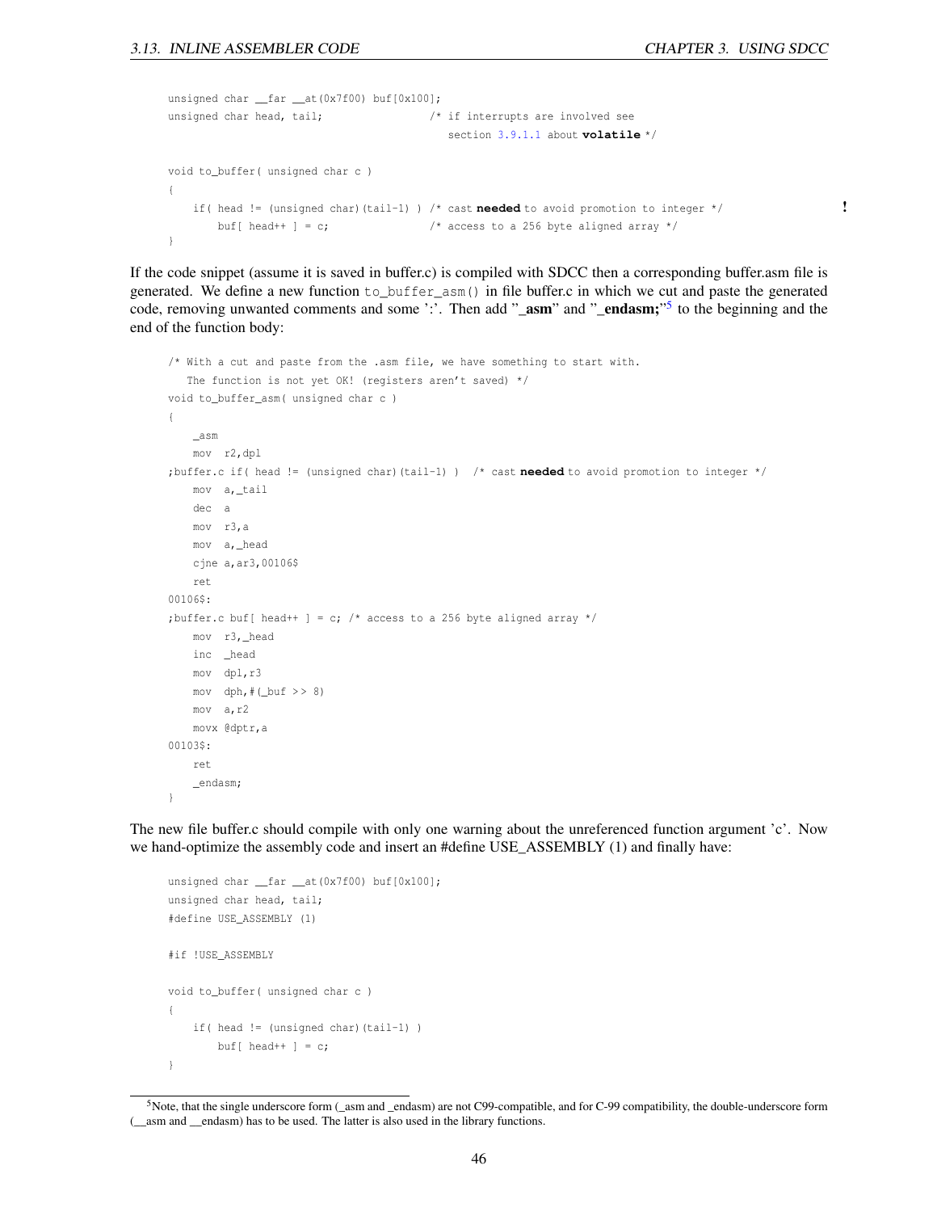```
unsigned char __far __at(0x7f00) buf[0x100];
unsigned char head, tail;                  /* if interrupts are involved see
                                              section 3.9.1.1 about volatile */

void to_buffer( unsigned char c )
{
    if( head != (unsigned char)(tail-1) ) /* cast needed to avoid promotion to integer */
        buf[ head++ ] = c;                 /* access to a 256 byte aligned array */
}
```

!

If the code snippet (assume it is saved in buffer.c) is compiled with SDCC then a corresponding buffer.asm file is generated. We define a new function `to_buffer_asm()` in file buffer.c in which we cut and paste the generated code, removing unwanted comments and some ':'. Then add "**_asm**" and "**_endasm;**"[5] to the beginning and the end of the function body:

```
/* With a cut and paste from the .asm file, we have something to start with.
   The function is not yet OK! (registers aren't saved) */
void to_buffer_asm( unsigned char c )
{
    _asm
    mov  r2,dpl
;buffer.c if( head != (unsigned char)(tail-1) )  /* cast needed to avoid promotion to integer */
    mov  a,_tail
    dec  a
    mov  r3,a
    mov  a,_head
    cjne a,ar3,00106$
    ret
00106$:
;buffer.c buf[ head++ ] = c; /* access to a 256 byte aligned array */
    mov  r3,_head
    inc  _head
    mov  dpl,r3
    mov  dph,#(_buf >> 8)
    mov  a,r2
    movx @dptr,a
00103$:
    ret
    _endasm;
}
```

The new file buffer.c should compile with only one warning about the unreferenced function argument 'c'. Now we hand-optimize the assembly code and insert an #define USE_ASSEMBLY (1) and finally have:

```
unsigned char __far __at(0x7f00) buf[0x100];
unsigned char head, tail;
#define USE_ASSEMBLY (1)

#if !USE_ASSEMBLY

void to_buffer( unsigned char c )
{
    if( head != (unsigned char)(tail-1) )
        buf[ head++ ] = c;
}
```

[5]Note, that the single underscore form (_asm and _endasm) are not C99-compatible, and for C-99 compatibility, the double-underscore form (__asm and __endasm) has to be used. The latter is also used in the library functions.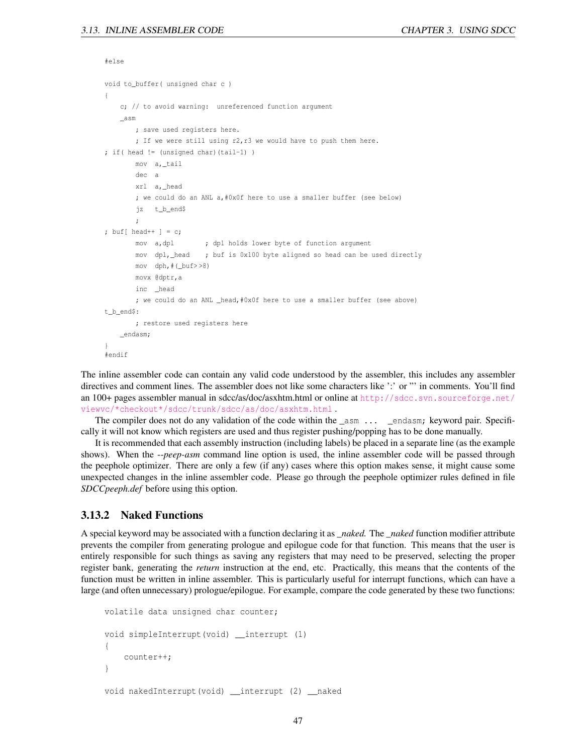```
#else

void to_buffer( unsigned char c )
{
    c; // to avoid warning: unreferenced function argument
    _asm
        ; save used registers here.
        ; If we were still using r2,r3 we would have to push them here.
; if( head != (unsigned char)(tail-1) )
        mov  a,_tail
        dec  a
        xrl  a,_head
        ; we could do an ANL a,#0x0f here to use a smaller buffer (see below)
        jz   t_b_end$
        ;
; buf[ head++ ] = c;
        mov  a,dpl       ; dpl holds lower byte of function argument
        mov  dpl,_head   ; buf is 0x100 byte aligned so head can be used directly
        mov  dph,#(_buf>>8)
        movx @dptr,a
        inc  _head
        ; we could do an ANL _head,#0x0f here to use a smaller buffer (see above)
t_b_end$:
        ; restore used registers here
    _endasm;
}
#endif
```

The inline assembler code can contain any valid code understood by the assembler, this includes any assembler directives and comment lines. The assembler does not like some characters like ':' or ''' in comments. You'll find an 100+ pages assembler manual in sdcc/as/doc/asxhtm.html or online at http://sdcc.svn.sourceforge.net/viewvc/*checkout*/sdcc/trunk/sdcc/as/doc/asxhtm.html .

The compiler does not do any validation of the code within the `_asm ... _endasm;` keyword pair. Specifically it will not know which registers are used and thus register pushing/popping has to be done manually.

It is recommended that each assembly instruction (including labels) be placed in a separate line (as the example shows). When the *--peep-asm* command line option is used, the inline assembler code will be passed through the peephole optimizer. There are only a few (if any) cases where this option makes sense, it might cause some unexpected changes in the inline assembler code. Please go through the peephole optimizer rules defined in file *SDCCpeeph.def* before using this option.

### 3.13.2 Naked Functions

A special keyword may be associated with a function declaring it as *_naked.* The *_naked* function modifier attribute prevents the compiler from generating prologue and epilogue code for that function. This means that the user is entirely responsible for such things as saving any registers that may need to be preserved, selecting the proper register bank, generating the *return* instruction at the end, etc. Practically, this means that the contents of the function must be written in inline assembler. This is particularly useful for interrupt functions, which can have a large (and often unnecessary) prologue/epilogue. For example, compare the code generated by these two functions:

```
volatile data unsigned char counter;

void simpleInterrupt(void) __interrupt (1)
{
    counter++;
}

void nakedInterrupt(void) __interrupt (2) __naked
```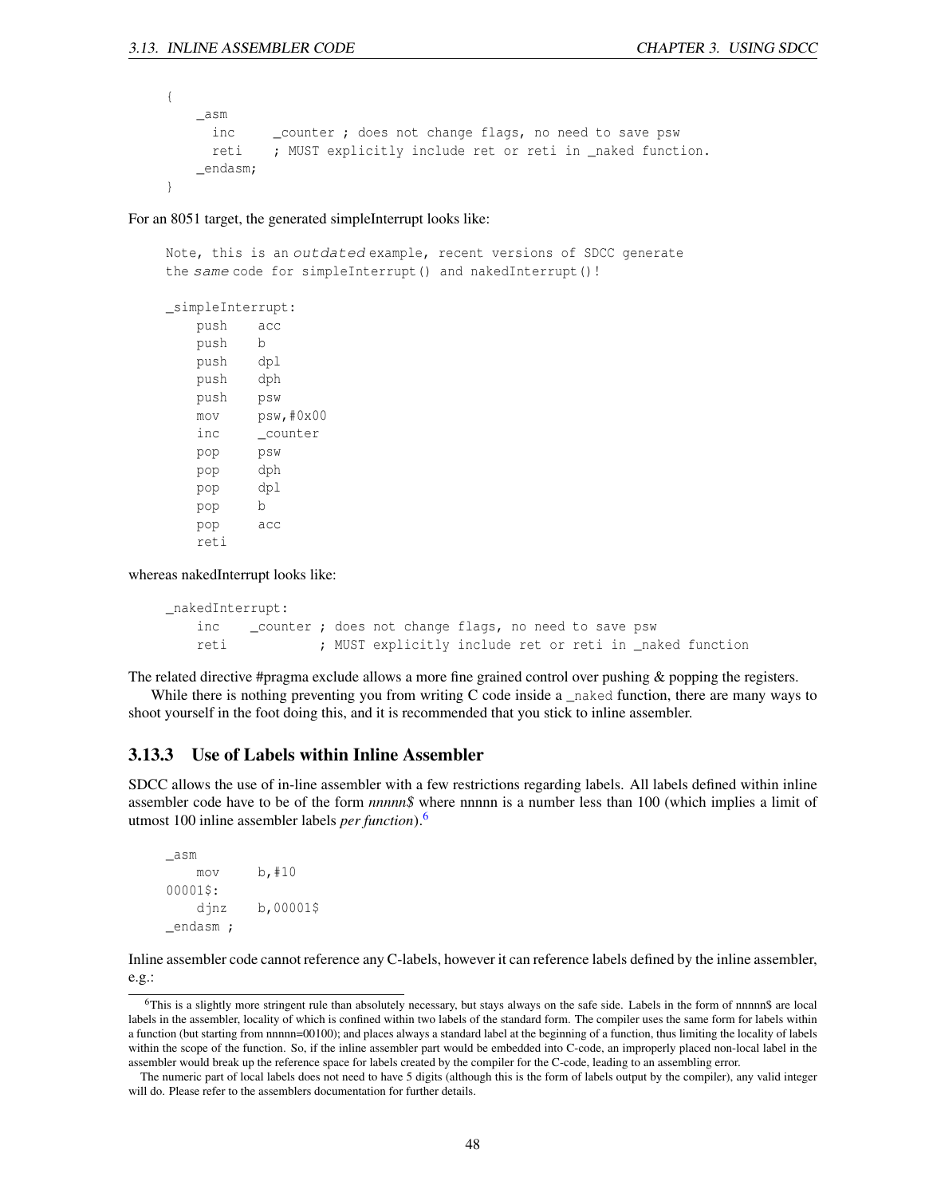```
{
    _asm
      inc     _counter ; does not change flags, no need to save psw
      reti    ; MUST explicitly include ret or reti in _naked function.
    _endasm;
}
```

For an 8051 target, the generated simpleInterrupt looks like:

```
Note, this is an outdated example, recent versions of SDCC generate
the same code for simpleInterrupt() and nakedInterrupt()!

_simpleInterrupt:
    push    acc
    push    b
    push    dpl
    push    dph
    push    psw
    mov     psw,#0x00
    inc     _counter
    pop     psw
    pop     dph
    pop     dpl
    pop     b
    pop     acc
    reti
```

whereas nakedInterrupt looks like:

```
_nakedInterrupt:
    inc    _counter ; does not change flags, no need to save psw
    reti            ; MUST explicitly include ret or reti in _naked function
```

The related directive #pragma exclude allows a more fine grained control over pushing & popping the registers.

While there is nothing preventing you from writing C code inside a `_naked` function, there are many ways to shoot yourself in the foot doing this, and it is recommended that you stick to inline assembler.

### 3.13.3 Use of Labels within Inline Assembler

SDCC allows the use of in-line assembler with a few restrictions regarding labels. All labels defined within inline assembler code have to be of the form *nnnnn$* where nnnnn is a number less than 100 (which implies a limit of utmost 100 inline assembler labels *per function*).[6]

```
_asm
    mov     b,#10
00001$:
    djnz    b,00001$
_endasm ;
```

Inline assembler code cannot reference any C-labels, however it can reference labels defined by the inline assembler, e.g.:

---

[6] This is a slightly more stringent rule than absolutely necessary, but stays always on the safe side. Labels in the form of nnnnn$ are local labels in the assembler, locality of which is confined within two labels of the standard form. The compiler uses the same form for labels within a function (but starting from nnnnn=00100); and places always a standard label at the beginning of a function, thus limiting the locality of labels within the scope of the function. So, if the inline assembler part would be embedded into C-code, an improperly placed non-local label in the assembler would break up the reference space for labels created by the compiler for the C-code, leading to an assembling error.

The numeric part of local labels does not need to have 5 digits (although this is the form of labels output by the compiler), any valid integer will do. Please refer to the assemblers documentation for further details.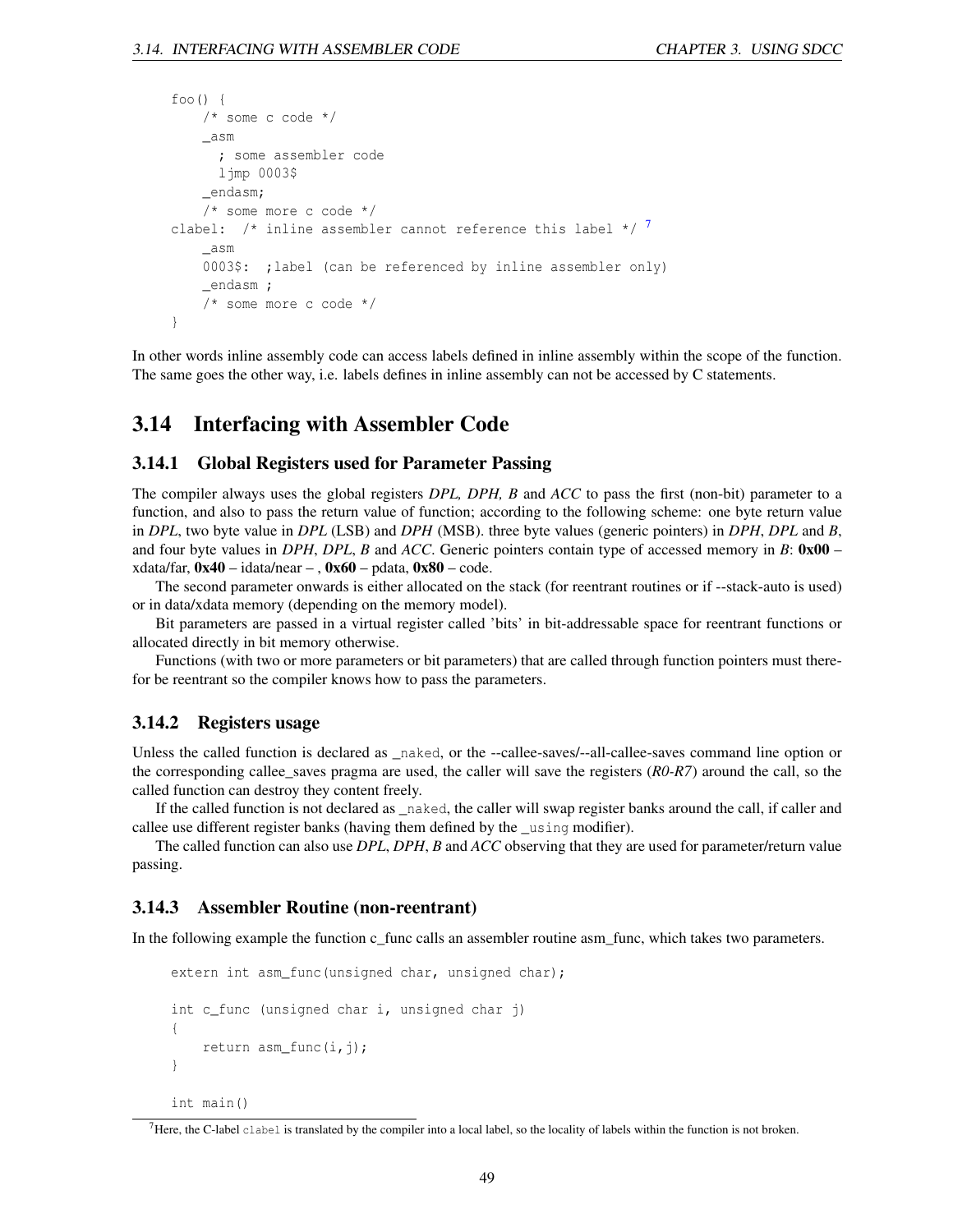```
foo() {
    /* some c code */
    _asm
      ; some assembler code
      ljmp 0003$
    _endasm;
    /* some more c code */
clabel:  /* inline assembler cannot reference this label */ 7
    _asm
    0003$:  ;label (can be referenced by inline assembler only)
    _endasm ;
    /* some more c code */
}
```

In other words inline assembly code can access labels defined in inline assembly within the scope of the function. The same goes the other way, i.e. labels defines in inline assembly can not be accessed by C statements.

## 3.14 Interfacing with Assembler Code

### 3.14.1 Global Registers used for Parameter Passing

The compiler always uses the global registers *DPL, DPH, B* and *ACC* to pass the first (non-bit) parameter to a function, and also to pass the return value of function; according to the following scheme: one byte return value in *DPL*, two byte value in *DPL* (LSB) and *DPH* (MSB). three byte values (generic pointers) in *DPH*, *DPL* and *B*, and four byte values in *DPH*, *DPL*, *B* and *ACC*. Generic pointers contain type of accessed memory in *B*: **0x00** – xdata/far, **0x40** – idata/near – , **0x60** – pdata, **0x80** – code.

The second parameter onwards is either allocated on the stack (for reentrant routines or if --stack-auto is used) or in data/xdata memory (depending on the memory model).

Bit parameters are passed in a virtual register called 'bits' in bit-addressable space for reentrant functions or allocated directly in bit memory otherwise.

Functions (with two or more parameters or bit parameters) that are called through function pointers must therefor be reentrant so the compiler knows how to pass the parameters.

### 3.14.2 Registers usage

Unless the called function is declared as `_naked`, or the --callee-saves/--all-callee-saves command line option or the corresponding callee_saves pragma are used, the caller will save the registers (*R0-R7*) around the call, so the called function can destroy they content freely.

If the called function is not declared as `_naked`, the caller will swap register banks around the call, if caller and callee use different register banks (having them defined by the `_using` modifier).

The called function can also use *DPL*, *DPH*, *B* and *ACC* observing that they are used for parameter/return value passing.

### 3.14.3 Assembler Routine (non-reentrant)

In the following example the function c_func calls an assembler routine asm_func, which takes two parameters.

```
extern int asm_func(unsigned char, unsigned char);

int c_func (unsigned char i, unsigned char j)
{
    return asm_func(i,j);
}

int main()
```

[7] Here, the C-label `clabel` is translated by the compiler into a local label, so the locality of labels within the function is not broken.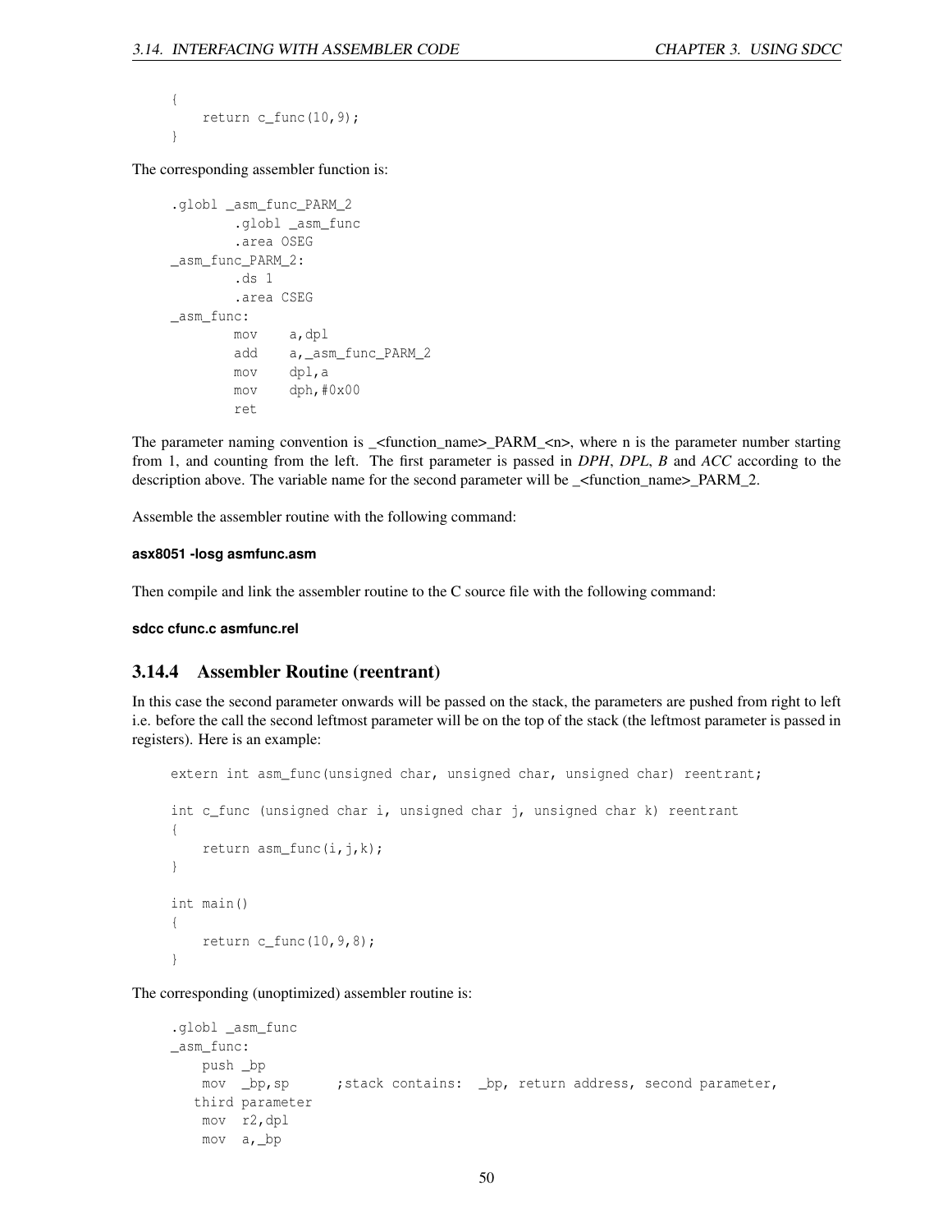```
{
    return c_func(10,9);
}
```

The corresponding assembler function is:

```
.globl _asm_func_PARM_2
        .globl _asm_func
        .area OSEG
_asm_func_PARM_2:
        .ds 1
        .area CSEG
_asm_func:
        mov    a,dpl
        add    a,_asm_func_PARM_2
        mov    dpl,a
        mov    dph,#0x00
        ret
```

The parameter naming convention is _<function_name>_PARM_<n>, where n is the parameter number starting from 1, and counting from the left. The first parameter is passed in *DPH*, *DPL*, *B* and *ACC* according to the description above. The variable name for the second parameter will be _<function_name>_PARM_2.

Assemble the assembler routine with the following command:

**asx8051 -losg asmfunc.asm**

Then compile and link the assembler routine to the C source file with the following command:

**sdcc cfunc.c asmfunc.rel**

### 3.14.4 Assembler Routine (reentrant)

In this case the second parameter onwards will be passed on the stack, the parameters are pushed from right to left i.e. before the call the second leftmost parameter will be on the top of the stack (the leftmost parameter is passed in registers). Here is an example:

```
extern int asm_func(unsigned char, unsigned char, unsigned char) reentrant;

int c_func (unsigned char i, unsigned char j, unsigned char k) reentrant
{
    return asm_func(i,j,k);
}

int main()
{
    return c_func(10,9,8);
}
```

The corresponding (unoptimized) assembler routine is:

```
.globl _asm_func
_asm_func:
    push _bp
    mov  _bp,sp      ;stack contains:  _bp, return address, second parameter,
   third parameter
    mov  r2,dpl
    mov  a,_bp
```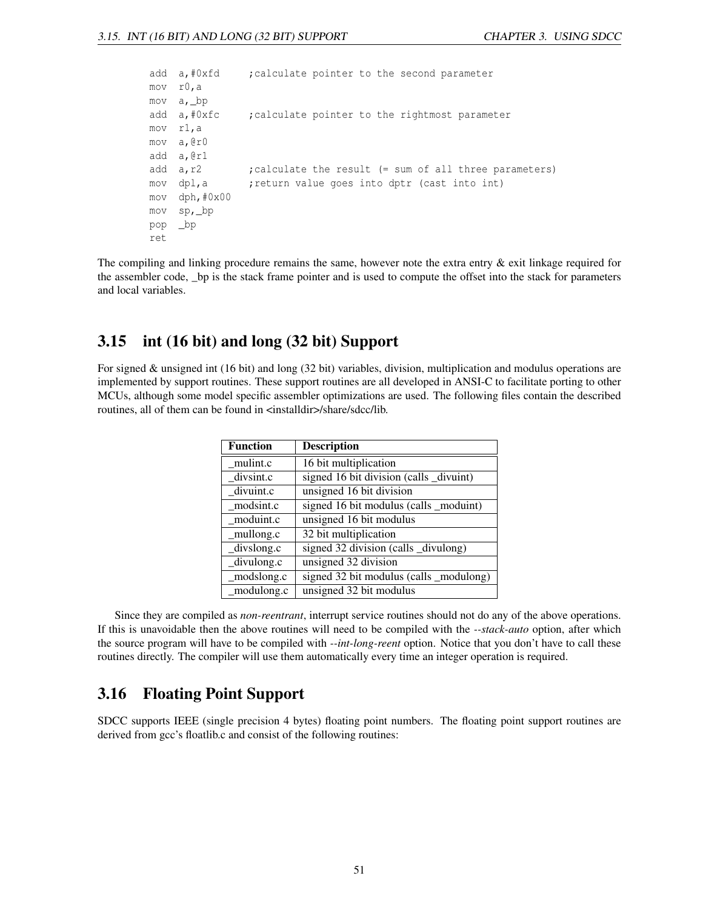```
add  a,#0xfd     ;calculate pointer to the second parameter
mov  r0,a
mov  a,_bp
add  a,#0xfc     ;calculate pointer to the rightmost parameter
mov  r1,a
mov  a,@r0
add  a,@r1
add  a,r2        ;calculate the result (= sum of all three parameters)
mov  dpl,a       ;return value goes into dptr (cast into int)
mov  dph,#0x00
mov  sp,_bp
pop  _bp
ret
```

The compiling and linking procedure remains the same, however note the extra entry & exit linkage required for the assembler code, _bp is the stack frame pointer and is used to compute the offset into the stack for parameters and local variables.

## 3.15 int (16 bit) and long (32 bit) Support

For signed & unsigned int (16 bit) and long (32 bit) variables, division, multiplication and modulus operations are implemented by support routines. These support routines are all developed in ANSI-C to facilitate porting to other MCUs, although some model specific assembler optimizations are used. The following files contain the described routines, all of them can be found in <installdir>/share/sdcc/lib.

| Function | Description |
|---|---|
| _mulint.c | 16 bit multiplication |
| _divsint.c | signed 16 bit division (calls _divuint) |
| _divuint.c | unsigned 16 bit division |
| _modsint.c | signed 16 bit modulus (calls _moduint) |
| _moduint.c | unsigned 16 bit modulus |
| _mullong.c | 32 bit multiplication |
| _divslong.c | signed 32 division (calls _divulong) |
| _divulong.c | unsigned 32 division |
| _modslong.c | signed 32 bit modulus (calls _modulong) |
| _modulong.c | unsigned 32 bit modulus |

Since they are compiled as *non-reentrant*, interrupt service routines should not do any of the above operations. If this is unavoidable then the above routines will need to be compiled with the *--stack-auto* option, after which the source program will have to be compiled with *--int-long-reent* option. Notice that you don't have to call these routines directly. The compiler will use them automatically every time an integer operation is required.

## 3.16 Floating Point Support

SDCC supports IEEE (single precision 4 bytes) floating point numbers. The floating point support routines are derived from gcc's floatlib.c and consist of the following routines: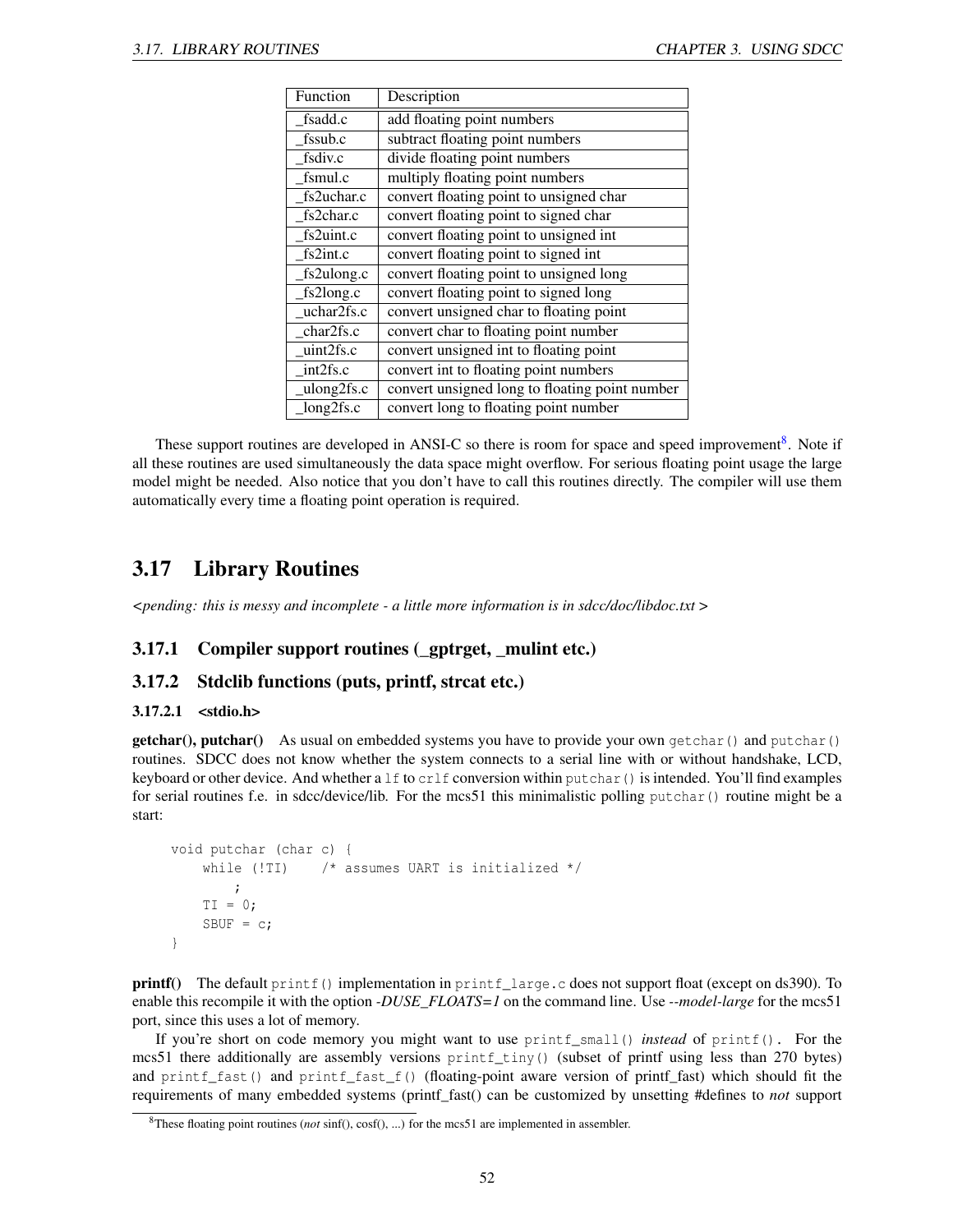| Function | Description |
|---|---|
| _fsadd.c | add floating point numbers |
| _fssub.c | subtract floating point numbers |
| _fsdiv.c | divide floating point numbers |
| _fsmul.c | multiply floating point numbers |
| _fs2uchar.c | convert floating point to unsigned char |
| _fs2char.c | convert floating point to signed char |
| _fs2uint.c | convert floating point to unsigned int |
| _fs2int.c | convert floating point to signed int |
| _fs2ulong.c | convert floating point to unsigned long |
| _fs2long.c | convert floating point to signed long |
| _uchar2fs.c | convert unsigned char to floating point |
| _char2fs.c | convert char to floating point number |
| _uint2fs.c | convert unsigned int to floating point |
| _int2fs.c | convert int to floating point numbers |
| _ulong2fs.c | convert unsigned long to floating point number |
| _long2fs.c | convert long to floating point number |

These support routines are developed in ANSI-C so there is room for space and speed improvement[8]. Note if all these routines are used simultaneously the data space might overflow. For serious floating point usage the large model might be needed. Also notice that you don't have to call this routines directly. The compiler will use them automatically every time a floating point operation is required.

## 3.17 Library Routines

*<pending: this is messy and incomplete - a little more information is in sdcc/doc/libdoc.txt >*

### 3.17.1 Compiler support routines (_gptrget, _mulint etc.)

### 3.17.2 Stdclib functions (puts, printf, strcat etc.)

#### 3.17.2.1 <stdio.h>

**getchar(), putchar()** As usual on embedded systems you have to provide your own `getchar()` and `putchar()` routines. SDCC does not know whether the system connects to a serial line with or without handshake, LCD, keyboard or other device. And whether a `lf` to `crlf` conversion within `putchar()` is intended. You'll find examples for serial routines f.e. in sdcc/device/lib. For the mcs51 this minimalistic polling `putchar()` routine might be a start:

```
void putchar (char c) {
    while (!TI)    /* assumes UART is initialized */
        ;
    TI = 0;
    SBUF = c;
}
```

**printf()** The default `printf()` implementation in `printf_large.c` does not support float (except on ds390). To enable this recompile it with the option *-DUSE_FLOATS=1* on the command line. Use *--model-large* for the mcs51 port, since this uses a lot of memory.

If you're short on code memory you might want to use `printf_small()` *instead* of `printf()`. For the mcs51 there additionally are assembly versions `printf_tiny()` (subset of printf using less than 270 bytes) and `printf_fast()` and `printf_fast_f()` (floating-point aware version of printf_fast) which should fit the requirements of many embedded systems (printf_fast() can be customized by unsetting #defines to *not* support

[8] These floating point routines (*not* sinf(), cosf(), ...) for the mcs51 are implemented in assembler.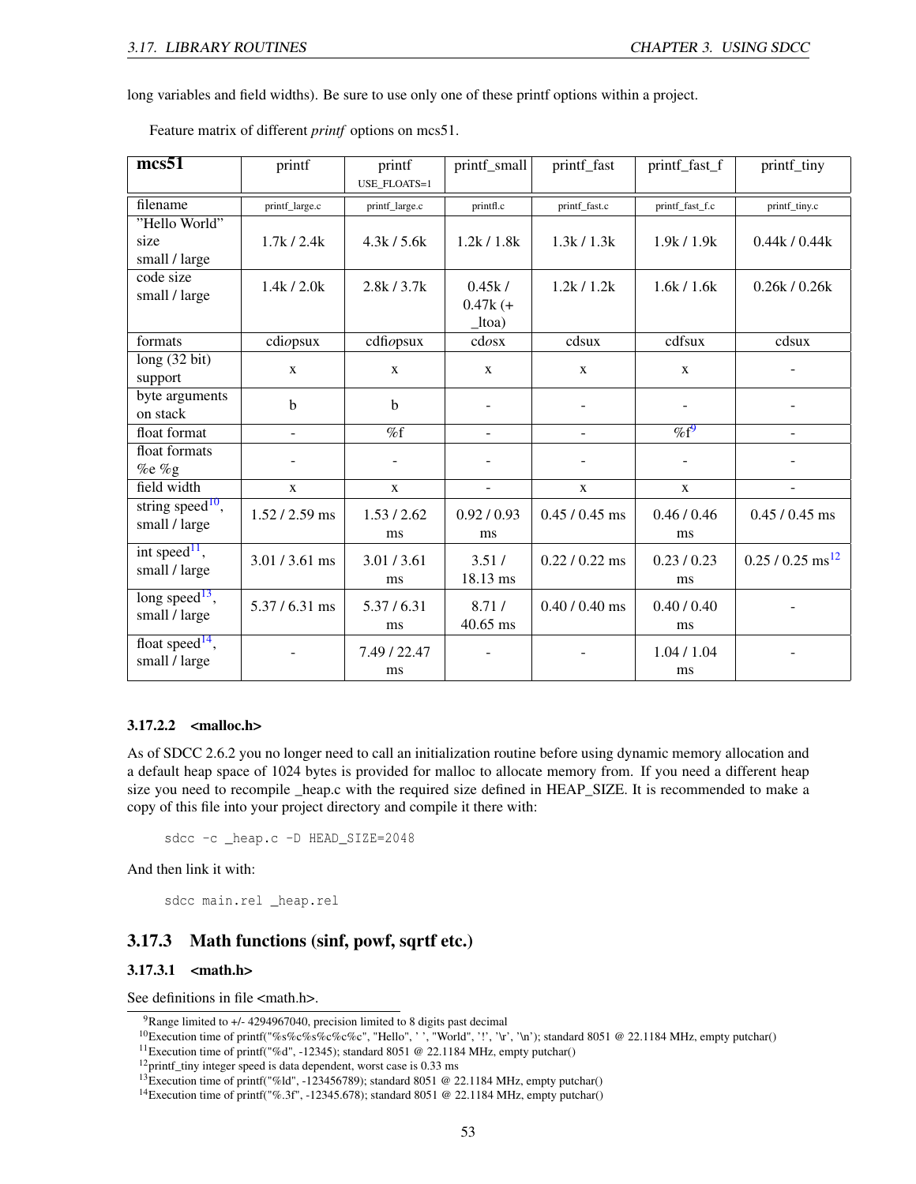long variables and field widths). Be sure to use only one of these printf options within a project.

Feature matrix of different *printf* options on mcs51.

| **mcs51** | printf | printf USE_FLOATS=1 | printf_small | printf_fast | printf_fast_f | printf_tiny |
|---|---|---|---|---|---|---|
| filename | printf_large.c | printf_large.c | printfl.c | printf_fast.c | printf_fast_f.c | printf_tiny.c |
| "Hello World" size small / large | 1.7k / 2.4k | 4.3k / 5.6k | 1.2k / 1.8k | 1.3k / 1.3k | 1.9k / 1.9k | 0.44k / 0.44k |
| code size small / large | 1.4k / 2.0k | 2.8k / 3.7k | 0.45k / 0.47k (+ _ltoa) | 1.2k / 1.2k | 1.6k / 1.6k | 0.26k / 0.26k |
| formats | cdi*o*psux | cdfi*o*psux | cd*o*sx | cdsux | cdfsux | cdsux |
| long (32 bit) support | x | x | x | x | x | - |
| byte arguments on stack | b | b | - | - | - | - |
| float format | - | %f | - | - | %f[9] | - |
| float formats %e %g | - | - | - | - | - | - |
| field width | x | x | - | x | x | - |
| string speed[10], small / large | 1.52 / 2.59 ms | 1.53 / 2.62 ms | 0.92 / 0.93 ms | 0.45 / 0.45 ms | 0.46 / 0.46 ms | 0.45 / 0.45 ms |
| int speed[11], small / large | 3.01 / 3.61 ms | 3.01 / 3.61 ms | 3.51 / 18.13 ms | 0.22 / 0.22 ms | 0.23 / 0.23 ms | 0.25 / 0.25 ms[12] |
| long speed[13], small / large | 5.37 / 6.31 ms | 5.37 / 6.31 ms | 8.71 / 40.65 ms | 0.40 / 0.40 ms | 0.40 / 0.40 ms | - |
| float speed[14], small / large | - | 7.49 / 22.47 ms | - | - | 1.04 / 1.04 ms | - |

#### 3.17.2.2 <malloc.h>

As of SDCC 2.6.2 you no longer need to call an initialization routine before using dynamic memory allocation and a default heap space of 1024 bytes is provided for malloc to allocate memory from. If you need a different heap size you need to recompile _heap.c with the required size defined in HEAP_SIZE. It is recommended to make a copy of this file into your project directory and compile it there with:

```
sdcc -c _heap.c -D HEAD_SIZE=2048
```

And then link it with:

```
sdcc main.rel _heap.rel
```

### 3.17.3 Math functions (sinf, powf, sqrtf etc.)

#### 3.17.3.1 <math.h>

See definitions in file <math.h>.

---

[9] Range limited to +/- 4294967040, precision limited to 8 digits past decimal

[10] Execution time of printf("%s%c%s%c%c%c", "Hello", ' ', "World", '!', '\r', '\n'); standard 8051 @ 22.1184 MHz, empty putchar()

[11] Execution time of printf("%d", -12345); standard 8051 @ 22.1184 MHz, empty putchar()

[12] printf_tiny integer speed is data dependent, worst case is 0.33 ms

[13] Execution time of printf("%ld", -123456789); standard 8051 @ 22.1184 MHz, empty putchar()

[14] Execution time of printf("%.3f", -12345.678); standard 8051 @ 22.1184 MHz, empty putchar()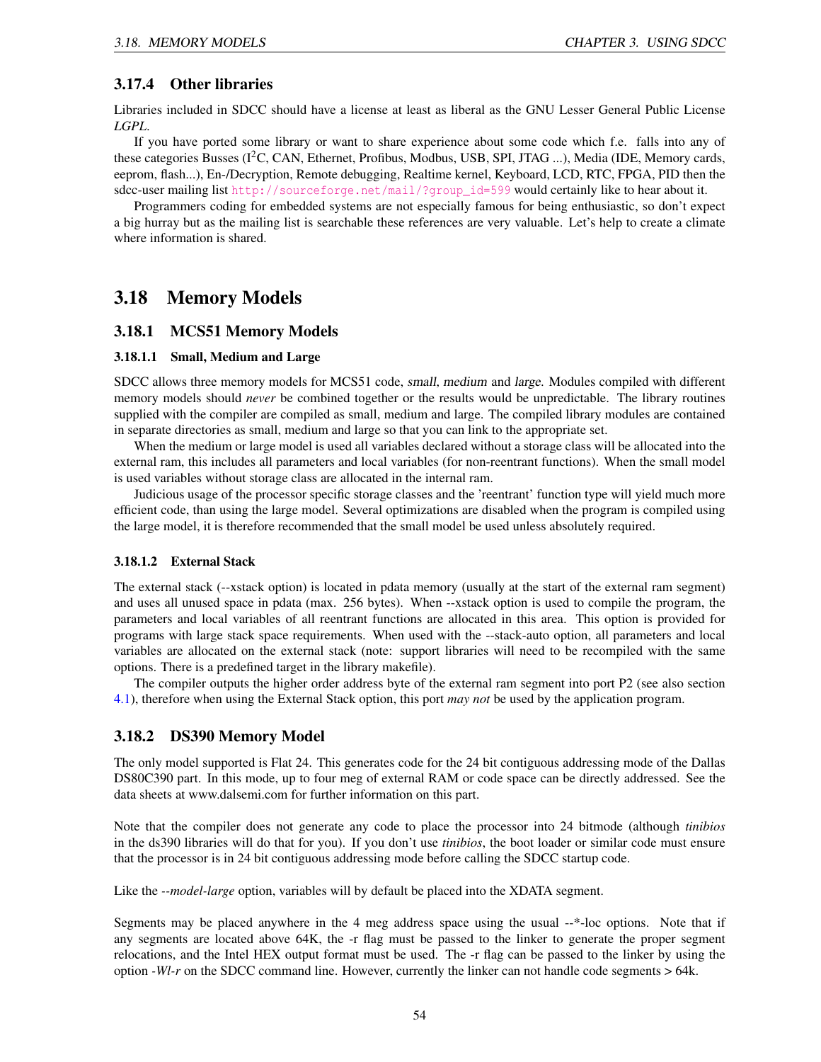### 3.17.4 Other libraries

Libraries included in SDCC should have a license at least as liberal as the GNU Lesser General Public License *LGPL*.

If you have ported some library or want to share experience about some code which f.e. falls into any of these categories Busses ($I^2C$, CAN, Ethernet, Profibus, Modbus, USB, SPI, JTAG ...), Media (IDE, Memory cards, eeprom, flash...), En-/Decryption, Remote debugging, Realtime kernel, Keyboard, LCD, RTC, FPGA, PID then the sdcc-user mailing list http://sourceforge.net/mail/?group_id=599 would certainly like to hear about it.

Programmers coding for embedded systems are not especially famous for being enthusiastic, so don't expect a big hurray but as the mailing list is searchable these references are very valuable. Let's help to create a climate where information is shared.

## 3.18 Memory Models

### 3.18.1 MCS51 Memory Models

#### 3.18.1.1 Small, Medium and Large

SDCC allows three memory models for MCS51 code, small, medium and large. Modules compiled with different memory models should *never* be combined together or the results would be unpredictable. The library routines supplied with the compiler are compiled as small, medium and large. The compiled library modules are contained in separate directories as small, medium and large so that you can link to the appropriate set.

When the medium or large model is used all variables declared without a storage class will be allocated into the external ram, this includes all parameters and local variables (for non-reentrant functions). When the small model is used variables without storage class are allocated in the internal ram.

Judicious usage of the processor specific storage classes and the 'reentrant' function type will yield much more efficient code, than using the large model. Several optimizations are disabled when the program is compiled using the large model, it is therefore recommended that the small model be used unless absolutely required.

#### 3.18.1.2 External Stack

The external stack (--xstack option) is located in pdata memory (usually at the start of the external ram segment) and uses all unused space in pdata (max. 256 bytes). When --xstack option is used to compile the program, the parameters and local variables of all reentrant functions are allocated in this area. This option is provided for programs with large stack space requirements. When used with the --stack-auto option, all parameters and local variables are allocated on the external stack (note: support libraries will need to be recompiled with the same options. There is a predefined target in the library makefile).

The compiler outputs the higher order address byte of the external ram segment into port P2 (see also section 4.1), therefore when using the External Stack option, this port *may not* be used by the application program.

### 3.18.2 DS390 Memory Model

The only model supported is Flat 24. This generates code for the 24 bit contiguous addressing mode of the Dallas DS80C390 part. In this mode, up to four meg of external RAM or code space can be directly addressed. See the data sheets at www.dalsemi.com for further information on this part.

Note that the compiler does not generate any code to place the processor into 24 bitmode (although *tinibios* in the ds390 libraries will do that for you). If you don't use *tinibios*, the boot loader or similar code must ensure that the processor is in 24 bit contiguous addressing mode before calling the SDCC startup code.

Like the *--model-large* option, variables will by default be placed into the XDATA segment.

Segments may be placed anywhere in the 4 meg address space using the usual --*-loc options. Note that if any segments are located above 64K, the -r flag must be passed to the linker to generate the proper segment relocations, and the Intel HEX output format must be used. The -r flag can be passed to the linker by using the option *-Wl-r* on the SDCC command line. However, currently the linker can not handle code segments > 64k.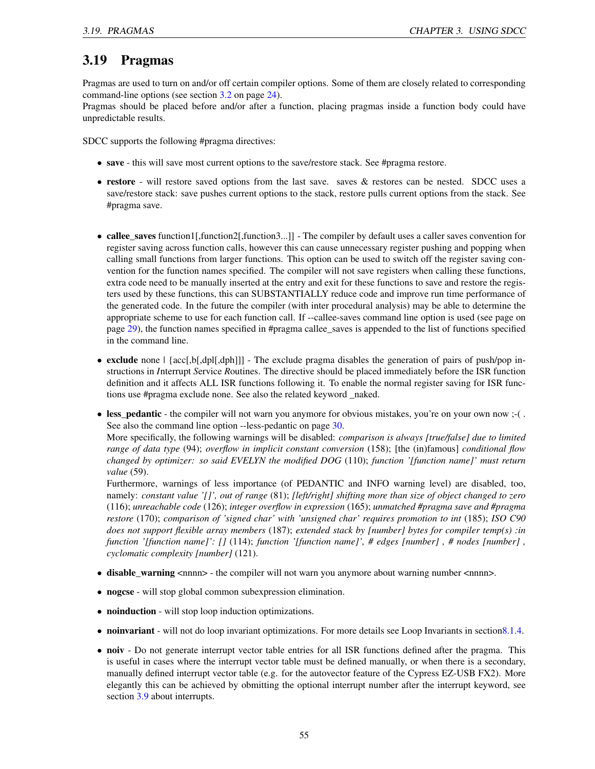## 3.19 Pragmas

Pragmas are used to turn on and/or off certain compiler options. Some of them are closely related to corresponding command-line options (see section 3.2 on page 24).
Pragmas should be placed before and/or after a function, placing pragmas inside a function body could have unpredictable results.

SDCC supports the following #pragma directives:

- **save** - this will save most current options to the save/restore stack. See #pragma restore.
- **restore** - will restore saved options from the last save. saves & restores can be nested. SDCC uses a save/restore stack: save pushes current options to the stack, restore pulls current options from the stack. See #pragma save.
- **callee_saves** function1[,function2[,function3...]] - The compiler by default uses a caller saves convention for register saving across function calls, however this can cause unnecessary register pushing and popping when calling small functions from larger functions. This option can be used to switch off the register saving convention for the function names specified. The compiler will not save registers when calling these functions, extra code need to be manually inserted at the entry and exit for these functions to save and restore the registers used by these functions, this can SUBSTANTIALLY reduce code and improve run time performance of the generated code. In the future the compiler (with inter procedural analysis) may be able to determine the appropriate scheme to use for each function call. If --callee-saves command line option is used (see page on page 29), the function names specified in #pragma callee_saves is appended to the list of functions specified in the command line.
- **exclude** none | {acc[,b[,dpl[,dph]]] - The exclude pragma disables the generation of pairs of push/pop instructions in *I*nterrupt *S*ervice *R*outines. The directive should be placed immediately before the ISR function definition and it affects ALL ISR functions following it. To enable the normal register saving for ISR functions use #pragma exclude none. See also the related keyword _naked.
- **less_pedantic** - the compiler will not warn you anymore for obvious mistakes, you're on your own now ;-( . See also the command line option --less-pedantic on page 30.
  More specifically, the following warnings will be disabled: *comparison is always [true/false] due to limited range of data type* (94); *overflow in implicit constant conversion* (158); [the (in)famous] *conditional flow changed by optimizer: so said EVELYN the modified DOG* (110); *function '[function name]' must return value* (59).
  Furthermore, warnings of less importance (of PEDANTIC and INFO warning level) are disabled, too, namely: *constant value '[]', out of range* (81); *[left/right] shifting more than size of object changed to zero* (116); *unreachable code* (126); *integer overflow in expression* (165); *unmatched #pragma save and #pragma restore* (170); *comparison of 'signed char' with 'unsigned char' requires promotion to int* (185); *ISO C90 does not support flexible array members* (187); *extended stack by [number] bytes for compiler temp(s) :in function '[function name]': []* (114); *function '[function name]', # edges [number] , # nodes [number] , cyclomatic complexity [number]* (121).
- **disable_warning** <nnnn> - the compiler will not warn you anymore about warning number <nnnn>.
- **nogcse** - will stop global common subexpression elimination.
- **noinduction** - will stop loop induction optimizations.
- **noinvariant** - will not do loop invariant optimizations. For more details see Loop Invariants in section8.1.4.
- **noiv** - Do not generate interrupt vector table entries for all ISR functions defined after the pragma. This is useful in cases where the interrupt vector table must be defined manually, or when there is a secondary, manually defined interrupt vector table (e.g. for the autovector feature of the Cypress EZ-USB FX2). More elegantly this can be achieved by obmitting the optional interrupt number after the interrupt keyword, see section 3.9 about interrupts.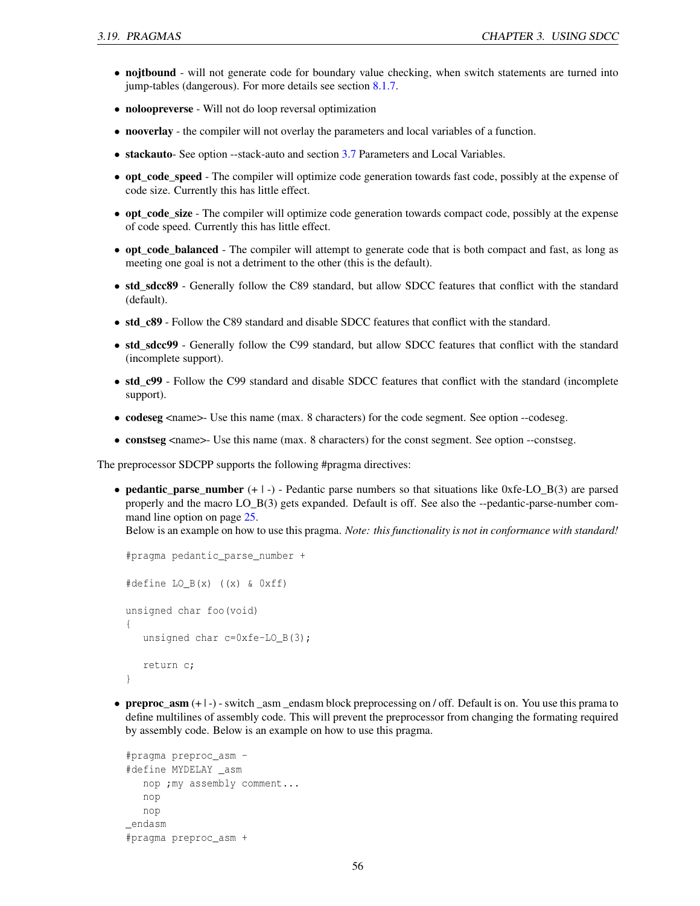- **nojtbound** - will not generate code for boundary value checking, when switch statements are turned into jump-tables (dangerous). For more details see section 8.1.7.
- **noloopreverse** - Will not do loop reversal optimization
- **nooverlay** - the compiler will not overlay the parameters and local variables of a function.
- **stackauto**- See option --stack-auto and section 3.7 Parameters and Local Variables.
- **opt_code_speed** - The compiler will optimize code generation towards fast code, possibly at the expense of code size. Currently this has little effect.
- **opt_code_size** - The compiler will optimize code generation towards compact code, possibly at the expense of code speed. Currently this has little effect.
- **opt_code_balanced** - The compiler will attempt to generate code that is both compact and fast, as long as meeting one goal is not a detriment to the other (this is the default).
- **std_sdcc89** - Generally follow the C89 standard, but allow SDCC features that conflict with the standard (default).
- **std_c89** - Follow the C89 standard and disable SDCC features that conflict with the standard.
- **std_sdcc99** - Generally follow the C99 standard, but allow SDCC features that conflict with the standard (incomplete support).
- **std_c99** - Follow the C99 standard and disable SDCC features that conflict with the standard (incomplete support).
- **codeseg** <name>- Use this name (max. 8 characters) for the code segment. See option --codeseg.
- **constseg** <name>- Use this name (max. 8 characters) for the const segment. See option --constseg.

The preprocessor SDCPP supports the following #pragma directives:

- **pedantic_parse_number** (+ | -) - Pedantic parse numbers so that situations like 0xfe-LO_B(3) are parsed properly and the macro LO_B(3) gets expanded. Default is off. See also the --pedantic-parse-number command line option on page 25.
  Below is an example on how to use this pragma. *Note: this functionality is not in conformance with standard!*

```
#pragma pedantic_parse_number +

#define LO_B(x) ((x) & 0xff)

unsigned char foo(void)
{
   unsigned char c=0xfe-LO_B(3);

   return c;
}
```

- **preproc_asm** (+ | -) - switch _asm _endasm block preprocessing on / off. Default is on. You use this prama to define multilines of assembly code. This will prevent the preprocessor from changing the formating required by assembly code. Below is an example on how to use this pragma.

```
#pragma preproc_asm -
#define MYDELAY _asm
   nop ;my assembly comment...
   nop
   nop
_endasm
#pragma preproc_asm +
```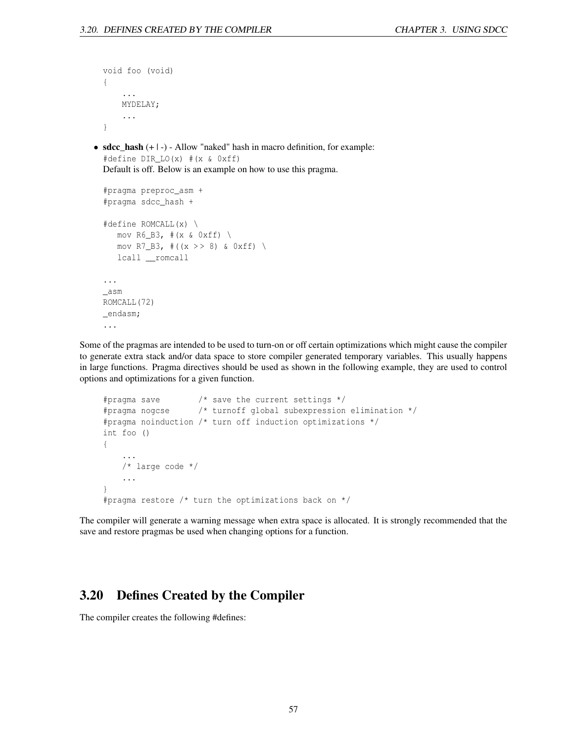```
void foo (void)
{
    ...
    MYDELAY;
    ...
}
```

- **sdcc_hash** (+ | -) - Allow "naked" hash in macro definition, for example:
  `#define DIR_LO(x) #(x & 0xff)`
  Default is off. Below is an example on how to use this pragma.

```
#pragma preproc_asm +
#pragma sdcc_hash +

#define ROMCALL(x) \
   mov R6_B3, #(x & 0xff) \
   mov R7_B3, #((x >> 8) & 0xff) \
   lcall __romcall

...
_asm
ROMCALL(72)
_endasm;
...
```

Some of the pragmas are intended to be used to turn-on or off certain optimizations which might cause the compiler to generate extra stack and/or data space to store compiler generated temporary variables. This usually happens in large functions. Pragma directives should be used as shown in the following example, they are used to control options and optimizations for a given function.

```
#pragma save        /* save the current settings */
#pragma nogcse      /* turnoff global subexpression elimination */
#pragma noinduction /* turn off induction optimizations */
int foo ()
{
    ...
    /* large code */
    ...
}
#pragma restore /* turn the optimizations back on */
```

The compiler will generate a warning message when extra space is allocated. It is strongly recommended that the save and restore pragmas be used when changing options for a function.

## 3.20 Defines Created by the Compiler

The compiler creates the following #defines: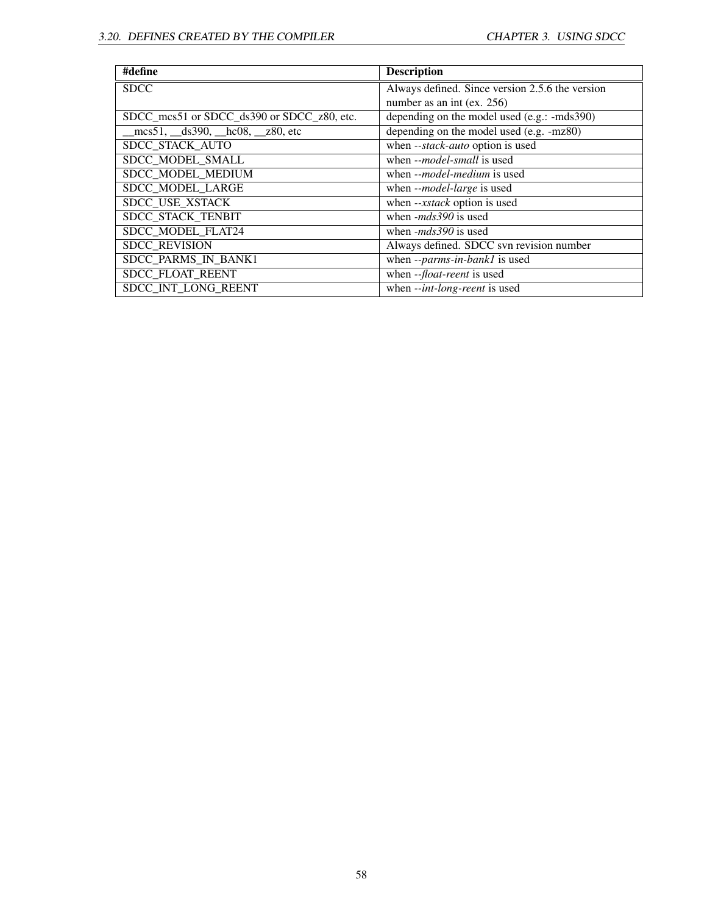| #define | Description |
| --- | --- |
| SDCC | Always defined. Since version 2.5.6 the version number as an int (ex. 256) |
| SDCC_mcs51 or SDCC_ds390 or SDCC_z80, etc. | depending on the model used (e.g.: -mds390) |
| __mcs51, __ds390, __hc08, __z80, etc | depending on the model used (e.g. -mz80) |
| SDCC_STACK_AUTO | when *--stack-auto* option is used |
| SDCC_MODEL_SMALL | when *--model-small* is used |
| SDCC_MODEL_MEDIUM | when *--model-medium* is used |
| SDCC_MODEL_LARGE | when *--model-large* is used |
| SDCC_USE_XSTACK | when *--xstack* option is used |
| SDCC_STACK_TENBIT | when *-mds390* is used |
| SDCC_MODEL_FLAT24 | when *-mds390* is used |
| SDCC_REVISION | Always defined. SDCC svn revision number |
| SDCC_PARMS_IN_BANK1 | when *--parms-in-bank1* is used |
| SDCC_FLOAT_REENT | when *--float-reent* is used |
| SDCC_INT_LONG_REENT | when *--int-long-reent* is used |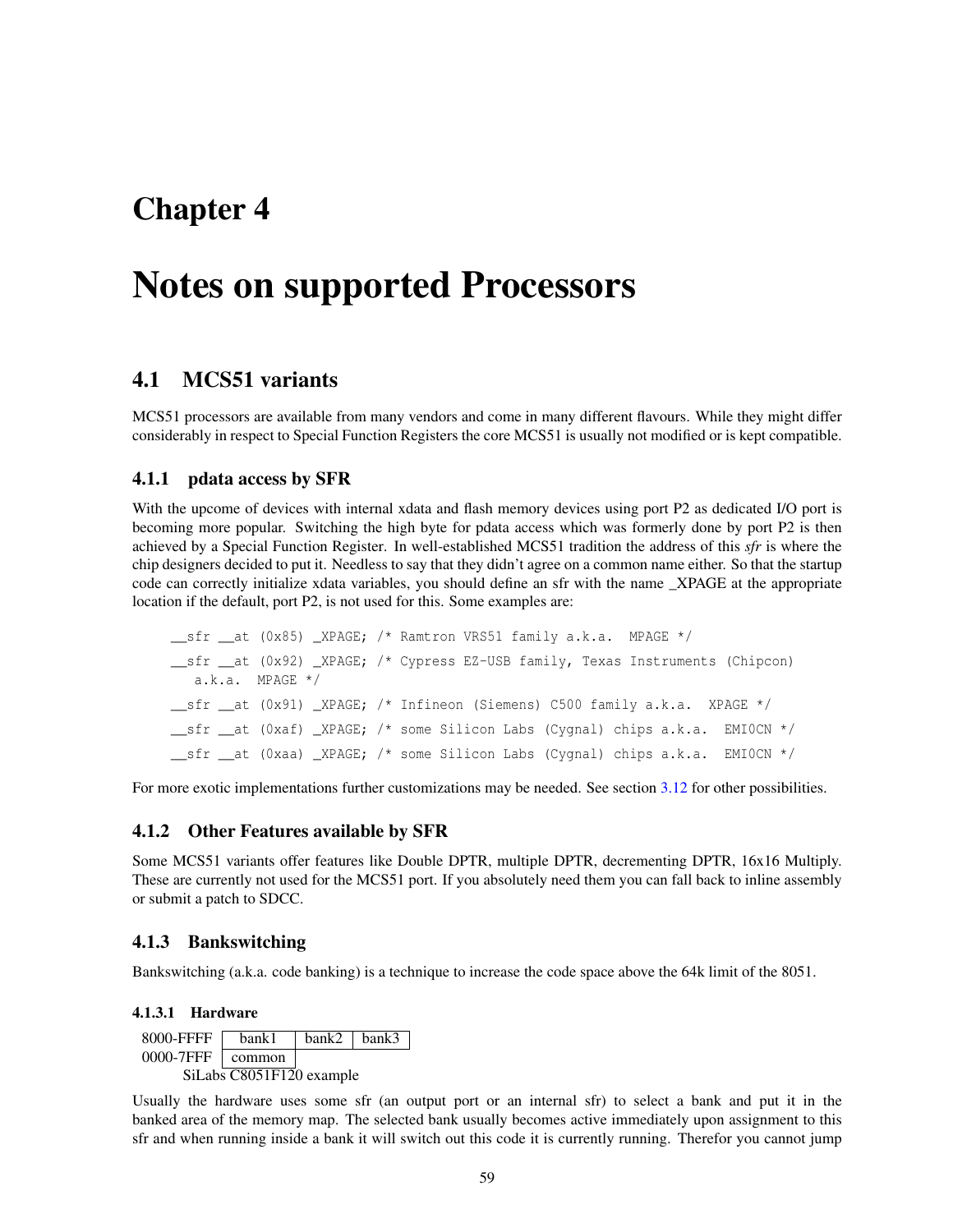# Chapter 4

# Notes on supported Processors

## 4.1 MCS51 variants

MCS51 processors are available from many vendors and come in many different flavours. While they might differ considerably in respect to Special Function Registers the core MCS51 is usually not modified or is kept compatible.

### 4.1.1 pdata access by SFR

With the upcome of devices with internal xdata and flash memory devices using port P2 as dedicated I/O port is becoming more popular. Switching the high byte for pdata access which was formerly done by port P2 is then achieved by a Special Function Register. In well-established MCS51 tradition the address of this *sfr* is where the chip designers decided to put it. Needless to say that they didn't agree on a common name either. So that the startup code can correctly initialize xdata variables, you should define an sfr with the name _XPAGE at the appropriate location if the default, port P2, is not used for this. Some examples are:

```
__sfr __at (0x85) _XPAGE; /* Ramtron VRS51 family a.k.a.  MPAGE */
__sfr __at (0x92) _XPAGE; /* Cypress EZ-USB family, Texas Instruments (Chipcon)
   a.k.a.  MPAGE */
__sfr __at (0x91) _XPAGE; /* Infineon (Siemens) C500 family a.k.a.  XPAGE */
__sfr __at (0xaf) _XPAGE; /* some Silicon Labs (Cygnal) chips a.k.a.  EMI0CN */
__sfr __at (0xaa) _XPAGE; /* some Silicon Labs (Cygnal) chips a.k.a.  EMI0CN */
```

For more exotic implementations further customizations may be needed. See section 3.12 for other possibilities.

### 4.1.2 Other Features available by SFR

Some MCS51 variants offer features like Double DPTR, multiple DPTR, decrementing DPTR, 16x16 Multiply. These are currently not used for the MCS51 port. If you absolutely need them you can fall back to inline assembly or submit a patch to SDCC.

### 4.1.3 Bankswitching

Bankswitching (a.k.a. code banking) is a technique to increase the code space above the 64k limit of the 8051.

#### 4.1.3.1 Hardware

| | | | |
|---|---|---|---|
| 8000-FFFF | bank1 | bank2 | bank3 |
| 0000-7FFF | common | | |

SiLabs C8051F120 example

Usually the hardware uses some sfr (an output port or an internal sfr) to select a bank and put it in the banked area of the memory map. The selected bank usually becomes active immediately upon assignment to this sfr and when running inside a bank it will switch out this code it is currently running. Therefor you cannot jump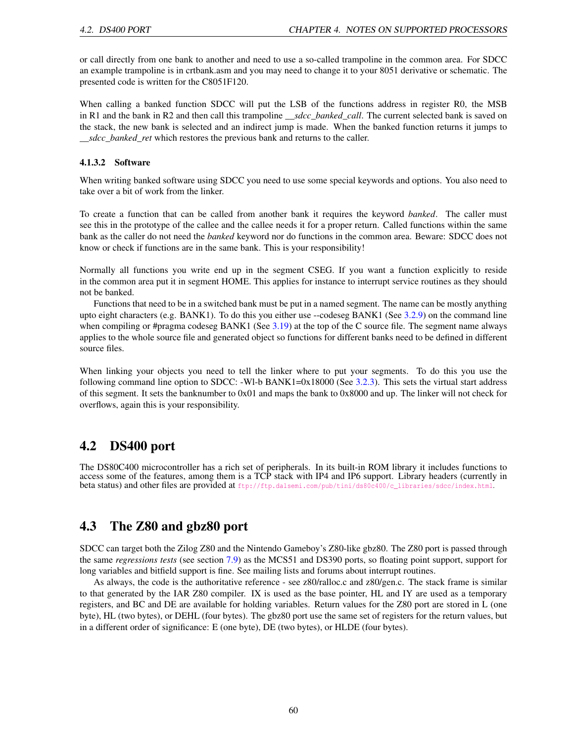or call directly from one bank to another and need to use a so-called trampoline in the common area. For SDCC an example trampoline is in crtbank.asm and you may need to change it to your 8051 derivative or schematic. The presented code is written for the C8051F120.

When calling a banked function SDCC will put the LSB of the functions address in register R0, the MSB in R1 and the bank in R2 and then call this trampoline *__sdcc_banked_call*. The current selected bank is saved on the stack, the new bank is selected and an indirect jump is made. When the banked function returns it jumps to *__sdcc_banked_ret* which restores the previous bank and returns to the caller.

#### 4.1.3.2 Software

When writing banked software using SDCC you need to use some special keywords and options. You also need to take over a bit of work from the linker.

To create a function that can be called from another bank it requires the keyword *banked*. The caller must see this in the prototype of the callee and the callee needs it for a proper return. Called functions within the same bank as the caller do not need the *banked* keyword nor do functions in the common area. Beware: SDCC does not know or check if functions are in the same bank. This is your responsibility!

Normally all functions you write end up in the segment CSEG. If you want a function explicitly to reside in the common area put it in segment HOME. This applies for instance to interrupt service routines as they should not be banked.

Functions that need to be in a switched bank must be put in a named segment. The name can be mostly anything upto eight characters (e.g. BANK1). To do this you either use --codeseg BANK1 (See 3.2.9) on the command line when compiling or #pragma codeseg BANK1 (See 3.19) at the top of the C source file. The segment name always applies to the whole source file and generated object so functions for different banks need to be defined in different source files.

When linking your objects you need to tell the linker where to put your segments. To do this you use the following command line option to SDCC: -Wl-b BANK1=0x18000 (See 3.2.3). This sets the virtual start address of this segment. It sets the banknumber to 0x01 and maps the bank to 0x8000 and up. The linker will not check for overflows, again this is your responsibility.

## 4.2 DS400 port

The DS80C400 microcontroller has a rich set of peripherals. In its built-in ROM library it includes functions to access some of the features, among them is a TCP stack with IP4 and IP6 support. Library headers (currently in beta status) and other files are provided at ftp://ftp.dalsemi.com/pub/tini/ds80c400/c_libraries/sdcc/index.html.

## 4.3 The Z80 and gbz80 port

SDCC can target both the Zilog Z80 and the Nintendo Gameboy's Z80-like gbz80. The Z80 port is passed through the same *regressions tests* (see section 7.9) as the MCS51 and DS390 ports, so floating point support, support for long variables and bitfield support is fine. See mailing lists and forums about interrupt routines.

As always, the code is the authoritative reference - see z80/ralloc.c and z80/gen.c. The stack frame is similar to that generated by the IAR Z80 compiler. IX is used as the base pointer, HL and IY are used as a temporary registers, and BC and DE are available for holding variables. Return values for the Z80 port are stored in L (one byte), HL (two bytes), or DEHL (four bytes). The gbz80 port use the same set of registers for the return values, but in a different order of significance: E (one byte), DE (two bytes), or HLDE (four bytes).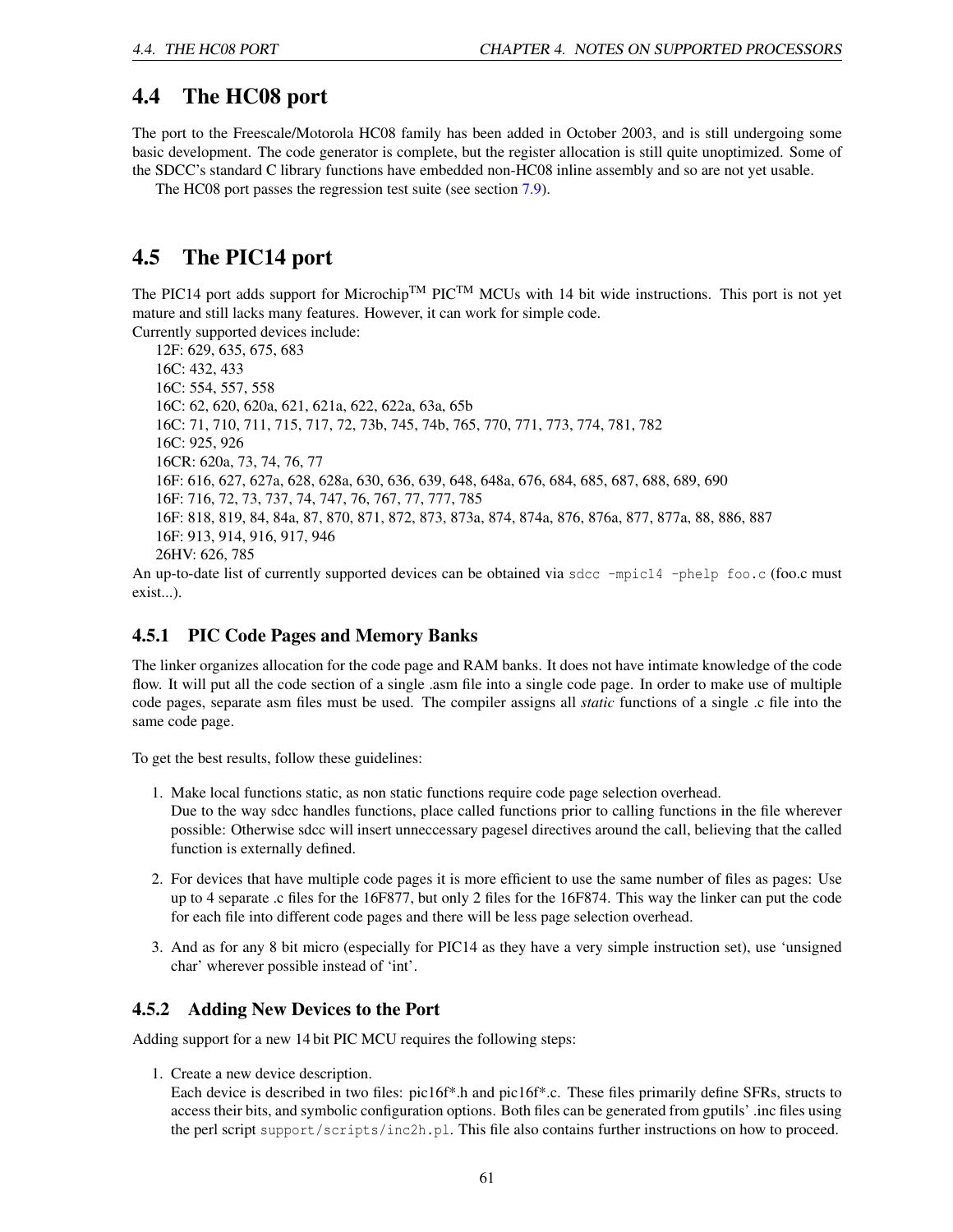## 4.4 The HC08 port

The port to the Freescale/Motorola HC08 family has been added in October 2003, and is still undergoing some basic development. The code generator is complete, but the register allocation is still quite unoptimized. Some of the SDCC's standard C library functions have embedded non-HC08 inline assembly and so are not yet usable.

The HC08 port passes the regression test suite (see section 7.9).

## 4.5 The PIC14 port

The PIC14 port adds support for Microchip™ PIC™ MCUs with 14 bit wide instructions. This port is not yet mature and still lacks many features. However, it can work for simple code.
Currently supported devices include:

12F: 629, 635, 675, 683
16C: 432, 433
16C: 554, 557, 558
16C: 62, 620, 620a, 621, 621a, 622, 622a, 63a, 65b
16C: 71, 710, 711, 715, 717, 72, 73b, 745, 74b, 765, 770, 771, 773, 774, 781, 782
16C: 925, 926
16CR: 620a, 73, 74, 76, 77
16F: 616, 627, 627a, 628, 628a, 630, 636, 639, 648, 648a, 676, 684, 685, 687, 688, 689, 690
16F: 716, 72, 73, 737, 74, 747, 76, 767, 77, 777, 785
16F: 818, 819, 84, 84a, 87, 870, 871, 872, 873, 873a, 874, 874a, 876, 876a, 877, 877a, 88, 886, 887
16F: 913, 914, 916, 917, 946
26HV: 626, 785

An up-to-date list of currently supported devices can be obtained via `sdcc -mpic14 -phelp foo.c` (foo.c must exist...).

### 4.5.1 PIC Code Pages and Memory Banks

The linker organizes allocation for the code page and RAM banks. It does not have intimate knowledge of the code flow. It will put all the code section of a single .asm file into a single code page. In order to make use of multiple code pages, separate asm files must be used. The compiler assigns all *static* functions of a single .c file into the same code page.

To get the best results, follow these guidelines:

1. Make local functions static, as non static functions require code page selection overhead.
   Due to the way sdcc handles functions, place called functions prior to calling functions in the file wherever possible: Otherwise sdcc will insert unneccessary pagesel directives around the call, believing that the called function is externally defined.
2. For devices that have multiple code pages it is more efficient to use the same number of files as pages: Use up to 4 separate .c files for the 16F877, but only 2 files for the 16F874. This way the linker can put the code for each file into different code pages and there will be less page selection overhead.
3. And as for any 8 bit micro (especially for PIC14 as they have a very simple instruction set), use 'unsigned char' wherever possible instead of 'int'.

### 4.5.2 Adding New Devices to the Port

Adding support for a new 14 bit PIC MCU requires the following steps:

1. Create a new device description.
   Each device is described in two files: pic16f*.h and pic16f*.c. These files primarily define SFRs, structs to access their bits, and symbolic configuration options. Both files can be generated from gputils' .inc files using the perl script `support/scripts/inc2h.pl`. This file also contains further instructions on how to proceed.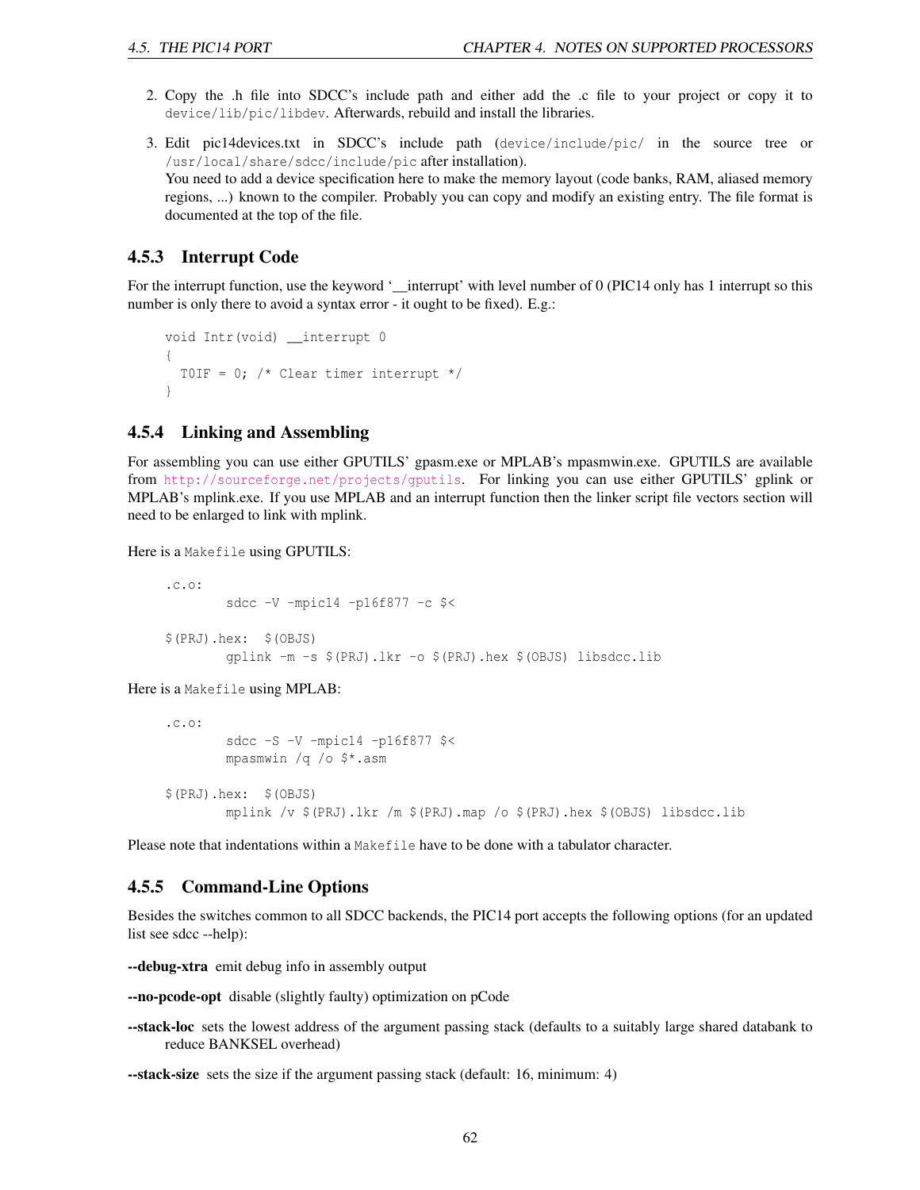2. Copy the .h file into SDCC's include path and either add the .c file to your project or copy it to `device/lib/pic/libdev`. Afterwards, rebuild and install the libraries.

3. Edit pic14devices.txt in SDCC's include path (`device/include/pic/` in the source tree or `/usr/local/share/sdcc/include/pic` after installation).
   You need to add a device specification here to make the memory layout (code banks, RAM, aliased memory regions, ...) known to the compiler. Probably you can copy and modify an existing entry. The file format is documented at the top of the file.

### 4.5.3 Interrupt Code

For the interrupt function, use the keyword '__interrupt' with level number of 0 (PIC14 only has 1 interrupt so this number is only there to avoid a syntax error - it ought to be fixed). E.g.:

```
void Intr(void) __interrupt 0
{
  T0IF = 0; /* Clear timer interrupt */
}
```

### 4.5.4 Linking and Assembling

For assembling you can use either GPUTILS' gpasm.exe or MPLAB's mpasmwin.exe. GPUTILS are available from http://sourceforge.net/projects/gputils. For linking you can use either GPUTILS' gplink or MPLAB's mplink.exe. If you use MPLAB and an interrupt function then the linker script file vectors section will need to be enlarged to link with mplink.

Here is a `Makefile` using GPUTILS:

```
.c.o:
        sdcc -V -mpic14 -p16f877 -c $<

$(PRJ).hex:  $(OBJS)
        gplink -m -s $(PRJ).lkr -o $(PRJ).hex $(OBJS) libsdcc.lib
```

Here is a `Makefile` using MPLAB:

```
.c.o:
        sdcc -S -V -mpic14 -p16f877 $<
        mpasmwin /q /o $*.asm

$(PRJ).hex:  $(OBJS)
        mplink /v $(PRJ).lkr /m $(PRJ).map /o $(PRJ).hex $(OBJS) libsdcc.lib
```

Please note that indentations within a `Makefile` have to be done with a tabulator character.

### 4.5.5 Command-Line Options

Besides the switches common to all SDCC backends, the PIC14 port accepts the following options (for an updated list see sdcc --help):

**--debug-xtra** emit debug info in assembly output

**--no-pcode-opt** disable (slightly faulty) optimization on pCode

**--stack-loc** sets the lowest address of the argument passing stack (defaults to a suitably large shared databank to reduce BANKSEL overhead)

**--stack-size** sets the size if the argument passing stack (default: 16, minimum: 4)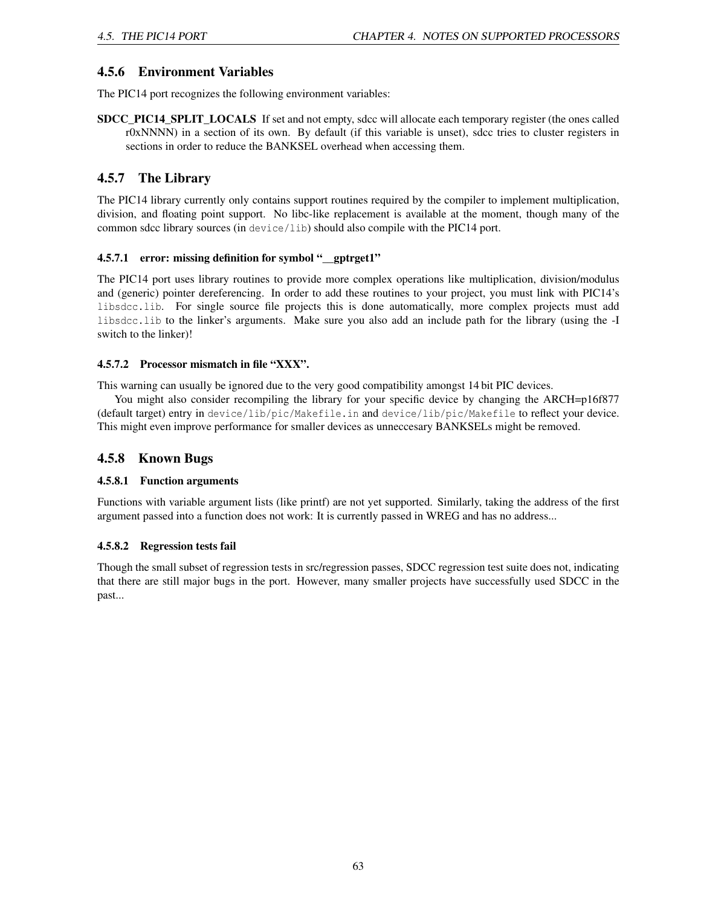### 4.5.6 Environment Variables

The PIC14 port recognizes the following environment variables:

**SDCC_PIC14_SPLIT_LOCALS** If set and not empty, sdcc will allocate each temporary register (the ones called r0xNNNN) in a section of its own. By default (if this variable is unset), sdcc tries to cluster registers in sections in order to reduce the BANKSEL overhead when accessing them.

### 4.5.7 The Library

The PIC14 library currently only contains support routines required by the compiler to implement multiplication, division, and floating point support. No libc-like replacement is available at the moment, though many of the common sdcc library sources (in `device/lib`) should also compile with the PIC14 port.

#### 4.5.7.1 error: missing definition for symbol "__gptrget1"

The PIC14 port uses library routines to provide more complex operations like multiplication, division/modulus and (generic) pointer dereferencing. In order to add these routines to your project, you must link with PIC14's `libsdcc.lib`. For single source file projects this is done automatically, more complex projects must add `libsdcc.lib` to the linker's arguments. Make sure you also add an include path for the library (using the -I switch to the linker)!

#### 4.5.7.2 Processor mismatch in file "XXX".

This warning can usually be ignored due to the very good compatibility amongst 14 bit PIC devices.

You might also consider recompiling the library for your specific device by changing the ARCH=p16f877 (default target) entry in `device/lib/pic/Makefile.in` and `device/lib/pic/Makefile` to reflect your device. This might even improve performance for smaller devices as unneccesary BANKSELs might be removed.

### 4.5.8 Known Bugs

#### 4.5.8.1 Function arguments

Functions with variable argument lists (like printf) are not yet supported. Similarly, taking the address of the first argument passed into a function does not work: It is currently passed in WREG and has no address...

#### 4.5.8.2 Regression tests fail

Though the small subset of regression tests in src/regression passes, SDCC regression test suite does not, indicating that there are still major bugs in the port. However, many smaller projects have successfully used SDCC in the past...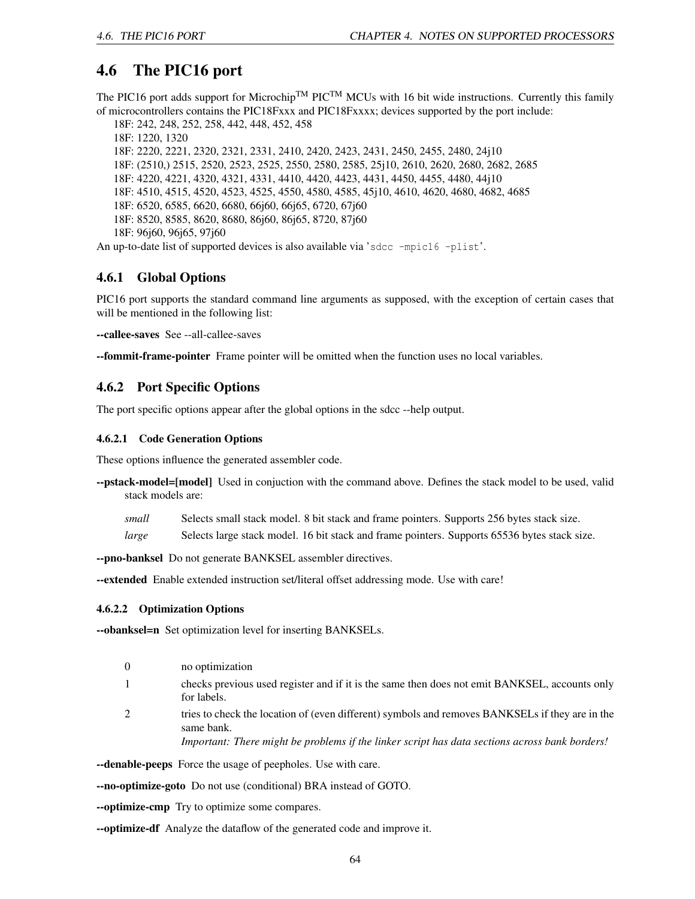## 4.6 The PIC16 port

The PIC16 port adds support for Microchip™ PIC™ MCUs with 16 bit wide instructions. Currently this family of microcontrollers contains the PIC18Fxxx and PIC18Fxxxx; devices supported by the port include:

18F: 242, 248, 252, 258, 442, 448, 452, 458
18F: 1220, 1320
18F: 2220, 2221, 2320, 2321, 2331, 2410, 2420, 2423, 2431, 2450, 2455, 2480, 24j10
18F: (2510,) 2515, 2520, 2523, 2525, 2550, 2580, 2585, 25j10, 2610, 2620, 2680, 2682, 2685
18F: 4220, 4221, 4320, 4321, 4331, 4410, 4420, 4423, 4431, 4450, 4455, 4480, 44j10
18F: 4510, 4515, 4520, 4523, 4525, 4550, 4580, 4585, 45j10, 4610, 4620, 4680, 4682, 4685
18F: 6520, 6585, 6620, 6680, 66j60, 66j65, 6720, 67j60
18F: 8520, 8585, 8620, 8680, 86j60, 86j65, 8720, 87j60
18F: 96j60, 96j65, 97j60

An up-to-date list of supported devices is also available via '`sdcc -mpic16 -plist`'.

### 4.6.1 Global Options

PIC16 port supports the standard command line arguments as supposed, with the exception of certain cases that will be mentioned in the following list:

**--callee-saves** See --all-callee-saves

**--fommit-frame-pointer** Frame pointer will be omitted when the function uses no local variables.

### 4.6.2 Port Specific Options

The port specific options appear after the global options in the sdcc --help output.

#### 4.6.2.1 Code Generation Options

These options influence the generated assembler code.

**--pstack-model=[model]** Used in conjuction with the command above. Defines the stack model to be used, valid stack models are:

*small* Selects small stack model. 8 bit stack and frame pointers. Supports 256 bytes stack size.

*large* Selects large stack model. 16 bit stack and frame pointers. Supports 65536 bytes stack size.

**--pno-banksel** Do not generate BANKSEL assembler directives.

**--extended** Enable extended instruction set/literal offset addressing mode. Use with care!

#### 4.6.2.2 Optimization Options

**--obanksel=n** Set optimization level for inserting BANKSELs.

0 no optimization

1 checks previous used register and if it is the same then does not emit BANKSEL, accounts only for labels.

2 tries to check the location of (even different) symbols and removes BANKSELs if they are in the same bank.
*Important: There might be problems if the linker script has data sections across bank borders!*

**--denable-peeps** Force the usage of peepholes. Use with care.

**--no-optimize-goto** Do not use (conditional) BRA instead of GOTO.

**--optimize-cmp** Try to optimize some compares.

**--optimize-df** Analyze the dataflow of the generated code and improve it.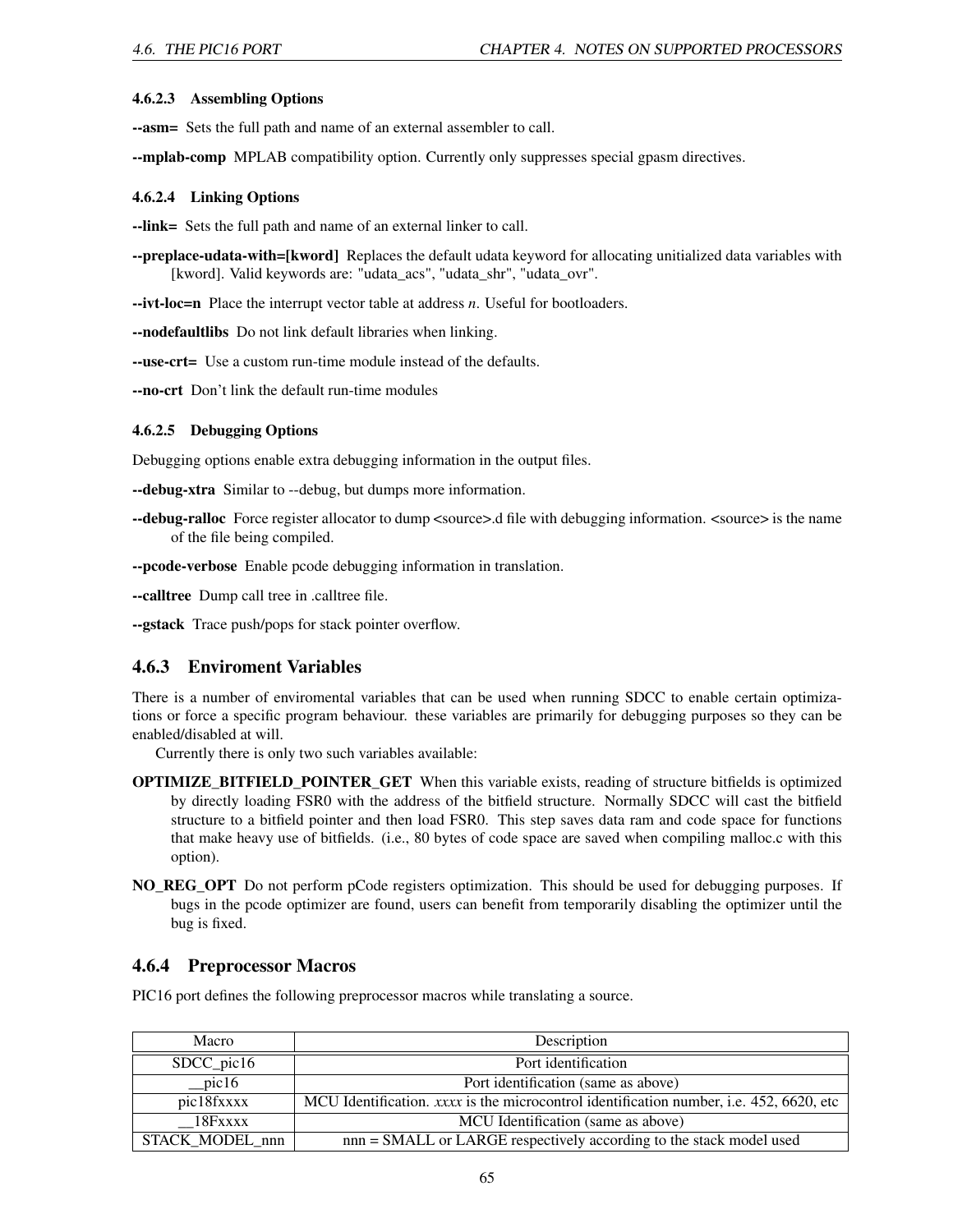#### 4.6.2.3 Assembling Options

**--asm=** Sets the full path and name of an external assembler to call.

**--mplab-comp** MPLAB compatibility option. Currently only suppresses special gpasm directives.

#### 4.6.2.4 Linking Options

**--link=** Sets the full path and name of an external linker to call.

**--preplace-udata-with=[kword]** Replaces the default udata keyword for allocating unitialized data variables with [kword]. Valid keywords are: "udata_acs", "udata_shr", "udata_ovr".

**--ivt-loc=n** Place the interrupt vector table at address *n*. Useful for bootloaders.

**--nodefaultlibs** Do not link default libraries when linking.

**--use-crt=** Use a custom run-time module instead of the defaults.

**--no-crt** Don't link the default run-time modules

#### 4.6.2.5 Debugging Options

Debugging options enable extra debugging information in the output files.

**--debug-xtra** Similar to --debug, but dumps more information.

**--debug-ralloc** Force register allocator to dump <source>.d file with debugging information. <source> is the name of the file being compiled.

**--pcode-verbose** Enable pcode debugging information in translation.

**--calltree** Dump call tree in .calltree file.

**--gstack** Trace push/pops for stack pointer overflow.

### 4.6.3 Enviroment Variables

There is a number of enviromental variables that can be used when running SDCC to enable certain optimizations or force a specific program behaviour. these variables are primarily for debugging purposes so they can be enabled/disabled at will.

Currently there is only two such variables available:

**OPTIMIZE_BITFIELD_POINTER_GET** When this variable exists, reading of structure bitfields is optimized by directly loading FSR0 with the address of the bitfield structure. Normally SDCC will cast the bitfield structure to a bitfield pointer and then load FSR0. This step saves data ram and code space for functions that make heavy use of bitfields. (i.e., 80 bytes of code space are saved when compiling malloc.c with this option).

**NO_REG_OPT** Do not perform pCode registers optimization. This should be used for debugging purposes. If bugs in the pcode optimizer are found, users can benefit from temporarily disabling the optimizer until the bug is fixed.

### 4.6.4 Preprocessor Macros

PIC16 port defines the following preprocessor macros while translating a source.

| Macro | Description |
|---|---|
| SDCC_pic16 | Port identification |
| __pic16 | Port identification (same as above) |
| pic18fxxxx | MCU Identification. *xxxx* is the microcontrol identification number, i.e. 452, 6620, etc |
| __18Fxxxx | MCU Identification (same as above) |
| STACK_MODEL_nnn | nnn = SMALL or LARGE respectively according to the stack model used |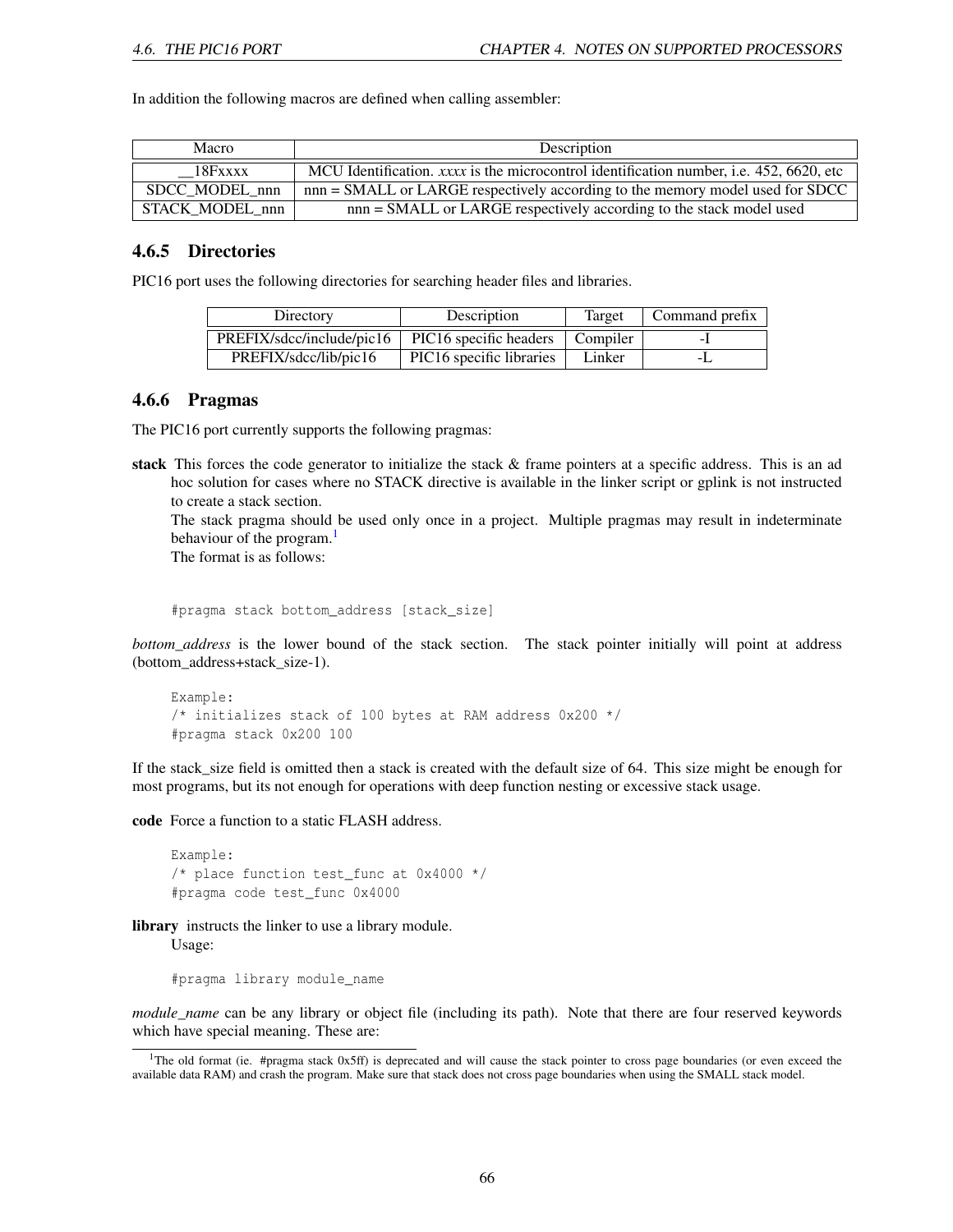In addition the following macros are defined when calling assembler:

| Macro | Description |
| --- | --- |
| __18Fxxxx | MCU Identification. *xxxx* is the microcontrol identification number, i.e. 452, 6620, etc |
| SDCC_MODEL_nnn | nnn = SMALL or LARGE respectively according to the memory model used for SDCC |
| STACK_MODEL_nnn | nnn = SMALL or LARGE respectively according to the stack model used |

### 4.6.5 Directories

PIC16 port uses the following directories for searching header files and libraries.

| Directory | Description | Target | Command prefix |
| --- | --- | --- | --- |
| PREFIX/sdcc/include/pic16 | PIC16 specific headers | Compiler | -I |
| PREFIX/sdcc/lib/pic16 | PIC16 specific libraries | Linker | -L |

### 4.6.6 Pragmas

The PIC16 port currently supports the following pragmas:

**stack** This forces the code generator to initialize the stack & frame pointers at a specific address. This is an ad hoc solution for cases where no STACK directive is available in the linker script or gplink is not instructed to create a stack section.

The stack pragma should be used only once in a project. Multiple pragmas may result in indeterminate behaviour of the program.[1]

The format is as follows:

```
#pragma stack bottom_address [stack_size]
```

*bottom_address* is the lower bound of the stack section. The stack pointer initially will point at address (bottom_address+stack_size-1).

```
Example:
/* initializes stack of 100 bytes at RAM address 0x200 */
#pragma stack 0x200 100
```

If the stack_size field is omitted then a stack is created with the default size of 64. This size might be enough for most programs, but its not enough for operations with deep function nesting or excessive stack usage.

**code** Force a function to a static FLASH address.

```
Example:
/* place function test_func at 0x4000 */
#pragma code test_func 0x4000
```

**library** instructs the linker to use a library module.

Usage:

```
#pragma library module_name
```

*module_name* can be any library or object file (including its path). Note that there are four reserved keywords which have special meaning. These are:

[1] The old format (ie. #pragma stack 0x5ff) is deprecated and will cause the stack pointer to cross page boundaries (or even exceed the available data RAM) and crash the program. Make sure that stack does not cross page boundaries when using the SMALL stack model.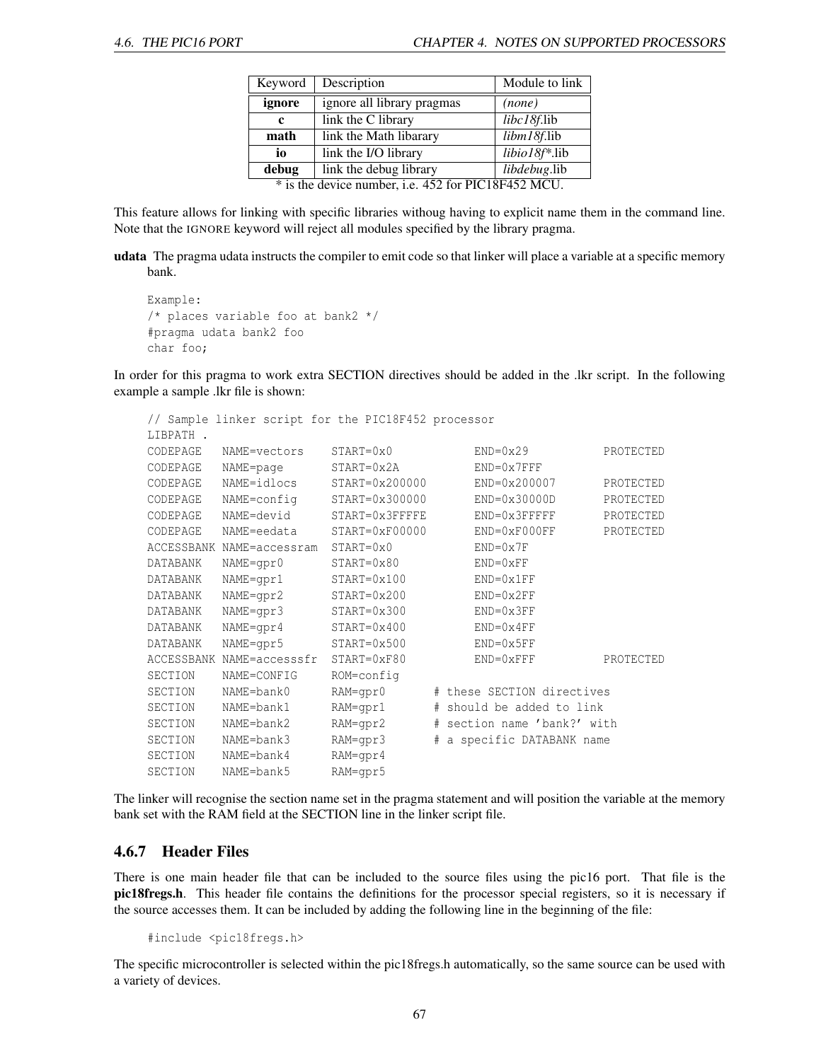| Keyword | Description | Module to link |
|---|---|---|
| **ignore** | ignore all library pragmas | *(none)* |
| **c** | link the C library | *libc18f*.lib |
| **math** | link the Math libarary | *libm18f*.lib |
| **io** | link the I/O library | *libio18f*\*.lib |
| **debug** | link the debug library | *libdebug*.lib |

\* is the device number, i.e. 452 for PIC18F452 MCU.

This feature allows for linking with specific libraries withoug having to explicit name them in the command line. Note that the IGNORE keyword will reject all modules specified by the library pragma.

**udata** The pragma udata instructs the compiler to emit code so that linker will place a variable at a specific memory bank.

```
Example:
/* places variable foo at bank2 */
#pragma udata bank2 foo
char foo;
```

In order for this pragma to work extra SECTION directives should be added in the .lkr script. In the following example a sample .lkr file is shown:

```
// Sample linker script for the PIC18F452 processor
LIBPATH .
CODEPAGE   NAME=vectors    START=0x0          END=0x29          PROTECTED
CODEPAGE   NAME=page       START=0x2A         END=0x7FFF
CODEPAGE   NAME=idlocs     START=0x200000     END=0x200007      PROTECTED
CODEPAGE   NAME=config     START=0x300000     END=0x30000D      PROTECTED
CODEPAGE   NAME=devid      START=0x3FFFFE     END=0x3FFFFF      PROTECTED
CODEPAGE   NAME=eedata     START=0xF00000     END=0xF000FF      PROTECTED
ACCESSBANK NAME=accessram  START=0x0          END=0x7F
DATABANK   NAME=gpr0       START=0x80         END=0xFF
DATABANK   NAME=gpr1       START=0x100        END=0x1FF
DATABANK   NAME=gpr2       START=0x200        END=0x2FF
DATABANK   NAME=gpr3       START=0x300        END=0x3FF
DATABANK   NAME=gpr4       START=0x400        END=0x4FF
DATABANK   NAME=gpr5       START=0x500        END=0x5FF
ACCESSBANK NAME=accesssfr  START=0xF80        END=0xFFF         PROTECTED
SECTION    NAME=CONFIG     ROM=config
SECTION    NAME=bank0      RAM=gpr0       # these SECTION directives
SECTION    NAME=bank1      RAM=gpr1       # should be added to link
SECTION    NAME=bank2      RAM=gpr2       # section name 'bank?' with
SECTION    NAME=bank3      RAM=gpr3       # a specific DATABANK name
SECTION    NAME=bank4      RAM=gpr4
SECTION    NAME=bank5      RAM=gpr5
```

The linker will recognise the section name set in the pragma statement and will position the variable at the memory bank set with the RAM field at the SECTION line in the linker script file.

### 4.6.7 Header Files

There is one main header file that can be included to the source files using the pic16 port. That file is the **pic18fregs.h**. This header file contains the definitions for the processor special registers, so it is necessary if the source accesses them. It can be included by adding the following line in the beginning of the file:

```
#include <pic18fregs.h>
```

The specific microcontroller is selected within the pic18fregs.h automatically, so the same source can be used with a variety of devices.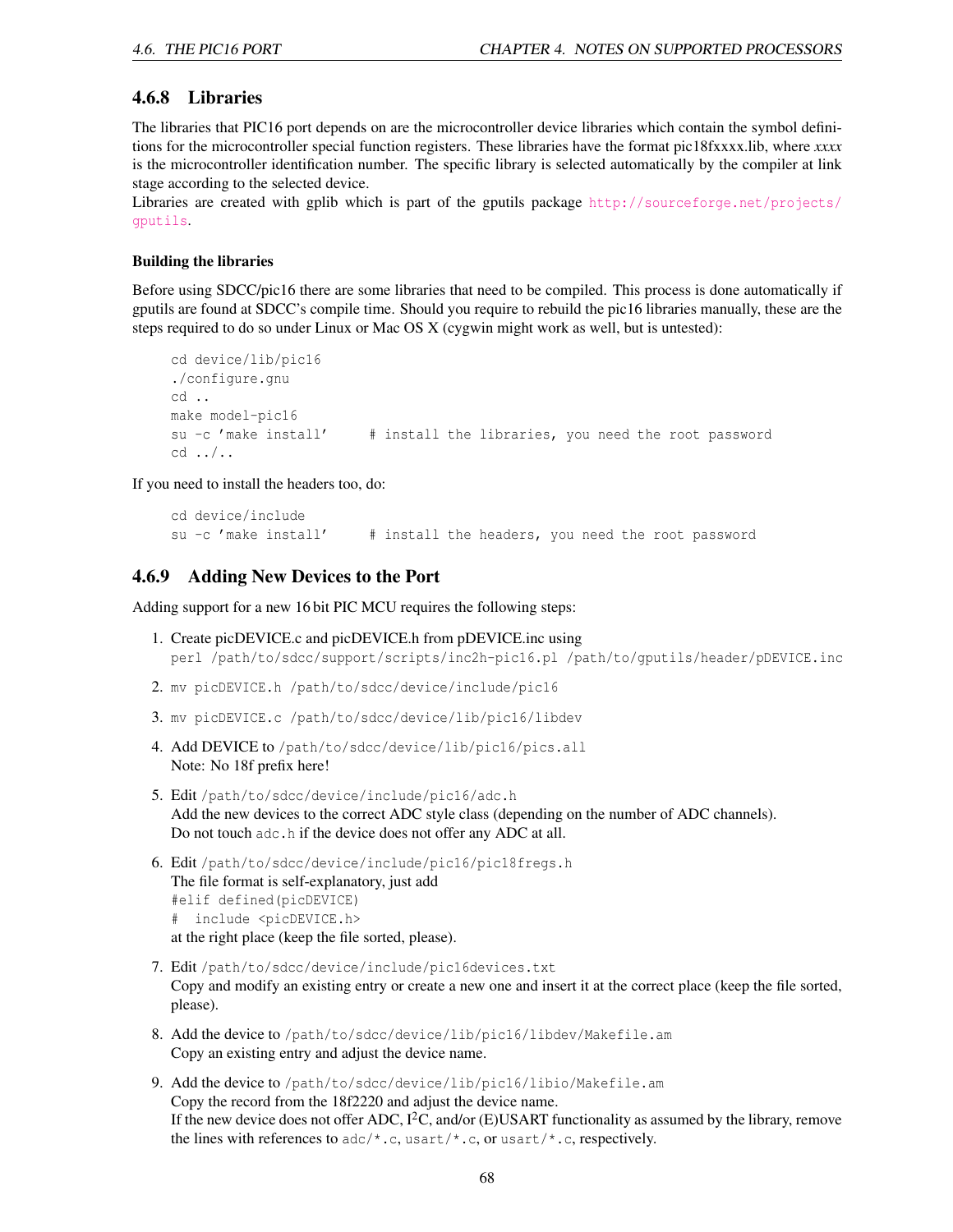### 4.6.8 Libraries

The libraries that PIC16 port depends on are the microcontroller device libraries which contain the symbol definitions for the microcontroller special function registers. These libraries have the format pic18fxxxx.lib, where *xxxx* is the microcontroller identification number. The specific library is selected automatically by the compiler at link stage according to the selected device.

Libraries are created with gplib which is part of the gputils package http://sourceforge.net/projects/gputils.

#### Building the libraries

Before using SDCC/pic16 there are some libraries that need to be compiled. This process is done automatically if gputils are found at SDCC's compile time. Should you require to rebuild the pic16 libraries manually, these are the steps required to do so under Linux or Mac OS X (cygwin might work as well, but is untested):

```
cd device/lib/pic16
./configure.gnu
cd ..
make model-pic16
su -c 'make install'     # install the libraries, you need the root password
cd ../..
```

If you need to install the headers too, do:

```
cd device/include
su -c 'make install'     # install the headers, you need the root password
```

### 4.6.9 Adding New Devices to the Port

Adding support for a new 16 bit PIC MCU requires the following steps:

1. Create picDEVICE.c and picDEVICE.h from pDEVICE.inc using
   `perl /path/to/sdcc/support/scripts/inc2h-pic16.pl /path/to/gputils/header/pDEVICE.inc`
2. `mv picDEVICE.h /path/to/sdcc/device/include/pic16`
3. `mv picDEVICE.c /path/to/sdcc/device/lib/pic16/libdev`
4. Add DEVICE to `/path/to/sdcc/device/lib/pic16/pics.all`
   Note: No 18f prefix here!
5. Edit `/path/to/sdcc/device/include/pic16/adc.h`
   Add the new devices to the correct ADC style class (depending on the number of ADC channels).
   Do not touch `adc.h` if the device does not offer any ADC at all.
6. Edit `/path/to/sdcc/device/include/pic16/pic18fregs.h`
   The file format is self-explanatory, just add
   `#elif defined(picDEVICE)`
   `#  include <picDEVICE.h>`
   at the right place (keep the file sorted, please).
7. Edit `/path/to/sdcc/device/include/pic16devices.txt`
   Copy and modify an existing entry or create a new one and insert it at the correct place (keep the file sorted, please).
8. Add the device to `/path/to/sdcc/device/lib/pic16/libdev/Makefile.am`
   Copy an existing entry and adjust the device name.
9. Add the device to `/path/to/sdcc/device/lib/pic16/libio/Makefile.am`
   Copy the record from the 18f2220 and adjust the device name.
   If the new device does not offer ADC, $I^2C$, and/or (E)USART functionality as assumed by the library, remove the lines with references to `adc/*.c`, `usart/*.c`, or `usart/*.c`, respectively.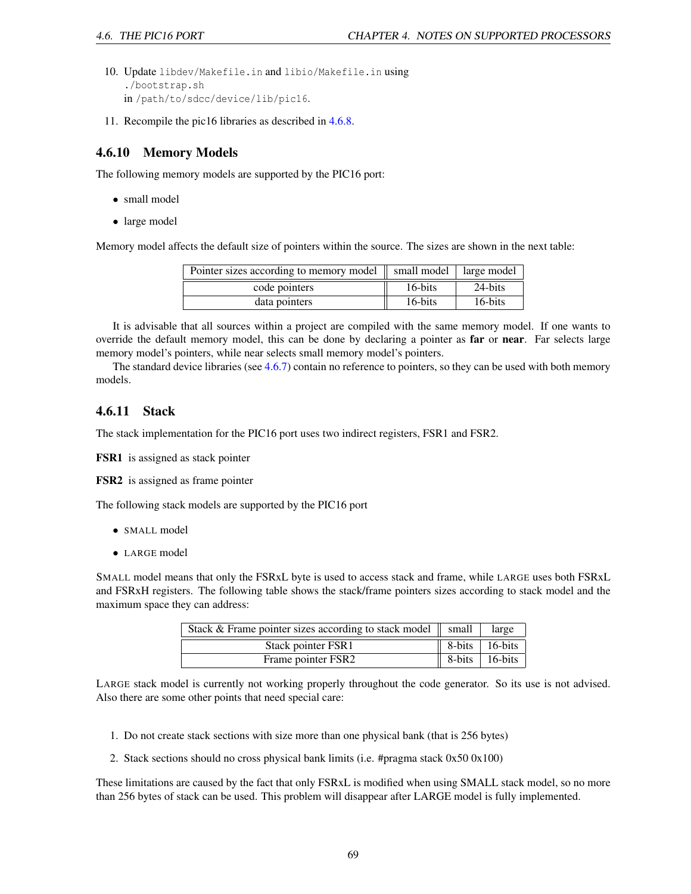10. Update `libdev/Makefile.in` and `libio/Makefile.in` using
    `./bootstrap.sh`
    in `/path/to/sdcc/device/lib/pic16`.

11. Recompile the pic16 libraries as described in 4.6.8.

### 4.6.10 Memory Models

The following memory models are supported by the PIC16 port:

- small model
- large model

Memory model affects the default size of pointers within the source. The sizes are shown in the next table:

| Pointer sizes according to memory model | small model | large model |
|---|---|---|
| code pointers | 16-bits | 24-bits |
| data pointers | 16-bits | 16-bits |

It is advisable that all sources within a project are compiled with the same memory model. If one wants to override the default memory model, this can be done by declaring a pointer as **far** or **near**. Far selects large memory model's pointers, while near selects small memory model's pointers.

The standard device libraries (see 4.6.7) contain no reference to pointers, so they can be used with both memory models.

### 4.6.11 Stack

The stack implementation for the PIC16 port uses two indirect registers, FSR1 and FSR2.

**FSR1** is assigned as stack pointer

**FSR2** is assigned as frame pointer

The following stack models are supported by the PIC16 port

- SMALL model
- LARGE model

SMALL model means that only the FSRxL byte is used to access stack and frame, while LARGE uses both FSRxL and FSRxH registers. The following table shows the stack/frame pointers sizes according to stack model and the maximum space they can address:

| Stack & Frame pointer sizes according to stack model | small | large |
|---|---|---|
| Stack pointer FSR1 | 8-bits | 16-bits |
| Frame pointer FSR2 | 8-bits | 16-bits |

LARGE stack model is currently not working properly throughout the code generator. So its use is not advised. Also there are some other points that need special care:

1. Do not create stack sections with size more than one physical bank (that is 256 bytes)
2. Stack sections should no cross physical bank limits (i.e. #pragma stack 0x50 0x100)

These limitations are caused by the fact that only FSRxL is modified when using SMALL stack model, so no more than 256 bytes of stack can be used. This problem will disappear after LARGE model is fully implemented.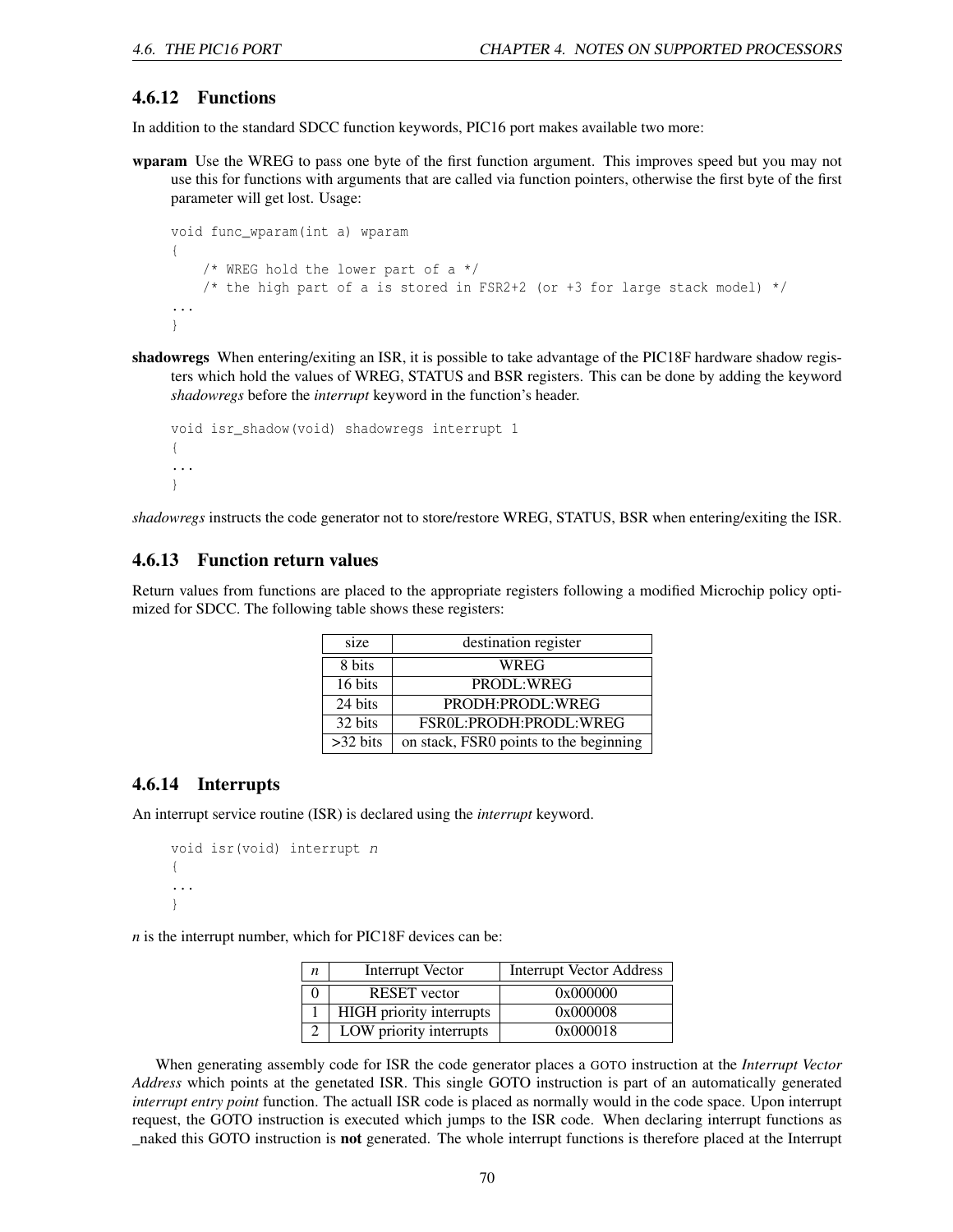### 4.6.12 Functions

In addition to the standard SDCC function keywords, PIC16 port makes available two more:

**wparam** Use the WREG to pass one byte of the first function argument. This improves speed but you may not use this for functions with arguments that are called via function pointers, otherwise the first byte of the first parameter will get lost. Usage:

```
void func_wparam(int a) wparam
{
    /* WREG hold the lower part of a */
    /* the high part of a is stored in FSR2+2 (or +3 for large stack model) */
...
}
```

**shadowregs** When entering/exiting an ISR, it is possible to take advantage of the PIC18F hardware shadow registers which hold the values of WREG, STATUS and BSR registers. This can be done by adding the keyword *shadowregs* before the *interrupt* keyword in the function's header.

```
void isr_shadow(void) shadowregs interrupt 1
{
...
}
```

*shadowregs* instructs the code generator not to store/restore WREG, STATUS, BSR when entering/exiting the ISR.

### 4.6.13 Function return values

Return values from functions are placed to the appropriate registers following a modified Microchip policy optimized for SDCC. The following table shows these registers:

| size | destination register |
|---|---|
| 8 bits | WREG |
| 16 bits | PRODL:WREG |
| 24 bits | PRODH:PRODL:WREG |
| 32 bits | FSR0L:PRODH:PRODL:WREG |
| >32 bits | on stack, FSR0 points to the beginning |

### 4.6.14 Interrupts

An interrupt service routine (ISR) is declared using the *interrupt* keyword.

```
void isr(void) interrupt n
{
...
}
```

*n* is the interrupt number, which for PIC18F devices can be:

| *n* | Interrupt Vector | Interrupt Vector Address |
|---|---|---|
| 0 | RESET vector | 0x000000 |
| 1 | HIGH priority interrupts | 0x000008 |
| 2 | LOW priority interrupts | 0x000018 |

When generating assembly code for ISR the code generator places a GOTO instruction at the *Interrupt Vector Address* which points at the genetated ISR. This single GOTO instruction is part of an automatically generated *interrupt entry point* function. The actuall ISR code is placed as normally would in the code space. Upon interrupt request, the GOTO instruction is executed which jumps to the ISR code. When declaring interrupt functions as _naked this GOTO instruction is **not** generated. The whole interrupt functions is therefore placed at the Interrupt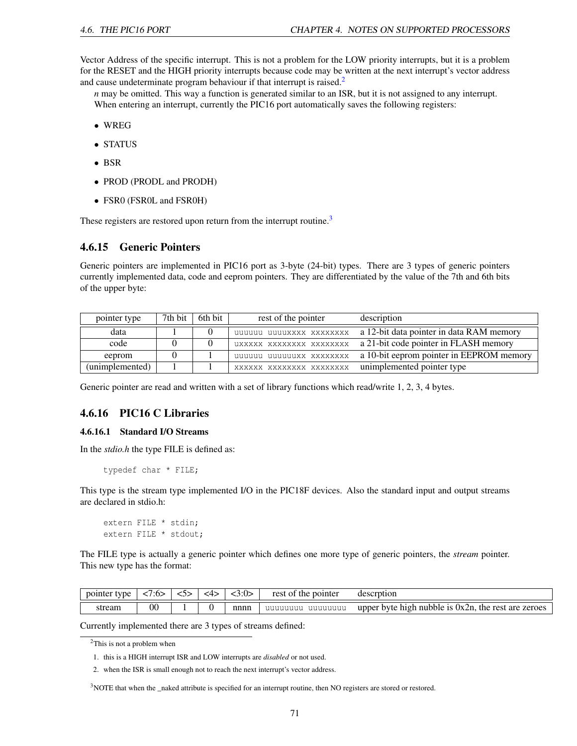Vector Address of the specific interrupt. This is not a problem for the LOW priority interrupts, but it is a problem for the RESET and the HIGH priority interrupts because code may be written at the next interrupt's vector address and cause undeterminate program behaviour if that interrupt is raised.[2]

*n* may be omitted. This way a function is generated similar to an ISR, but it is not assigned to any interrupt.

When entering an interrupt, currently the PIC16 port automatically saves the following registers:

- WREG
- STATUS
- BSR
- PROD (PRODL and PRODH)
- FSR0 (FSR0L and FSR0H)

These registers are restored upon return from the interrupt routine.[3]

### 4.6.15 Generic Pointers

Generic pointers are implemented in PIC16 port as 3-byte (24-bit) types. There are 3 types of generic pointers currently implemented data, code and eeprom pointers. They are differentiated by the value of the 7th and 6th bits of the upper byte:

| pointer type | 7th bit | 6th bit | rest of the pointer | description |
|---|---|---|---|---|
| data | 1 | 0 | `uuuuuu uuuuxxxx xxxxxxxx` | a 12-bit data pointer in data RAM memory |
| code | 0 | 0 | `uxxxxx xxxxxxxx xxxxxxxx` | a 21-bit code pointer in FLASH memory |
| eeprom | 0 | 1 | `uuuuuu uuuuuuxx xxxxxxxx` | a 10-bit eeprom pointer in EEPROM memory |
| (unimplemented) | 1 | 1 | `xxxxxx xxxxxxxx xxxxxxxx` | unimplemented pointer type |

Generic pointer are read and written with a set of library functions which read/write 1, 2, 3, 4 bytes.

### 4.6.16 PIC16 C Libraries

#### 4.6.16.1 Standard I/O Streams

In the *stdio.h* the type FILE is defined as:

```
typedef char * FILE;
```

This type is the stream type implemented I/O in the PIC18F devices. Also the standard input and output streams are declared in stdio.h:

```
extern FILE * stdin;
extern FILE * stdout;
```

The FILE type is actually a generic pointer which defines one more type of generic pointers, the *stream* pointer. This new type has the format:

| pointer type | <7:6> | <5> | <4> | <3:0> | rest of the pointer | descrption |
|---|---|---|---|---|---|---|
| stream | 00 | 1 | 0 | nnnn | `uuuuuuuu uuuuuuuu` | upper byte high nubble is 0x2n, the rest are zeroes |

Currently implemented there are 3 types of streams defined:

---

[2] This is not a problem when

1. this is a HIGH interrupt ISR and LOW interrupts are *disabled* or not used.
2. when the ISR is small enough not to reach the next interrupt's vector address.

[3] NOTE that when the _naked attribute is specified for an interrupt routine, then NO registers are stored or restored.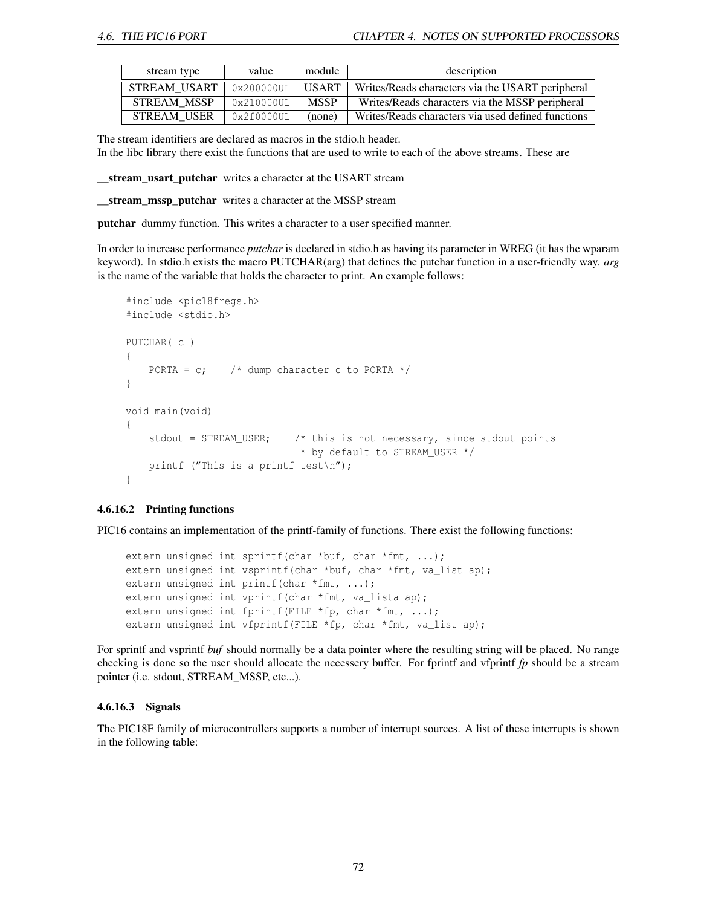| stream type | value | module | description |
|---|---|---|---|
| STREAM_USART | 0x200000UL | USART | Writes/Reads characters via the USART peripheral |
| STREAM_MSSP | 0x210000UL | MSSP | Writes/Reads characters via the MSSP peripheral |
| STREAM_USER | 0x2f0000UL | (none) | Writes/Reads characters via used defined functions |

The stream identifiers are declared as macros in the stdio.h header.
In the libc library there exist the functions that are used to write to each of the above streams. These are

**__stream_usart_putchar** writes a character at the USART stream

**__stream_mssp_putchar** writes a character at the MSSP stream

**putchar** dummy function. This writes a character to a user specified manner.

In order to increase performance *putchar* is declared in stdio.h as having its parameter in WREG (it has the wparam keyword). In stdio.h exists the macro PUTCHAR(arg) that defines the putchar function in a user-friendly way. *arg* is the name of the variable that holds the character to print. An example follows:

```
#include <pic18fregs.h>
#include <stdio.h>

PUTCHAR( c )
{
    PORTA = c;    /* dump character c to PORTA */
}

void main(void)
{
    stdout = STREAM_USER;    /* this is not necessary, since stdout points
                              * by default to STREAM_USER */
    printf ("This is a printf test\n");
}
```

#### 4.6.16.2 Printing functions

PIC16 contains an implementation of the printf-family of functions. There exist the following functions:

```
extern unsigned int sprintf(char *buf, char *fmt, ...);
extern unsigned int vsprintf(char *buf, char *fmt, va_list ap);
extern unsigned int printf(char *fmt, ...);
extern unsigned int vprintf(char *fmt, va_lista ap);
extern unsigned int fprintf(FILE *fp, char *fmt, ...);
extern unsigned int vfprintf(FILE *fp, char *fmt, va_list ap);
```

For sprintf and vsprintf *buf* should normally be a data pointer where the resulting string will be placed. No range checking is done so the user should allocate the necessery buffer. For fprintf and vfprintf *fp* should be a stream pointer (i.e. stdout, STREAM_MSSP, etc...).

#### 4.6.16.3 Signals

The PIC18F family of microcontrollers supports a number of interrupt sources. A list of these interrupts is shown in the following table: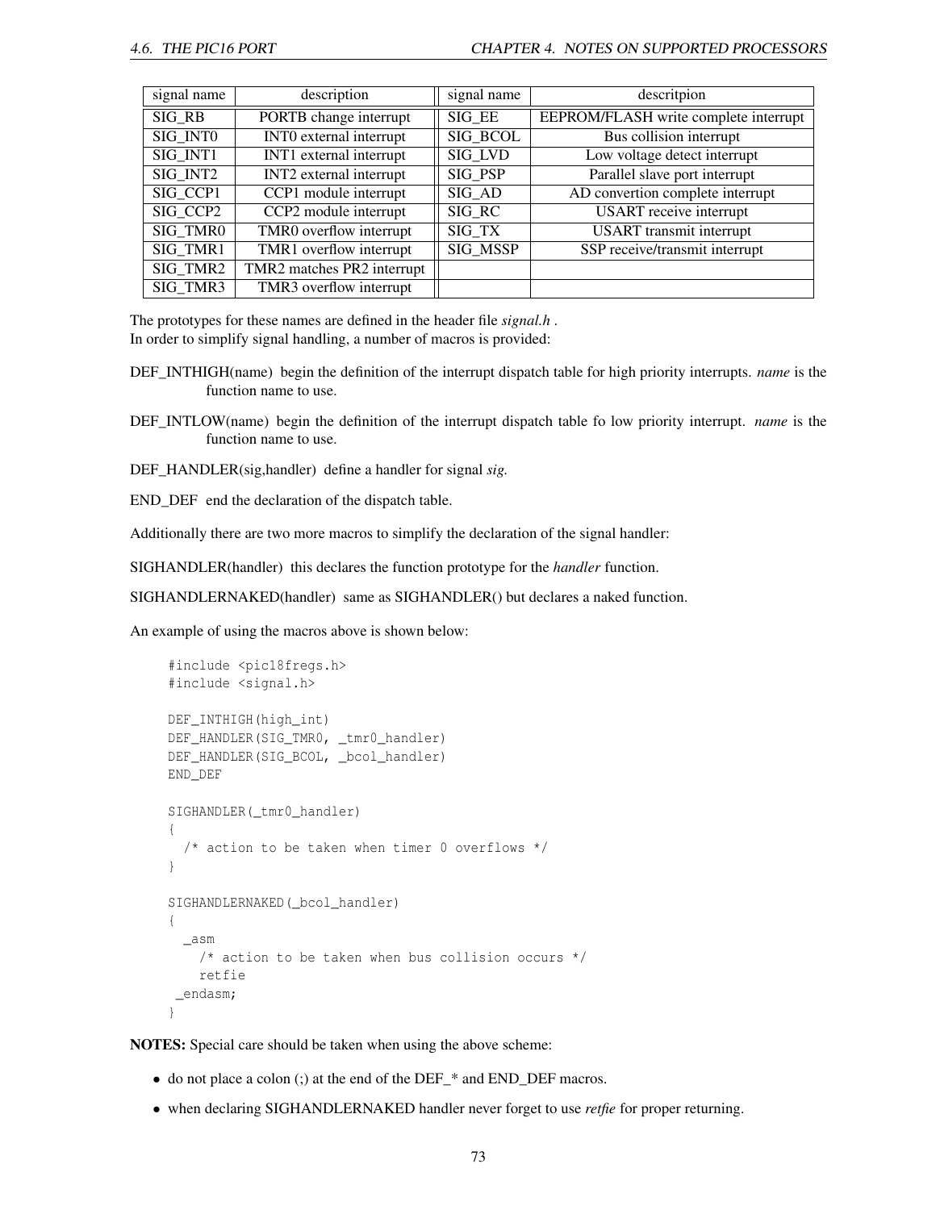| signal name | description | signal name | descritpion |
|---|---|---|---|
| SIG_RB | PORTB change interrupt | SIG_EE | EEPROM/FLASH write complete interrupt |
| SIG_INT0 | INT0 external interrupt | SIG_BCOL | Bus collision interrupt |
| SIG_INT1 | INT1 external interrupt | SIG_LVD | Low voltage detect interrupt |
| SIG_INT2 | INT2 external interrupt | SIG_PSP | Parallel slave port interrupt |
| SIG_CCP1 | CCP1 module interrupt | SIG_AD | AD convertion complete interrupt |
| SIG_CCP2 | CCP2 module interrupt | SIG_RC | USART receive interrupt |
| SIG_TMR0 | TMR0 overflow interrupt | SIG_TX | USART transmit interrupt |
| SIG_TMR1 | TMR1 overflow interrupt | SIG_MSSP | SSP receive/transmit interrupt |
| SIG_TMR2 | TMR2 matches PR2 interrupt | | |
| SIG_TMR3 | TMR3 overflow interrupt | | |

The prototypes for these names are defined in the header file *signal.h* .
In order to simplify signal handling, a number of macros is provided:

DEF_INTHIGH(name) begin the definition of the interrupt dispatch table for high priority interrupts. *name* is the function name to use.

DEF_INTLOW(name) begin the definition of the interrupt dispatch table fo low priority interrupt. *name* is the function name to use.

DEF_HANDLER(sig,handler) define a handler for signal *sig.*

END_DEF end the declaration of the dispatch table.

Additionally there are two more macros to simplify the declaration of the signal handler:

SIGHANDLER(handler) this declares the function prototype for the *handler* function.

SIGHANDLERNAKED(handler) same as SIGHANDLER() but declares a naked function.

An example of using the macros above is shown below:

```
#include <pic18fregs.h>
#include <signal.h>

DEF_INTHIGH(high_int)
DEF_HANDLER(SIG_TMR0, _tmr0_handler)
DEF_HANDLER(SIG_BCOL, _bcol_handler)
END_DEF

SIGHANDLER(_tmr0_handler)
{
  /* action to be taken when timer 0 overflows */
}

SIGHANDLERNAKED(_bcol_handler)
{
  _asm
    /* action to be taken when bus collision occurs */
    retfie
 _endasm;
}
```

**NOTES:** Special care should be taken when using the above scheme:

- do not place a colon (;) at the end of the DEF_* and END_DEF macros.
- when declaring SIGHANDLERNAKED handler never forget to use *retfie* for proper returning.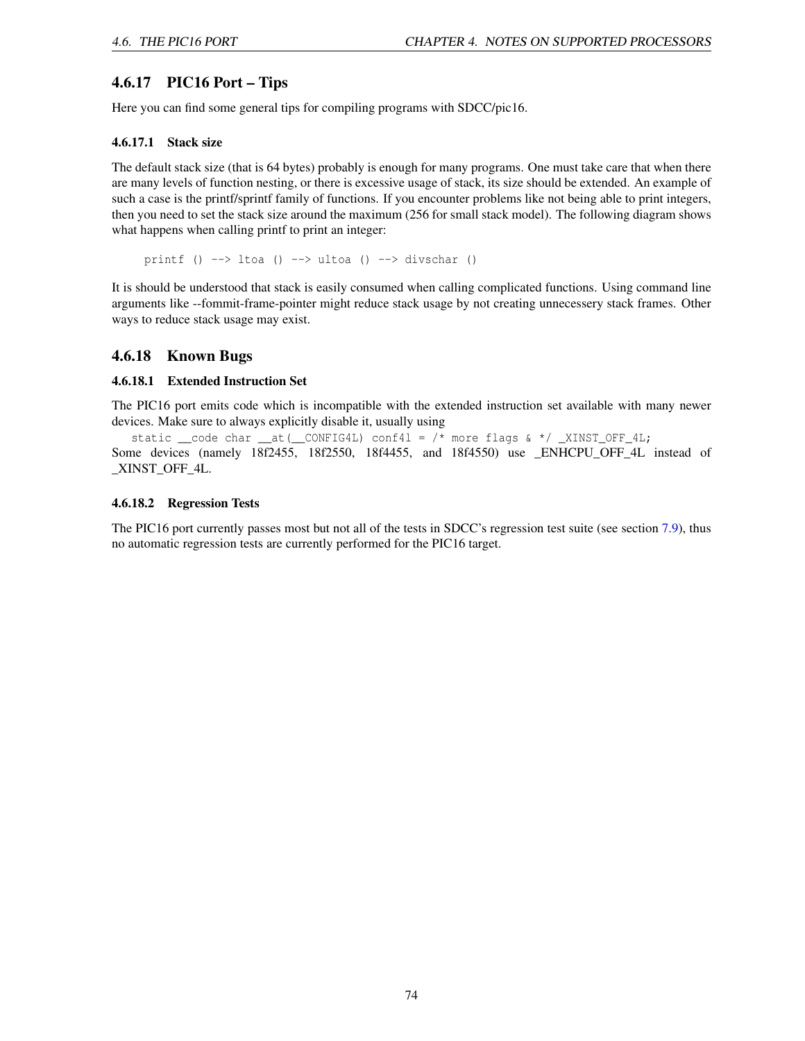### 4.6.17 PIC16 Port – Tips

Here you can find some general tips for compiling programs with SDCC/pic16.

#### 4.6.17.1 Stack size

The default stack size (that is 64 bytes) probably is enough for many programs. One must take care that when there are many levels of function nesting, or there is excessive usage of stack, its size should be extended. An example of such a case is the printf/sprintf family of functions. If you encounter problems like not being able to print integers, then you need to set the stack size around the maximum (256 for small stack model). The following diagram shows what happens when calling printf to print an integer:

```
printf () --> ltoa () --> ultoa () --> divschar ()
```

It is should be understood that stack is easily consumed when calling complicated functions. Using command line arguments like --fommit-frame-pointer might reduce stack usage by not creating unnecessery stack frames. Other ways to reduce stack usage may exist.

### 4.6.18 Known Bugs

#### 4.6.18.1 Extended Instruction Set

The PIC16 port emits code which is incompatible with the extended instruction set available with many newer devices. Make sure to always explicitly disable it, usually using

```
static __code char __at(__CONFIG4L) conf4l = /* more flags & */ _XINST_OFF_4L;
```

Some devices (namely 18f2455, 18f2550, 18f4455, and 18f4550) use _ENHCPU_OFF_4L instead of _XINST_OFF_4L.

#### 4.6.18.2 Regression Tests

The PIC16 port currently passes most but not all of the tests in SDCC's regression test suite (see section 7.9), thus no automatic regression tests are currently performed for the PIC16 target.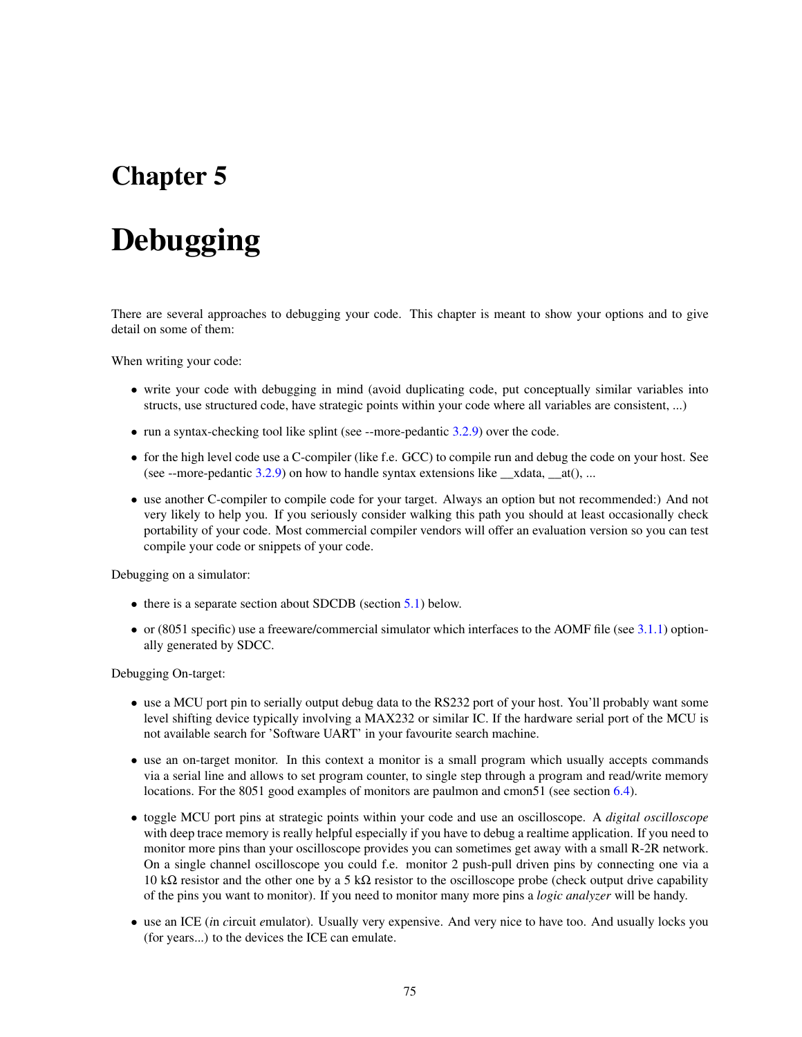# Chapter 5

# Debugging

There are several approaches to debugging your code. This chapter is meant to show your options and to give detail on some of them:

When writing your code:

- write your code with debugging in mind (avoid duplicating code, put conceptually similar variables into structs, use structured code, have strategic points within your code where all variables are consistent, ...)
- run a syntax-checking tool like splint (see --more-pedantic 3.2.9) over the code.
- for the high level code use a C-compiler (like f.e. GCC) to compile run and debug the code on your host. See (see --more-pedantic 3.2.9) on how to handle syntax extensions like __xdata, __at(), ...
- use another C-compiler to compile code for your target. Always an option but not recommended:) And not very likely to help you. If you seriously consider walking this path you should at least occasionally check portability of your code. Most commercial compiler vendors will offer an evaluation version so you can test compile your code or snippets of your code.

Debugging on a simulator:

- there is a separate section about SDCDB (section 5.1) below.
- or (8051 specific) use a freeware/commercial simulator which interfaces to the AOMF file (see 3.1.1) optionally generated by SDCC.

Debugging On-target:

- use a MCU port pin to serially output debug data to the RS232 port of your host. You'll probably want some level shifting device typically involving a MAX232 or similar IC. If the hardware serial port of the MCU is not available search for 'Software UART' in your favourite search machine.
- use an on-target monitor. In this context a monitor is a small program which usually accepts commands via a serial line and allows to set program counter, to single step through a program and read/write memory locations. For the 8051 good examples of monitors are paulmon and cmon51 (see section 6.4).
- toggle MCU port pins at strategic points within your code and use an oscilloscope. A *digital oscilloscope* with deep trace memory is really helpful especially if you have to debug a realtime application. If you need to monitor more pins than your oscilloscope provides you can sometimes get away with a small R-2R network. On a single channel oscilloscope you could f.e. monitor 2 push-pull driven pins by connecting one via a 10 kΩ resistor and the other one by a 5 kΩ resistor to the oscilloscope probe (check output drive capability of the pins you want to monitor). If you need to monitor many more pins a *logic analyzer* will be handy.
- use an ICE (*i*n *c*ircuit *e*mulator). Usually very expensive. And very nice to have too. And usually locks you (for years...) to the devices the ICE can emulate.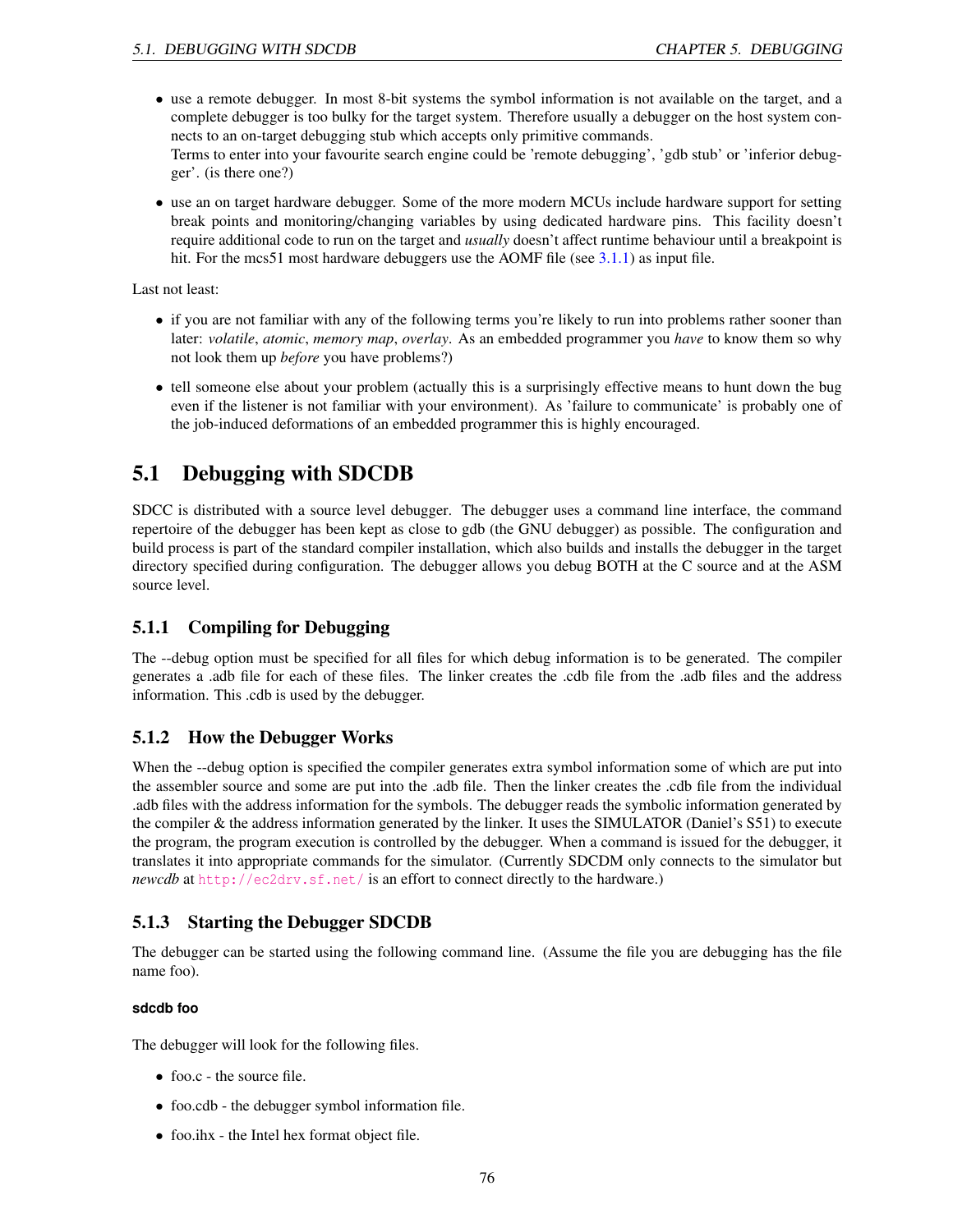- use a remote debugger. In most 8-bit systems the symbol information is not available on the target, and a complete debugger is too bulky for the target system. Therefore usually a debugger on the host system connects to an on-target debugging stub which accepts only primitive commands.
  Terms to enter into your favourite search engine could be 'remote debugging', 'gdb stub' or 'inferior debugger'. (is there one?)
- use an on target hardware debugger. Some of the more modern MCUs include hardware support for setting break points and monitoring/changing variables by using dedicated hardware pins. This facility doesn't require additional code to run on the target and *usually* doesn't affect runtime behaviour until a breakpoint is hit. For the mcs51 most hardware debuggers use the AOMF file (see 3.1.1) as input file.

Last not least:

- if you are not familiar with any of the following terms you're likely to run into problems rather sooner than later: *volatile*, *atomic*, *memory map*, *overlay*. As an embedded programmer you *have* to know them so why not look them up *before* you have problems?)
- tell someone else about your problem (actually this is a surprisingly effective means to hunt down the bug even if the listener is not familiar with your environment). As 'failure to communicate' is probably one of the job-induced deformations of an embedded programmer this is highly encouraged.

## 5.1 Debugging with SDCDB

SDCC is distributed with a source level debugger. The debugger uses a command line interface, the command repertoire of the debugger has been kept as close to gdb (the GNU debugger) as possible. The configuration and build process is part of the standard compiler installation, which also builds and installs the debugger in the target directory specified during configuration. The debugger allows you debug BOTH at the C source and at the ASM source level.

### 5.1.1 Compiling for Debugging

The --debug option must be specified for all files for which debug information is to be generated. The compiler generates a .adb file for each of these files. The linker creates the .cdb file from the .adb files and the address information. This .cdb is used by the debugger.

### 5.1.2 How the Debugger Works

When the --debug option is specified the compiler generates extra symbol information some of which are put into the assembler source and some are put into the .adb file. Then the linker creates the .cdb file from the individual .adb files with the address information for the symbols. The debugger reads the symbolic information generated by the compiler & the address information generated by the linker. It uses the SIMULATOR (Daniel's S51) to execute the program, the program execution is controlled by the debugger. When a command is issued for the debugger, it translates it into appropriate commands for the simulator. (Currently SDCDM only connects to the simulator but *newcdb* at http://ec2drv.sf.net/ is an effort to connect directly to the hardware.)

### 5.1.3 Starting the Debugger SDCDB

The debugger can be started using the following command line. (Assume the file you are debugging has the file name foo).

**sdcdb foo**

The debugger will look for the following files.

- foo.c - the source file.
- foo.cdb - the debugger symbol information file.
- foo.ihx - the Intel hex format object file.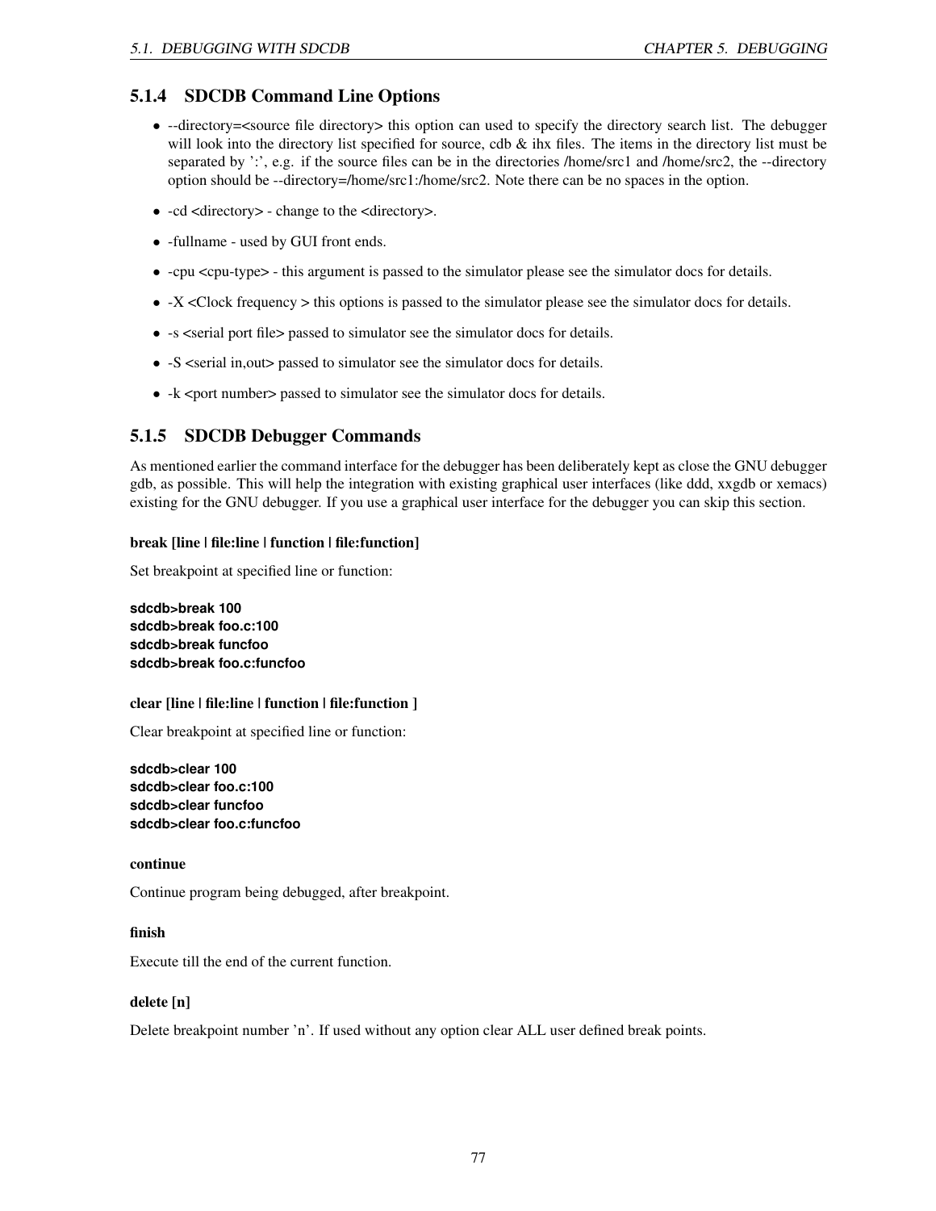### 5.1.4 SDCDB Command Line Options

- --directory=<source file directory> this option can used to specify the directory search list. The debugger will look into the directory list specified for source, cdb & ihx files. The items in the directory list must be separated by ':', e.g. if the source files can be in the directories /home/src1 and /home/src2, the --directory option should be --directory=/home/src1:/home/src2. Note there can be no spaces in the option.
- -cd <directory> - change to the <directory>.
- -fullname - used by GUI front ends.
- -cpu <cpu-type> - this argument is passed to the simulator please see the simulator docs for details.
- -X <Clock frequency > this options is passed to the simulator please see the simulator docs for details.
- -s <serial port file> passed to simulator see the simulator docs for details.
- -S <serial in,out> passed to simulator see the simulator docs for details.
- -k <port number> passed to simulator see the simulator docs for details.

### 5.1.5 SDCDB Debugger Commands

As mentioned earlier the command interface for the debugger has been deliberately kept as close the GNU debugger gdb, as possible. This will help the integration with existing graphical user interfaces (like ddd, xxgdb or xemacs) existing for the GNU debugger. If you use a graphical user interface for the debugger you can skip this section.

**break [line | file:line | function | file:function]**

Set breakpoint at specified line or function:

```
sdcdb>break 100
sdcdb>break foo.c:100
sdcdb>break funcfoo
sdcdb>break foo.c:funcfoo
```

**clear [line | file:line | function | file:function ]**

Clear breakpoint at specified line or function:

```
sdcdb>clear 100
sdcdb>clear foo.c:100
sdcdb>clear funcfoo
sdcdb>clear foo.c:funcfoo
```

**continue**

Continue program being debugged, after breakpoint.

**finish**

Execute till the end of the current function.

**delete [n]**

Delete breakpoint number 'n'. If used without any option clear ALL user defined break points.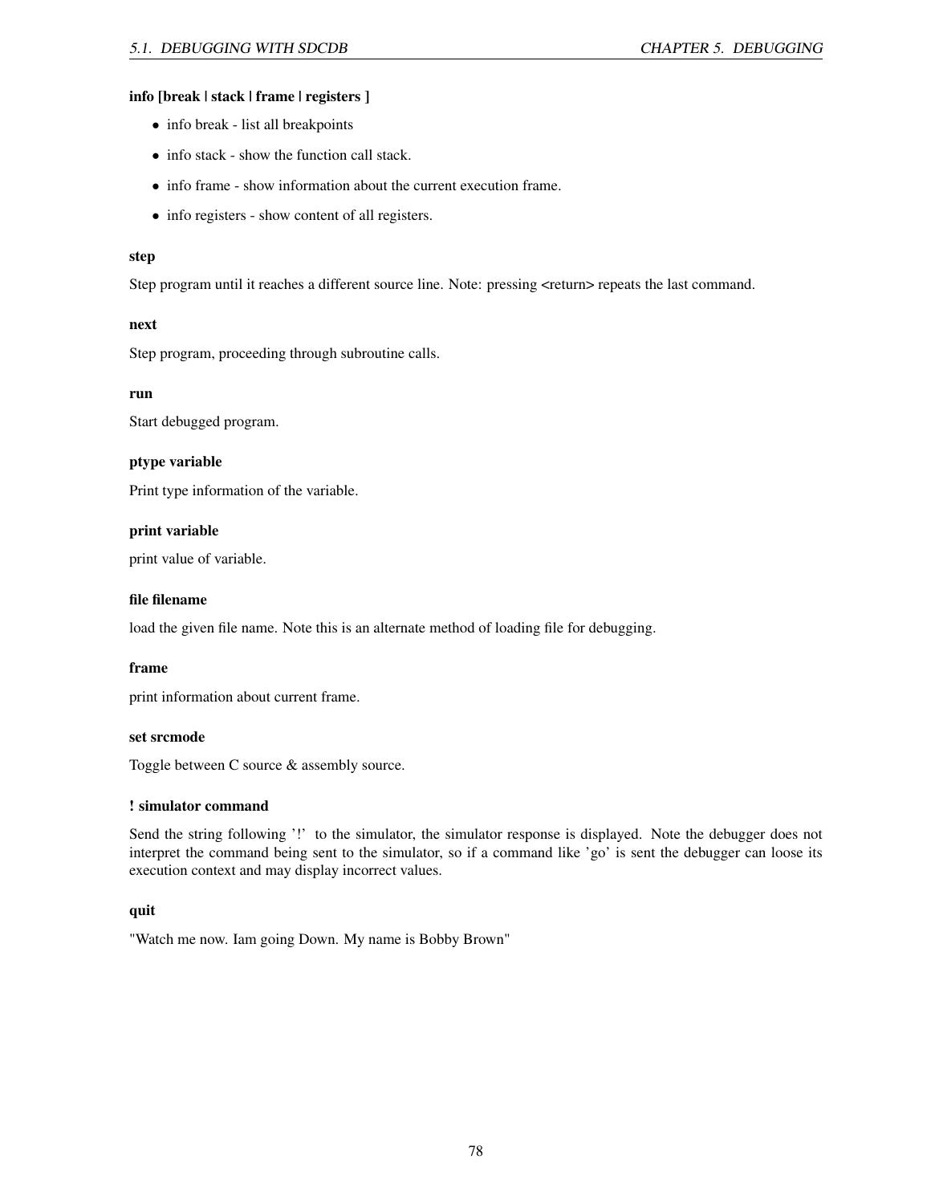**info [break | stack | frame | registers ]**

- info break - list all breakpoints
- info stack - show the function call stack.
- info frame - show information about the current execution frame.
- info registers - show content of all registers.

**step**

Step program until it reaches a different source line. Note: pressing <return> repeats the last command.

**next**

Step program, proceeding through subroutine calls.

**run**

Start debugged program.

**ptype variable**

Print type information of the variable.

**print variable**

print value of variable.

**file filename**

load the given file name. Note this is an alternate method of loading file for debugging.

**frame**

print information about current frame.

**set srcmode**

Toggle between C source & assembly source.

**! simulator command**

Send the string following '!' to the simulator, the simulator response is displayed. Note the debugger does not interpret the command being sent to the simulator, so if a command like 'go' is sent the debugger can loose its execution context and may display incorrect values.

**quit**

"Watch me now. Iam going Down. My name is Bobby Brown"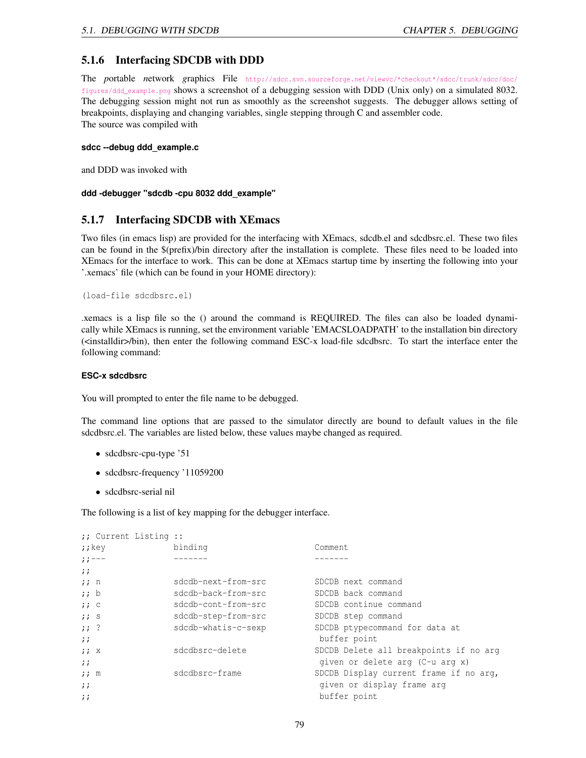### 5.1.6 Interfacing SDCDB with DDD

The *p*ortable *n*etwork *g*raphics File http://sdcc.svn.sourceforge.net/viewvc/*checkout*/sdcc/trunk/sdcc/doc/figures/ddd_example.png shows a screenshot of a debugging session with DDD (Unix only) on a simulated 8032. The debugging session might not run as smoothly as the screenshot suggests. The debugger allows setting of breakpoints, displaying and changing variables, single stepping through C and assembler code.
The source was compiled with

**sdcc --debug ddd_example.c**

and DDD was invoked with

**ddd -debugger "sdcdb -cpu 8032 ddd_example"**

### 5.1.7 Interfacing SDCDB with XEmacs

Two files (in emacs lisp) are provided for the interfacing with XEmacs, sdcdb.el and sdcdbsrc.el. These two files can be found in the $(prefix)/bin directory after the installation is complete. These files need to be loaded into XEmacs for the interface to work. This can be done at XEmacs startup time by inserting the following into your '.xemacs' file (which can be found in your HOME directory):

```
(load-file sdcdbsrc.el)
```

.xemacs is a lisp file so the () around the command is REQUIRED. The files can also be loaded dynamically while XEmacs is running, set the environment variable 'EMACSLOADPATH' to the installation bin directory (<installdir>/bin), then enter the following command ESC-x load-file sdcdbsrc. To start the interface enter the following command:

**ESC-x sdcdbsrc**

You will prompted to enter the file name to be debugged.

The command line options that are passed to the simulator directly are bound to default values in the file sdcdbsrc.el. The variables are listed below, these values maybe changed as required.

- sdcdbsrc-cpu-type '51
- sdcdbsrc-frequency '11059200
- sdcdbsrc-serial nil

The following is a list of key mapping for the debugger interface.

```
;; Current Listing ::
;;key               binding                      Comment
;;---               -------                      -------
;;
;; n                sdcdb-next-from-src          SDCDB next command
;; b                sdcdb-back-from-src          SDCDB back command
;; c                sdcdb-cont-from-src          SDCDB continue command
;; s                sdcdb-step-from-src          SDCDB step command
;; ?                sdcdb-whatis-c-sexp          SDCDB ptypecommand for data at
;;                                                buffer point
;; x                sdcdbsrc-delete              SDCDB Delete all breakpoints if no arg
;;                                                given or delete arg (C-u arg x)
;; m                sdcdbsrc-frame               SDCDB Display current frame if no arg,
;;                                                given or display frame arg
;;                                                buffer point
```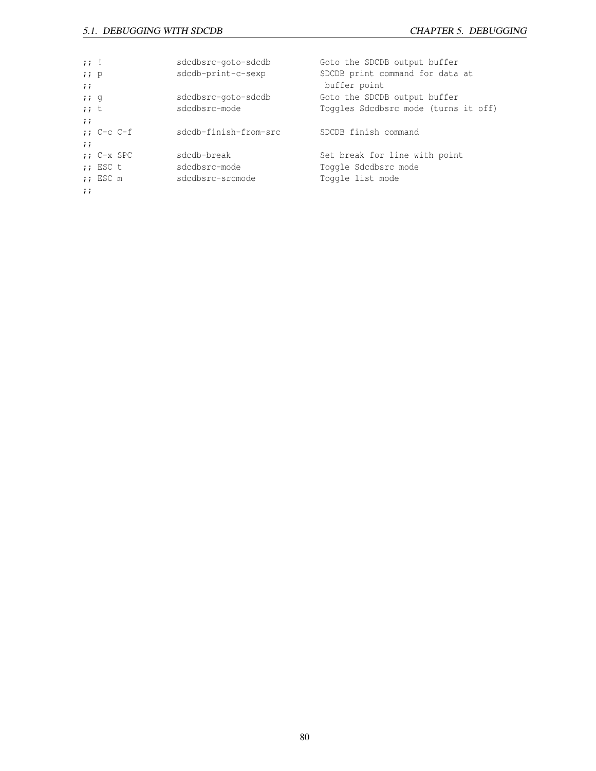```
;; !              sdcdbsrc-goto-sdcdb        Goto the SDCDB output buffer
;; p              sdcdb-print-c-sexp         SDCDB print command for data at
;;                                            buffer point
;; g              sdcdbsrc-goto-sdcdb        Goto the SDCDB output buffer
;; t              sdcdbsrc-mode              Toggles Sdcdbsrc mode (turns it off)
;;
;; C-c C-f        sdcdb-finish-from-src      SDCDB finish command
;;
;; C-x SPC        sdcdb-break                Set break for line with point
;; ESC t          sdcdbsrc-mode              Toggle Sdcdbsrc mode
;; ESC m          sdcdbsrc-srcmode           Toggle list mode
;;
```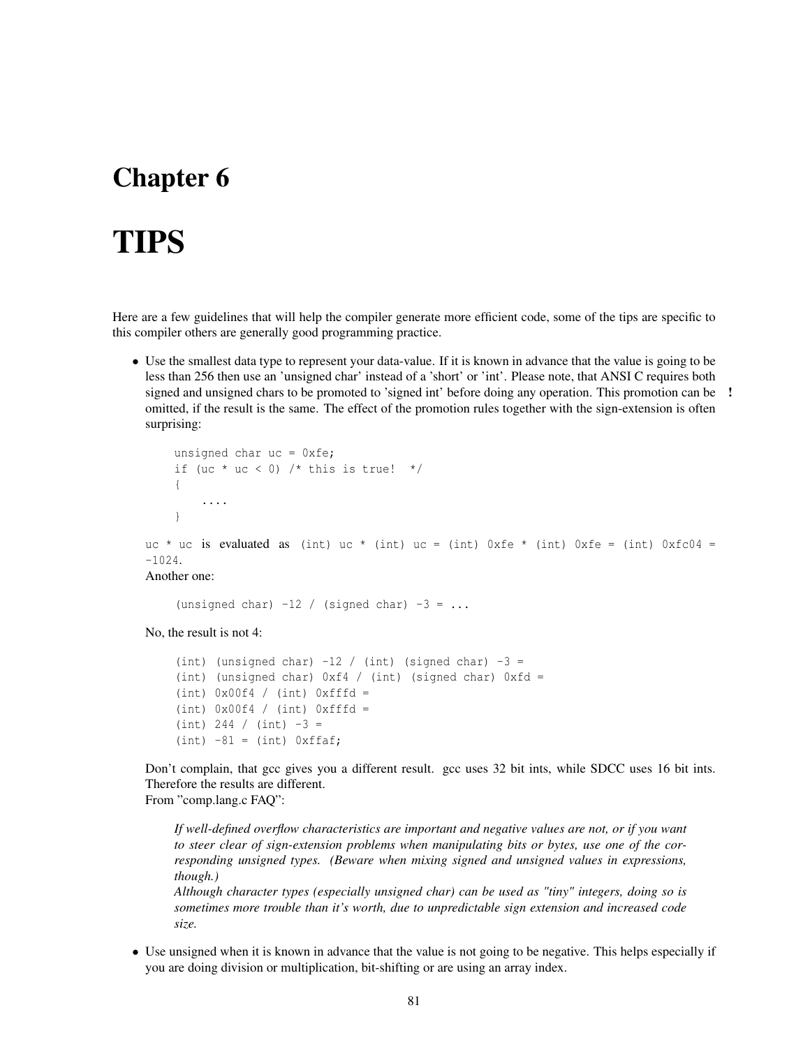# Chapter 6

# TIPS

Here are a few guidelines that will help the compiler generate more efficient code, some of the tips are specific to this compiler others are generally good programming practice.

- Use the smallest data type to represent your data-value. If it is known in advance that the value is going to be less than 256 then use an 'unsigned char' instead of a 'short' or 'int'. Please note, that ANSI C requires both signed and unsigned chars to be promoted to 'signed int' before doing any operation. This promotion can be omitted, if the result is the same. The effect of the promotion rules together with the sign-extension is often surprising: **!**

  ```
  unsigned char uc = 0xfe;
  if (uc * uc < 0) /* this is true!  */
  {
      ....
  }
  ```

  `uc * uc` is evaluated as `(int) uc * (int) uc = (int) 0xfe * (int) 0xfe = (int) 0xfc04 = -1024`.
  Another one:

  ```
  (unsigned char) -12 / (signed char) -3 = ...
  ```

  No, the result is not 4:

  ```
  (int) (unsigned char) -12 / (int) (signed char) -3 =
  (int) (unsigned char) 0xf4 / (int) (signed char) 0xfd =
  (int) 0x00f4 / (int) 0xfffd =
  (int) 0x00f4 / (int) 0xfffd =
  (int) 244 / (int) -3 =
  (int) -81 = (int) 0xffaf;
  ```

  Don't complain, that gcc gives you a different result. gcc uses 32 bit ints, while SDCC uses 16 bit ints. Therefore the results are different.
  From "comp.lang.c FAQ":

  > *If well-defined overflow characteristics are important and negative values are not, or if you want to steer clear of sign-extension problems when manipulating bits or bytes, use one of the corresponding unsigned types. (Beware when mixing signed and unsigned values in expressions, though.)*
  > *Although character types (especially unsigned char) can be used as "tiny" integers, doing so is sometimes more trouble than it's worth, due to unpredictable sign extension and increased code size.*

- Use unsigned when it is known in advance that the value is not going to be negative. This helps especially if you are doing division or multiplication, bit-shifting or are using an array index.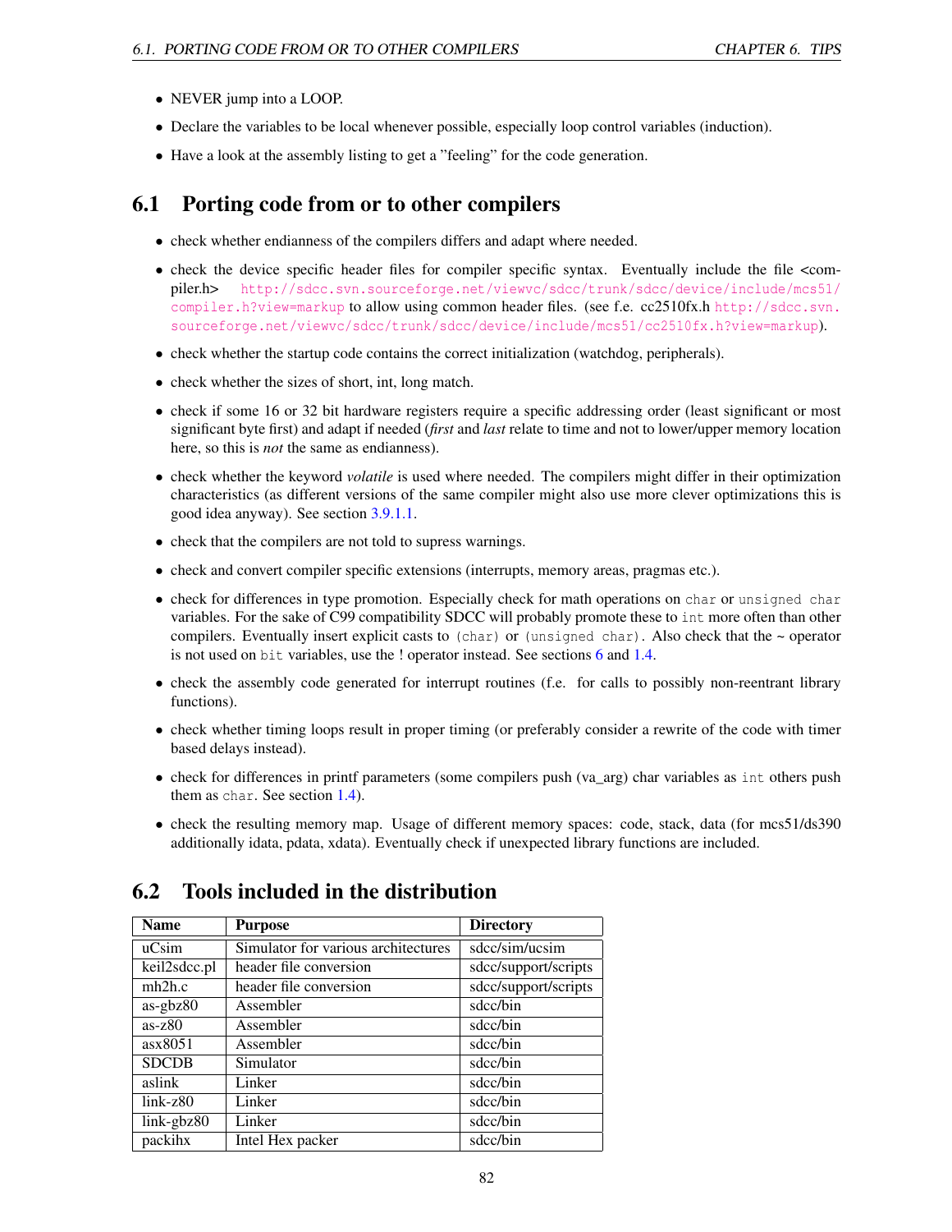- NEVER jump into a LOOP.
- Declare the variables to be local whenever possible, especially loop control variables (induction).
- Have a look at the assembly listing to get a "feeling" for the code generation.

## 6.1 Porting code from or to other compilers

- check whether endianness of the compilers differs and adapt where needed.
- check the device specific header files for compiler specific syntax. Eventually include the file <compiler.h> http://sdcc.svn.sourceforge.net/viewvc/sdcc/trunk/sdcc/device/include/mcs51/compiler.h?view=markup to allow using common header files. (see f.e. cc2510fx.h http://sdcc.svn.sourceforge.net/viewvc/sdcc/trunk/sdcc/device/include/mcs51/cc2510fx.h?view=markup).
- check whether the startup code contains the correct initialization (watchdog, peripherals).
- check whether the sizes of short, int, long match.
- check if some 16 or 32 bit hardware registers require a specific addressing order (least significant or most significant byte first) and adapt if needed (*first* and *last* relate to time and not to lower/upper memory location here, so this is *not* the same as endianness).
- check whether the keyword *volatile* is used where needed. The compilers might differ in their optimization characteristics (as different versions of the same compiler might also use more clever optimizations this is good idea anyway). See section 3.9.1.1.
- check that the compilers are not told to supress warnings.
- check and convert compiler specific extensions (interrupts, memory areas, pragmas etc.).
- check for differences in type promotion. Especially check for math operations on `char` or `unsigned char` variables. For the sake of C99 compatibility SDCC will probably promote these to `int` more often than other compilers. Eventually insert explicit casts to `(char)` or `(unsigned char)`. Also check that the ~ operator is not used on `bit` variables, use the ! operator instead. See sections 6 and 1.4.
- check the assembly code generated for interrupt routines (f.e. for calls to possibly non-reentrant library functions).
- check whether timing loops result in proper timing (or preferably consider a rewrite of the code with timer based delays instead).
- check for differences in printf parameters (some compilers push (va_arg) char variables as `int` others push them as `char`. See section 1.4).
- check the resulting memory map. Usage of different memory spaces: code, stack, data (for mcs51/ds390 additionally idata, pdata, xdata). Eventually check if unexpected library functions are included.

## 6.2 Tools included in the distribution

| Name | Purpose | Directory |
|---|---|---|
| uCsim | Simulator for various architectures | sdcc/sim/ucsim |
| keil2sdcc.pl | header file conversion | sdcc/support/scripts |
| mh2h.c | header file conversion | sdcc/support/scripts |
| as-gbz80 | Assembler | sdcc/bin |
| as-z80 | Assembler | sdcc/bin |
| asx8051 | Assembler | sdcc/bin |
| SDCDB | Simulator | sdcc/bin |
| aslink | Linker | sdcc/bin |
| link-z80 | Linker | sdcc/bin |
| link-gbz80 | Linker | sdcc/bin |
| packihx | Intel Hex packer | sdcc/bin |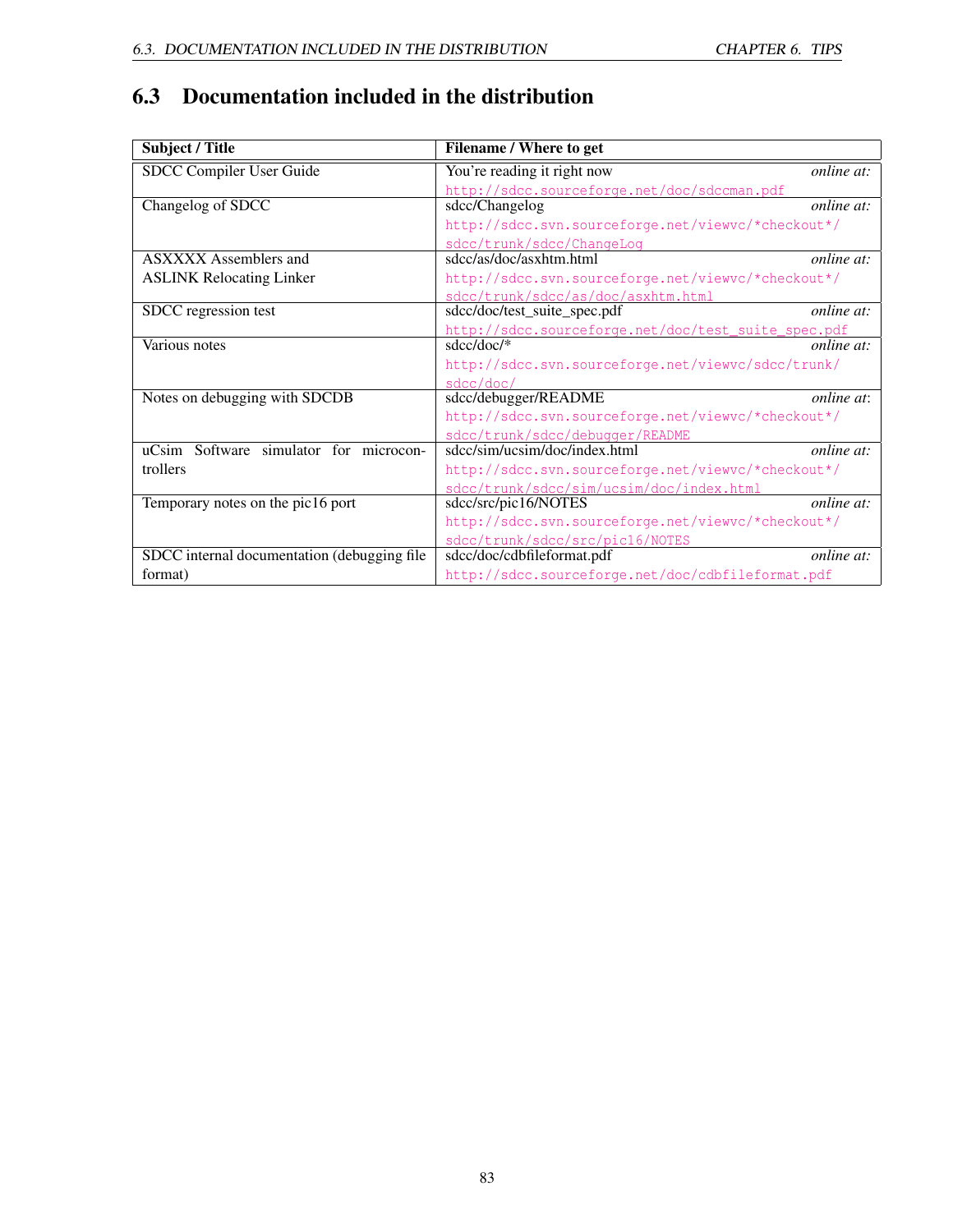## 6.3 Documentation included in the distribution

| Subject / Title | Filename / Where to get |
|---|---|
| SDCC Compiler User Guide | You're reading it right now *online at:* http://sdcc.sourceforge.net/doc/sdccman.pdf |
| Changelog of SDCC | sdcc/Changelog *online at:* http://sdcc.svn.sourceforge.net/viewvc/*checkout*/sdcc/trunk/sdcc/ChangeLog |
| ASXXXX Assemblers and ASLINK Relocating Linker | sdcc/as/doc/asxhtm.html *online at:* http://sdcc.svn.sourceforge.net/viewvc/*checkout*/sdcc/trunk/sdcc/as/doc/asxhtm.html |
| SDCC regression test | sdcc/doc/test_suite_spec.pdf *online at:* http://sdcc.sourceforge.net/doc/test_suite_spec.pdf |
| Various notes | sdcc/doc/* *online at:* http://sdcc.svn.sourceforge.net/viewvc/sdcc/trunk/sdcc/doc/ |
| Notes on debugging with SDCDB | sdcc/debugger/README *online at*: http://sdcc.svn.sourceforge.net/viewvc/*checkout*/sdcc/trunk/sdcc/debugger/README |
| uCsim Software simulator for microcontrollers | sdcc/sim/ucsim/doc/index.html *online at:* http://sdcc.svn.sourceforge.net/viewvc/*checkout*/sdcc/trunk/sdcc/sim/ucsim/doc/index.html |
| Temporary notes on the pic16 port | sdcc/src/pic16/NOTES *online at:* http://sdcc.svn.sourceforge.net/viewvc/*checkout*/sdcc/trunk/sdcc/src/pic16/NOTES |
| SDCC internal documentation (debugging file format) | sdcc/doc/cdbfileformat.pdf *online at:* http://sdcc.sourceforge.net/doc/cdbfileformat.pdf |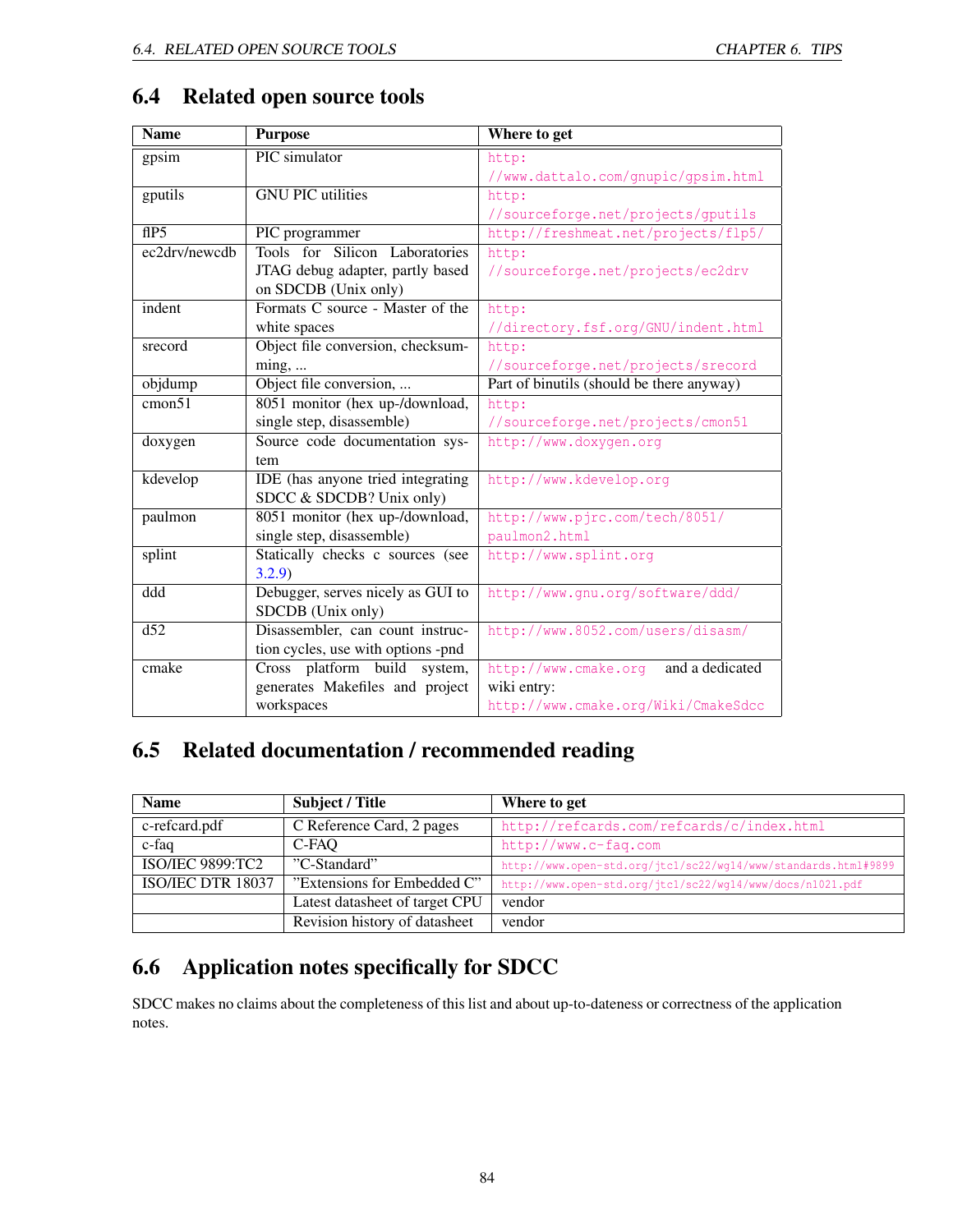## 6.4 Related open source tools

| Name | Purpose | Where to get |
|---|---|---|
| gpsim | PIC simulator | http://www.dattalo.com/gnupic/gpsim.html |
| gputils | GNU PIC utilities | http://sourceforge.net/projects/gputils |
| flP5 | PIC programmer | http://freshmeat.net/projects/flp5/ |
| ec2drv/newcdb | Tools for Silicon Laboratories JTAG debug adapter, partly based on SDCDB (Unix only) | http://sourceforge.net/projects/ec2drv |
| indent | Formats C source - Master of the white spaces | http://directory.fsf.org/GNU/indent.html |
| srecord | Object file conversion, checksumming, ... | http://sourceforge.net/projects/srecord |
| objdump | Object file conversion, ... | Part of binutils (should be there anyway) |
| cmon51 | 8051 monitor (hex up-/download, single step, disassemble) | http://sourceforge.net/projects/cmon51 |
| doxygen | Source code documentation system | http://www.doxygen.org |
| kdevelop | IDE (has anyone tried integrating SDCC & SDCDB? Unix only) | http://www.kdevelop.org |
| paulmon | 8051 monitor (hex up-/download, single step, disassemble) | http://www.pjrc.com/tech/8051/paulmon2.html |
| splint | Statically checks c sources (see 3.2.9) | http://www.splint.org |
| ddd | Debugger, serves nicely as GUI to SDCDB (Unix only) | http://www.gnu.org/software/ddd/ |
| d52 | Disassembler, can count instruction cycles, use with options -pnd | http://www.8052.com/users/disasm/ |
| cmake | Cross platform build system, generates Makefiles and project workspaces | http://www.cmake.org and a dedicated wiki entry: http://www.cmake.org/Wiki/CmakeSdcc |

## 6.5 Related documentation / recommended reading

| Name | Subject / Title | Where to get |
|---|---|---|
| c-refcard.pdf | C Reference Card, 2 pages | http://refcards.com/refcards/c/index.html |
| c-faq | C-FAQ | http://www.c-faq.com |
| ISO/IEC 9899:TC2 | "C-Standard" | http://www.open-std.org/jtc1/sc22/wg14/www/standards.html#9899 |
| ISO/IEC DTR 18037 | "Extensions for Embedded C" | http://www.open-std.org/jtc1/sc22/wg14/www/docs/n1021.pdf |
| | Latest datasheet of target CPU | vendor |
| | Revision history of datasheet | vendor |

## 6.6 Application notes specifically for SDCC

SDCC makes no claims about the completeness of this list and about up-to-dateness or correctness of the application notes.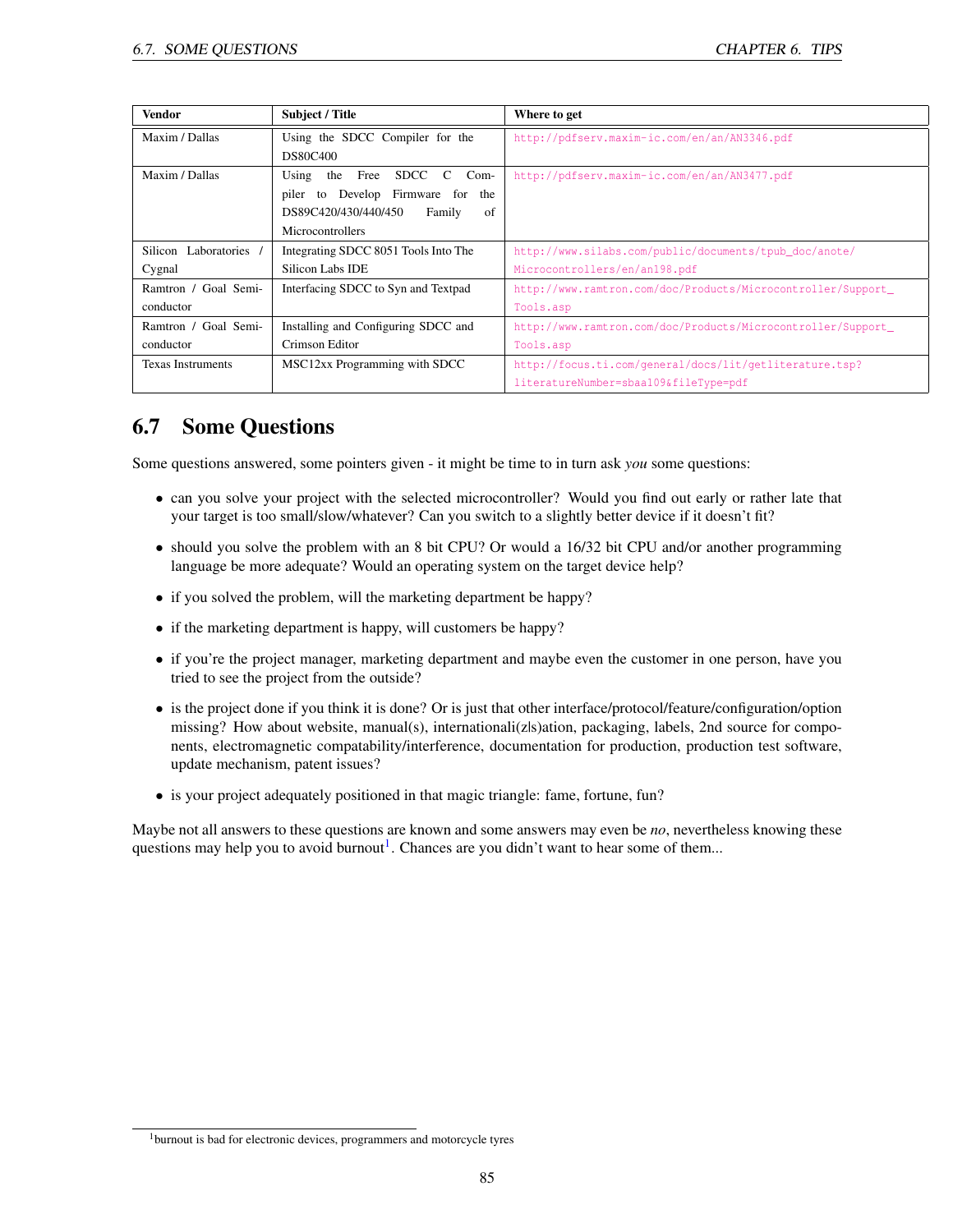| Vendor | Subject / Title | Where to get |
|---|---|---|
| Maxim / Dallas | Using the SDCC Compiler for the DS80C400 | http://pdfserv.maxim-ic.com/en/an/AN3346.pdf |
| Maxim / Dallas | Using the Free SDCC C Compiler to Develop Firmware for the DS89C420/430/440/450 Family of Microcontrollers | http://pdfserv.maxim-ic.com/en/an/AN3477.pdf |
| Silicon Laboratories / Cygnal | Integrating SDCC 8051 Tools Into The Silicon Labs IDE | http://www.silabs.com/public/documents/tpub_doc/anote/Microcontrollers/en/an198.pdf |
| Ramtron / Goal Semiconductor | Interfacing SDCC to Syn and Textpad | http://www.ramtron.com/doc/Products/Microcontroller/Support_Tools.asp |
| Ramtron / Goal Semiconductor | Installing and Configuring SDCC and Crimson Editor | http://www.ramtron.com/doc/Products/Microcontroller/Support_Tools.asp |
| Texas Instruments | MSC12xx Programming with SDCC | http://focus.ti.com/general/docs/lit/getliterature.tsp?literatureNumber=sbaa109&fileType=pdf |

## 6.7 Some Questions

Some questions answered, some pointers given - it might be time to in turn ask *you* some questions:

- can you solve your project with the selected microcontroller? Would you find out early or rather late that your target is too small/slow/whatever? Can you switch to a slightly better device if it doesn't fit?
- should you solve the problem with an 8 bit CPU? Or would a 16/32 bit CPU and/or another programming language be more adequate? Would an operating system on the target device help?
- if you solved the problem, will the marketing department be happy?
- if the marketing department is happy, will customers be happy?
- if you're the project manager, marketing department and maybe even the customer in one person, have you tried to see the project from the outside?
- is the project done if you think it is done? Or is just that other interface/protocol/feature/configuration/option missing? How about website, manual(s), internationali(z|s)ation, packaging, labels, 2nd source for components, electromagnetic compatability/interference, documentation for production, production test software, update mechanism, patent issues?
- is your project adequately positioned in that magic triangle: fame, fortune, fun?

Maybe not all answers to these questions are known and some answers may even be *no*, nevertheless knowing these questions may help you to avoid burnout[1]. Chances are you didn't want to hear some of them...

[1] burnout is bad for electronic devices, programmers and motorcycle tyres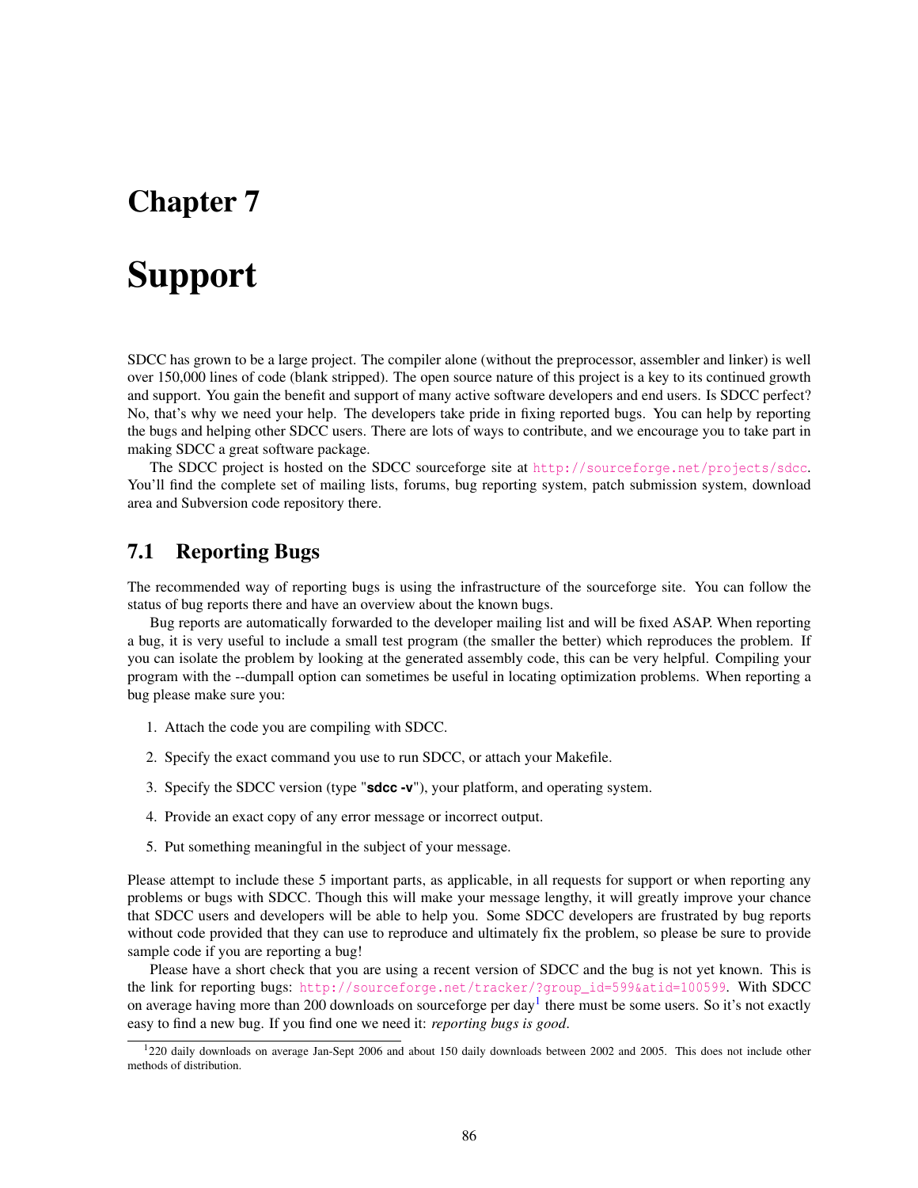# Chapter 7

# Support

SDCC has grown to be a large project. The compiler alone (without the preprocessor, assembler and linker) is well over 150,000 lines of code (blank stripped). The open source nature of this project is a key to its continued growth and support. You gain the benefit and support of many active software developers and end users. Is SDCC perfect? No, that's why we need your help. The developers take pride in fixing reported bugs. You can help by reporting the bugs and helping other SDCC users. There are lots of ways to contribute, and we encourage you to take part in making SDCC a great software package.

The SDCC project is hosted on the SDCC sourceforge site at http://sourceforge.net/projects/sdcc. You'll find the complete set of mailing lists, forums, bug reporting system, patch submission system, download area and Subversion code repository there.

## 7.1 Reporting Bugs

The recommended way of reporting bugs is using the infrastructure of the sourceforge site. You can follow the status of bug reports there and have an overview about the known bugs.

Bug reports are automatically forwarded to the developer mailing list and will be fixed ASAP. When reporting a bug, it is very useful to include a small test program (the smaller the better) which reproduces the problem. If you can isolate the problem by looking at the generated assembly code, this can be very helpful. Compiling your program with the --dumpall option can sometimes be useful in locating optimization problems. When reporting a bug please make sure you:

1. Attach the code you are compiling with SDCC.
2. Specify the exact command you use to run SDCC, or attach your Makefile.
3. Specify the SDCC version (type "**sdcc -v**"), your platform, and operating system.
4. Provide an exact copy of any error message or incorrect output.
5. Put something meaningful in the subject of your message.

Please attempt to include these 5 important parts, as applicable, in all requests for support or when reporting any problems or bugs with SDCC. Though this will make your message lengthy, it will greatly improve your chance that SDCC users and developers will be able to help you. Some SDCC developers are frustrated by bug reports without code provided that they can use to reproduce and ultimately fix the problem, so please be sure to provide sample code if you are reporting a bug!

Please have a short check that you are using a recent version of SDCC and the bug is not yet known. This is the link for reporting bugs: http://sourceforge.net/tracker/?group_id=599&atid=100599. With SDCC on average having more than 200 downloads on sourceforge per day[1] there must be some users. So it's not exactly easy to find a new bug. If you find one we need it: *reporting bugs is good*.

[1] 220 daily downloads on average Jan-Sept 2006 and about 150 daily downloads between 2002 and 2005. This does not include other methods of distribution.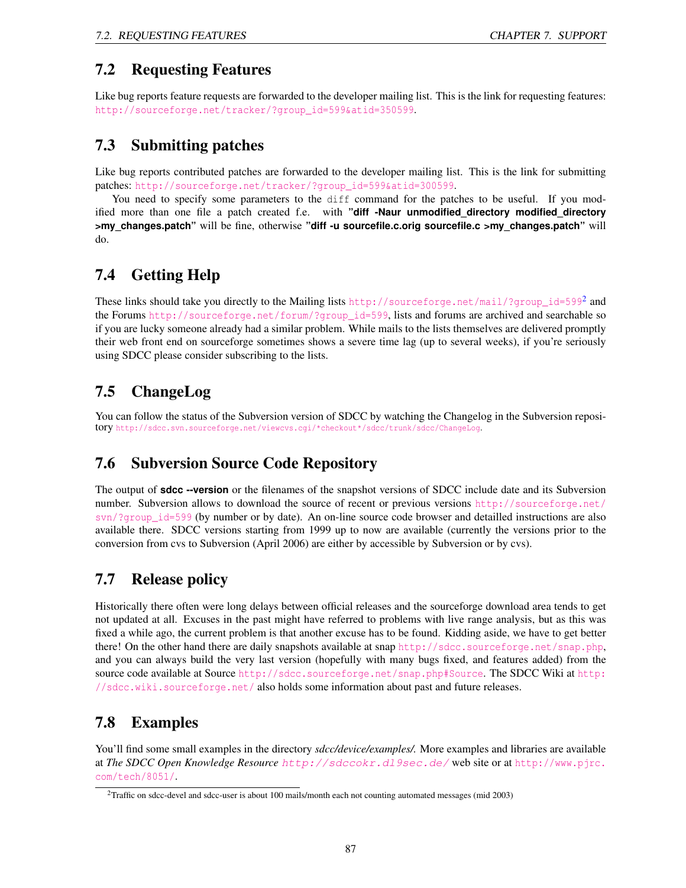## 7.2 Requesting Features

Like bug reports feature requests are forwarded to the developer mailing list. This is the link for requesting features: http://sourceforge.net/tracker/?group_id=599&atid=350599.

## 7.3 Submitting patches

Like bug reports contributed patches are forwarded to the developer mailing list. This is the link for submitting patches: http://sourceforge.net/tracker/?group_id=599&atid=300599.

You need to specify some parameters to the `diff` command for the patches to be useful. If you modified more than one file a patch created f.e. with **"diff -Naur unmodified_directory modified_directory >my_changes.patch"** will be fine, otherwise **"diff -u sourcefile.c.orig sourcefile.c >my_changes.patch"** will do.

## 7.4 Getting Help

These links should take you directly to the Mailing lists http://sourceforge.net/mail/?group_id=599[2] and the Forums http://sourceforge.net/forum/?group_id=599, lists and forums are archived and searchable so if you are lucky someone already had a similar problem. While mails to the lists themselves are delivered promptly their web front end on sourceforge sometimes shows a severe time lag (up to several weeks), if you're seriously using SDCC please consider subscribing to the lists.

## 7.5 ChangeLog

You can follow the status of the Subversion version of SDCC by watching the Changelog in the Subversion repository http://sdcc.svn.sourceforge.net/viewcvs.cgi/*checkout*/sdcc/trunk/sdcc/ChangeLog.

## 7.6 Subversion Source Code Repository

The output of **sdcc --version** or the filenames of the snapshot versions of SDCC include date and its Subversion number. Subversion allows to download the source of recent or previous versions http://sourceforge.net/svn/?group_id=599 (by number or by date). An on-line source code browser and detailled instructions are also available there. SDCC versions starting from 1999 up to now are available (currently the versions prior to the conversion from cvs to Subversion (April 2006) are either by accessible by Subversion or by cvs).

## 7.7 Release policy

Historically there often were long delays between official releases and the sourceforge download area tends to get not updated at all. Excuses in the past might have referred to problems with live range analysis, but as this was fixed a while ago, the current problem is that another excuse has to be found. Kidding aside, we have to get better there! On the other hand there are daily snapshots available at snap http://sdcc.sourceforge.net/snap.php, and you can always build the very last version (hopefully with many bugs fixed, and features added) from the source code available at Source http://sdcc.sourceforge.net/snap.php#Source. The SDCC Wiki at http://sdcc.wiki.sourceforge.net/ also holds some information about past and future releases.

## 7.8 Examples

You'll find some small examples in the directory *sdcc/device/examples/.* More examples and libraries are available at *The SDCC Open Knowledge Resource* http://sdccokr.dl9sec.de/ web site or at http://www.pjrc.com/tech/8051/.

---

[2] Traffic on sdcc-devel and sdcc-user is about 100 mails/month each not counting automated messages (mid 2003)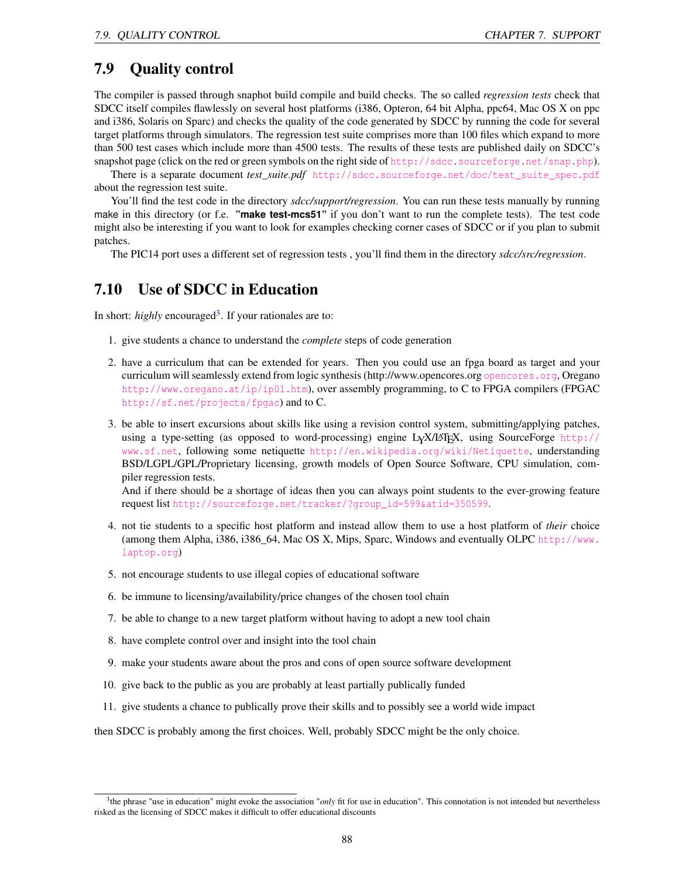## 7.9 Quality control

The compiler is passed through snaphot build compile and build checks. The so called *regression tests* check that SDCC itself compiles flawlessly on several host platforms (i386, Opteron, 64 bit Alpha, ppc64, Mac OS X on ppc and i386, Solaris on Sparc) and checks the quality of the code generated by SDCC by running the code for several target platforms through simulators. The regression test suite comprises more than 100 files which expand to more than 500 test cases which include more than 4500 tests. The results of these tests are published daily on SDCC's snapshot page (click on the red or green symbols on the right side of http://sdcc.sourceforge.net/snap.php).

There is a separate document *test_suite.pdf* http://sdcc.sourceforge.net/doc/test_suite_spec.pdf about the regression test suite.

You'll find the test code in the directory *sdcc/support/regression*. You can run these tests manually by running make in this directory (or f.e. **"make test-mcs51"** if you don't want to run the complete tests). The test code might also be interesting if you want to look for examples checking corner cases of SDCC or if you plan to submit patches.

The PIC14 port uses a different set of regression tests , you'll find them in the directory *sdcc/src/regression*.

## 7.10 Use of SDCC in Education

In short: *highly* encouraged[3]. If your rationales are to:

1. give students a chance to understand the *complete* steps of code generation
2. have a curriculum that can be extended for years. Then you could use an fpga board as target and your curriculum will seamlessly extend from logic synthesis (http://www.opencores.org opencores.org, Oregano http://www.oregano.at/ip/ip01.htm), over assembly programming, to C to FPGA compilers (FPGAC http://sf.net/projects/fpgac) and to C.
3. be able to insert excursions about skills like using a revision control system, submitting/applying patches, using a type-setting (as opposed to word-processing) engine LyX/LaTeX, using SourceForge http://www.sf.net, following some netiquette http://en.wikipedia.org/wiki/Netiquette, understanding BSD/LGPL/GPL/Proprietary licensing, growth models of Open Source Software, CPU simulation, compiler regression tests.
   And if there should be a shortage of ideas then you can always point students to the ever-growing feature request list http://sourceforge.net/tracker/?group_id=599&atid=350599.
4. not tie students to a specific host platform and instead allow them to use a host platform of *their* choice (among them Alpha, i386, i386_64, Mac OS X, Mips, Sparc, Windows and eventually OLPC http://www.laptop.org)
5. not encourage students to use illegal copies of educational software
6. be immune to licensing/availability/price changes of the chosen tool chain
7. be able to change to a new target platform without having to adopt a new tool chain
8. have complete control over and insight into the tool chain
9. make your students aware about the pros and cons of open source software development
10. give back to the public as you are probably at least partially publically funded
11. give students a chance to publically prove their skills and to possibly see a world wide impact

then SDCC is probably among the first choices. Well, probably SDCC might be the only choice.

---

[3] the phrase "use in education" might evoke the association "*only* fit for use in education". This connotation is not intended but nevertheless risked as the licensing of SDCC makes it difficult to offer educational discounts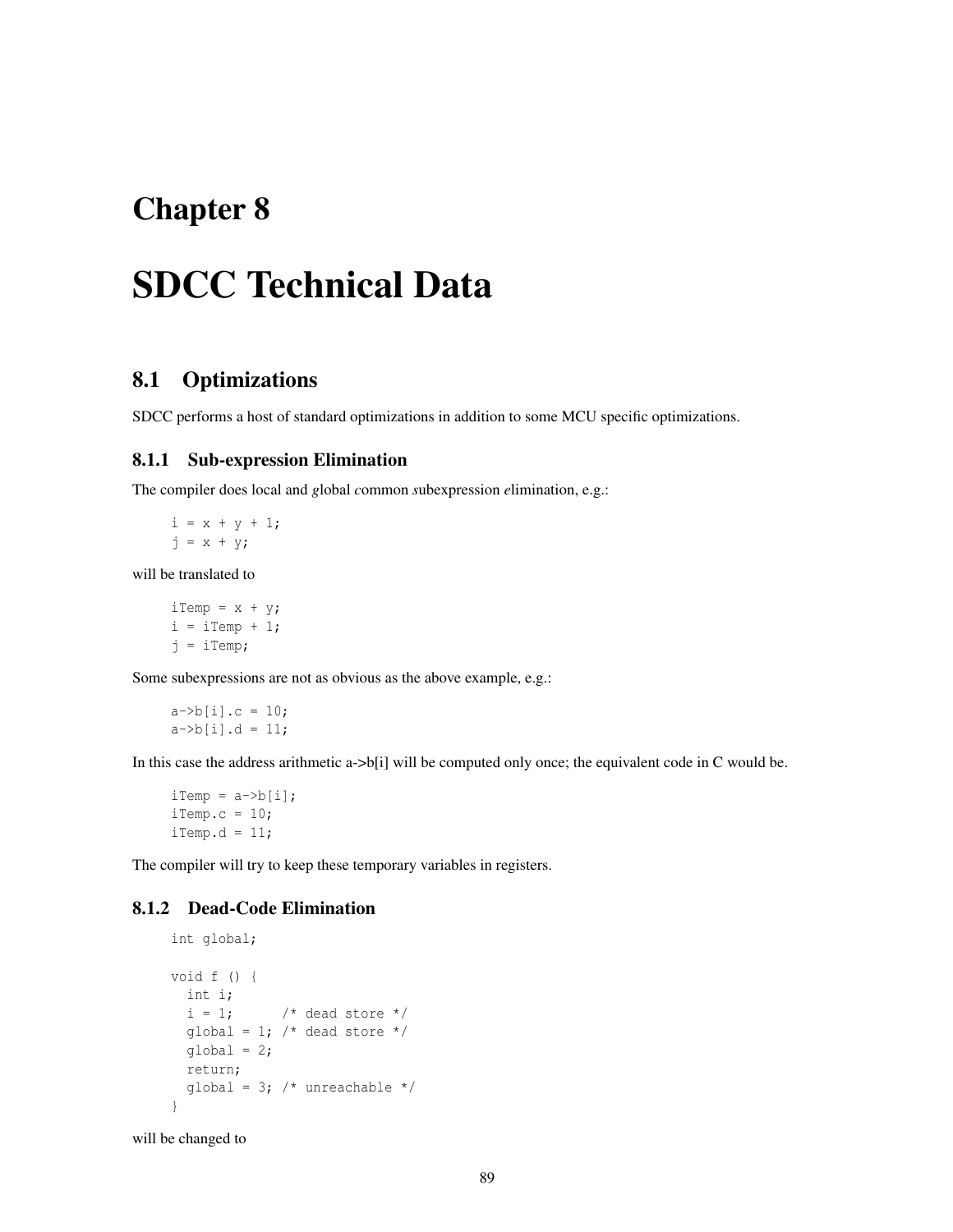# Chapter 8

# SDCC Technical Data

## 8.1 Optimizations

SDCC performs a host of standard optimizations in addition to some MCU specific optimizations.

### 8.1.1 Sub-expression Elimination

The compiler does local and *g*lobal *c*ommon *s*ubexpression *e*limination, e.g.:

```
i = x + y + 1;
j = x + y;
```

will be translated to

```
iTemp = x + y;
i = iTemp + 1;
j = iTemp;
```

Some subexpressions are not as obvious as the above example, e.g.:

```
a->b[i].c = 10;
a->b[i].d = 11;
```

In this case the address arithmetic a->b[i] will be computed only once; the equivalent code in C would be.

```
iTemp = a->b[i];
iTemp.c = 10;
iTemp.d = 11;
```

The compiler will try to keep these temporary variables in registers.

### 8.1.2 Dead-Code Elimination

```
int global;

void f () {
  int i;
  i = 1;      /* dead store */
  global = 1; /* dead store */
  global = 2;
  return;
  global = 3; /* unreachable */
}
```

will be changed to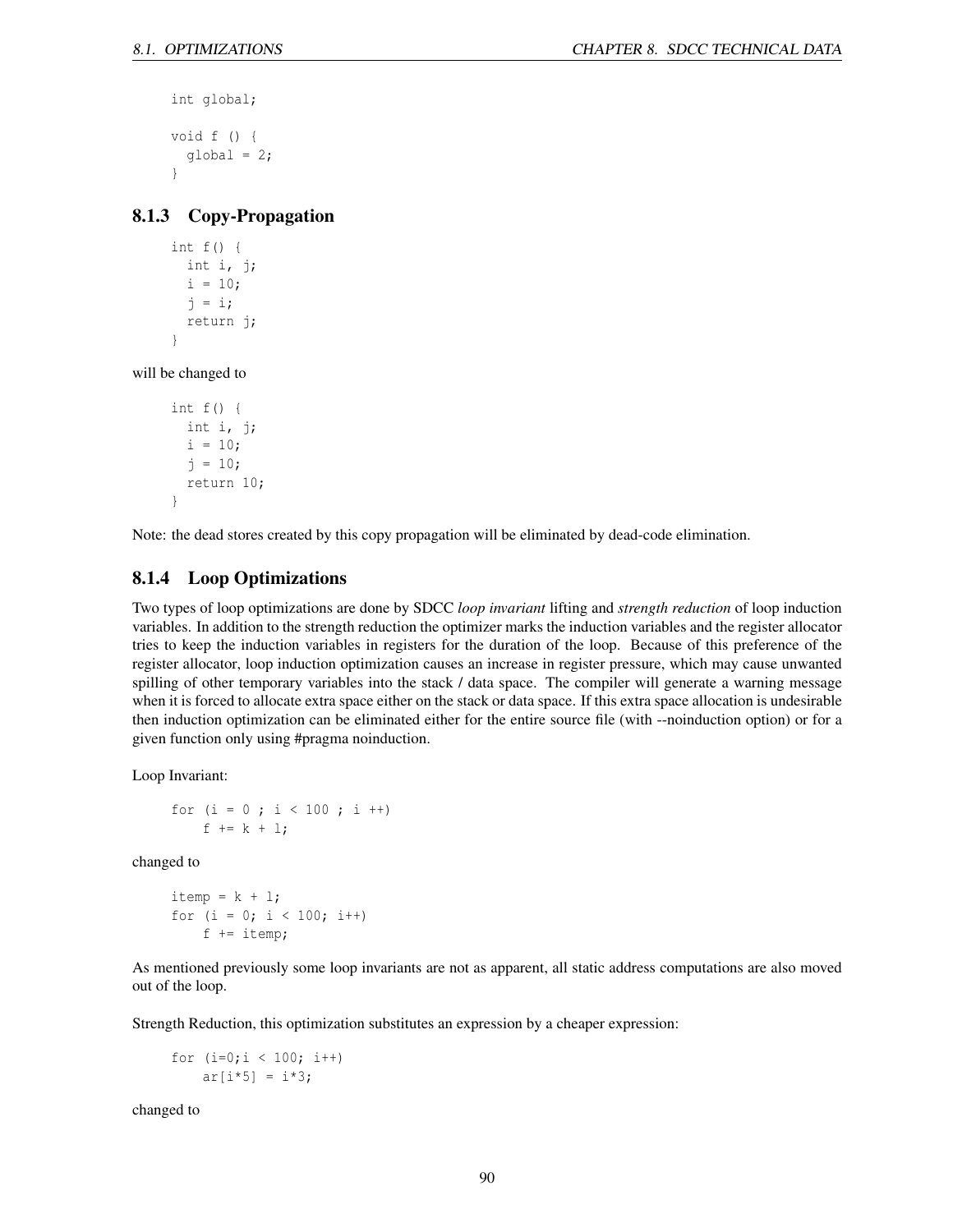```
int global;

void f () {
  global = 2;
}
```

### 8.1.3 Copy-Propagation

```
int f() {
  int i, j;
  i = 10;
  j = i;
  return j;
}
```

will be changed to

```
int f() {
  int i, j;
  i = 10;
  j = 10;
  return 10;
}
```

Note: the dead stores created by this copy propagation will be eliminated by dead-code elimination.

### 8.1.4 Loop Optimizations

Two types of loop optimizations are done by SDCC *loop invariant* lifting and *strength reduction* of loop induction variables. In addition to the strength reduction the optimizer marks the induction variables and the register allocator tries to keep the induction variables in registers for the duration of the loop. Because of this preference of the register allocator, loop induction optimization causes an increase in register pressure, which may cause unwanted spilling of other temporary variables into the stack / data space. The compiler will generate a warning message when it is forced to allocate extra space either on the stack or data space. If this extra space allocation is undesirable then induction optimization can be eliminated either for the entire source file (with --noinduction option) or for a given function only using #pragma noinduction.

Loop Invariant:

```
for (i = 0 ; i < 100 ; i ++)
    f += k + l;
```

changed to

```
itemp = k + l;
for (i = 0; i < 100; i++)
    f += itemp;
```

As mentioned previously some loop invariants are not as apparent, all static address computations are also moved out of the loop.

Strength Reduction, this optimization substitutes an expression by a cheaper expression:

```
for (i=0;i < 100; i++)
    ar[i*5] = i*3;
```

changed to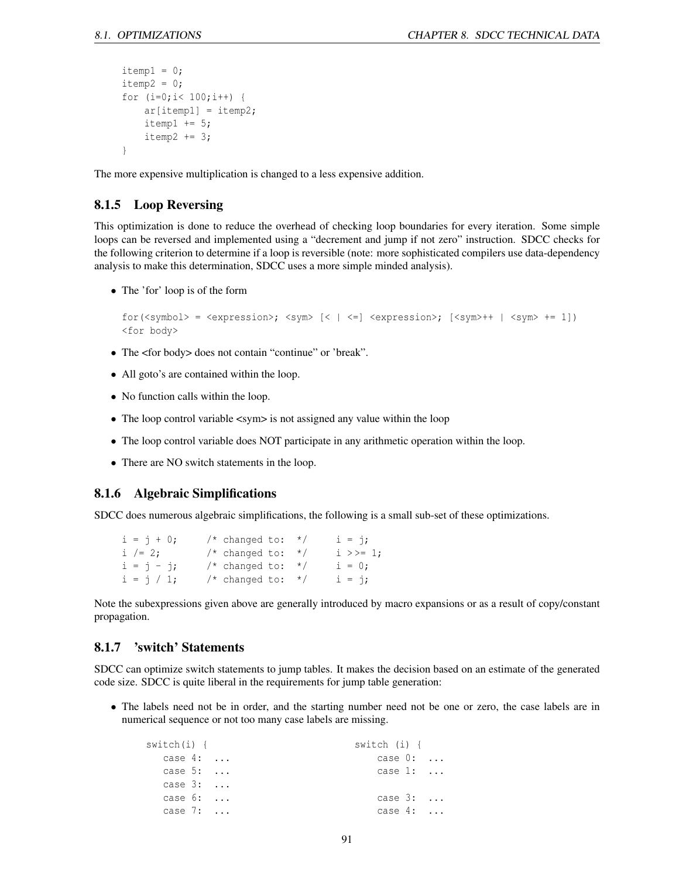```
itemp1 = 0;
itemp2 = 0;
for (i=0;i< 100;i++) {
    ar[itemp1] = itemp2;
    itemp1 += 5;
    itemp2 += 3;
}
```

The more expensive multiplication is changed to a less expensive addition.

### 8.1.5 Loop Reversing

This optimization is done to reduce the overhead of checking loop boundaries for every iteration. Some simple loops can be reversed and implemented using a "decrement and jump if not zero" instruction. SDCC checks for the following criterion to determine if a loop is reversible (note: more sophisticated compilers use data-dependency analysis to make this determination, SDCC uses a more simple minded analysis).

- The 'for' loop is of the form

  ```
  for(<symbol> = <expression>; <sym> [< | <=] <expression>; [<sym>++ | <sym> += 1])
  <for body>
  ```

- The <for body> does not contain "continue" or 'break".
- All goto's are contained within the loop.
- No function calls within the loop.
- The loop control variable <sym> is not assigned any value within the loop
- The loop control variable does NOT participate in any arithmetic operation within the loop.
- There are NO switch statements in the loop.

### 8.1.6 Algebraic Simplifications

SDCC does numerous algebraic simplifications, the following is a small sub-set of these optimizations.

```
i = j + 0;     /* changed to:  */     i = j;
i /= 2;        /* changed to:  */     i >>= 1;
i = j - j;     /* changed to:  */     i = 0;
i = j / 1;     /* changed to:  */     i = j;
```

Note the subexpressions given above are generally introduced by macro expansions or as a result of copy/constant propagation.

### 8.1.7 'switch' Statements

SDCC can optimize switch statements to jump tables. It makes the decision based on an estimate of the generated code size. SDCC is quite liberal in the requirements for jump table generation:

- The labels need not be in order, and the starting number need not be one or zero, the case labels are in numerical sequence or not too many case labels are missing.

  ```
  switch(i) {                        switch (i) {
     case 4:  ...                        case 0:  ...
     case 5:  ...                        case 1:  ...
     case 3:  ...
     case 6:  ...                        case 3:  ...
     case 7:  ...                        case 4:  ...
  ```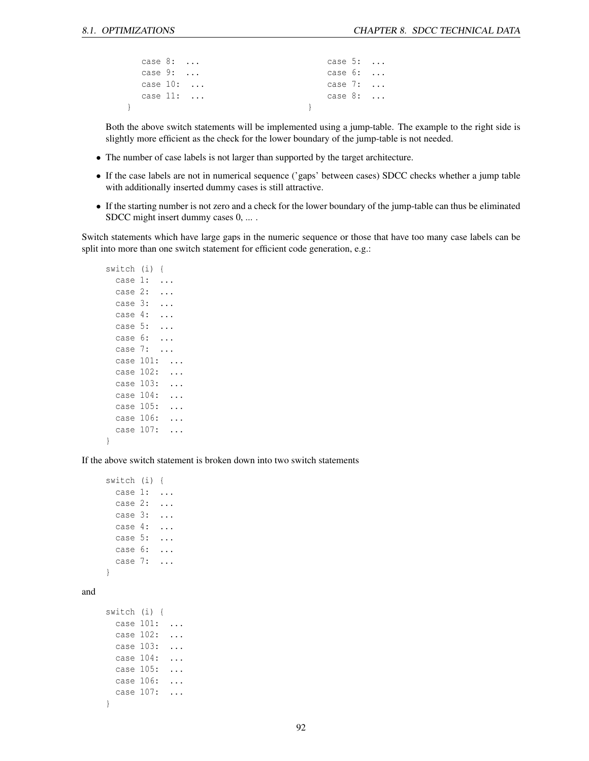```
        case 8:  ...
        case 9:  ...
        case 10:  ...
        case 11:  ...
    }
```

```
        case 5:  ...
        case 6:  ...
        case 7:  ...
        case 8:  ...
    }
```

Both the above switch statements will be implemented using a jump-table. The example to the right side is slightly more efficient as the check for the lower boundary of the jump-table is not needed.

- The number of case labels is not larger than supported by the target architecture.
- If the case labels are not in numerical sequence ('gaps' between cases) SDCC checks whether a jump table with additionally inserted dummy cases is still attractive.
- If the starting number is not zero and a check for the lower boundary of the jump-table can thus be eliminated SDCC might insert dummy cases 0, ... .

Switch statements which have large gaps in the numeric sequence or those that have too many case labels can be split into more than one switch statement for efficient code generation, e.g.:

```
switch (i) {
  case 1:  ...
  case 2:  ...
  case 3:  ...
  case 4:  ...
  case 5:  ...
  case 6:  ...
  case 7:  ...
  case 101:  ...
  case 102:  ...
  case 103:  ...
  case 104:  ...
  case 105:  ...
  case 106:  ...
  case 107:  ...
}
```

If the above switch statement is broken down into two switch statements

```
switch (i) {
  case 1:  ...
  case 2:  ...
  case 3:  ...
  case 4:  ...
  case 5:  ...
  case 6:  ...
  case 7:  ...
}
```

and

```
switch (i) {
  case 101:  ...
  case 102:  ...
  case 103:  ...
  case 104:  ...
  case 105:  ...
  case 106:  ...
  case 107:  ...
}
```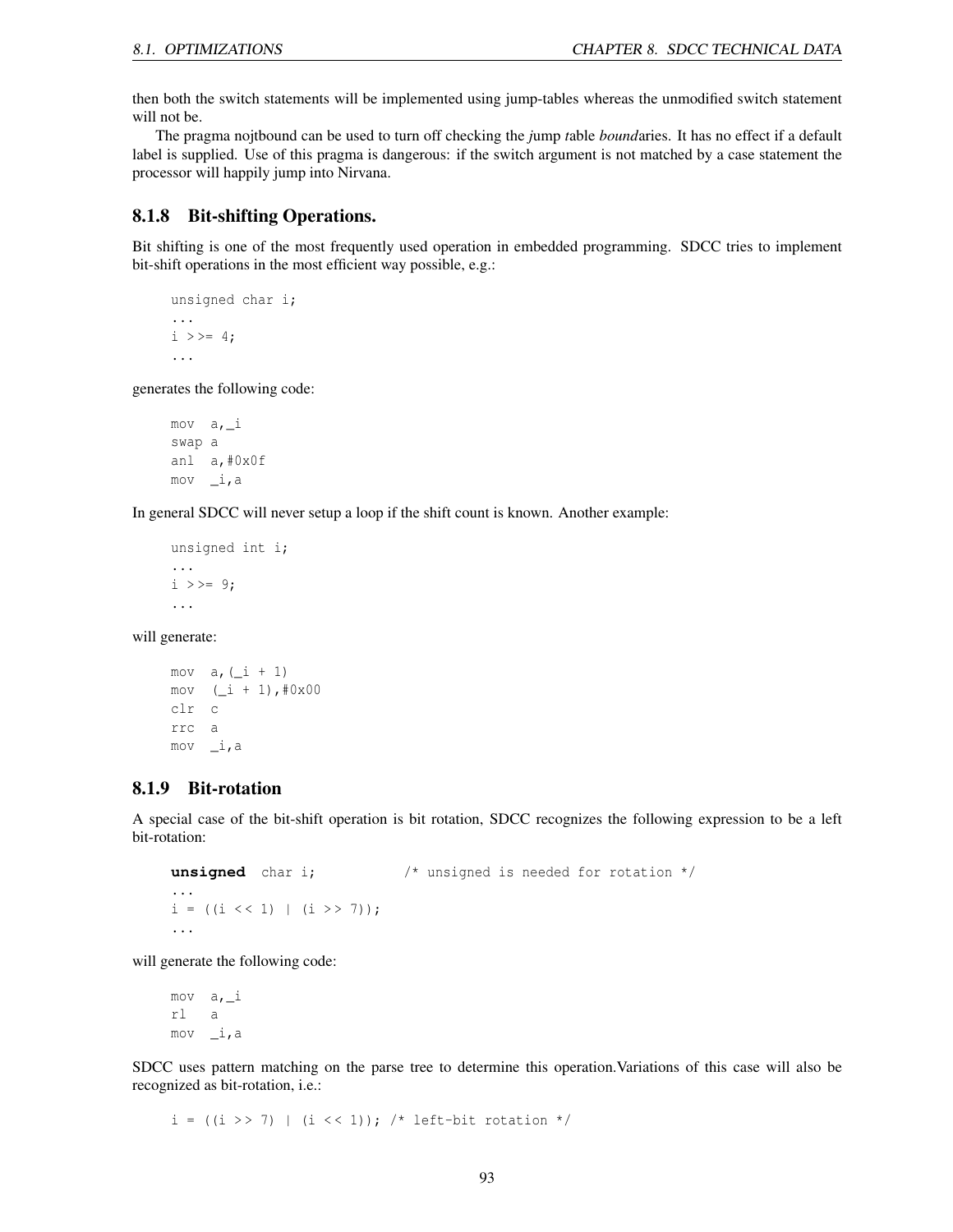then both the switch statements will be implemented using jump-tables whereas the unmodified switch statement will not be.

The pragma nojtbound can be used to turn off checking the *j*ump *t*able *bound*aries. It has no effect if a default label is supplied. Use of this pragma is dangerous: if the switch argument is not matched by a case statement the processor will happily jump into Nirvana.

### 8.1.8 Bit-shifting Operations.

Bit shifting is one of the most frequently used operation in embedded programming. SDCC tries to implement bit-shift operations in the most efficient way possible, e.g.:

```
unsigned char i;
...
i >>= 4;
...
```

generates the following code:

```
mov  a,_i
swap a
anl  a,#0x0f
mov  _i,a
```

In general SDCC will never setup a loop if the shift count is known. Another example:

```
unsigned int i;
...
i >>= 9;
...
```

will generate:

```
mov  a,(_i + 1)
mov  (_i + 1),#0x00
clr  c
rrc  a
mov  _i,a
```

### 8.1.9 Bit-rotation

A special case of the bit-shift operation is bit rotation, SDCC recognizes the following expression to be a left bit-rotation:

```
unsigned char i;           /* unsigned is needed for rotation */
...
i = ((i << 1) | (i >> 7));
...
```

will generate the following code:

```
mov  a,_i
rl   a
mov  _i,a
```

SDCC uses pattern matching on the parse tree to determine this operation.Variations of this case will also be recognized as bit-rotation, i.e.:

```
i = ((i >> 7) | (i << 1)); /* left-bit rotation */
```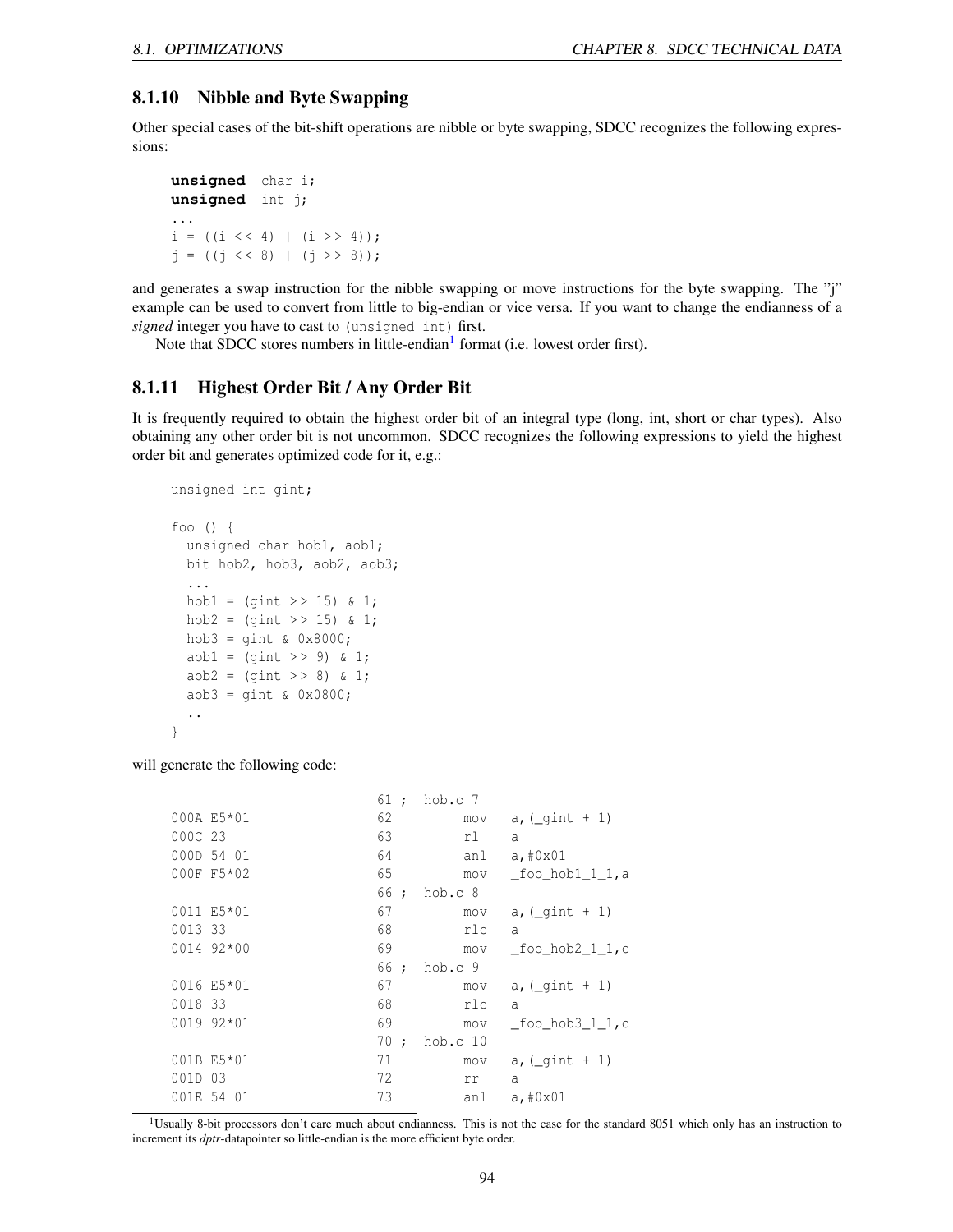### 8.1.10 Nibble and Byte Swapping

Other special cases of the bit-shift operations are nibble or byte swapping, SDCC recognizes the following expressions:

```
unsigned char i;
unsigned int j;
...
i = ((i << 4) | (i >> 4));
j = ((j << 8) | (j >> 8));
```

and generates a swap instruction for the nibble swapping or move instructions for the byte swapping. The "j" example can be used to convert from little to big-endian or vice versa. If you want to change the endianness of a *signed* integer you have to cast to `(unsigned int)` first.

Note that SDCC stores numbers in little-endian[1] format (i.e. lowest order first).

### 8.1.11 Highest Order Bit / Any Order Bit

It is frequently required to obtain the highest order bit of an integral type (long, int, short or char types). Also obtaining any other order bit is not uncommon. SDCC recognizes the following expressions to yield the highest order bit and generates optimized code for it, e.g.:

```
unsigned int gint;

foo () {
  unsigned char hob1, aob1;
  bit hob2, hob3, aob2, aob3;
  ...
  hob1 = (gint >> 15) & 1;
  hob2 = (gint >> 15) & 1;
  hob3 = gint & 0x8000;
  aob1 = (gint >> 9) & 1;
  aob2 = (gint >> 8) & 1;
  aob3 = gint & 0x0800;
  ..
}
```

will generate the following code:

```
                         61 ;  hob.c 7
000A E5*01               62         mov   a,(_gint + 1)
000C 23                  63         rl    a
000D 54 01               64         anl   a,#0x01
000F F5*02               65         mov   _foo_hob1_1_1,a
                         66 ;  hob.c 8
0011 E5*01               67         mov   a,(_gint + 1)
0013 33                  68         rlc   a
0014 92*00               69         mov   _foo_hob2_1_1,c
                         66 ;  hob.c 9
0016 E5*01               67         mov   a,(_gint + 1)
0018 33                  68         rlc   a
0019 92*01               69         mov   _foo_hob3_1_1,c
                         70 ;  hob.c 10
001B E5*01               71         mov   a,(_gint + 1)
001D 03                  72         rr    a
001E 54 01               73         anl   a,#0x01
```

[1] Usually 8-bit processors don't care much about endianness. This is not the case for the standard 8051 which only has an instruction to increment its *dptr*-datapointer so little-endian is the more efficient byte order.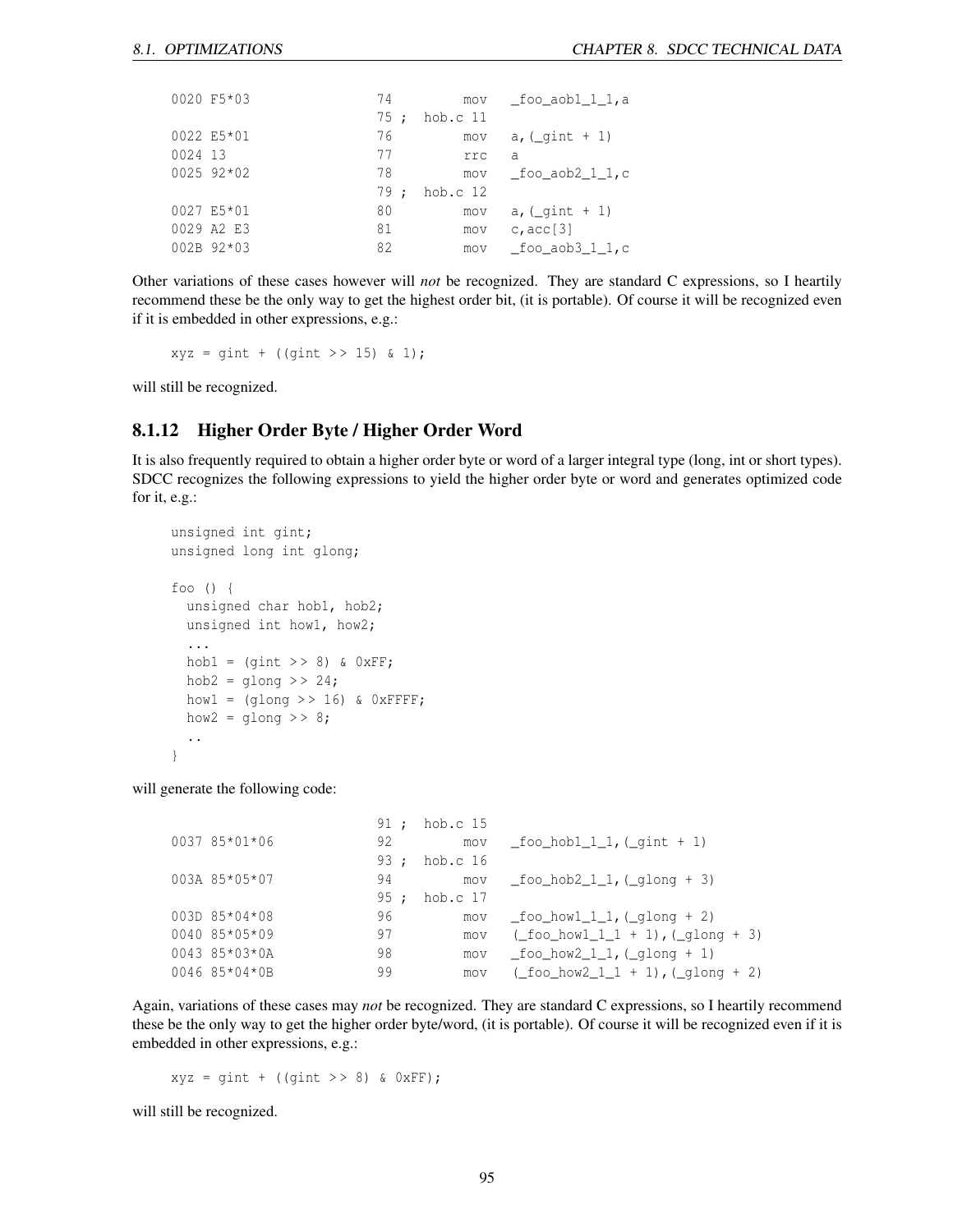```
0020 F5*03              74          mov   _foo_aob1_1_1,a
                        75 ;  hob.c 11
0022 E5*01              76          mov   a,(_gint + 1)
0024 13                 77          rrc   a
0025 92*02              78          mov   _foo_aob2_1_1,c
                        79 ;  hob.c 12
0027 E5*01              80          mov   a,(_gint + 1)
0029 A2 E3              81          mov   c,acc[3]
002B 92*03              82          mov   _foo_aob3_1_1,c
```

Other variations of these cases however will *not* be recognized. They are standard C expressions, so I heartily recommend these be the only way to get the highest order bit, (it is portable). Of course it will be recognized even if it is embedded in other expressions, e.g.:

```
xyz = gint + ((gint >> 15) & 1);
```

will still be recognized.

### 8.1.12 Higher Order Byte / Higher Order Word

It is also frequently required to obtain a higher order byte or word of a larger integral type (long, int or short types). SDCC recognizes the following expressions to yield the higher order byte or word and generates optimized code for it, e.g.:

```
unsigned int gint;
unsigned long int glong;

foo () {
  unsigned char hob1, hob2;
  unsigned int how1, how2;
  ...
  hob1 = (gint >> 8) & 0xFF;
  hob2 = glong >> 24;
  how1 = (glong >> 16) & 0xFFFF;
  how2 = glong >> 8;
  ..
}
```

will generate the following code:

```
                        91 ;  hob.c 15
0037 85*01*06           92          mov   _foo_hob1_1_1,(_gint + 1)
                        93 ;  hob.c 16
003A 85*05*07           94          mov   _foo_hob2_1_1,(_glong + 3)
                        95 ;  hob.c 17
003D 85*04*08           96          mov   _foo_how1_1_1,(_glong + 2)
0040 85*05*09           97          mov   (_foo_how1_1_1 + 1),(_glong + 3)
0043 85*03*0A           98          mov   _foo_how2_1_1,(_glong + 1)
0046 85*04*0B           99          mov   (_foo_how2_1_1 + 1),(_glong + 2)
```

Again, variations of these cases may *not* be recognized. They are standard C expressions, so I heartily recommend these be the only way to get the higher order byte/word, (it is portable). Of course it will be recognized even if it is embedded in other expressions, e.g.:

```
xyz = gint + ((gint >> 8) & 0xFF);
```

will still be recognized.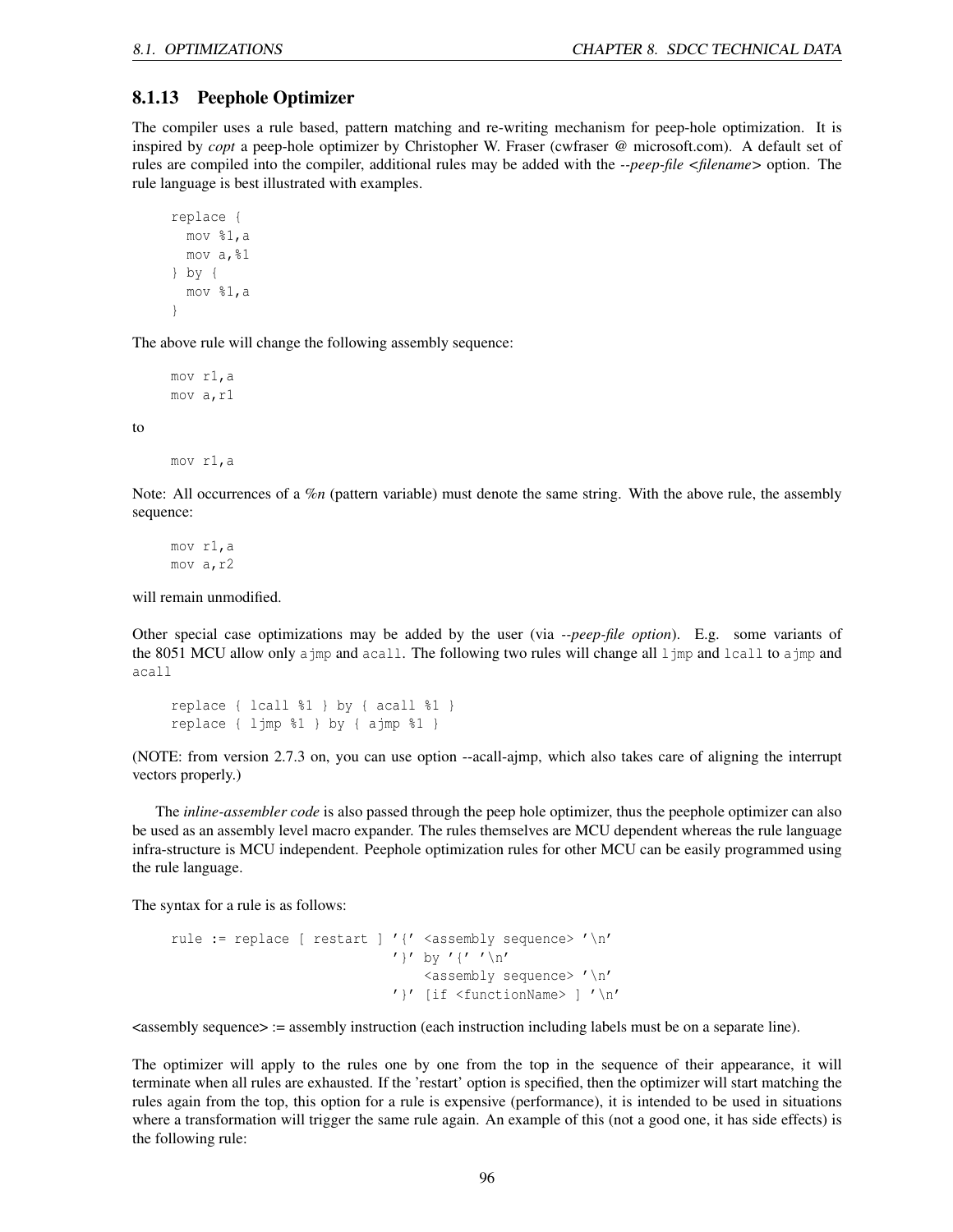### 8.1.13 Peephole Optimizer

The compiler uses a rule based, pattern matching and re-writing mechanism for peep-hole optimization. It is inspired by *copt* a peep-hole optimizer by Christopher W. Fraser (cwfraser @ microsoft.com). A default set of rules are compiled into the compiler, additional rules may be added with the *--peep-file <filename>* option. The rule language is best illustrated with examples.

```
replace {
  mov %1,a
  mov a,%1
} by {
  mov %1,a
}
```

The above rule will change the following assembly sequence:

```
mov r1,a
mov a,r1
```

to

```
mov r1,a
```

Note: All occurrences of a *%n* (pattern variable) must denote the same string. With the above rule, the assembly sequence:

```
mov r1,a
mov a,r2
```

will remain unmodified.

Other special case optimizations may be added by the user (via *--peep-file option*). E.g. some variants of the 8051 MCU allow only `ajmp` and `acall`. The following two rules will change all `ljmp` and `lcall` to `ajmp` and `acall`

```
replace { lcall %1 } by { acall %1 }
replace { ljmp %1 } by { ajmp %1 }
```

(NOTE: from version 2.7.3 on, you can use option --acall-ajmp, which also takes care of aligning the interrupt vectors properly.)

The *inline-assembler code* is also passed through the peep hole optimizer, thus the peephole optimizer can also be used as an assembly level macro expander. The rules themselves are MCU dependent whereas the rule language infra-structure is MCU independent. Peephole optimization rules for other MCU can be easily programmed using the rule language.

The syntax for a rule is as follows:

```
rule := replace [ restart ] '{' <assembly sequence> '\n'
                            '}' by '{' '\n'
                                <assembly sequence> '\n'
                            '}' [if <functionName> ] '\n'
```

<assembly sequence> := assembly instruction (each instruction including labels must be on a separate line).

The optimizer will apply to the rules one by one from the top in the sequence of their appearance, it will terminate when all rules are exhausted. If the 'restart' option is specified, then the optimizer will start matching the rules again from the top, this option for a rule is expensive (performance), it is intended to be used in situations where a transformation will trigger the same rule again. An example of this (not a good one, it has side effects) is the following rule: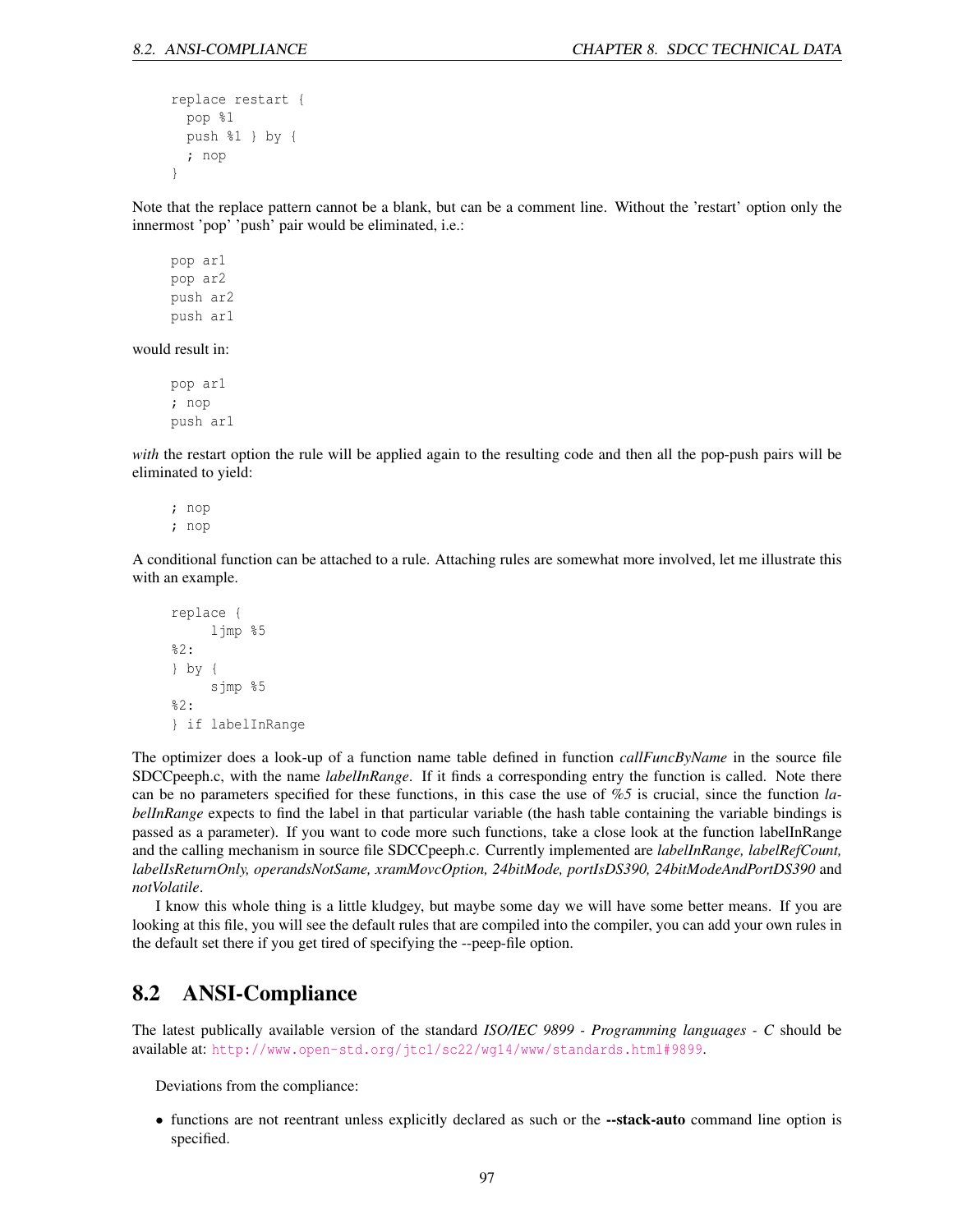```
replace restart {
  pop %1
  push %1 } by {
  ; nop
}
```

Note that the replace pattern cannot be a blank, but can be a comment line. Without the 'restart' option only the innermost 'pop' 'push' pair would be eliminated, i.e.:

```
pop ar1
pop ar2
push ar2
push ar1
```

would result in:

```
pop ar1
; nop
push ar1
```

*with* the restart option the rule will be applied again to the resulting code and then all the pop-push pairs will be eliminated to yield:

```
; nop
; nop
```

A conditional function can be attached to a rule. Attaching rules are somewhat more involved, let me illustrate this with an example.

```
replace {
     ljmp %5
%2:
} by {
     sjmp %5
%2:
} if labelInRange
```

The optimizer does a look-up of a function name table defined in function *callFuncByName* in the source file SDCCpeeph.c, with the name *labelInRange*. If it finds a corresponding entry the function is called. Note there can be no parameters specified for these functions, in this case the use of *%5* is crucial, since the function *labelInRange* expects to find the label in that particular variable (the hash table containing the variable bindings is passed as a parameter). If you want to code more such functions, take a close look at the function labelInRange and the calling mechanism in source file SDCCpeeph.c. Currently implemented are *labelInRange, labelRefCount, labelIsReturnOnly, operandsNotSame, xramMovcOption, 24bitMode, portIsDS390, 24bitModeAndPortDS390* and *notVolatile*.

I know this whole thing is a little kludgey, but maybe some day we will have some better means. If you are looking at this file, you will see the default rules that are compiled into the compiler, you can add your own rules in the default set there if you get tired of specifying the --peep-file option.

## 8.2 ANSI-Compliance

The latest publically available version of the standard *ISO/IEC 9899 - Programming languages - C* should be available at: http://www.open-std.org/jtc1/sc22/wg14/www/standards.html#9899.

Deviations from the compliance:

- functions are not reentrant unless explicitly declared as such or the **--stack-auto** command line option is specified.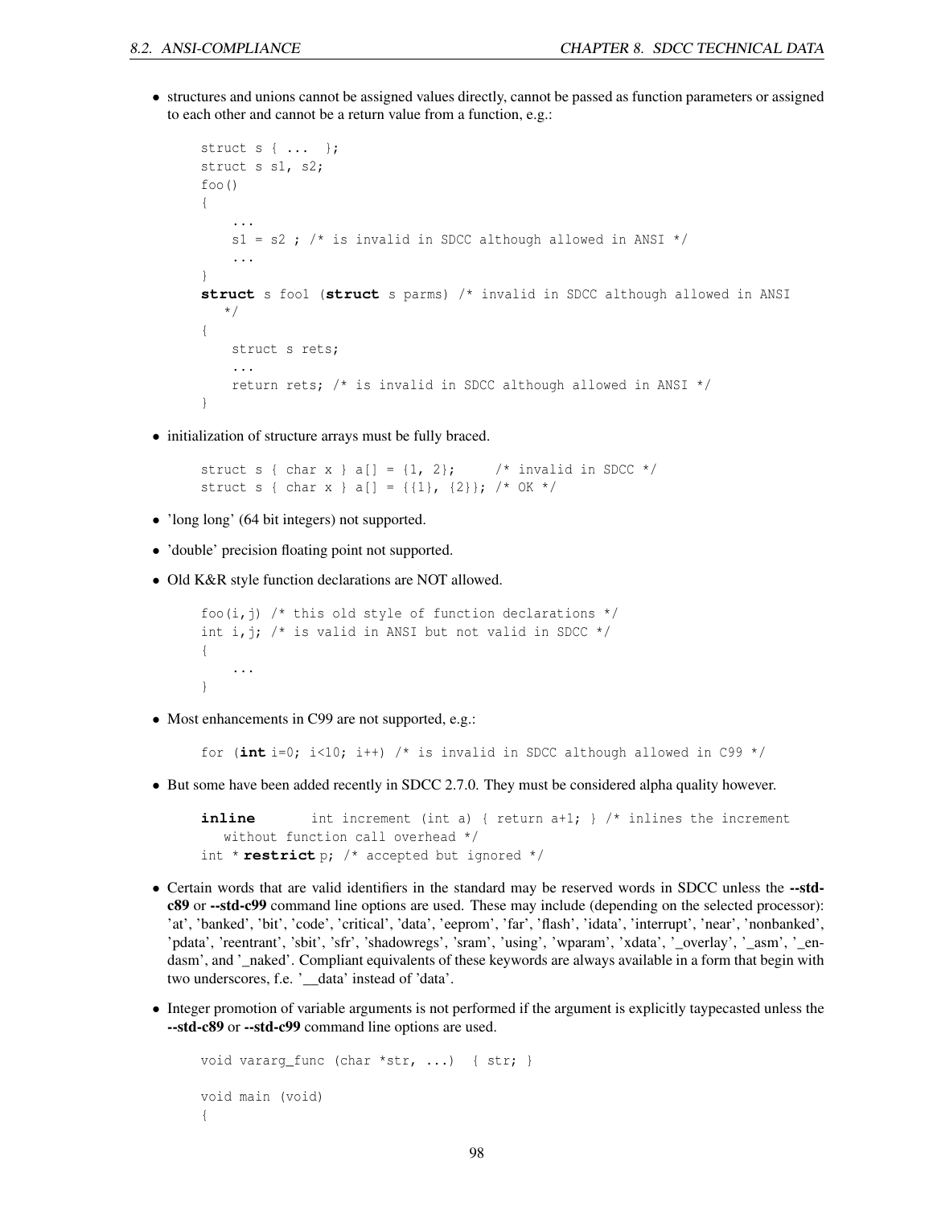- structures and unions cannot be assigned values directly, cannot be passed as function parameters or assigned to each other and cannot be a return value from a function, e.g.:

```
struct s { ... };
struct s s1, s2;
foo()
{
    ...
    s1 = s2 ; /* is invalid in SDCC although allowed in ANSI */
    ...
}
struct s foo1 (struct s parms) /* invalid in SDCC although allowed in ANSI
   */
{
    struct s rets;
    ...
    return rets; /* is invalid in SDCC although allowed in ANSI */
}
```

- initialization of structure arrays must be fully braced.

```
struct s { char x } a[] = {1, 2};     /* invalid in SDCC */
struct s { char x } a[] = {{1}, {2}}; /* OK */
```

- 'long long' (64 bit integers) not supported.
- 'double' precision floating point not supported.
- Old K&R style function declarations are NOT allowed.

```
foo(i,j) /* this old style of function declarations */
int i,j; /* is valid in ANSI but not valid in SDCC */
{
    ...
}
```

- Most enhancements in C99 are not supported, e.g.:

```
for (int i=0; i<10; i++) /* is invalid in SDCC although allowed in C99 */
```

- But some have been added recently in SDCC 2.7.0. They must be considered alpha quality however.

```
inline      int increment (int a) { return a+1; } /* inlines the increment
   without function call overhead */
int * restrict p; /* accepted but ignored */
```

- Certain words that are valid identifiers in the standard may be reserved words in SDCC unless the **--std-c89** or **--std-c99** command line options are used. These may include (depending on the selected processor): 'at', 'banked', 'bit', 'code', 'critical', 'data', 'eeprom', 'far', 'flash', 'idata', 'interrupt', 'near', 'nonbanked', 'pdata', 'reentrant', 'sbit', 'sfr', 'shadowregs', 'sram', 'using', 'wparam', 'xdata', '_overlay', '_asm', '_endasm', and '_naked'. Compliant equivalents of these keywords are always available in a form that begin with two underscores, f.e. '__data' instead of 'data'.
- Integer promotion of variable arguments is not performed if the argument is explicitly taypecasted unless the **--std-c89** or **--std-c99** command line options are used.

```
void vararg_func (char *str, ...)  { str; }

void main (void)
{
```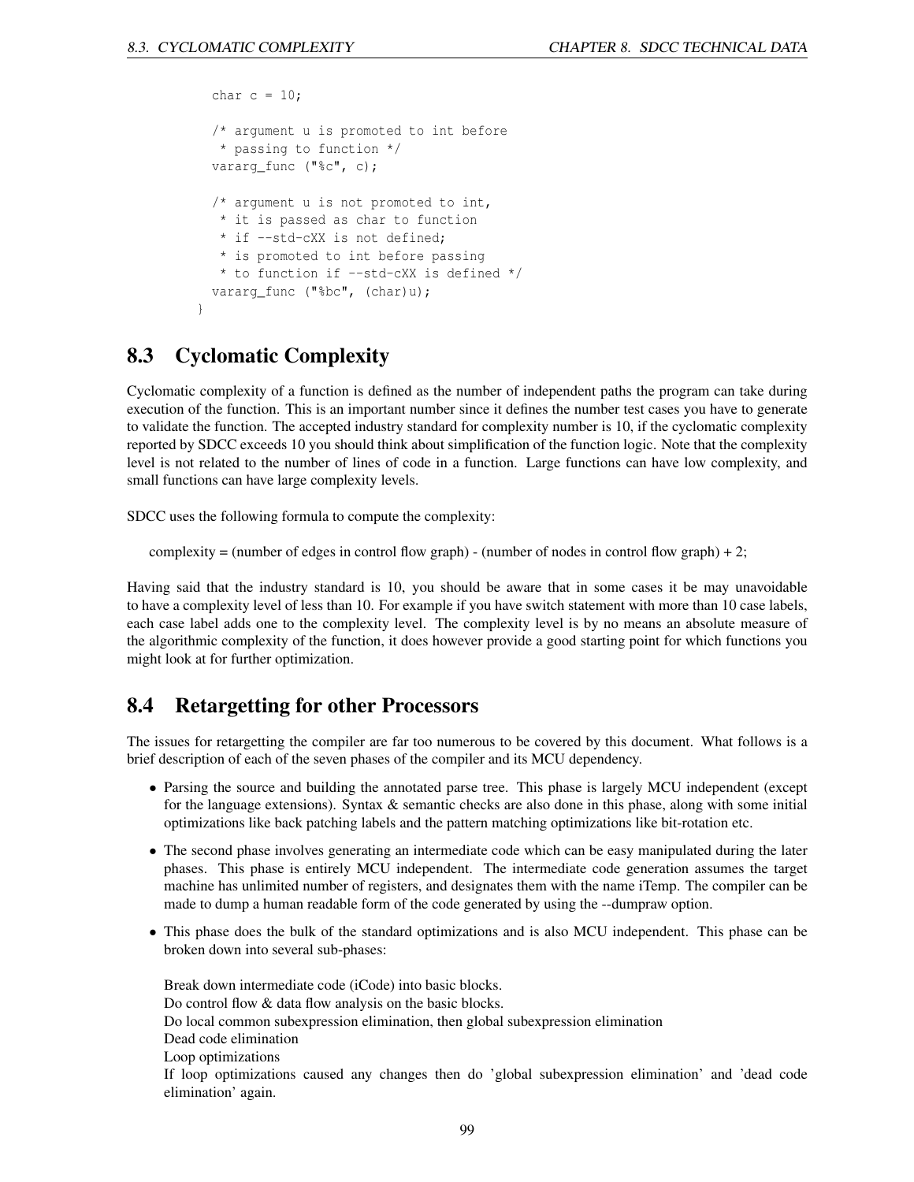```
  char c = 10;

  /* argument u is promoted to int before
   * passing to function */
  vararg_func ("%c", c);

  /* argument u is not promoted to int,
   * it is passed as char to function
   * if --std-cXX is not defined;
   * is promoted to int before passing
   * to function if --std-cXX is defined */
  vararg_func ("%bc", (char)u);
}
```

## 8.3 Cyclomatic Complexity

Cyclomatic complexity of a function is defined as the number of independent paths the program can take during execution of the function. This is an important number since it defines the number test cases you have to generate to validate the function. The accepted industry standard for complexity number is 10, if the cyclomatic complexity reported by SDCC exceeds 10 you should think about simplification of the function logic. Note that the complexity level is not related to the number of lines of code in a function. Large functions can have low complexity, and small functions can have large complexity levels.

SDCC uses the following formula to compute the complexity:

complexity = (number of edges in control flow graph) - (number of nodes in control flow graph) + 2;

Having said that the industry standard is 10, you should be aware that in some cases it be may unavoidable to have a complexity level of less than 10. For example if you have switch statement with more than 10 case labels, each case label adds one to the complexity level. The complexity level is by no means an absolute measure of the algorithmic complexity of the function, it does however provide a good starting point for which functions you might look at for further optimization.

## 8.4 Retargetting for other Processors

The issues for retargetting the compiler are far too numerous to be covered by this document. What follows is a brief description of each of the seven phases of the compiler and its MCU dependency.

- Parsing the source and building the annotated parse tree. This phase is largely MCU independent (except for the language extensions). Syntax & semantic checks are also done in this phase, along with some initial optimizations like back patching labels and the pattern matching optimizations like bit-rotation etc.
- The second phase involves generating an intermediate code which can be easy manipulated during the later phases. This phase is entirely MCU independent. The intermediate code generation assumes the target machine has unlimited number of registers, and designates them with the name iTemp. The compiler can be made to dump a human readable form of the code generated by using the --dumpraw option.
- This phase does the bulk of the standard optimizations and is also MCU independent. This phase can be broken down into several sub-phases:

  Break down intermediate code (iCode) into basic blocks.
  Do control flow & data flow analysis on the basic blocks.
  Do local common subexpression elimination, then global subexpression elimination
  Dead code elimination
  Loop optimizations
  If loop optimizations caused any changes then do 'global subexpression elimination' and 'dead code elimination' again.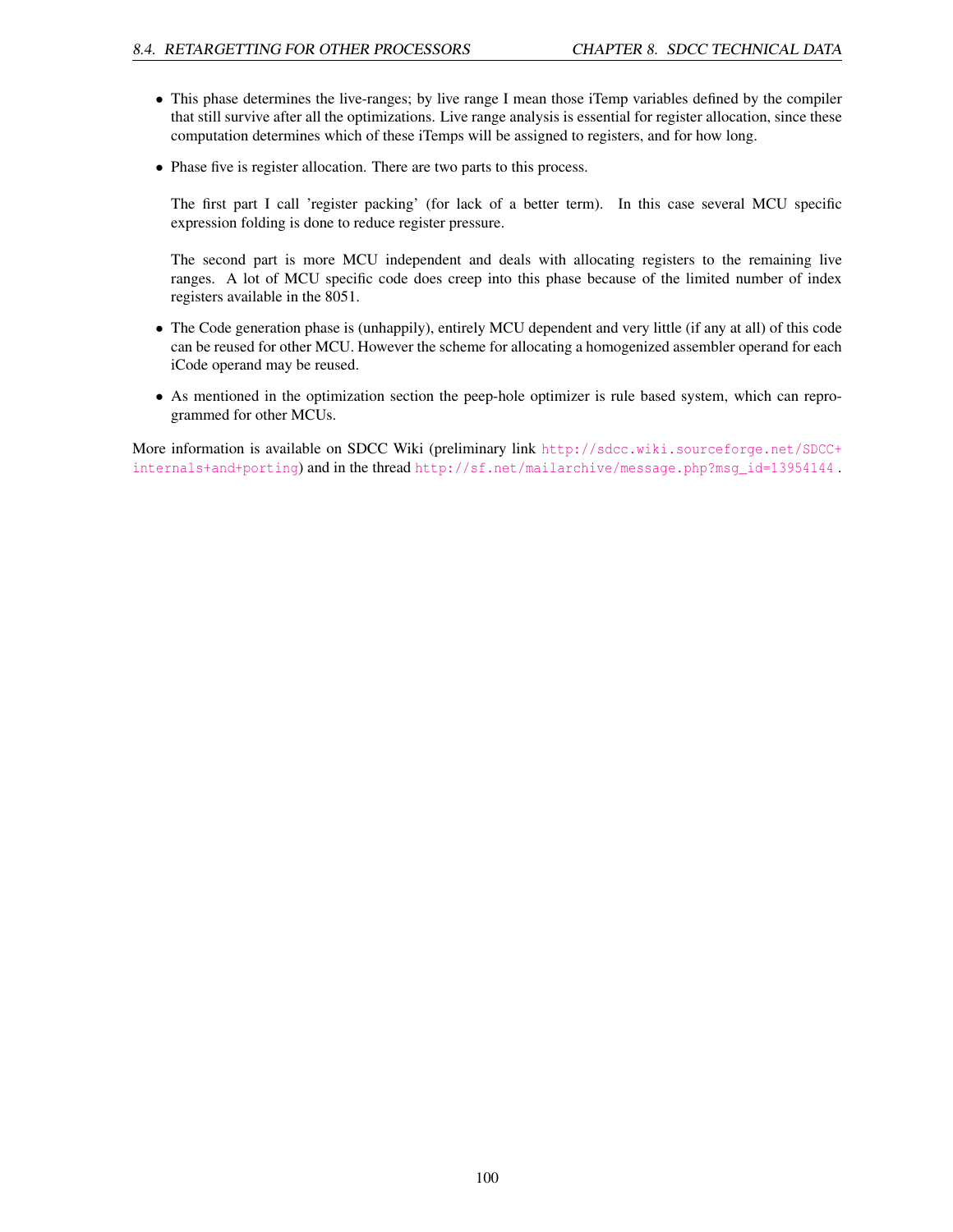- This phase determines the live-ranges; by live range I mean those iTemp variables defined by the compiler that still survive after all the optimizations. Live range analysis is essential for register allocation, since these computation determines which of these iTemps will be assigned to registers, and for how long.

- Phase five is register allocation. There are two parts to this process.

  The first part I call 'register packing' (for lack of a better term). In this case several MCU specific expression folding is done to reduce register pressure.

  The second part is more MCU independent and deals with allocating registers to the remaining live ranges. A lot of MCU specific code does creep into this phase because of the limited number of index registers available in the 8051.

- The Code generation phase is (unhappily), entirely MCU dependent and very little (if any at all) of this code can be reused for other MCU. However the scheme for allocating a homogenized assembler operand for each iCode operand may be reused.

- As mentioned in the optimization section the peep-hole optimizer is rule based system, which can reprogrammed for other MCUs.

More information is available on SDCC Wiki (preliminary link http://sdcc.wiki.sourceforge.net/SDCC+internals+and+porting) and in the thread http://sf.net/mailarchive/message.php?msg_id=13954144 .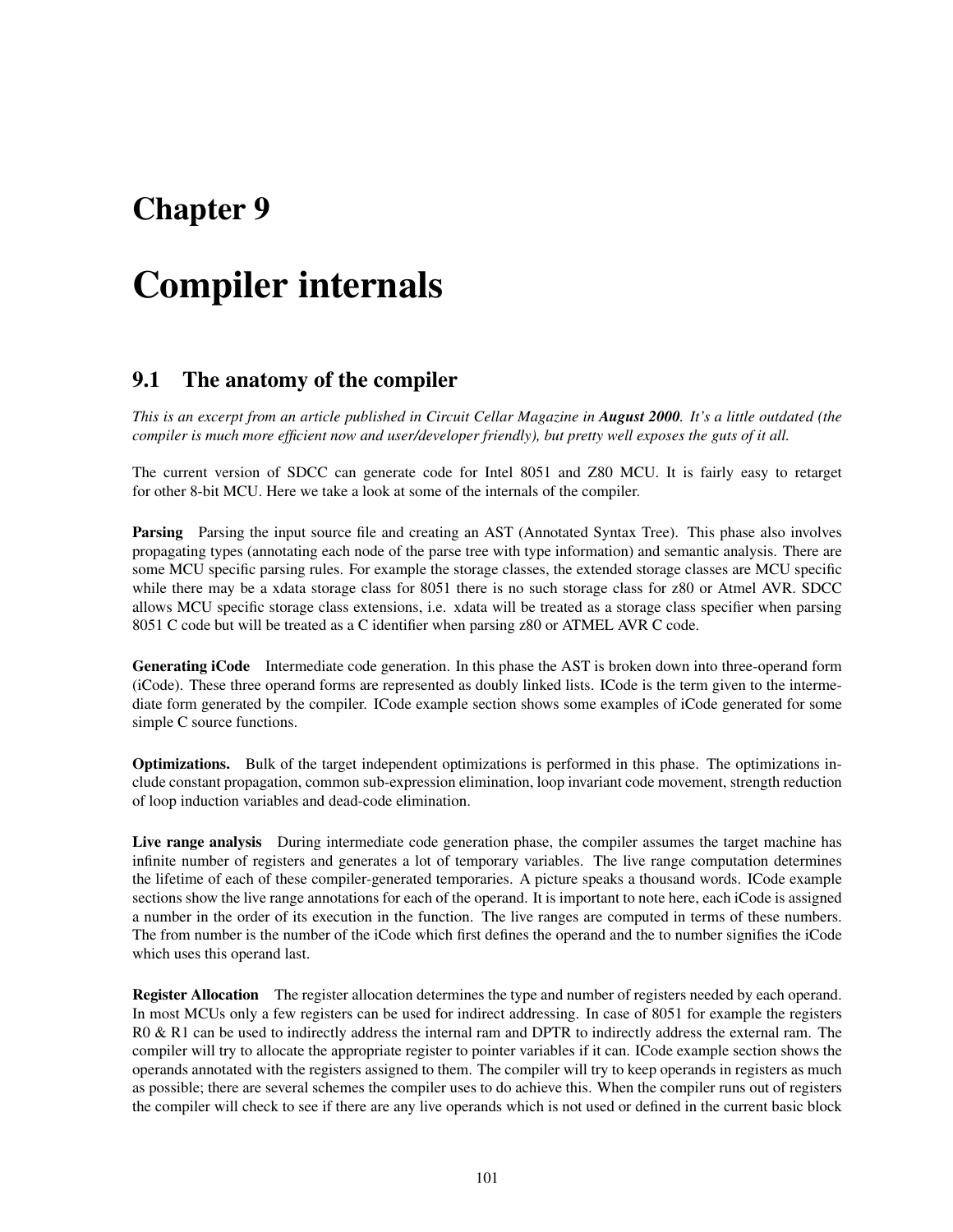# Chapter 9

# Compiler internals

## 9.1 The anatomy of the compiler

*This is an excerpt from an article published in Circuit Cellar Magazine in* ***August 2000****. It's a little outdated (the compiler is much more efficient now and user/developer friendly), but pretty well exposes the guts of it all.*

The current version of SDCC can generate code for Intel 8051 and Z80 MCU. It is fairly easy to retarget for other 8-bit MCU. Here we take a look at some of the internals of the compiler.

**Parsing** Parsing the input source file and creating an AST (Annotated Syntax Tree). This phase also involves propagating types (annotating each node of the parse tree with type information) and semantic analysis. There are some MCU specific parsing rules. For example the storage classes, the extended storage classes are MCU specific while there may be a xdata storage class for 8051 there is no such storage class for z80 or Atmel AVR. SDCC allows MCU specific storage class extensions, i.e. xdata will be treated as a storage class specifier when parsing 8051 C code but will be treated as a C identifier when parsing z80 or ATMEL AVR C code.

**Generating iCode** Intermediate code generation. In this phase the AST is broken down into three-operand form (iCode). These three operand forms are represented as doubly linked lists. ICode is the term given to the intermediate form generated by the compiler. ICode example section shows some examples of iCode generated for some simple C source functions.

**Optimizations.** Bulk of the target independent optimizations is performed in this phase. The optimizations include constant propagation, common sub-expression elimination, loop invariant code movement, strength reduction of loop induction variables and dead-code elimination.

**Live range analysis** During intermediate code generation phase, the compiler assumes the target machine has infinite number of registers and generates a lot of temporary variables. The live range computation determines the lifetime of each of these compiler-generated temporaries. A picture speaks a thousand words. ICode example sections show the live range annotations for each of the operand. It is important to note here, each iCode is assigned a number in the order of its execution in the function. The live ranges are computed in terms of these numbers. The from number is the number of the iCode which first defines the operand and the to number signifies the iCode which uses this operand last.

**Register Allocation** The register allocation determines the type and number of registers needed by each operand. In most MCUs only a few registers can be used for indirect addressing. In case of 8051 for example the registers R0 & R1 can be used to indirectly address the internal ram and DPTR to indirectly address the external ram. The compiler will try to allocate the appropriate register to pointer variables if it can. ICode example section shows the operands annotated with the registers assigned to them. The compiler will try to keep operands in registers as much as possible; there are several schemes the compiler uses to do achieve this. When the compiler runs out of registers the compiler will check to see if there are any live operands which is not used or defined in the current basic block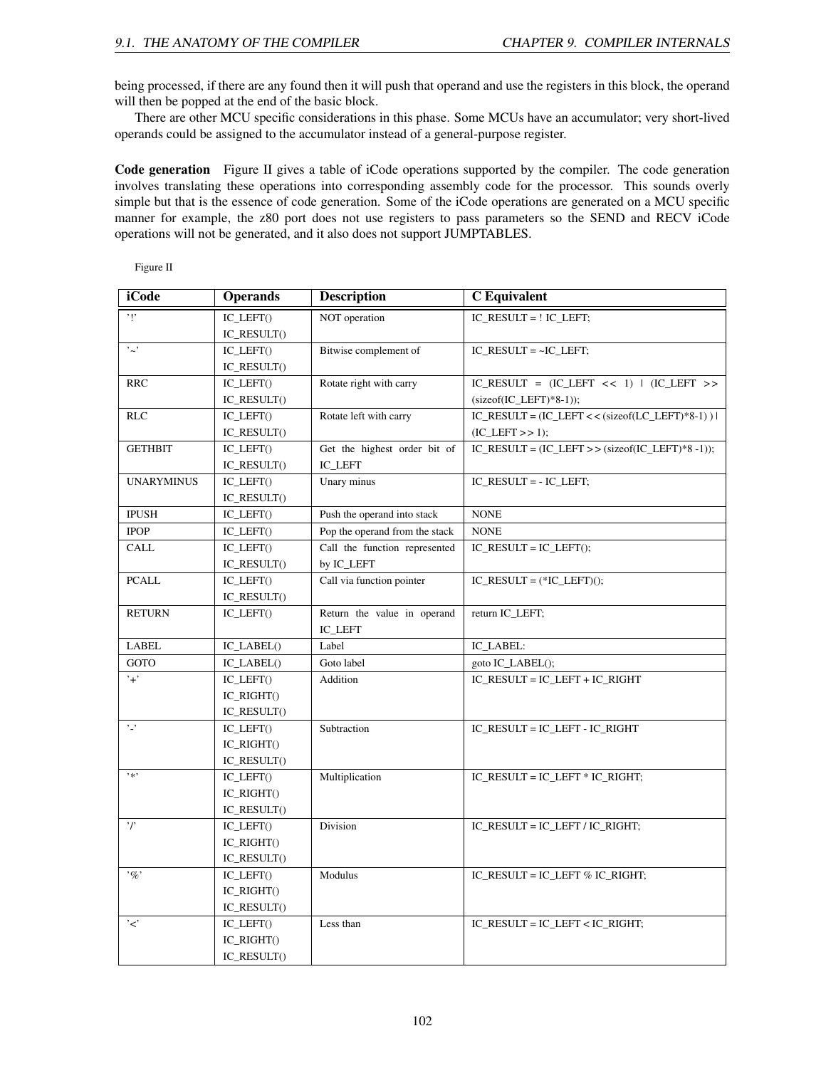being processed, if there are any found then it will push that operand and use the registers in this block, the operand will then be popped at the end of the basic block.

There are other MCU specific considerations in this phase. Some MCUs have an accumulator; very short-lived operands could be assigned to the accumulator instead of a general-purpose register.

**Code generation** Figure II gives a table of iCode operations supported by the compiler. The code generation involves translating these operations into corresponding assembly code for the processor. This sounds overly simple but that is the essence of code generation. Some of the iCode operations are generated on a MCU specific manner for example, the z80 port does not use registers to pass parameters so the SEND and RECV iCode operations will not be generated, and it also does not support JUMPTABLES.

Figure II

| iCode | Operands | Description | C Equivalent |
|---|---|---|---|
| '!' | IC_LEFT() IC_RESULT() | NOT operation | IC_RESULT = ! IC_LEFT; |
| '~' | IC_LEFT() IC_RESULT() | Bitwise complement of | IC_RESULT = ~IC_LEFT; |
| RRC | IC_LEFT() IC_RESULT() | Rotate right with carry | IC_RESULT = (IC_LEFT << 1) \| (IC_LEFT >> (sizeof(IC_LEFT)*8-1)); |
| RLC | IC_LEFT() IC_RESULT() | Rotate left with carry | IC_RESULT = (IC_LEFT << (sizeof(LC_LEFT)*8-1) ) \| (IC_LEFT >> 1); |
| GETHBIT | IC_LEFT() IC_RESULT() | Get the highest order bit of IC_LEFT | IC_RESULT = (IC_LEFT >> (sizeof(IC_LEFT)*8 -1)); |
| UNARYMINUS | IC_LEFT() IC_RESULT() | Unary minus | IC_RESULT = - IC_LEFT; |
| IPUSH | IC_LEFT() | Push the operand into stack | NONE |
| IPOP | IC_LEFT() | Pop the operand from the stack | NONE |
| CALL | IC_LEFT() IC_RESULT() | Call the function represented by IC_LEFT | IC_RESULT = IC_LEFT(); |
| PCALL | IC_LEFT() IC_RESULT() | Call via function pointer | IC_RESULT = (*IC_LEFT)(); |
| RETURN | IC_LEFT() | Return the value in operand IC_LEFT | return IC_LEFT; |
| LABEL | IC_LABEL() | Label | IC_LABEL: |
| GOTO | IC_LABEL() | Goto label | goto IC_LABEL(); |
| '+' | IC_LEFT() IC_RIGHT() IC_RESULT() | Addition | IC_RESULT = IC_LEFT + IC_RIGHT |
| '-' | IC_LEFT() IC_RIGHT() IC_RESULT() | Subtraction | IC_RESULT = IC_LEFT - IC_RIGHT |
| '*' | IC_LEFT() IC_RIGHT() IC_RESULT() | Multiplication | IC_RESULT = IC_LEFT * IC_RIGHT; |
| '/' | IC_LEFT() IC_RIGHT() IC_RESULT() | Division | IC_RESULT = IC_LEFT / IC_RIGHT; |
| '%' | IC_LEFT() IC_RIGHT() IC_RESULT() | Modulus | IC_RESULT = IC_LEFT % IC_RIGHT; |
| '<' | IC_LEFT() IC_RIGHT() IC_RESULT() | Less than | IC_RESULT = IC_LEFT < IC_RIGHT; |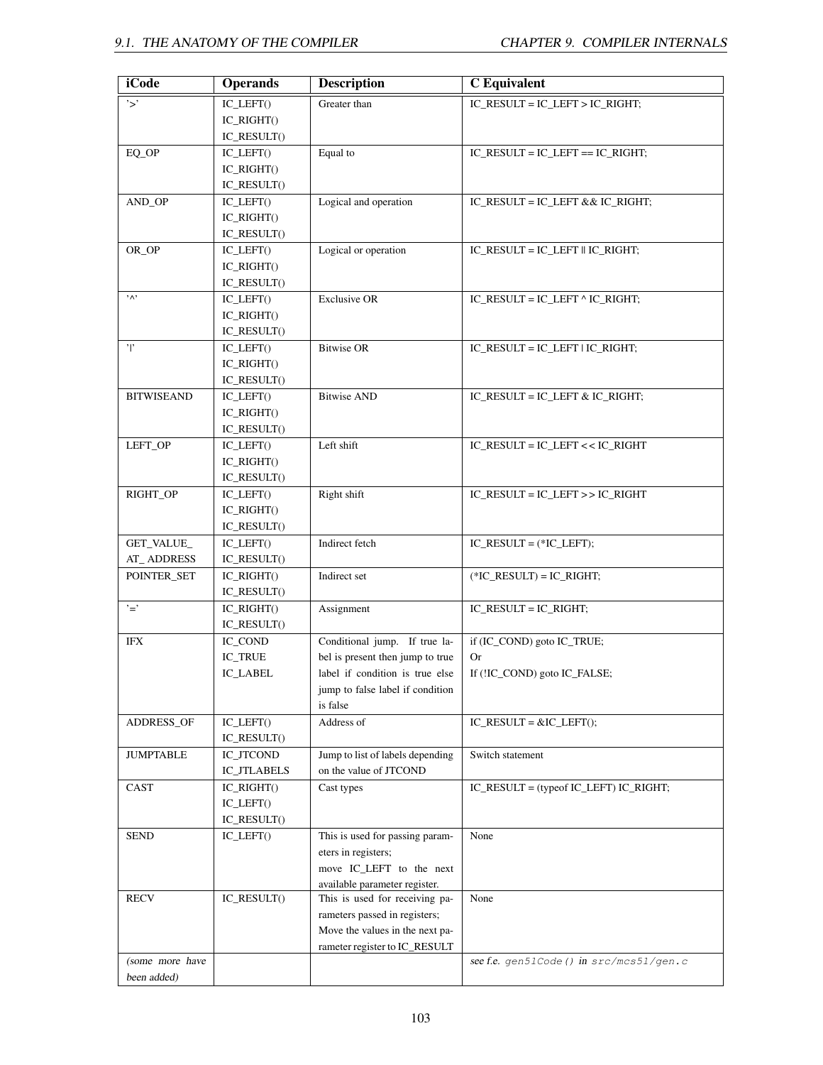| iCode | Operands | Description | C Equivalent |
|---|---|---|---|
| '>' | IC_LEFT() IC_RIGHT() IC_RESULT() | Greater than | IC_RESULT = IC_LEFT > IC_RIGHT; |
| EQ_OP | IC_LEFT() IC_RIGHT() IC_RESULT() | Equal to | IC_RESULT = IC_LEFT == IC_RIGHT; |
| AND_OP | IC_LEFT() IC_RIGHT() IC_RESULT() | Logical and operation | IC_RESULT = IC_LEFT && IC_RIGHT; |
| OR_OP | IC_LEFT() IC_RIGHT() IC_RESULT() | Logical or operation | IC_RESULT = IC_LEFT \|\| IC_RIGHT; |
| '^' | IC_LEFT() IC_RIGHT() IC_RESULT() | Exclusive OR | IC_RESULT = IC_LEFT ^ IC_RIGHT; |
| '\|' | IC_LEFT() IC_RIGHT() IC_RESULT() | Bitwise OR | IC_RESULT = IC_LEFT \| IC_RIGHT; |
| BITWISEAND | IC_LEFT() IC_RIGHT() IC_RESULT() | Bitwise AND | IC_RESULT = IC_LEFT & IC_RIGHT; |
| LEFT_OP | IC_LEFT() IC_RIGHT() IC_RESULT() | Left shift | IC_RESULT = IC_LEFT << IC_RIGHT |
| RIGHT_OP | IC_LEFT() IC_RIGHT() IC_RESULT() | Right shift | IC_RESULT = IC_LEFT >> IC_RIGHT |
| GET_VALUE_ AT_ ADDRESS | IC_LEFT() IC_RESULT() | Indirect fetch | IC_RESULT = (*IC_LEFT); |
| POINTER_SET | IC_RIGHT() IC_RESULT() | Indirect set | (*IC_RESULT) = IC_RIGHT; |
| '=' | IC_RIGHT() IC_RESULT() | Assignment | IC_RESULT = IC_RIGHT; |
| IFX | IC_COND IC_TRUE IC_LABEL | Conditional jump. If true label is present then jump to true label if condition is true else jump to false label if condition is false | if (IC_COND) goto IC_TRUE; Or If (!IC_COND) goto IC_FALSE; |
| ADDRESS_OF | IC_LEFT() IC_RESULT() | Address of | IC_RESULT = &IC_LEFT(); |
| JUMPTABLE | IC_JTCOND IC_JTLABELS | Jump to list of labels depending on the value of JTCOND | Switch statement |
| CAST | IC_RIGHT() IC_LEFT() IC_RESULT() | Cast types | IC_RESULT = (typeof IC_LEFT) IC_RIGHT; |
| SEND | IC_LEFT() | This is used for passing parameters in registers; move IC_LEFT to the next available parameter register. | None |
| RECV | IC_RESULT() | This is used for receiving parameters passed in registers; Move the values in the next parameter register to IC_RESULT | None |
| *(some more have been added)* | | | *see f.e.* `gen51Code()` *in* `src/mcs51/gen.c` |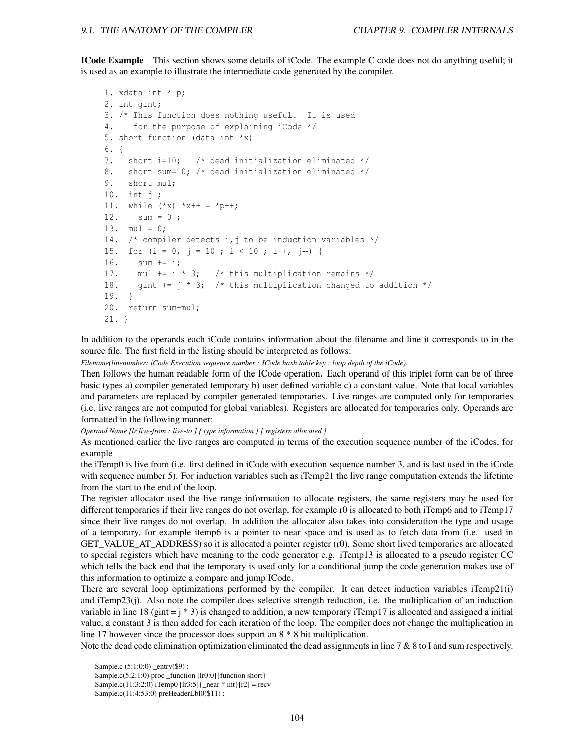**ICode Example** This section shows some details of iCode. The example C code does not do anything useful; it is used as an example to illustrate the intermediate code generated by the compiler.

```
1. xdata int * p;
2. int gint;
3. /* This function does nothing useful.  It is used
4.    for the purpose of explaining iCode */
5. short function (data int *x)
6. {
7.   short i=10;   /* dead initialization eliminated */
8.   short sum=10; /* dead initialization eliminated */
9.   short mul;
10.  int j ;
11.  while (*x) *x++ = *p++;
12.    sum = 0 ;
13.  mul = 0;
14.  /* compiler detects i,j to be induction variables */
15.  for (i = 0, j = 10 ; i < 10 ; i++, j--) {
16.    sum += i;
17.    mul += i * 3;   /* this multiplication remains */
18.    gint += j * 3;  /* this multiplication changed to addition */
19.  }
20.  return sum+mul;
21. }
```

In addition to the operands each iCode contains information about the filename and line it corresponds to in the source file. The first field in the listing should be interpreted as follows:

*Filename(linenumber: iCode Execution sequence number : ICode hash table key : loop depth of the iCode).*

Then follows the human readable form of the ICode operation. Each operand of this triplet form can be of three basic types a) compiler generated temporary b) user defined variable c) a constant value. Note that local variables and parameters are replaced by compiler generated temporaries. Live ranges are computed only for temporaries (i.e. live ranges are not computed for global variables). Registers are allocated for temporaries only. Operands are formatted in the following manner:

*Operand Name [lr live-from : live-to ] { type information } [ registers allocated ].*

As mentioned earlier the live ranges are computed in terms of the execution sequence number of the iCodes, for example

the iTemp0 is live from (i.e. first defined in iCode with execution sequence number 3, and is last used in the iCode with sequence number 5). For induction variables such as iTemp21 the live range computation extends the lifetime from the start to the end of the loop.

The register allocator used the live range information to allocate registers, the same registers may be used for different temporaries if their live ranges do not overlap, for example r0 is allocated to both iTemp6 and to iTemp17 since their live ranges do not overlap. In addition the allocator also takes into consideration the type and usage of a temporary, for example itemp6 is a pointer to near space and is used as to fetch data from (i.e. used in GET_VALUE_AT_ADDRESS) so it is allocated a pointer register (r0). Some short lived temporaries are allocated to special registers which have meaning to the code generator e.g. iTemp13 is allocated to a pseudo register CC which tells the back end that the temporary is used only for a conditional jump the code generation makes use of this information to optimize a compare and jump ICode.

There are several loop optimizations performed by the compiler. It can detect induction variables iTemp21(i) and iTemp23(j). Also note the compiler does selective strength reduction, i.e. the multiplication of an induction variable in line 18 (gint = j * 3) is changed to addition, a new temporary iTemp17 is allocated and assigned a initial value, a constant 3 is then added for each iteration of the loop. The compiler does not change the multiplication in line 17 however since the processor does support an 8 * 8 bit multiplication.

Note the dead code elimination optimization eliminated the dead assignments in line 7 & 8 to I and sum respectively.

```
Sample.c (5:1:0:0) _entry($9) :
Sample.c(5:2:1:0) proc _function [lr0:0]{function short}
Sample.c(11:3:2:0) iTemp0 [lr3:5]{_near * int}[r2] = recv
Sample.c(11:4:53:0) preHeaderLbl0($11) :
```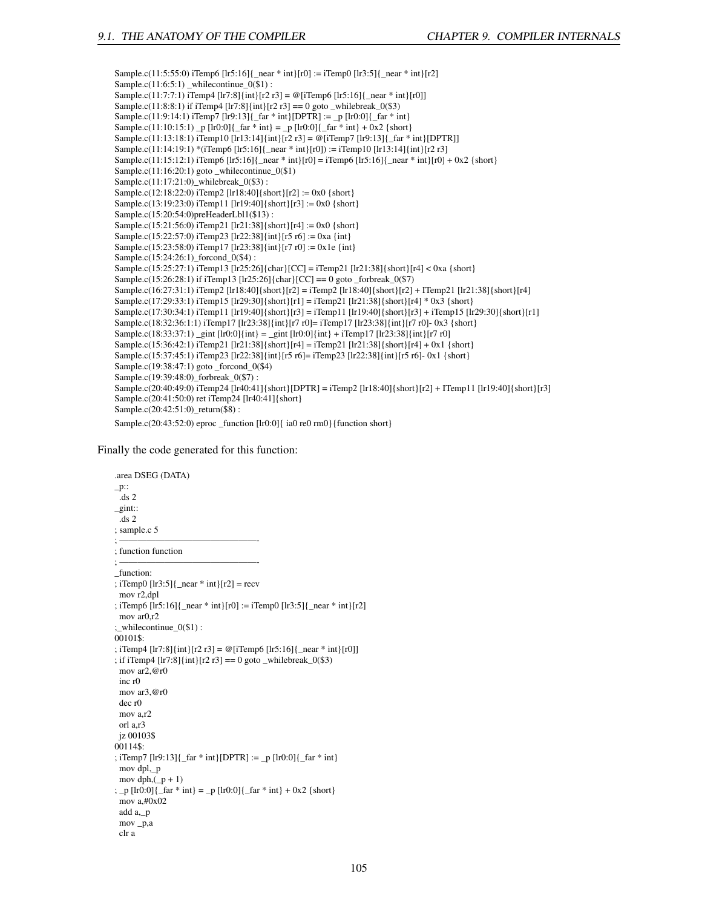```
Sample.c(11:5:55:0) iTemp6 [lr5:16]{_near * int}[r0] := iTemp0 [lr3:5]{_near * int}[r2]
Sample.c(11:6:5:1) _whilecontinue_0($1) :
Sample.c(11:7:7:1) iTemp4 [lr7:8]{int}[r2 r3] = @[iTemp6 [lr5:16]{_near * int}[r0]]
Sample.c(11:8:8:1) if iTemp4 [lr7:8]{int}[r2 r3] == 0 goto _whilebreak_0($3)
Sample.c(11:9:14:1) iTemp7 [lr9:13]{_far * int}[DPTR] := _p [lr0:0]{_far * int}
Sample.c(11:10:15:1) _p [lr0:0]{_far * int} = _p [lr0:0]{_far * int} + 0x2 {short}
Sample.c(11:13:18:1) iTemp10 [lr13:14]{int}[r2 r3] = @[iTemp7 [lr9:13]{_far * int}[DPTR]]
Sample.c(11:14:19:1) *(iTemp6 [lr5:16]{_near * int}[r0]) := iTemp10 [lr13:14]{int}[r2 r3]
Sample.c(11:15:12:1) iTemp6 [lr5:16]{_near * int}[r0] = iTemp6 [lr5:16]{_near * int}[r0] + 0x2 {short}
Sample.c(11:16:20:1) goto _whilecontinue_0($1)
Sample.c(11:17:21:0)_whilebreak_0($3) :
Sample.c(12:18:22:0) iTemp2 [lr18:40]{short}[r2] := 0x0 {short}
Sample.c(13:19:23:0) iTemp11 [lr19:40]{short}[r3] := 0x0 {short}
Sample.c(15:20:54:0)preHeaderLbl1($13) :
Sample.c(15:21:56:0) iTemp21 [lr21:38]{short}[r4] := 0x0 {short}
Sample.c(15:22:57:0) iTemp23 [lr22:38]{int}[r5 r6] := 0xa {int}
Sample.c(15:23:58:0) iTemp17 [lr23:38]{int}[r7 r0] := 0x1e {int}
Sample.c(15:24:26:1)_forcond_0($4) :
Sample.c(15:25:27:1) iTemp13 [lr25:26]{char}[CC] = iTemp21 [lr21:38]{short}[r4] < 0xa {short}
Sample.c(15:26:28:1) if iTemp13 [lr25:26]{char}[CC] == 0 goto _forbreak_0($7)
Sample.c(16:27:31:1) iTemp2 [lr18:40]{short}[r2] = iTemp2 [lr18:40]{short}[r2] + ITemp21 [lr21:38]{short}[r4]
Sample.c(17:29:33:1) iTemp15 [lr29:30]{short}[r1] = iTemp21 [lr21:38]{short}[r4] * 0x3 {short}
Sample.c(17:30:34:1) iTemp11 [lr19:40]{short}[r3] = iTemp11 [lr19:40]{short}[r3] + iTemp15 [lr29:30]{short}[r1]
Sample.c(18:32:36:1:1) iTemp17 [lr23:38]{int}[r7 r0]= iTemp17 [lr23:38]{int}[r7 r0]- 0x3 {short}
Sample.c(18:33:37:1) _gint [lr0:0]{int} = _gint [lr0:0]{int} + iTemp17 [lr23:38]{int}[r7 r0]
Sample.c(15:36:42:1) iTemp21 [lr21:38]{short}[r4] = iTemp21 [lr21:38]{short}[r4] + 0x1 {short}
Sample.c(15:37:45:1) iTemp23 [lr22:38]{int}[r5 r6]= iTemp23 [lr22:38]{int}[r5 r6]- 0x1 {short}
Sample.c(19:38:47:1) goto _forcond_0($4)
Sample.c(19:39:48:0)_forbreak_0($7) :
Sample.c(20:40:49:0) iTemp24 [lr40:41]{short}[DPTR] = iTemp2 [lr18:40]{short}[r2] + ITemp11 [lr19:40]{short}[r3]
Sample.c(20:41:50:0) ret iTemp24 [lr40:41]{short}
Sample.c(20:42:51:0)_return($8) :
Sample.c(20:43:52:0) eproc _function [lr0:0]{ ia0 re0 rm0}{function short}
```

Finally the code generated for this function:

```
.area DSEG (DATA)
_p::
  .ds 2
_gint::
  .ds 2
; sample.c 5
; ----------------------------------------
; function function
; ----------------------------------------
_function:
; iTemp0 [lr3:5]{_near * int}[r2] = recv
  mov r2,dpl
; iTemp6 [lr5:16]{_near * int}[r0] := iTemp0 [lr3:5]{_near * int}[r2]
  mov ar0,r2
;_whilecontinue_0($1) :
00101$:
; iTemp4 [lr7:8]{int}[r2 r3] = @[iTemp6 [lr5:16]{_near * int}[r0]]
; if iTemp4 [lr7:8]{int}[r2 r3] == 0 goto _whilebreak_0($3)
  mov ar2,@r0
  inc r0
  mov ar3,@r0
  dec r0
  mov a,r2
  orl a,r3
  jz 00103$
00114$:
; iTemp7 [lr9:13]{_far * int}[DPTR] := _p [lr0:0]{_far * int}
  mov dpl,_p
  mov dph,(_p + 1)
; _p [lr0:0]{_far * int} = _p [lr0:0]{_far * int} + 0x2 {short}
  mov a,#0x02
  add a,_p
  mov _p,a
  clr a
```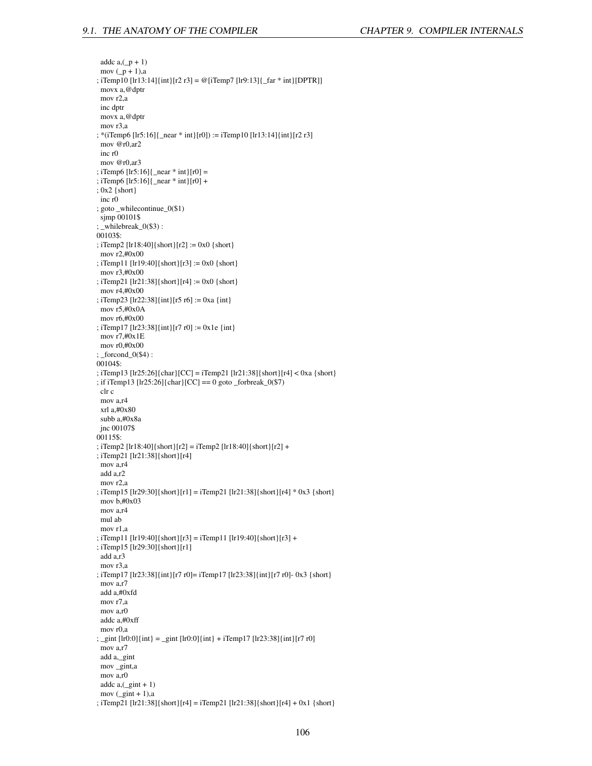```
  addc a,(_p + 1)
  mov (_p + 1),a
; iTemp10 [lr13:14]{int}[r2 r3] = @[iTemp7 [lr9:13]{_far * int}[DPTR]]
  movx a,@dptr
  mov r2,a
  inc dptr
  movx a,@dptr
  mov r3,a
; *(iTemp6 [lr5:16]{_near * int}[r0]) := iTemp10 [lr13:14]{int}[r2 r3]
  mov @r0,ar2
  inc r0
  mov @r0,ar3
; iTemp6 [lr5:16]{_near * int}[r0] =
; iTemp6 [lr5:16]{_near * int}[r0] +
; 0x2 {short}
  inc r0
; goto _whilecontinue_0($1)
  sjmp 00101$
; _whilebreak_0($3) :
00103$:
; iTemp2 [lr18:40]{short}[r2] := 0x0 {short}
  mov r2,#0x00
; iTemp11 [lr19:40]{short}[r3] := 0x0 {short}
  mov r3,#0x00
; iTemp21 [lr21:38]{short}[r4] := 0x0 {short}
  mov r4,#0x00
; iTemp23 [lr22:38]{int}[r5 r6] := 0xa {int}
  mov r5,#0x0A
  mov r6,#0x00
; iTemp17 [lr23:38]{int}[r7 r0] := 0x1e {int}
  mov r7,#0x1E
  mov r0,#0x00
; _forcond_0($4) :
00104$:
; iTemp13 [lr25:26]{char}[CC] = iTemp21 [lr21:38]{short}[r4] < 0xa {short}
; if iTemp13 [lr25:26]{char}[CC] == 0 goto _forbreak_0($7)
  clr c
  mov a,r4
  xrl a,#0x80
  subb a,#0x8a
  jnc 00107$
00115$:
; iTemp2 [lr18:40]{short}[r2] = iTemp2 [lr18:40]{short}[r2] +
; iTemp21 [lr21:38]{short}[r4]
  mov a,r4
  add a,r2
  mov r2,a
; iTemp15 [lr29:30]{short}[r1] = iTemp21 [lr21:38]{short}[r4] * 0x3 {short}
  mov b,#0x03
  mov a,r4
  mul ab
  mov r1,a
; iTemp11 [lr19:40]{short}[r3] = iTemp11 [lr19:40]{short}[r3] +
; iTemp15 [lr29:30]{short}[r1]
  add a,r3
  mov r3,a
; iTemp17 [lr23:38]{int}[r7 r0]= iTemp17 [lr23:38]{int}[r7 r0]- 0x3 {short}
  mov a,r7
  add a,#0xfd
  mov r7,a
  mov a,r0
  addc a,#0xff
  mov r0,a
; _gint [lr0:0]{int} = _gint [lr0:0]{int} + iTemp17 [lr23:38]{int}[r7 r0]
  mov a,r7
  add a,_gint
  mov _gint,a
  mov a,r0
  addc a,(_gint + 1)
  mov (_gint + 1),a
; iTemp21 [lr21:38]{short}[r4] = iTemp21 [lr21:38]{short}[r4] + 0x1 {short}
```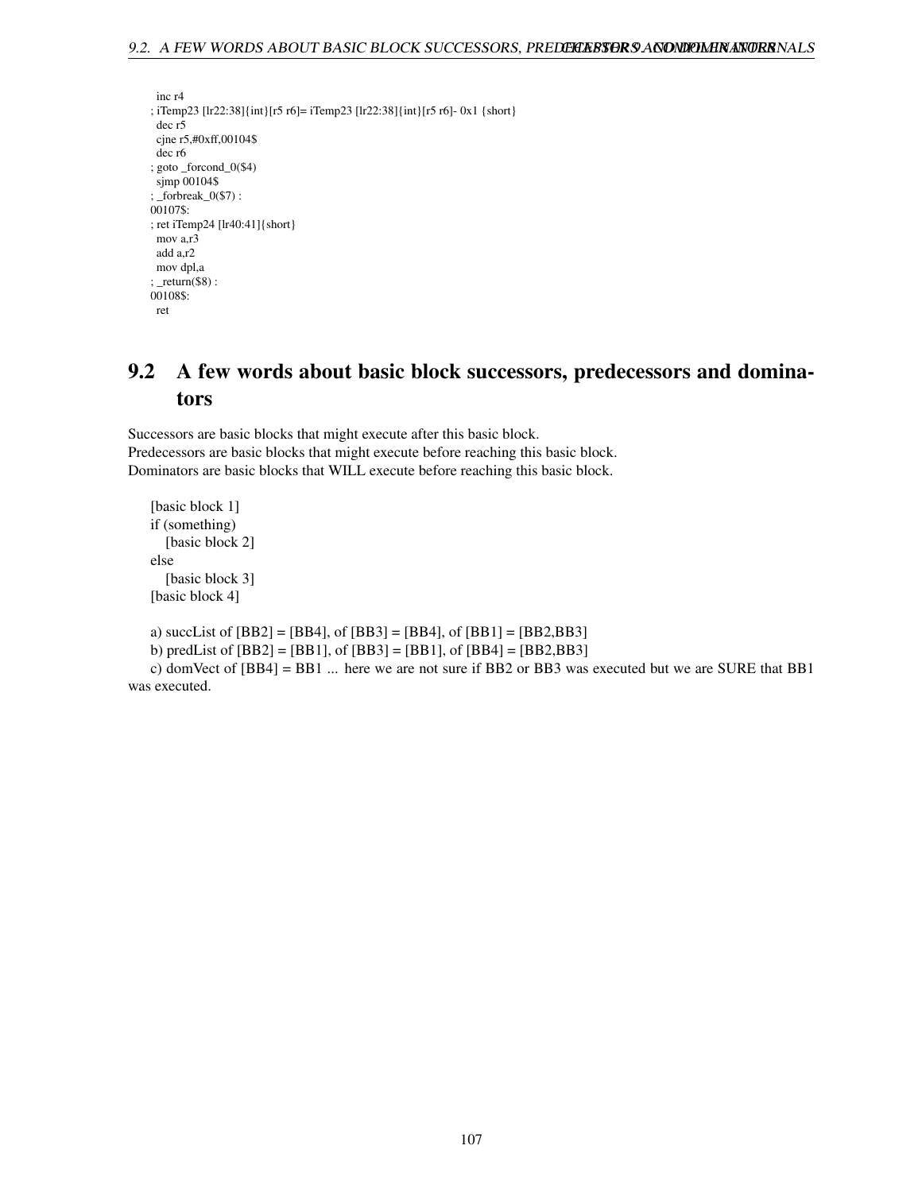```
  inc r4
; iTemp23 [lr22:38]{int}[r5 r6]= iTemp23 [lr22:38]{int}[r5 r6]- 0x1 {short}
  dec r5
  cjne r5,#0xff,00104$
  dec r6
; goto _forcond_0($4)
  sjmp 00104$
; _forbreak_0($7) :
00107$:
; ret iTemp24 [lr40:41]{short}
  mov a,r3
  add a,r2
  mov dpl,a
; _return($8) :
00108$:
  ret
```

## 9.2 A few words about basic block successors, predecessors and dominators

Successors are basic blocks that might execute after this basic block.
Predecessors are basic blocks that might execute before reaching this basic block.
Dominators are basic blocks that WILL execute before reaching this basic block.

```
[basic block 1]
if (something)
   [basic block 2]
else
   [basic block 3]
[basic block 4]
```

a) succList of [BB2] = [BB4], of [BB3] = [BB4], of [BB1] = [BB2,BB3]

b) predList of [BB2] = [BB1], of [BB3] = [BB1], of [BB4] = [BB2,BB3]

c) domVect of [BB4] = BB1 ... here we are not sure if BB2 or BB3 was executed but we are SURE that BB1 was executed.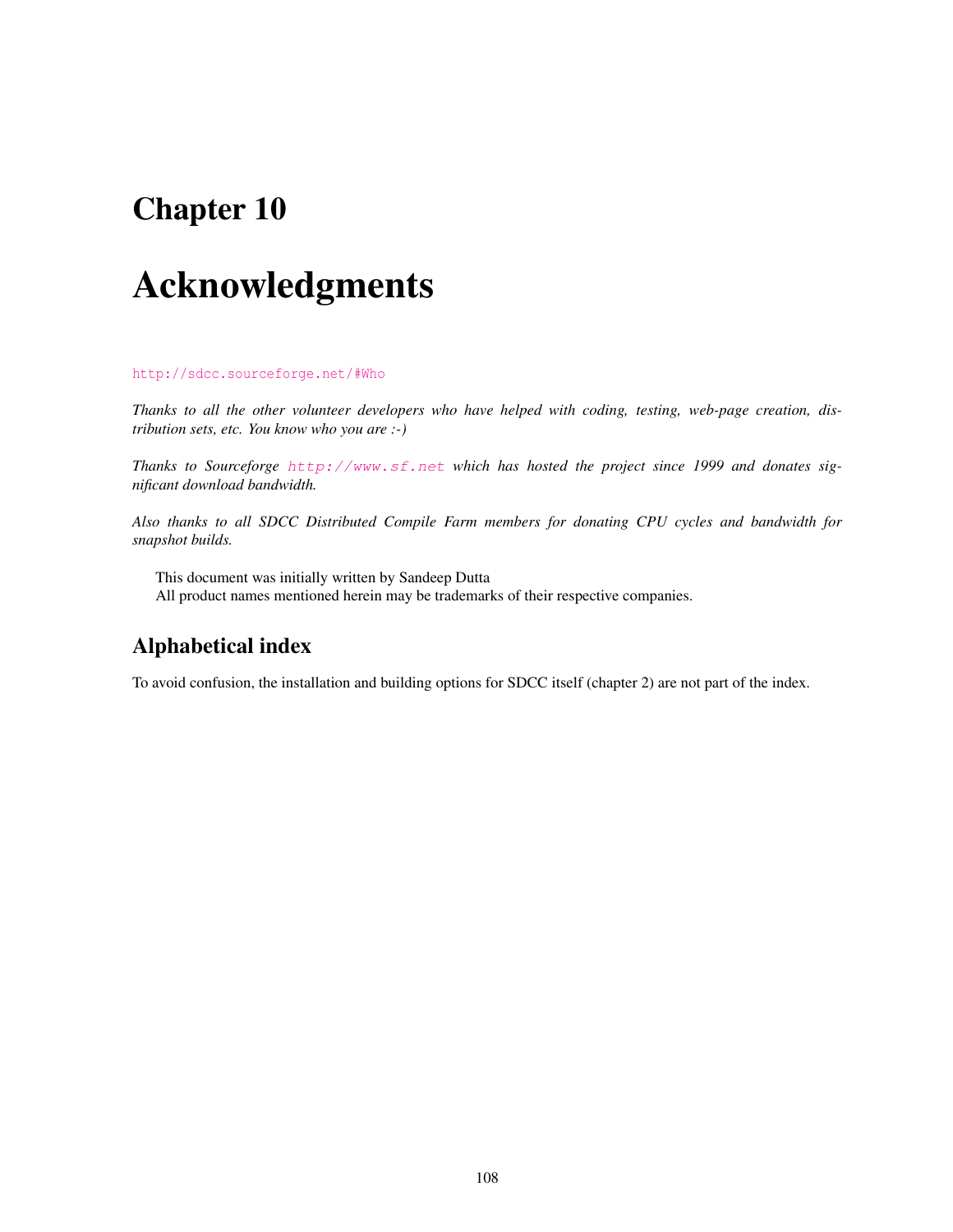# Chapter 10

# Acknowledgments

http://sdcc.sourceforge.net/#Who

*Thanks to all the other volunteer developers who have helped with coding, testing, web-page creation, distribution sets, etc. You know who you are :-)*

*Thanks to Sourceforge http://www.sf.net which has hosted the project since 1999 and donates significant download bandwidth.*

*Also thanks to all SDCC Distributed Compile Farm members for donating CPU cycles and bandwidth for snapshot builds.*

This document was initially written by Sandeep Dutta
All product names mentioned herein may be trademarks of their respective companies.

## Alphabetical index

To avoid confusion, the installation and building options for SDCC itself (chapter 2) are not part of the index.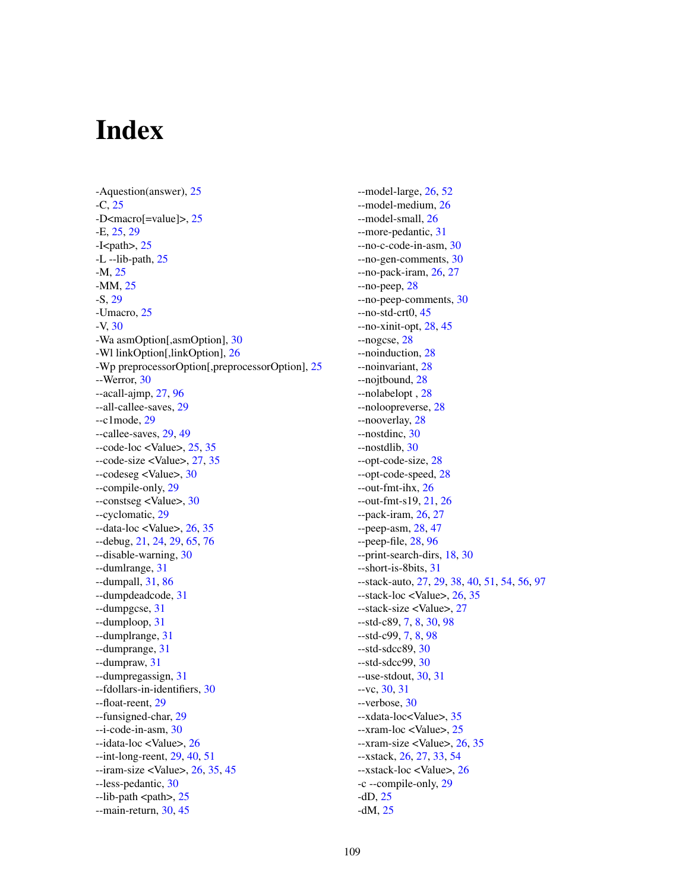# Index

-Aquestion(answer), 25
-C, 25
-D<macro[=value]>, 25
-E, 25, 29
-I<path>, 25
-L --lib-path, 25
-M, 25
-MM, 25
-S, 29
-Umacro, 25
-V, 30
-Wa asmOption[,asmOption], 30
-Wl linkOption[,linkOption], 26
-Wp preprocessorOption[,preprocessorOption], 25
--Werror, 30
--acall-ajmp, 27, 96
--all-callee-saves, 29
--c1mode, 29
--callee-saves, 29, 49
--code-loc <Value>, 25, 35
--code-size <Value>, 27, 35
--codeseg <Value>, 30
--compile-only, 29
--constseg <Value>, 30
--cyclomatic, 29
--data-loc <Value>, 26, 35
--debug, 21, 24, 29, 65, 76
--disable-warning, 30
--dumlrange, 31
--dumpall, 31, 86
--dumpdeadcode, 31
--dumpgcse, 31
--dumploop, 31
--dumplrange, 31
--dumprange, 31
--dumpraw, 31
--dumpregassign, 31
--fdollars-in-identifiers, 30
--float-reent, 29
--funsigned-char, 29
--i-code-in-asm, 30
--idata-loc <Value>, 26
--int-long-reent, 29, 40, 51
--iram-size <Value>, 26, 35, 45
--less-pedantic, 30
--lib-path <path>, 25
--main-return, 30, 45
--model-large, 26, 52
--model-medium, 26
--model-small, 26
--more-pedantic, 31
--no-c-code-in-asm, 30
--no-gen-comments, 30
--no-pack-iram, 26, 27
--no-peep, 28
--no-peep-comments, 30
--no-std-crt0, 45
--no-xinit-opt, 28, 45
--nogcse, 28
--noinduction, 28
--noinvariant, 28
--nojtbound, 28
--nolabelopt , 28
--nolooopreverse, 28
--nooverlay, 28
--nostdinc, 30
--nostdlib, 30
--opt-code-size, 28
--opt-code-speed, 28
--out-fmt-ihx, 26
--out-fmt-s19, 21, 26
--pack-iram, 26, 27
--peep-asm, 28, 47
--peep-file, 28, 96
--print-search-dirs, 18, 30
--short-is-8bits, 31
--stack-auto, 27, 29, 38, 40, 51, 54, 56, 97
--stack-loc <Value>, 26, 35
--stack-size <Value>, 27
--std-c89, 7, 8, 30, 98
--std-c99, 7, 8, 98
--std-sdcc89, 30
--std-sdcc99, 30
--use-stdout, 30, 31
--vc, 30, 31
--verbose, 30
--xdata-loc<Value>, 35
--xram-loc <Value>, 25
--xram-size <Value>, 26, 35
--xstack, 26, 27, 33, 54
--xstack-loc <Value>, 26
-c --compile-only, 29
-dD, 25
-dM, 25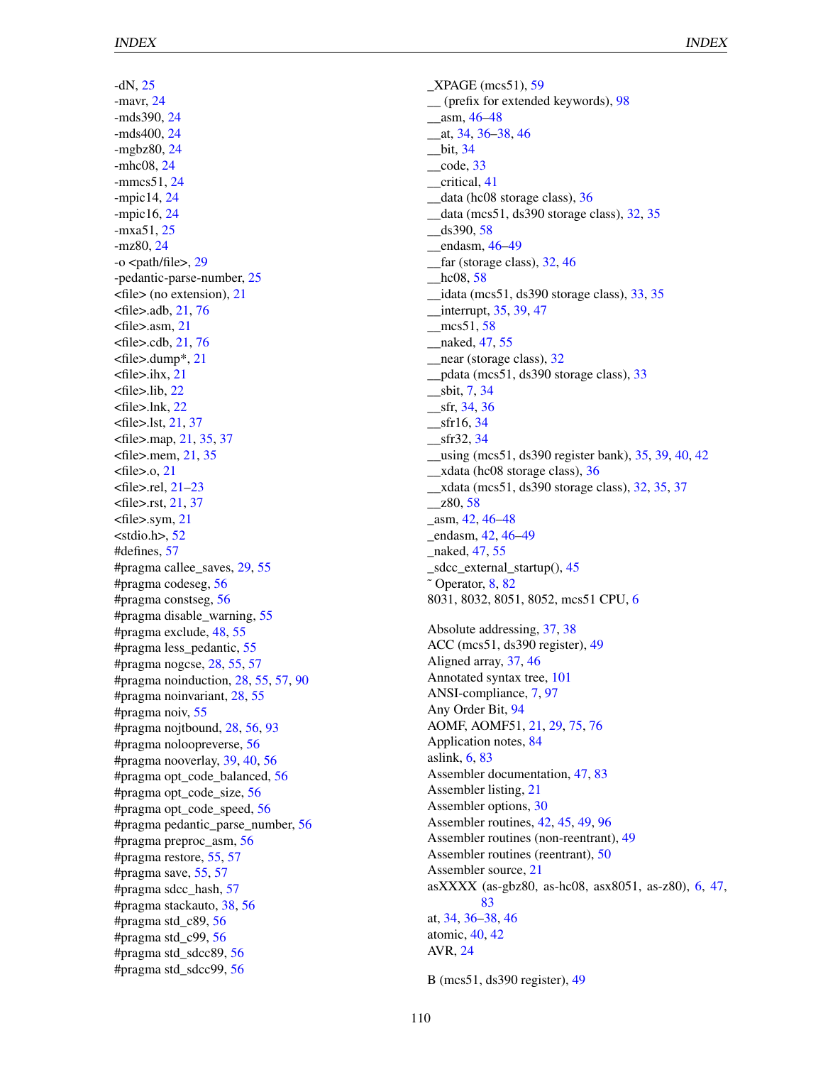-dN, 25
-mavr, 24
-mds390, 24
-mds400, 24
-mgbz80, 24
-mhc08, 24
-mmcs51, 24
-mpic14, 24
-mpic16, 24
-mxa51, 25
-mz80, 24
-o <path/file>, 29
-pedantic-parse-number, 25
<file> (no extension), 21
<file>.adb, 21, 76
<file>.asm, 21
<file>.cdb, 21, 76
<file>.dump*, 21
<file>.ihx, 21
<file>.lib, 22
<file>.lnk, 22
<file>.lst, 21, 37
<file>.map, 21, 35, 37
<file>.mem, 21, 35
<file>.o, 21
<file>.rel, 21–23
<file>.rst, 21, 37
<file>.sym, 21
<stdio.h>, 52
#defines, 57
#pragma callee_saves, 29, 55
#pragma codeseg, 56
#pragma constseg, 56
#pragma disable_warning, 55
#pragma exclude, 48, 55
#pragma less_pedantic, 55
#pragma nogcse, 28, 55, 57
#pragma noinduction, 28, 55, 57, 90
#pragma noinvariant, 28, 55
#pragma noiv, 55
#pragma nojtbound, 28, 56, 93
#pragma nolooprevers​e, 56
#pragma nooverlay, 39, 40, 56
#pragma opt_code_balanced, 56
#pragma opt_code_size, 56
#pragma opt_code_speed, 56
#pragma pedantic_parse_number, 56
#pragma preproc_asm, 56
#pragma restore, 55, 57
#pragma save, 55, 57
#pragma sdcc_hash, 57
#pragma stackauto, 38, 56
#pragma std_c89, 56
#pragma std_c99, 56
#pragma std_sdcc89, 56
#pragma std_sdcc99, 56

_XPAGE (mcs51), 59
__ (prefix for extended keywords), 98
__asm, 46–48
__at, 34, 36–38, 46
__bit, 34
__code, 33
__critical, 41
__data (hc08 storage class), 36
__data (mcs51, ds390 storage class), 32, 35
__ds390, 58
__endasm, 46–49
__far (storage class), 32, 46
__hc08, 58
__idata (mcs51, ds390 storage class), 33, 35
__interrupt, 35, 39, 47
__mcs51, 58
__naked, 47, 55
__near (storage class), 32
__pdata (mcs51, ds390 storage class), 33
__sbit, 7, 34
__sfr, 34, 36
__sfr16, 34
__sfr32, 34
__using (mcs51, ds390 register bank), 35, 39, 40, 42
__xdata (hc08 storage class), 36
__xdata (mcs51, ds390 storage class), 32, 35, 37
__z80, 58
_asm, 42, 46–48
_endasm, 42, 46–49
_naked, 47, 55
_sdcc_external_startup(), 45
˜ Operator, 8, 82
8031, 8032, 8051, 8052, mcs51 CPU, 6

Absolute addressing, 37, 38
ACC (mcs51, ds390 register), 49
Aligned array, 37, 46
Annotated syntax tree, 101
ANSI-compliance, 7, 97
Any Order Bit, 94
AOMF, AOMF51, 21, 29, 75, 76
Application notes, 84
aslink, 6, 83
Assembler documentation, 47, 83
Assembler listing, 21
Assembler options, 30
Assembler routines, 42, 45, 49, 96
Assembler routines (non-reentrant), 49
Assembler routines (reentrant), 50
Assembler source, 21
asXXXX (as-gbz80, as-hc08, asx8051, as-z80), 6, 47, 83
at, 34, 36–38, 46
atomic, 40, 42
AVR, 24

B (mcs51, ds390 register), 49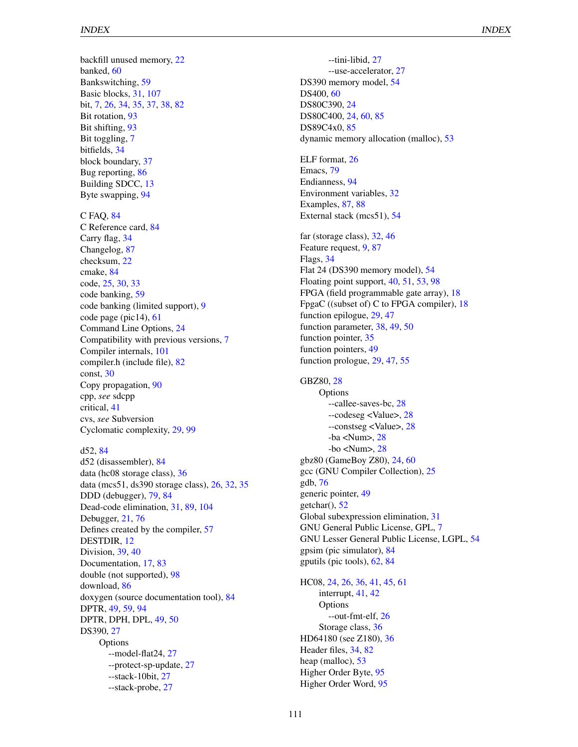backfill unused memory, 22
banked, 60
Bankswitching, 59
Basic blocks, 31, 107
bit, 7, 26, 34, 35, 37, 38, 82
Bit rotation, 93
Bit shifting, 93
Bit toggling, 7
bitfields, 34
block boundary, 37
Bug reporting, 86
Building SDCC, 13
Byte swapping, 94

C FAQ, 84
C Reference card, 84
Carry flag, 34
Changelog, 87
checksum, 22
cmake, 84
code, 25, 30, 33
code banking, 59
code banking (limited support), 9
code page (pic14), 61
Command Line Options, 24
Compatibility with previous versions, 7
Compiler internals, 101
compiler.h (include file), 82
const, 30
Copy propagation, 90
cpp, *see* sdcpp
critical, 41
cvs, *see* Subversion
Cyclomatic complexity, 29, 99

d52, 84
d52 (disassembler), 84
data (hc08 storage class), 36
data (mcs51, ds390 storage class), 26, 32, 35
DDD (debugger), 79, 84
Dead-code elimination, 31, 89, 104
Debugger, 21, 76
Defines created by the compiler, 57
DESTDIR, 12
Division, 39, 40
Documentation, 17, 83
double (not supported), 98
download, 86
doxygen (source documentation tool), 84
DPTR, 49, 59, 94
DPTR, DPH, DPL, 49, 50
DS390, 27
    Options
        --model-flat24, 27
        --protect-sp-update, 27
        --stack-10bit, 27
        --stack-probe, 27
        --tini-libid, 27
        --use-accelerator, 27
DS390 memory model, 54
DS400, 60
DS80C390, 24
DS80C400, 24, 60, 85
DS89C4x0, 85
dynamic memory allocation (malloc), 53

ELF format, 26
Emacs, 79
Endianness, 94
Environment variables, 32
Examples, 87, 88
External stack (mcs51), 54

far (storage class), 32, 46
Feature request, 9, 87
Flags, 34
Flat 24 (DS390 memory model), 54
Floating point support, 40, 51, 53, 98
FPGA (field programmable gate array), 18
FpgaC ((subset of) C to FPGA compiler), 18
function epilogue, 29, 47
function parameter, 38, 49, 50
function pointer, 35
function pointers, 49
function prologue, 29, 47, 55

GBZ80, 28
    Options
        --callee-saves-bc, 28
        --codeseg <Value>, 28
        --constseg <Value>, 28
        -ba <Num>, 28
        -bo <Num>, 28
gbz80 (GameBoy Z80), 24, 60
gcc (GNU Compiler Collection), 25
gdb, 76
generic pointer, 49
getchar(), 52
Global subexpression elimination, 31
GNU General Public License, GPL, 7
GNU Lesser General Public License, LGPL, 54
gpsim (pic simulator), 84
gputils (pic tools), 62, 84

HC08, 24, 26, 36, 41, 45, 61
    interrupt, 41, 42
    Options
        --out-fmt-elf, 26
    Storage class, 36
HD64180 (see Z180), 36
Header files, 34, 82
heap (malloc), 53
Higher Order Byte, 95
Higher Order Word, 95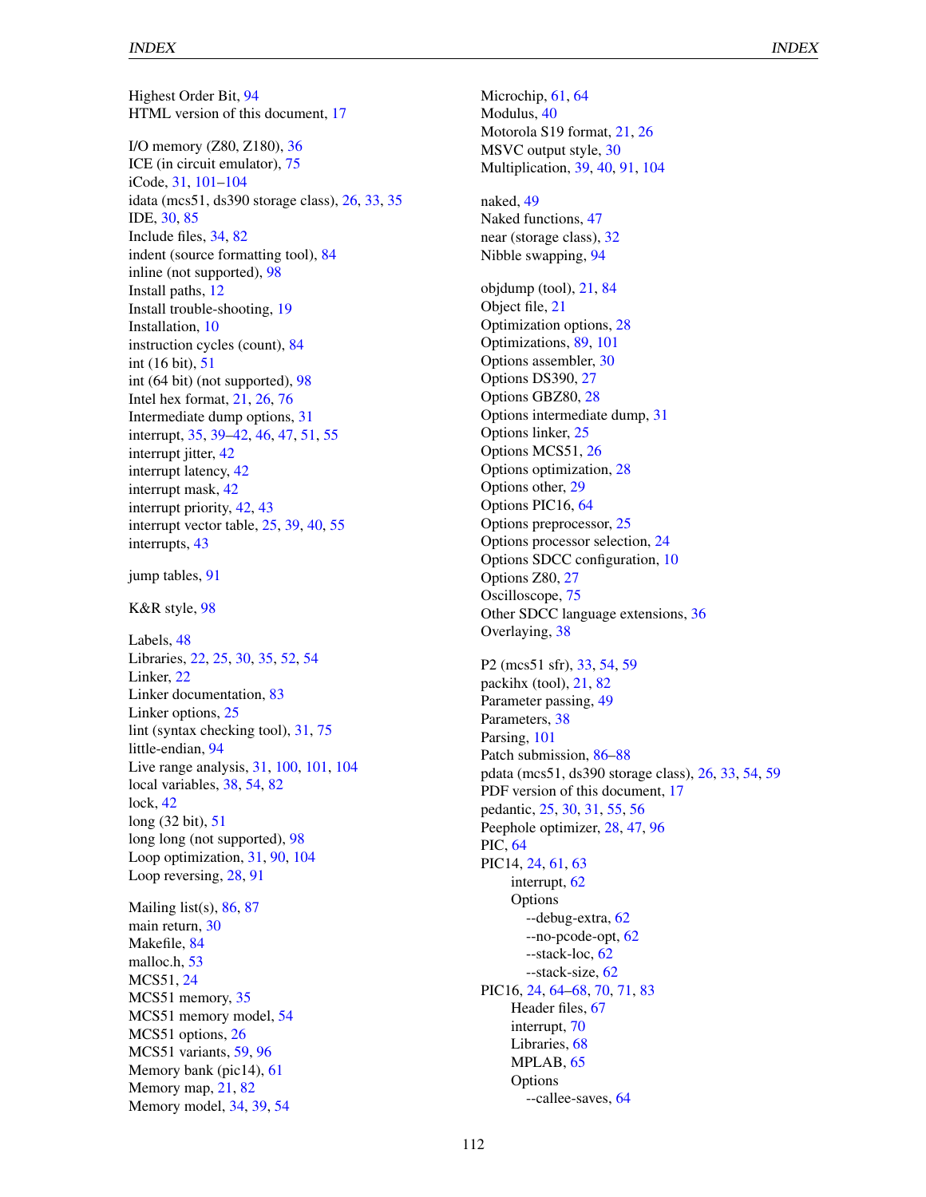Highest Order Bit, 94
HTML version of this document, 17

I/O memory (Z80, Z180), 36
ICE (in circuit emulator), 75
iCode, 31, 101–104
idata (mcs51, ds390 storage class), 26, 33, 35
IDE, 30, 85
Include files, 34, 82
indent (source formatting tool), 84
inline (not supported), 98
Install paths, 12
Install trouble-shooting, 19
Installation, 10
instruction cycles (count), 84
int (16 bit), 51
int (64 bit) (not supported), 98
Intel hex format, 21, 26, 76
Intermediate dump options, 31
interrupt, 35, 39–42, 46, 47, 51, 55
interrupt jitter, 42
interrupt latency, 42
interrupt mask, 42
interrupt priority, 42, 43
interrupt vector table, 25, 39, 40, 55
interrupts, 43

jump tables, 91

K&R style, 98

Labels, 48
Libraries, 22, 25, 30, 35, 52, 54
Linker, 22
Linker documentation, 83
Linker options, 25
lint (syntax checking tool), 31, 75
little-endian, 94
Live range analysis, 31, 100, 101, 104
local variables, 38, 54, 82
lock, 42
long (32 bit), 51
long long (not supported), 98
Loop optimization, 31, 90, 104
Loop reversing, 28, 91

Mailing list(s), 86, 87
main return, 30
Makefile, 84
malloc.h, 53
MCS51, 24
MCS51 memory, 35
MCS51 memory model, 54
MCS51 options, 26
MCS51 variants, 59, 96
Memory bank (pic14), 61
Memory map, 21, 82
Memory model, 34, 39, 54

Microchip, 61, 64
Modulus, 40
Motorola S19 format, 21, 26
MSVC output style, 30
Multiplication, 39, 40, 91, 104

naked, 49
Naked functions, 47
near (storage class), 32
Nibble swapping, 94

objdump (tool), 21, 84
Object file, 21
Optimization options, 28
Optimizations, 89, 101
Options assembler, 30
Options DS390, 27
Options GBZ80, 28
Options intermediate dump, 31
Options linker, 25
Options MCS51, 26
Options optimization, 28
Options other, 29
Options PIC16, 64
Options preprocessor, 25
Options processor selection, 24
Options SDCC configuration, 10
Options Z80, 27
Oscilloscope, 75
Other SDCC language extensions, 36
Overlaying, 38

P2 (mcs51 sfr), 33, 54, 59
packihx (tool), 21, 82
Parameter passing, 49
Parameters, 38
Parsing, 101
Patch submission, 86–88
pdata (mcs51, ds390 storage class), 26, 33, 54, 59
PDF version of this document, 17
pedantic, 25, 30, 31, 55, 56
Peephole optimizer, 28, 47, 96
PIC, 64
PIC14, 24, 61, 63
- interrupt, 62
- Options
  - --debug-extra, 62
  - --no-pcode-opt, 62
  - --stack-loc, 62
  - --stack-size, 62

PIC16, 24, 64–68, 70, 71, 83
- Header files, 67
- interrupt, 70
- Libraries, 68
- MPLAB, 65
- Options
  - --callee-saves, 64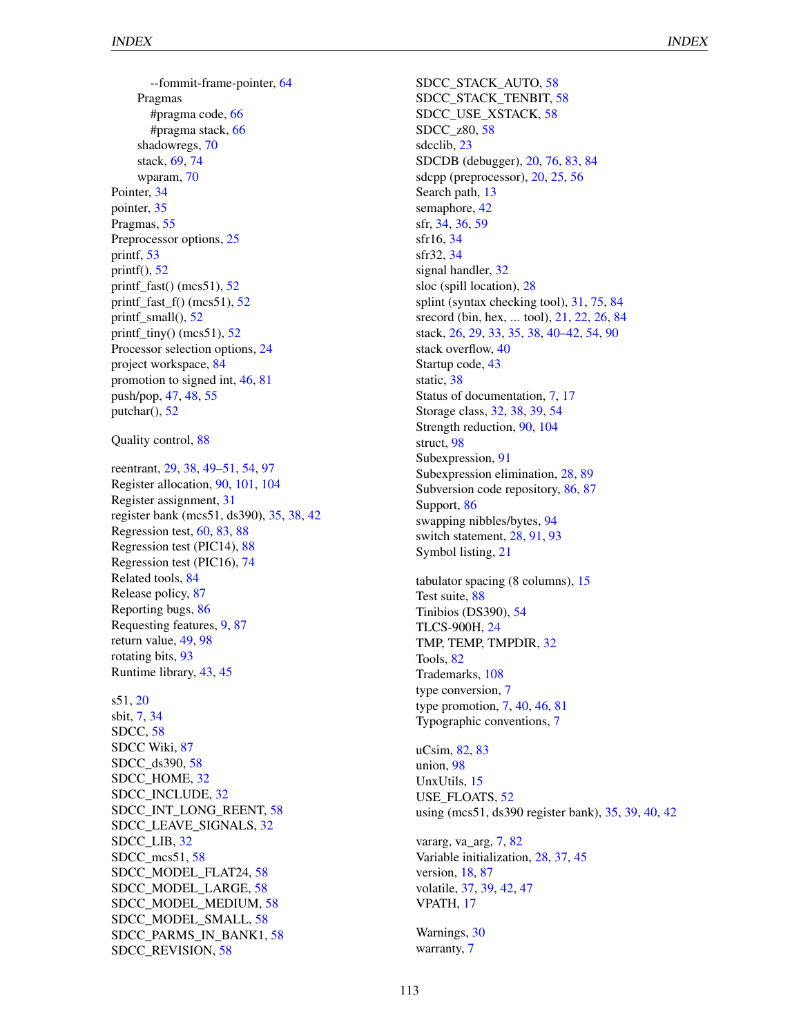--fommit-frame-pointer, 64
Pragmas
#pragma code, 66
#pragma stack, 66
shadowregs, 70
stack, 69, 74
wparam, 70
Pointer, 34
pointer, 35
Pragmas, 55
Preprocessor options, 25
printf, 53
printf(), 52
printf_fast() (mcs51), 52
printf_fast_f() (mcs51), 52
printf_small(), 52
printf_tiny() (mcs51), 52
Processor selection options, 24
project workspace, 84
promotion to signed int, 46, 81
push/pop, 47, 48, 55
putchar(), 52

Quality control, 88

reentrant, 29, 38, 49–51, 54, 97
Register allocation, 90, 101, 104
Register assignment, 31
register bank (mcs51, ds390), 35, 38, 42
Regression test, 60, 83, 88
Regression test (PIC14), 88
Regression test (PIC16), 74
Related tools, 84
Release policy, 87
Reporting bugs, 86
Requesting features, 9, 87
return value, 49, 98
rotating bits, 93
Runtime library, 43, 45

s51, 20
sbit, 7, 34
SDCC, 58
SDCC Wiki, 87
SDCC_ds390, 58
SDCC_HOME, 32
SDCC_INCLUDE, 32
SDCC_INT_LONG_REENT, 58
SDCC_LEAVE_SIGNALS, 32
SDCC_LIB, 32
SDCC_mcs51, 58
SDCC_MODEL_FLAT24, 58
SDCC_MODEL_LARGE, 58
SDCC_MODEL_MEDIUM, 58
SDCC_MODEL_SMALL, 58
SDCC_PARMS_IN_BANK1, 58
SDCC_REVISION, 58
SDCC_STACK_AUTO, 58
SDCC_STACK_TENBIT, 58
SDCC_USE_XSTACK, 58
SDCC_z80, 58
sdcclib, 23
SDCDB (debugger), 20, 76, 83, 84
sdcpp (preprocessor), 20, 25, 56
Search path, 13
semaphore, 42
sfr, 34, 36, 59
sfr16, 34
sfr32, 34
signal handler, 32
sloc (spill location), 28
splint (syntax checking tool), 31, 75, 84
srecord (bin, hex, ... tool), 21, 22, 26, 84
stack, 26, 29, 33, 35, 38, 40–42, 54, 90
stack overflow, 40
Startup code, 43
static, 38
Status of documentation, 7, 17
Storage class, 32, 38, 39, 54
Strength reduction, 90, 104
struct, 98
Subexpression, 91
Subexpression elimination, 28, 89
Subversion code repository, 86, 87
Support, 86
swapping nibbles/bytes, 94
switch statement, 28, 91, 93
Symbol listing, 21

tabulator spacing (8 columns), 15
Test suite, 88
Tinibios (DS390), 54
TLCS-900H, 24
TMP, TEMP, TMPDIR, 32
Tools, 82
Trademarks, 108
type conversion, 7
type promotion, 7, 40, 46, 81
Typographic conventions, 7

uCsim, 82, 83
union, 98
UnxUtils, 15
USE_FLOATS, 52
using (mcs51, ds390 register bank), 35, 39, 40, 42

vararg, va_arg, 7, 82
Variable initialization, 28, 37, 45
version, 18, 87
volatile, 37, 39, 42, 47
VPATH, 17

Warnings, 30
warranty, 7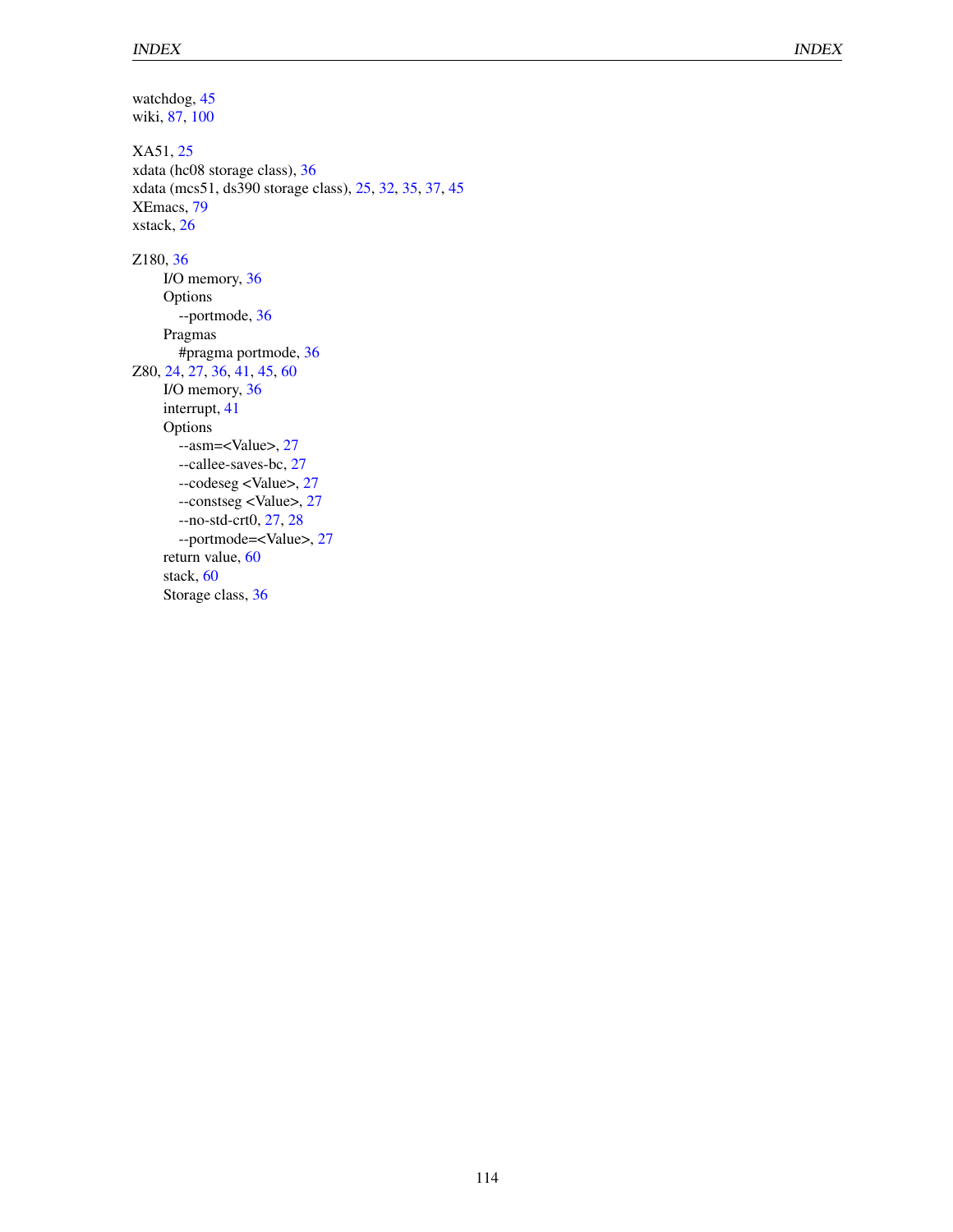watchdog, 45
wiki, 87, 100

XA51, 25
xdata (hc08 storage class), 36
xdata (mcs51, ds390 storage class), 25, 32, 35, 37, 45
XEmacs, 79
xstack, 26

Z180, 36
    I/O memory, 36
    Options
        --portmode, 36
    Pragmas
        #pragma portmode, 36
Z80, 24, 27, 36, 41, 45, 60
    I/O memory, 36
    interrupt, 41
    Options
        --asm=<Value>, 27
        --callee-saves-bc, 27
        --codeseg <Value>, 27
        --constseg <Value>, 27
        --no-std-crt0, 27, 28
        --portmode=<Value>, 27
    return value, 60
    stack, 60
    Storage class, 36